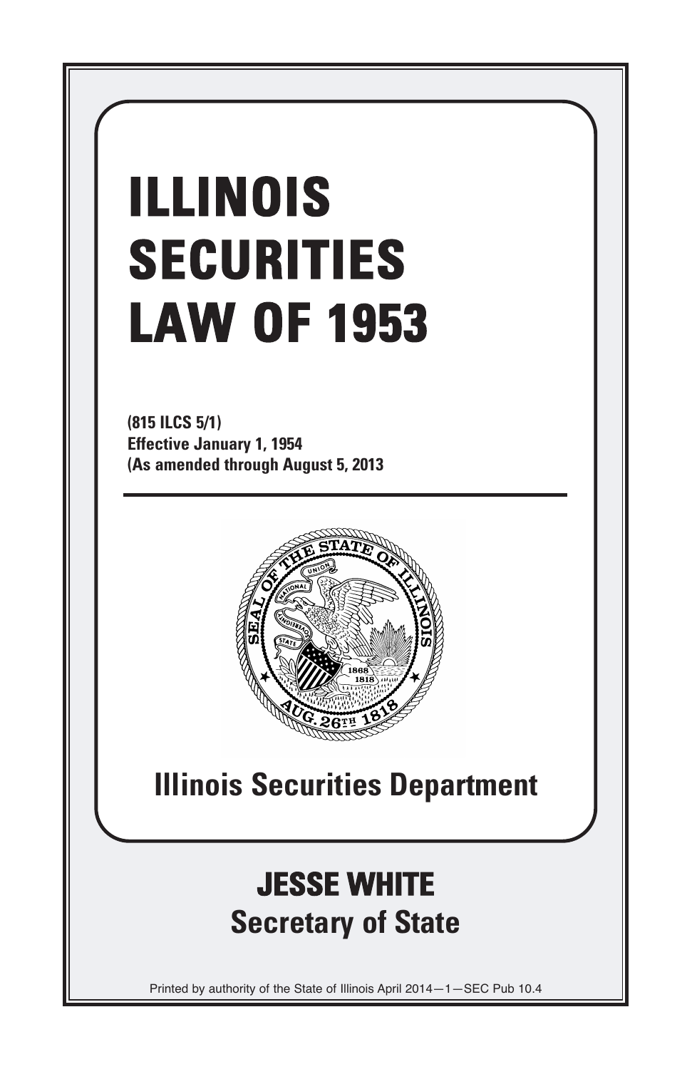# ILLINOIS SECURITIES LAW OF 1953

**(815 ILCS 5/1)**
**Effective January 1, 1954**
**(As amended through August 5, 2013**

## Illinois Securities Department

## JESSE WHITE
**Secretary of State**

Printed by authority of the State of Illinois April 2014—1—SEC Pub 10.4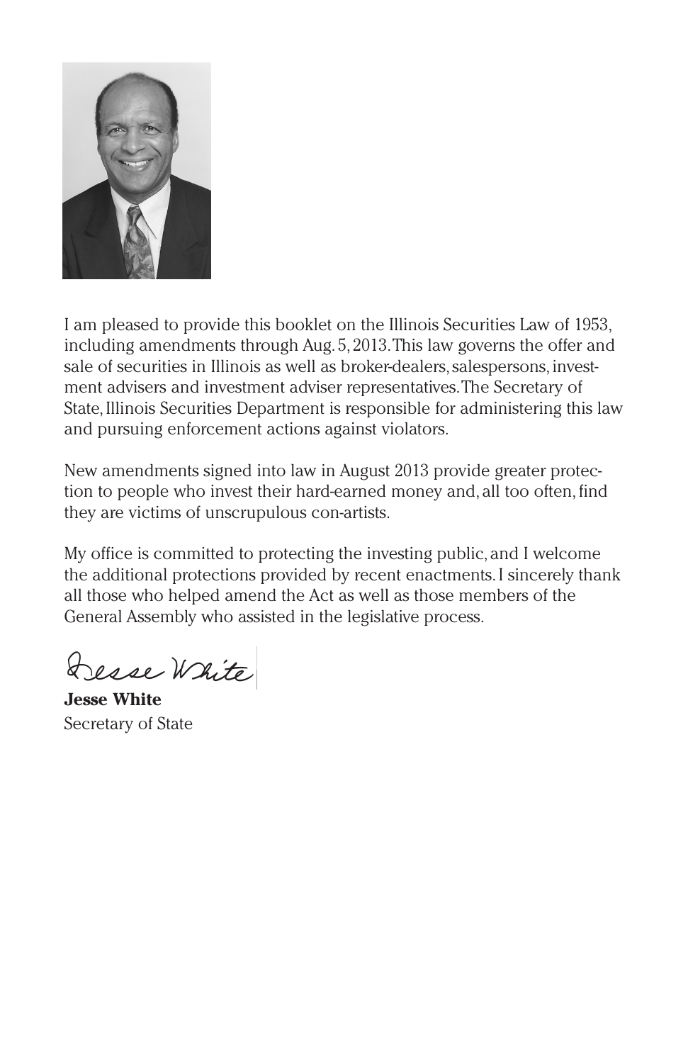I am pleased to provide this booklet on the Illinois Securities Law of 1953, including amendments through Aug. 5, 2013. This law governs the offer and sale of securities in Illinois as well as broker-dealers, salespersons, investment advisers and investment adviser representatives. The Secretary of State, Illinois Securities Department is responsible for administering this law and pursuing enforcement actions against violators.

New amendments signed into law in August 2013 provide greater protection to people who invest their hard-earned money and, all too often, find they are victims of unscrupulous con-artists.

My office is committed to protecting the investing public, and I welcome the additional protections provided by recent enactments. I sincerely thank all those who helped amend the Act as well as those members of the General Assembly who assisted in the legislative process.

Jesse White

**Jesse White**
Secretary of State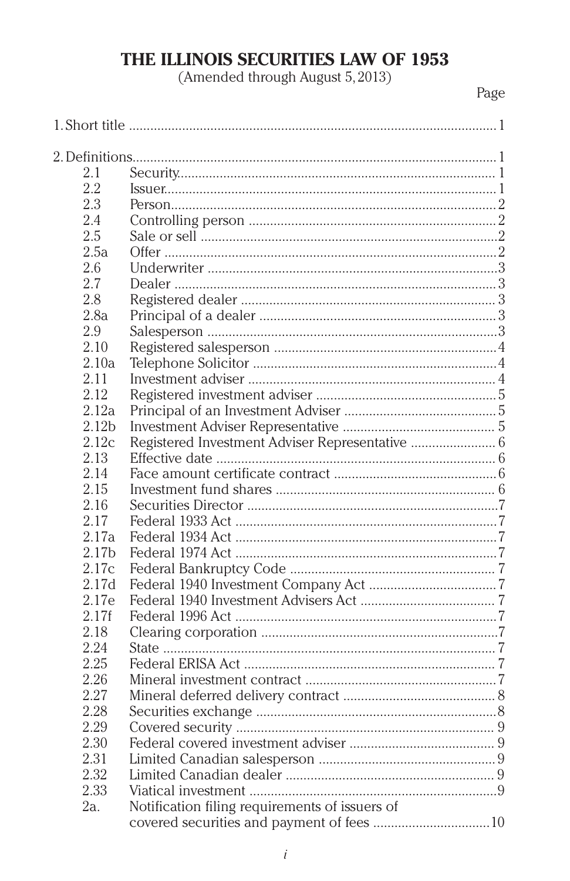# THE ILLINOIS SECURITIES LAW OF 1953

(Amended through August 5, 2013)

| | | Page |
|---|---|---|
| 1. Short title | | 1 |
| 2. Definitions | | 1 |
| 2.1 | Security | 1 |
| 2.2 | Issuer | 1 |
| 2.3 | Person | 2 |
| 2.4 | Controlling person | 2 |
| 2.5 | Sale or sell | 2 |
| 2.5a | Offer | 2 |
| 2.6 | Underwriter | 3 |
| 2.7 | Dealer | 3 |
| 2.8 | Registered dealer | 3 |
| 2.8a | Principal of a dealer | 3 |
| 2.9 | Salesperson | 3 |
| 2.10 | Registered salesperson | 4 |
| 2.10a | Telephone Solicitor | 4 |
| 2.11 | Investment adviser | 4 |
| 2.12 | Registered investment adviser | 5 |
| 2.12a | Principal of an Investment Adviser | 5 |
| 2.12b | Investment Adviser Representative | 5 |
| 2.12c | Registered Investment Adviser Representative | 6 |
| 2.13 | Effective date | 6 |
| 2.14 | Face amount certificate contract | 6 |
| 2.15 | Investment fund shares | 6 |
| 2.16 | Securities Director | 7 |
| 2.17 | Federal 1933 Act | 7 |
| 2.17a | Federal 1934 Act | 7 |
| 2.17b | Federal 1974 Act | 7 |
| 2.17c | Federal Bankruptcy Code | 7 |
| 2.17d | Federal 1940 Investment Company Act | 7 |
| 2.17e | Federal 1940 Investment Advisers Act | 7 |
| 2.17f | Federal 1996 Act | 7 |
| 2.18 | Clearing corporation | 7 |
| 2.24 | State | 7 |
| 2.25 | Federal ERISA Act | 7 |
| 2.26 | Mineral investment contract | 7 |
| 2.27 | Mineral deferred delivery contract | 8 |
| 2.28 | Securities exchange | 8 |
| 2.29 | Covered security | 9 |
| 2.30 | Federal covered investment adviser | 9 |
| 2.31 | Limited Canadian salesperson | 9 |
| 2.32 | Limited Canadian dealer | 9 |
| 2.33 | Viatical investment | 9 |
| 2a. | Notification filing requirements of issuers of covered securities and payment of fees | 10 |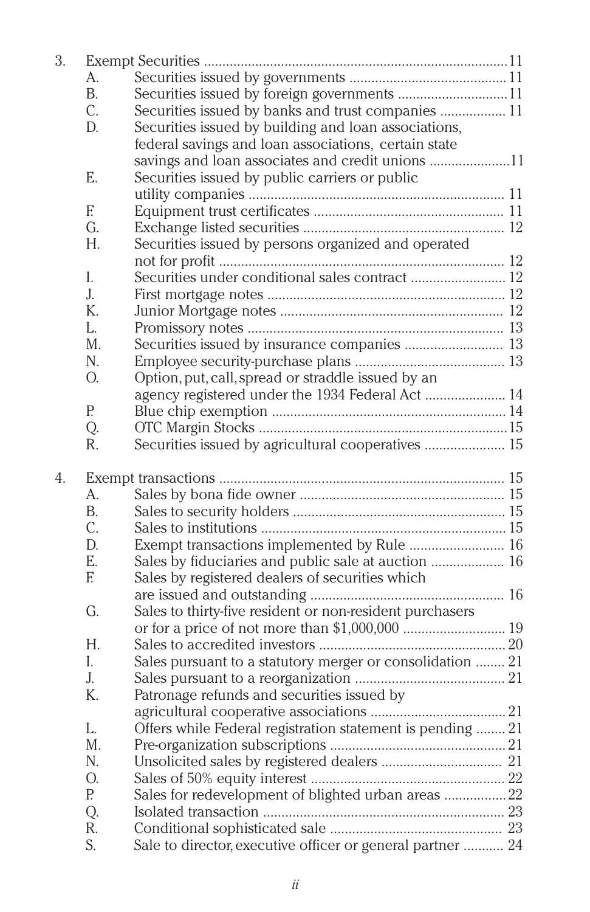3. Exempt Securities ..................................................................................11
   - A. Securities issued by governments ........................................... 11
   - B. Securities issued by foreign governments ..............................11
   - C. Securities issued by banks and trust companies .................. 11
   - D. Securities issued by building and loan associations, federal savings and loan associations, certain state savings and loan associates and credit unions ......................11
   - E. Securities issued by public carriers or public utility companies ..................................................................... 11
   - F. Equipment trust certificates ................................................... 11
   - G. Exchange listed securities ...................................................... 12
   - H. Securities issued by persons organized and operated not for profit ............................................................................. 12
   - I. Securities under conditional sales contract .......................... 12
   - J. First mortgage notes ................................................................ 12
   - K. Junior Mortgage notes ............................................................ 12
   - L. Promissory notes ..................................................................... 13
   - M. Securities issued by insurance companies ........................... 13
   - N. Employee security-purchase plans ......................................... 13
   - O. Option, put, call, spread or straddle issued by an agency registered under the 1934 Federal Act ...................... 14
   - P. Blue chip exemption ................................................................ 14
   - Q. OTC Margin Stocks ...................................................................15
   - R. Securities issued by agricultural cooperatives ...................... 15

4. Exempt transactions ............................................................................. 15
   - A. Sales by bona fide owner ....................................................... 15
   - B. Sales to security holders ......................................................... 15
   - C. Sales to institutions .................................................................. 15
   - D. Exempt transactions implemented by Rule .......................... 16
   - E. Sales by fiduciaries and public sale at auction .................... 16
   - F. Sales by registered dealers of securities which are issued and outstanding .................................................... 16
   - G. Sales to thirty-five resident or non-resident purchasers or for a price of not more than $1,000,000 ........................... 19
   - H. Sales to accredited investors ...................................................20
   - I. Sales pursuant to a statutory merger or consolidation ........ 21
   - J. Sales pursuant to a reorganization ......................................... 21
   - K. Patronage refunds and securities issued by agricultural cooperative associations .....................................21
   - L. Offers while Federal registration statement is pending ........ 21
   - M. Pre-organization subscriptions ................................................21
   - N. Unsolicited sales by registered dealers ................................. 21
   - O. Sales of 50% equity interest .....................................................22
   - P. Sales for redevelopment of blighted urban areas .................22
   - Q. Isolated transaction .................................................................. 23
   - R. Conditional sophisticated sale .............................................. 23
   - S. Sale to director, executive officer or general partner ........... 24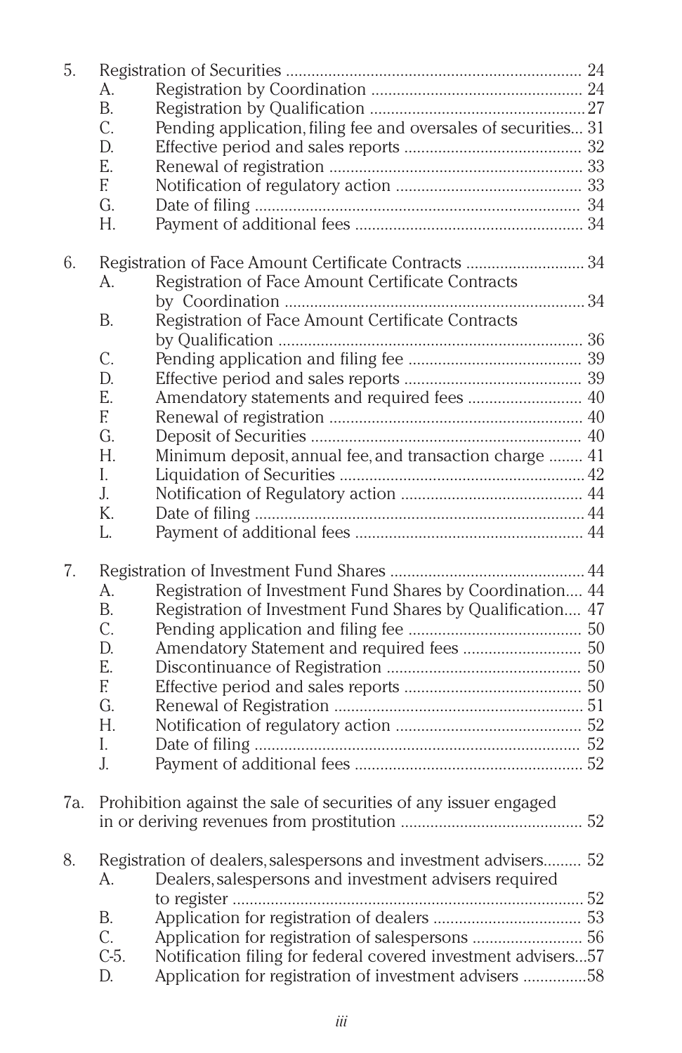5. Registration of Securities ..................................................................... 24
   - A. Registration by Coordination ................................................. 24
   - B. Registration by Qualification ..................................................27
   - C. Pending application, filing fee and oversales of securities... 31
   - D. Effective period and sales reports ......................................... 32
   - E. Renewal of registration ........................................................... 33
   - F. Notification of regulatory action ........................................... 33
   - G. Date of filing ............................................................................ 34
   - H. Payment of additional fees ..................................................... 34

6. Registration of Face Amount Certificate Contracts ........................... 34
   - A. Registration of Face Amount Certificate Contracts by Coordination ......................................................................34
   - B. Registration of Face Amount Certificate Contracts by Qualification ....................................................................... 36
   - C. Pending application and filing fee ......................................... 39
   - D. Effective period and sales reports .......................................... 39
   - E. Amendatory statements and required fees ........................... 40
   - F. Renewal of registration ........................................................... 40
   - G. Deposit of Securities ............................................................... 40
   - H. Minimum deposit, annual fee, and transaction charge ........ 41
   - I. Liquidation of Securities .........................................................42
   - J. Notification of Regulatory action ........................................... 44
   - K. Date of filing .............................................................................44
   - L. Payment of additional fees ...................................................... 44

7. Registration of Investment Fund Shares .............................................44
   - A. Registration of Investment Fund Shares by Coordination.... 44
   - B. Registration of Investment Fund Shares by Qualification.... 47
   - C. Pending application and filing fee ......................................... 50
   - D. Amendatory Statement and required fees ............................ 50
   - E. Discontinuance of Registration .............................................. 50
   - F. Effective period and sales reports .......................................... 50
   - G. Renewal of Registration ..........................................................51
   - H. Notification of regulatory action ........................................... 52
   - I. Date of filing ............................................................................ 52
   - J. Payment of additional fees ..................................................... 52

7a. Prohibition against the sale of securities of any issuer engaged in or deriving revenues from prostitution ........................................... 52

8. Registration of dealers, salespersons and investment advisers......... 52
   - A. Dealers, salespersons and investment advisers required to register ...................................................................................52
   - B. Application for registration of dealers ................................... 53
   - C. Application for registration of salespersons .......................... 56
   - C-5. Notification filing for federal covered investment advisers...57
   - D. Application for registration of investment advisers ...............58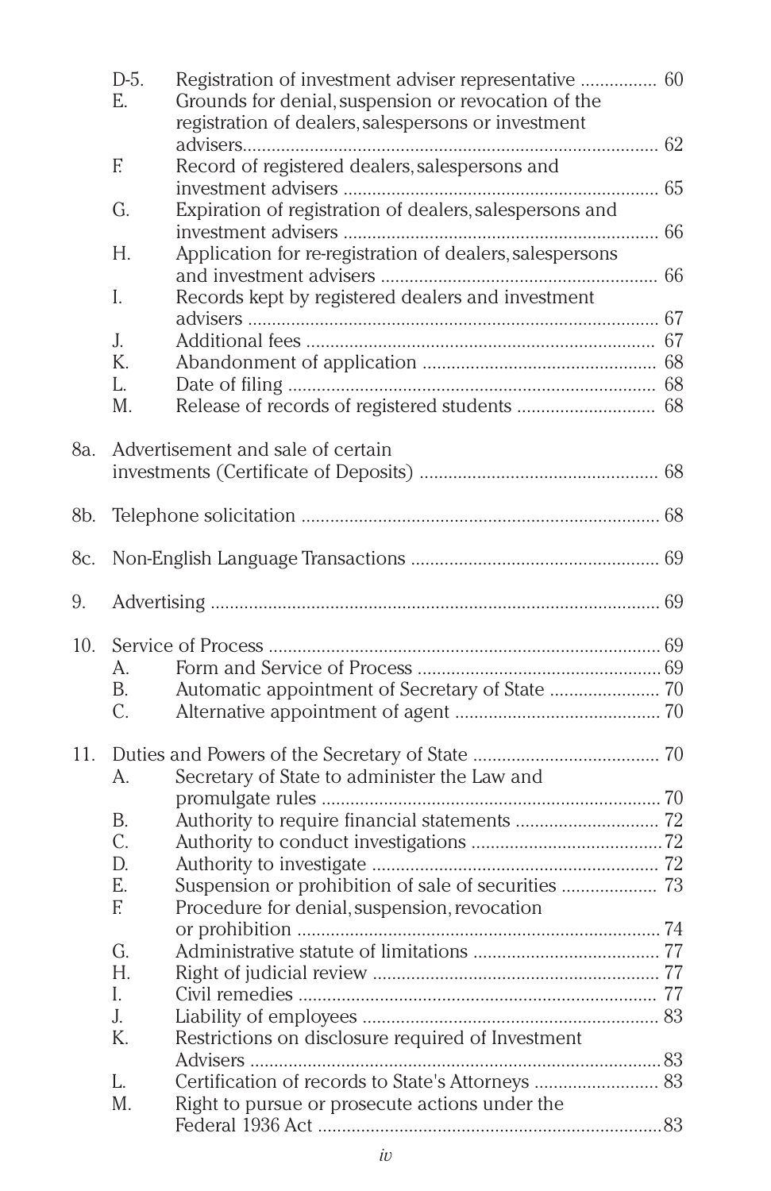- D-5. Registration of investment adviser representative ................ 60
- E. Grounds for denial, suspension or revocation of the registration of dealers, salespersons or investment advisers....................................................................................... 62
- F. Record of registered dealers, salespersons and investment advisers ................................................................. 65
- G. Expiration of registration of dealers, salespersons and investment advisers ................................................................. 66
- H. Application for re-registration of dealers, salespersons and investment advisers ......................................................... 66
- I. Records kept by registered dealers and investment advisers ..................................................................................... 67
- J. Additional fees ........................................................................ 67
- K. Abandonment of application ................................................ 68
- L. Date of filing ............................................................................ 68
- M. Release of records of registered students ............................ 68

8a. Advertisement and sale of certain investments (Certificate of Deposits) ................................................. 68

8b. Telephone solicitation .......................................................................... 68

8c. Non-English Language Transactions .................................................... 69

9. Advertising ............................................................................................ 69

10. Service of Process .................................................................................. 69
- A. Form and Service of Process ................................................... 69
- B. Automatic appointment of Secretary of State ....................... 70
- C. Alternative appointment of agent ........................................... 70

11. Duties and Powers of the Secretary of State ....................................... 70
- A. Secretary of State to administer the Law and promulgate rules ....................................................................... 70
- B. Authority to require financial statements .............................. 72
- C. Authority to conduct investigations ........................................ 72
- D. Authority to investigate ........................................................... 72
- E. Suspension or prohibition of sale of securities .................... 73
- F. Procedure for denial, suspension, revocation or prohibition ............................................................................ 74
- G. Administrative statute of limitations ....................................... 77
- H. Right of judicial review ............................................................ 77
- I. Civil remedies ........................................................................... 77
- J. Liability of employees .............................................................. 83
- K. Restrictions on disclosure required of Investment Advisers ...................................................................................... 83
- L. Certification of records to State's Attorneys .......................... 83
- M. Right to pursue or prosecute actions under the Federal 1936 Act ........................................................................ 83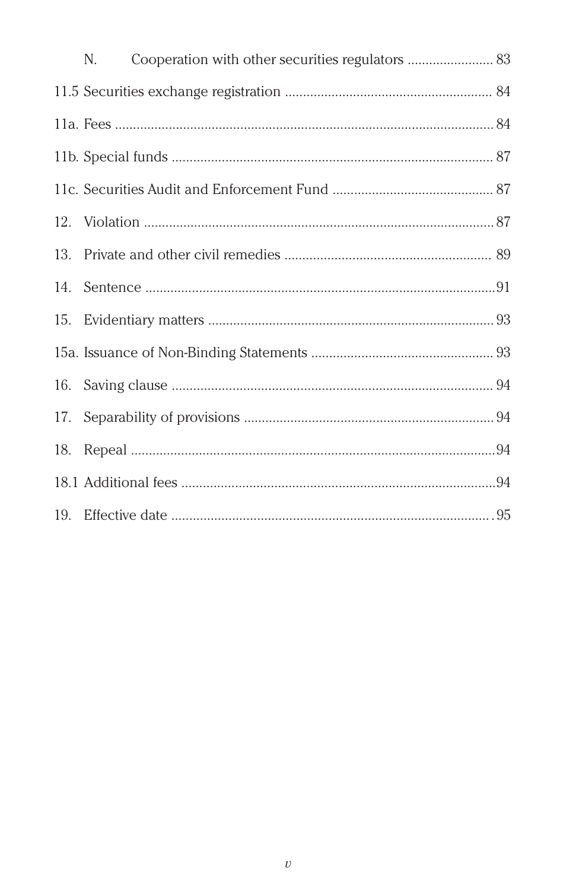N. Cooperation with other securities regulators ........................ 83

11.5 Securities exchange registration ......................................................... 84

11a. Fees ......................................................................................................... 84

11b. Special funds ......................................................................................... 87

11c. Securities Audit and Enforcement Fund ............................................ 87

12. Violation ................................................................................................. 87

13. Private and other civil remedies ......................................................... 89

14. Sentence ..................................................................................................91

15. Evidentiary matters ................................................................................ 93

15a. Issuance of Non-Binding Statements .................................................. 93

16. Saving clause .......................................................................................... 94

17. Separability of provisions ..................................................................... 94

18. Repeal ......................................................................................................94

18.1 Additional fees .......................................................................................94

19. Effective date ......................................................................................... 95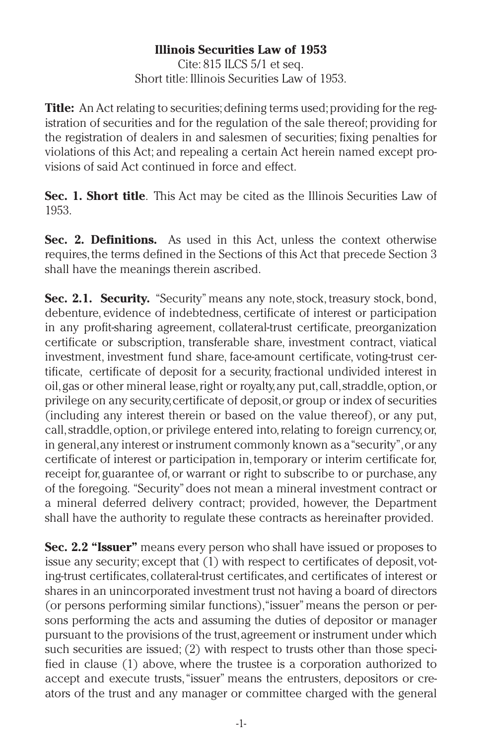**Illinois Securities Law of 1953**

Cite: 815 ILCS 5/1 et seq.
Short title: Illinois Securities Law of 1953.

**Title:** An Act relating to securities; defining terms used; providing for the registration of securities and for the regulation of the sale thereof; providing for the registration of dealers in and salesmen of securities; fixing penalties for violations of this Act; and repealing a certain Act herein named except provisions of said Act continued in force and effect.

**Sec. 1. Short title**. This Act may be cited as the Illinois Securities Law of 1953.

**Sec. 2. Definitions.** As used in this Act, unless the context otherwise requires, the terms defined in the Sections of this Act that precede Section 3 shall have the meanings therein ascribed.

**Sec. 2.1. Security.** "Security" means any note, stock, treasury stock, bond, debenture, evidence of indebtedness, certificate of interest or participation in any profit-sharing agreement, collateral-trust certificate, preorganization certificate or subscription, transferable share, investment contract, viatical investment, investment fund share, face-amount certificate, voting-trust certificate, certificate of deposit for a security, fractional undivided interest in oil, gas or other mineral lease, right or royalty, any put, call, straddle, option, or privilege on any security, certificate of deposit, or group or index of securities (including any interest therein or based on the value thereof), or any put, call, straddle, option, or privilege entered into, relating to foreign currency, or, in general, any interest or instrument commonly known as a "security", or any certificate of interest or participation in, temporary or interim certificate for, receipt for, guarantee of, or warrant or right to subscribe to or purchase, any of the foregoing. "Security" does not mean a mineral investment contract or a mineral deferred delivery contract; provided, however, the Department shall have the authority to regulate these contracts as hereinafter provided.

**Sec. 2.2 "Issuer"** means every person who shall have issued or proposes to issue any security; except that (1) with respect to certificates of deposit, voting-trust certificates, collateral-trust certificates, and certificates of interest or shares in an unincorporated investment trust not having a board of directors (or persons performing similar functions), "issuer" means the person or persons performing the acts and assuming the duties of depositor or manager pursuant to the provisions of the trust, agreement or instrument under which such securities are issued; (2) with respect to trusts other than those specified in clause (1) above, where the trustee is a corporation authorized to accept and execute trusts, "issuer" means the entrusters, depositors or creators of the trust and any manager or committee charged with the general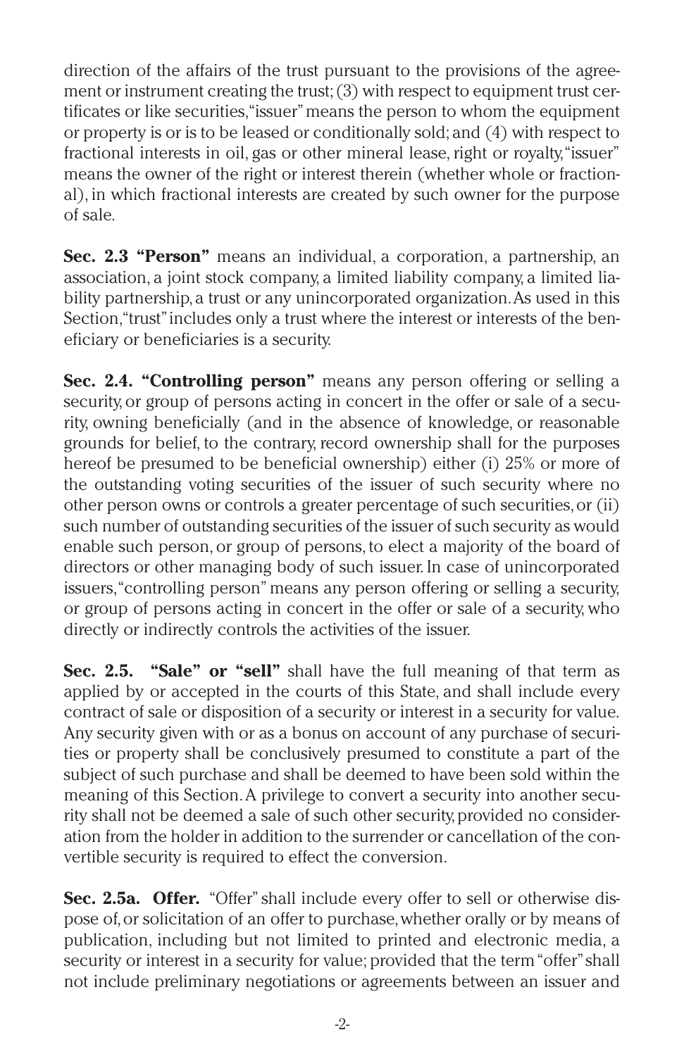direction of the affairs of the trust pursuant to the provisions of the agreement or instrument creating the trust; (3) with respect to equipment trust certificates or like securities, "issuer" means the person to whom the equipment or property is or is to be leased or conditionally sold; and (4) with respect to fractional interests in oil, gas or other mineral lease, right or royalty, "issuer" means the owner of the right or interest therein (whether whole or fractional), in which fractional interests are created by such owner for the purpose of sale.

**Sec. 2.3 "Person"** means an individual, a corporation, a partnership, an association, a joint stock company, a limited liability company, a limited liability partnership, a trust or any unincorporated organization. As used in this Section, "trust" includes only a trust where the interest or interests of the beneficiary or beneficiaries is a security.

**Sec. 2.4. "Controlling person"** means any person offering or selling a security, or group of persons acting in concert in the offer or sale of a security, owning beneficially (and in the absence of knowledge, or reasonable grounds for belief, to the contrary, record ownership shall for the purposes hereof be presumed to be beneficial ownership) either (i) 25% or more of the outstanding voting securities of the issuer of such security where no other person owns or controls a greater percentage of such securities, or (ii) such number of outstanding securities of the issuer of such security as would enable such person, or group of persons, to elect a majority of the board of directors or other managing body of such issuer. In case of unincorporated issuers, "controlling person" means any person offering or selling a security, or group of persons acting in concert in the offer or sale of a security, who directly or indirectly controls the activities of the issuer.

**Sec. 2.5. "Sale" or "sell"** shall have the full meaning of that term as applied by or accepted in the courts of this State, and shall include every contract of sale or disposition of a security or interest in a security for value. Any security given with or as a bonus on account of any purchase of securities or property shall be conclusively presumed to constitute a part of the subject of such purchase and shall be deemed to have been sold within the meaning of this Section. A privilege to convert a security into another security shall not be deemed a sale of such other security, provided no consideration from the holder in addition to the surrender or cancellation of the convertible security is required to effect the conversion.

**Sec. 2.5a. Offer.** "Offer" shall include every offer to sell or otherwise dispose of, or solicitation of an offer to purchase, whether orally or by means of publication, including but not limited to printed and electronic media, a security or interest in a security for value; provided that the term "offer" shall not include preliminary negotiations or agreements between an issuer and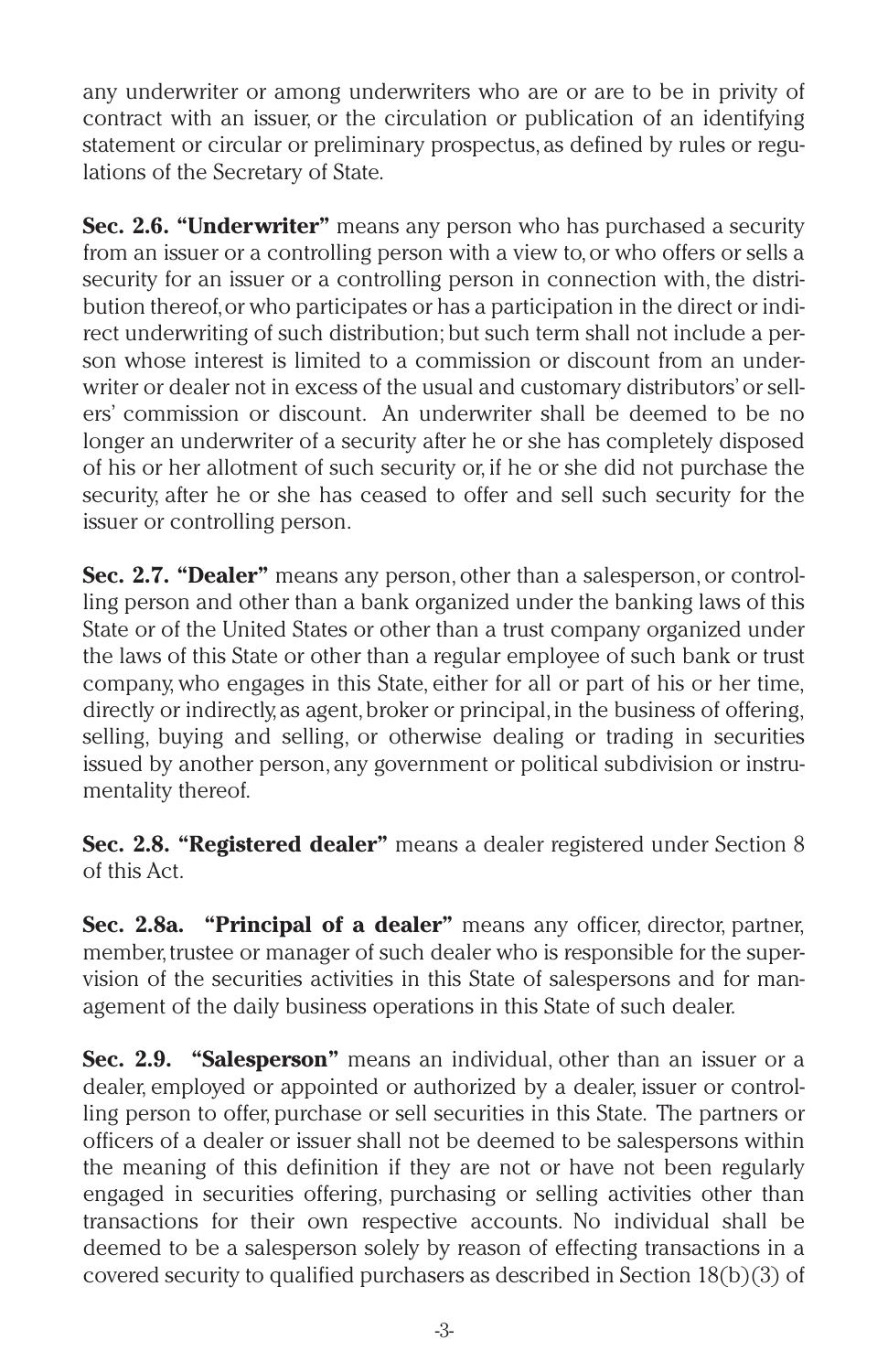any underwriter or among underwriters who are or are to be in privity of contract with an issuer, or the circulation or publication of an identifying statement or circular or preliminary prospectus, as defined by rules or regulations of the Secretary of State.

**Sec. 2.6. "Underwriter"** means any person who has purchased a security from an issuer or a controlling person with a view to, or who offers or sells a security for an issuer or a controlling person in connection with, the distribution thereof, or who participates or has a participation in the direct or indirect underwriting of such distribution; but such term shall not include a person whose interest is limited to a commission or discount from an underwriter or dealer not in excess of the usual and customary distributors' or sellers' commission or discount. An underwriter shall be deemed to be no longer an underwriter of a security after he or she has completely disposed of his or her allotment of such security or, if he or she did not purchase the security, after he or she has ceased to offer and sell such security for the issuer or controlling person.

**Sec. 2.7. "Dealer"** means any person, other than a salesperson, or controlling person and other than a bank organized under the banking laws of this State or of the United States or other than a trust company organized under the laws of this State or other than a regular employee of such bank or trust company, who engages in this State, either for all or part of his or her time, directly or indirectly, as agent, broker or principal, in the business of offering, selling, buying and selling, or otherwise dealing or trading in securities issued by another person, any government or political subdivision or instrumentality thereof.

**Sec. 2.8. "Registered dealer"** means a dealer registered under Section 8 of this Act.

**Sec. 2.8a. "Principal of a dealer"** means any officer, director, partner, member, trustee or manager of such dealer who is responsible for the supervision of the securities activities in this State of salespersons and for management of the daily business operations in this State of such dealer.

**Sec. 2.9. "Salesperson"** means an individual, other than an issuer or a dealer, employed or appointed or authorized by a dealer, issuer or controlling person to offer, purchase or sell securities in this State. The partners or officers of a dealer or issuer shall not be deemed to be salespersons within the meaning of this definition if they are not or have not been regularly engaged in securities offering, purchasing or selling activities other than transactions for their own respective accounts. No individual shall be deemed to be a salesperson solely by reason of effecting transactions in a covered security to qualified purchasers as described in Section 18(b)(3) of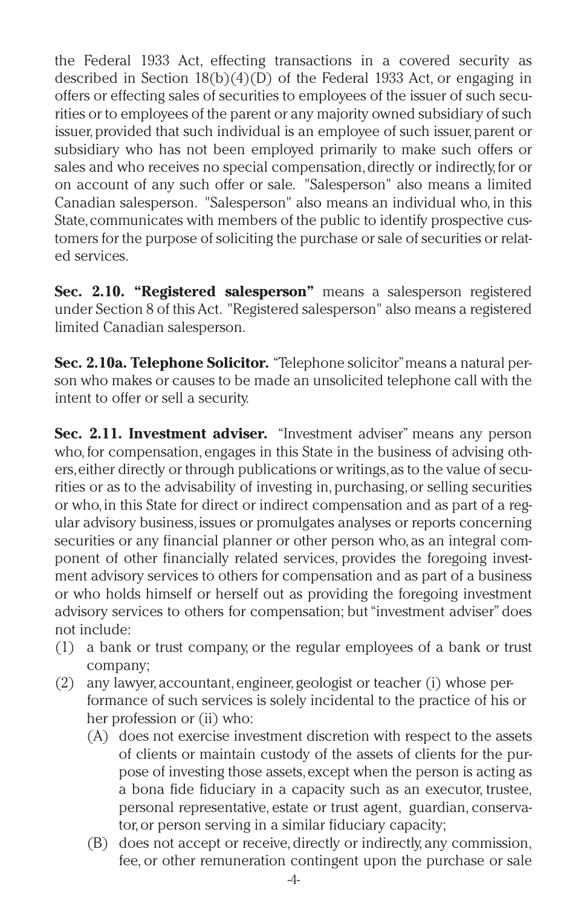the Federal 1933 Act, effecting transactions in a covered security as described in Section 18(b)(4)(D) of the Federal 1933 Act, or engaging in offers or effecting sales of securities to employees of the issuer of such securities or to employees of the parent or any majority owned subsidiary of such issuer, provided that such individual is an employee of such issuer, parent or subsidiary who has not been employed primarily to make such offers or sales and who receives no special compensation, directly or indirectly, for or on account of any such offer or sale. "Salesperson" also means a limited Canadian salesperson. "Salesperson" also means an individual who, in this State, communicates with members of the public to identify prospective customers for the purpose of soliciting the purchase or sale of securities or related services.

**Sec. 2.10. "Registered salesperson"** means a salesperson registered under Section 8 of this Act. "Registered salesperson" also means a registered limited Canadian salesperson.

**Sec. 2.10a. Telephone Solicitor.** "Telephone solicitor" means a natural person who makes or causes to be made an unsolicited telephone call with the intent to offer or sell a security.

**Sec. 2.11. Investment adviser.** "Investment adviser" means any person who, for compensation, engages in this State in the business of advising others, either directly or through publications or writings, as to the value of securities or as to the advisability of investing in, purchasing, or selling securities or who, in this State for direct or indirect compensation and as part of a regular advisory business, issues or promulgates analyses or reports concerning securities or any financial planner or other person who, as an integral component of other financially related services, provides the foregoing investment advisory services to others for compensation and as part of a business or who holds himself or herself out as providing the foregoing investment advisory services to others for compensation; but "investment adviser" does not include:

(1) a bank or trust company, or the regular employees of a bank or trust company;
(2) any lawyer, accountant, engineer, geologist or teacher (i) whose performance of such services is solely incidental to the practice of his or her profession or (ii) who:
    (A) does not exercise investment discretion with respect to the assets of clients or maintain custody of the assets of clients for the purpose of investing those assets, except when the person is acting as a bona fide fiduciary in a capacity such as an executor, trustee, personal representative, estate or trust agent, guardian, conservator, or person serving in a similar fiduciary capacity;
    (B) does not accept or receive, directly or indirectly, any commission, fee, or other remuneration contingent upon the purchase or sale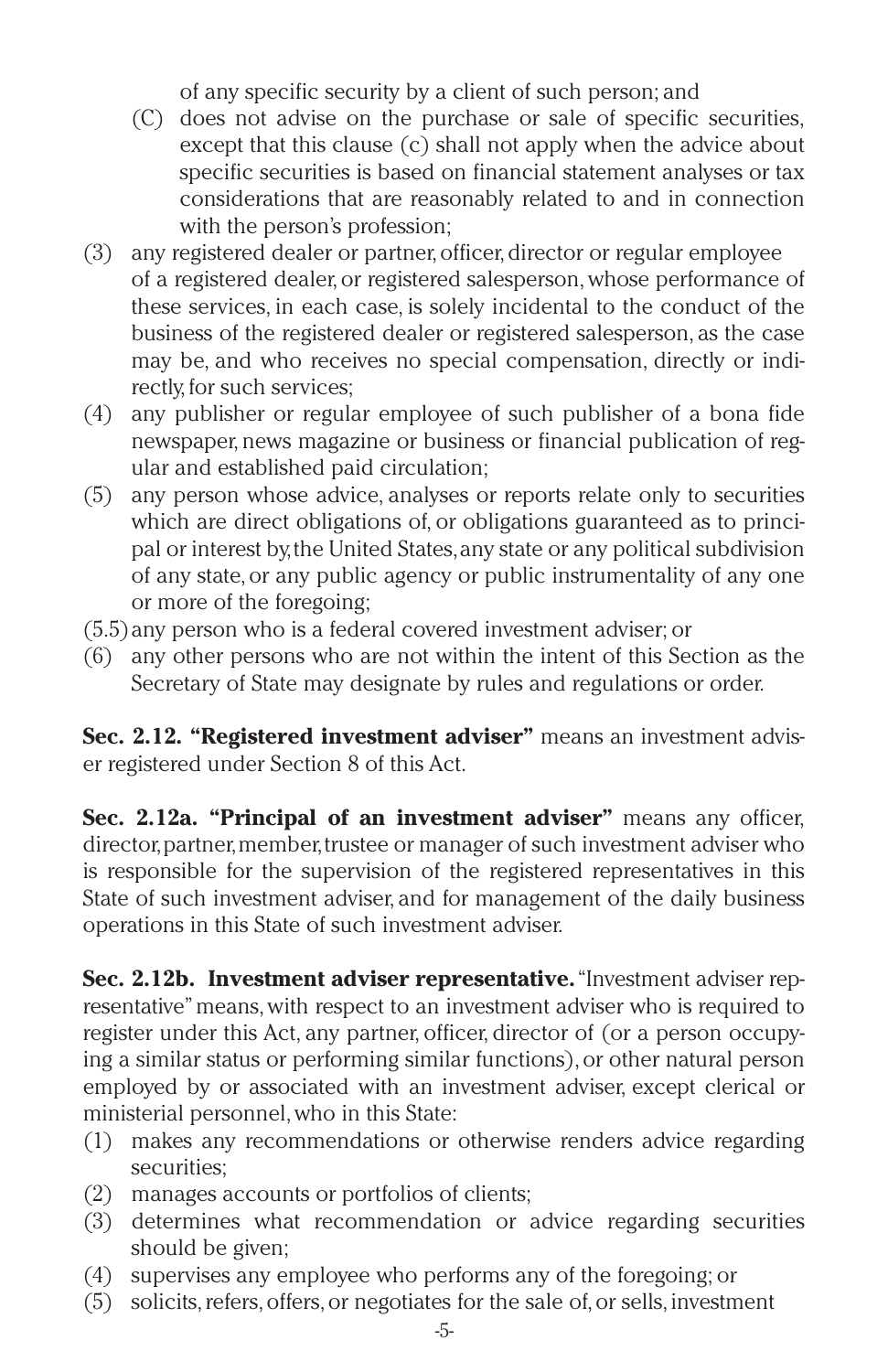of any specific security by a client of such person; and

(C) does not advise on the purchase or sale of specific securities, except that this clause (c) shall not apply when the advice about specific securities is based on financial statement analyses or tax considerations that are reasonably related to and in connection with the person's profession;

(3) any registered dealer or partner, officer, director or regular employee of a registered dealer, or registered salesperson, whose performance of these services, in each case, is solely incidental to the conduct of the business of the registered dealer or registered salesperson, as the case may be, and who receives no special compensation, directly or indirectly, for such services;

(4) any publisher or regular employee of such publisher of a bona fide newspaper, news magazine or business or financial publication of regular and established paid circulation;

(5) any person whose advice, analyses or reports relate only to securities which are direct obligations of, or obligations guaranteed as to principal or interest by, the United States, any state or any political subdivision of any state, or any public agency or public instrumentality of any one or more of the foregoing;

(5.5) any person who is a federal covered investment adviser; or

(6) any other persons who are not within the intent of this Section as the Secretary of State may designate by rules and regulations or order.

**Sec. 2.12. "Registered investment adviser"** means an investment adviser registered under Section 8 of this Act.

**Sec. 2.12a. "Principal of an investment adviser"** means any officer, director, partner, member, trustee or manager of such investment adviser who is responsible for the supervision of the registered representatives in this State of such investment adviser, and for management of the daily business operations in this State of such investment adviser.

**Sec. 2.12b. Investment adviser representative.** "Investment adviser representative" means, with respect to an investment adviser who is required to register under this Act, any partner, officer, director of (or a person occupying a similar status or performing similar functions), or other natural person employed by or associated with an investment adviser, except clerical or ministerial personnel, who in this State:

(1) makes any recommendations or otherwise renders advice regarding securities;

(2) manages accounts or portfolios of clients;

(3) determines what recommendation or advice regarding securities should be given;

(4) supervises any employee who performs any of the foregoing; or

(5) solicits, refers, offers, or negotiates for the sale of, or sells, investment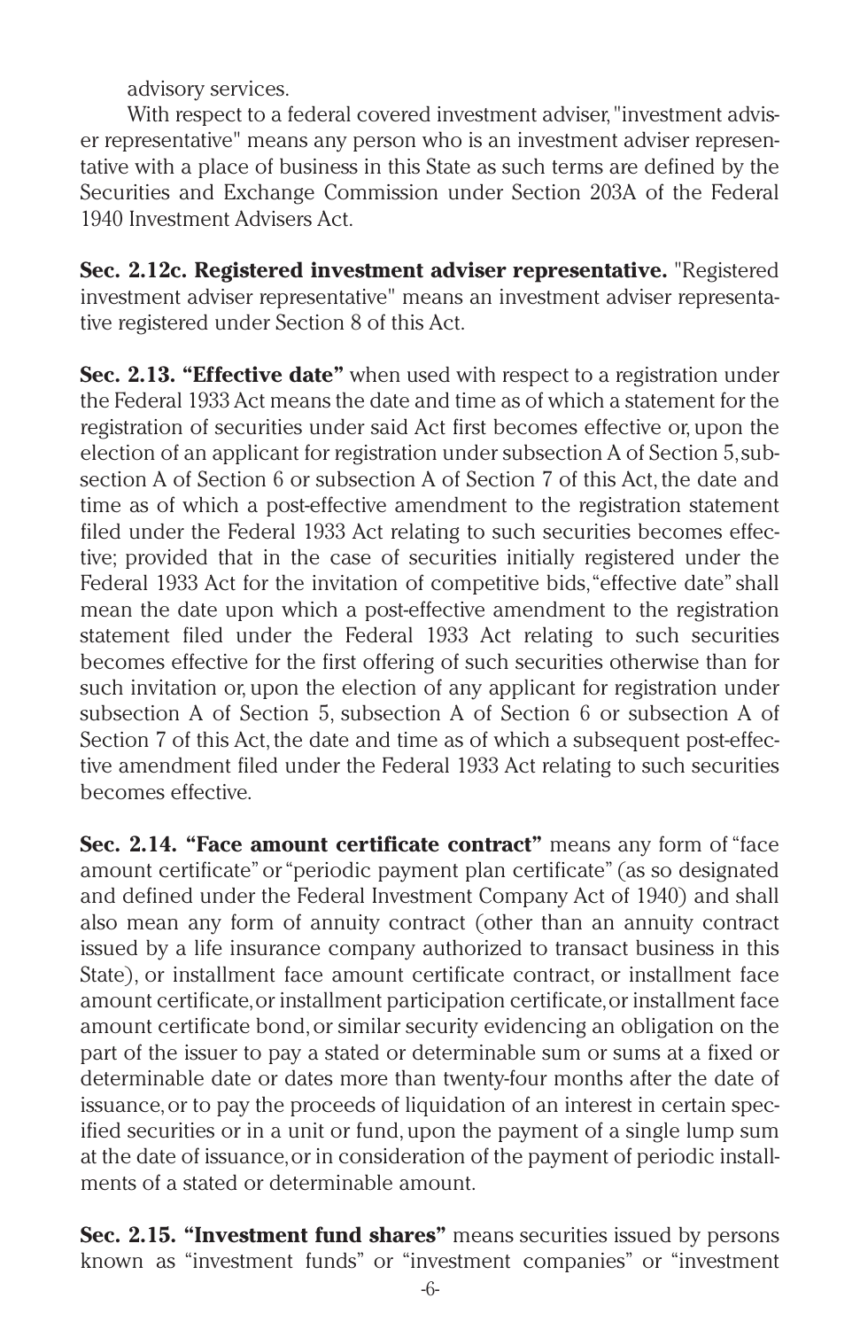advisory services.

With respect to a federal covered investment adviser, "investment adviser representative" means any person who is an investment adviser representative with a place of business in this State as such terms are defined by the Securities and Exchange Commission under Section 203A of the Federal 1940 Investment Advisers Act.

**Sec. 2.12c. Registered investment adviser representative.** "Registered investment adviser representative" means an investment adviser representative registered under Section 8 of this Act.

**Sec. 2.13. "Effective date"** when used with respect to a registration under the Federal 1933 Act means the date and time as of which a statement for the registration of securities under said Act first becomes effective or, upon the election of an applicant for registration under subsection A of Section 5, subsection A of Section 6 or subsection A of Section 7 of this Act, the date and time as of which a post-effective amendment to the registration statement filed under the Federal 1933 Act relating to such securities becomes effective; provided that in the case of securities initially registered under the Federal 1933 Act for the invitation of competitive bids, "effective date" shall mean the date upon which a post-effective amendment to the registration statement filed under the Federal 1933 Act relating to such securities becomes effective for the first offering of such securities otherwise than for such invitation or, upon the election of any applicant for registration under subsection A of Section 5, subsection A of Section 6 or subsection A of Section 7 of this Act, the date and time as of which a subsequent post-effective amendment filed under the Federal 1933 Act relating to such securities becomes effective.

**Sec. 2.14. "Face amount certificate contract"** means any form of "face amount certificate" or "periodic payment plan certificate" (as so designated and defined under the Federal Investment Company Act of 1940) and shall also mean any form of annuity contract (other than an annuity contract issued by a life insurance company authorized to transact business in this State), or installment face amount certificate contract, or installment face amount certificate, or installment participation certificate, or installment face amount certificate bond, or similar security evidencing an obligation on the part of the issuer to pay a stated or determinable sum or sums at a fixed or determinable date or dates more than twenty-four months after the date of issuance, or to pay the proceeds of liquidation of an interest in certain specified securities or in a unit or fund, upon the payment of a single lump sum at the date of issuance, or in consideration of the payment of periodic installments of a stated or determinable amount.

**Sec. 2.15. "Investment fund shares"** means securities issued by persons known as "investment funds" or "investment companies" or "investment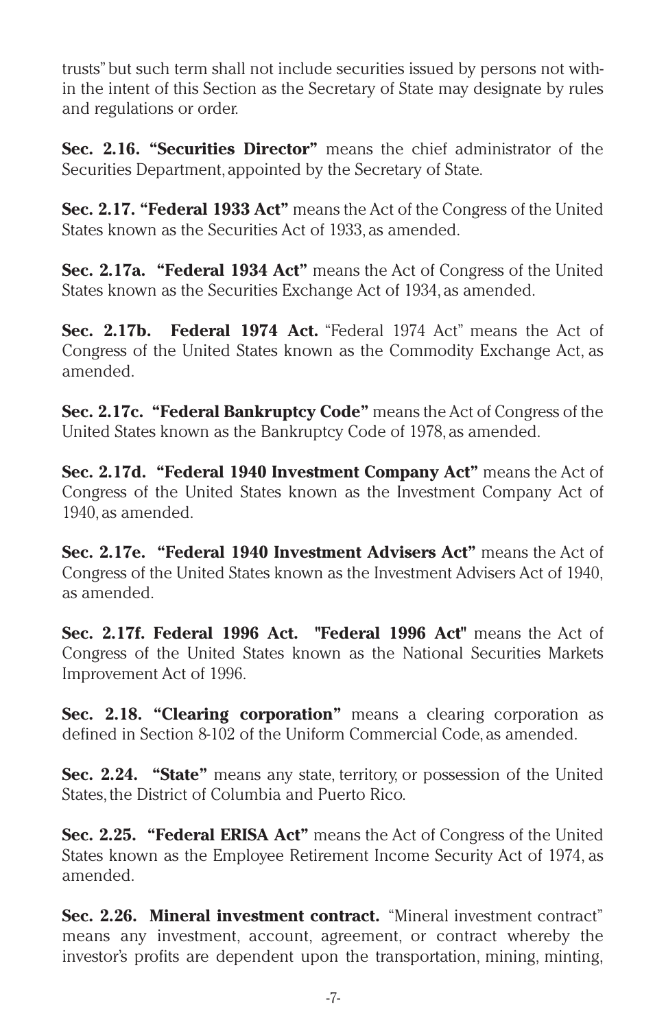trusts" but such term shall not include securities issued by persons not within the intent of this Section as the Secretary of State may designate by rules and regulations or order.

**Sec. 2.16. "Securities Director"** means the chief administrator of the Securities Department, appointed by the Secretary of State.

**Sec. 2.17. "Federal 1933 Act"** means the Act of the Congress of the United States known as the Securities Act of 1933, as amended.

**Sec. 2.17a. "Federal 1934 Act"** means the Act of Congress of the United States known as the Securities Exchange Act of 1934, as amended.

**Sec. 2.17b. Federal 1974 Act.** "Federal 1974 Act" means the Act of Congress of the United States known as the Commodity Exchange Act, as amended.

**Sec. 2.17c. "Federal Bankruptcy Code"** means the Act of Congress of the United States known as the Bankruptcy Code of 1978, as amended.

**Sec. 2.17d. "Federal 1940 Investment Company Act"** means the Act of Congress of the United States known as the Investment Company Act of 1940, as amended.

**Sec. 2.17e. "Federal 1940 Investment Advisers Act"** means the Act of Congress of the United States known as the Investment Advisers Act of 1940, as amended.

**Sec. 2.17f. Federal 1996 Act. "Federal 1996 Act"** means the Act of Congress of the United States known as the National Securities Markets Improvement Act of 1996.

**Sec. 2.18. "Clearing corporation"** means a clearing corporation as defined in Section 8-102 of the Uniform Commercial Code, as amended.

**Sec. 2.24. "State"** means any state, territory, or possession of the United States, the District of Columbia and Puerto Rico.

**Sec. 2.25. "Federal ERISA Act"** means the Act of Congress of the United States known as the Employee Retirement Income Security Act of 1974, as amended.

**Sec. 2.26. Mineral investment contract.** "Mineral investment contract" means any investment, account, agreement, or contract whereby the investor's profits are dependent upon the transportation, mining, minting,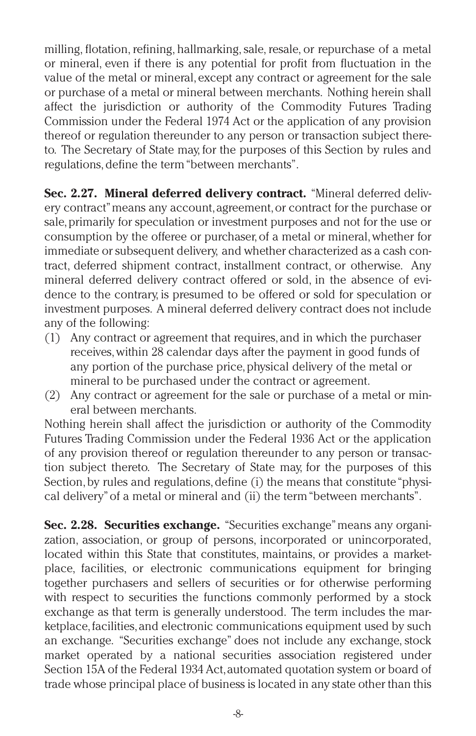milling, flotation, refining, hallmarking, sale, resale, or repurchase of a metal or mineral, even if there is any potential for profit from fluctuation in the value of the metal or mineral, except any contract or agreement for the sale or purchase of a metal or mineral between merchants. Nothing herein shall affect the jurisdiction or authority of the Commodity Futures Trading Commission under the Federal 1974 Act or the application of any provision thereof or regulation thereunder to any person or transaction subject thereto. The Secretary of State may, for the purposes of this Section by rules and regulations, define the term "between merchants".

**Sec. 2.27. Mineral deferred delivery contract.** "Mineral deferred delivery contract" means any account, agreement, or contract for the purchase or sale, primarily for speculation or investment purposes and not for the use or consumption by the offeree or purchaser, of a metal or mineral, whether for immediate or subsequent delivery, and whether characterized as a cash contract, deferred shipment contract, installment contract, or otherwise. Any mineral deferred delivery contract offered or sold, in the absence of evidence to the contrary, is presumed to be offered or sold for speculation or investment purposes. A mineral deferred delivery contract does not include any of the following:

(1) Any contract or agreement that requires, and in which the purchaser receives, within 28 calendar days after the payment in good funds of any portion of the purchase price, physical delivery of the metal or mineral to be purchased under the contract or agreement.
(2) Any contract or agreement for the sale or purchase of a metal or mineral between merchants.

Nothing herein shall affect the jurisdiction or authority of the Commodity Futures Trading Commission under the Federal 1936 Act or the application of any provision thereof or regulation thereunder to any person or transaction subject thereto. The Secretary of State may, for the purposes of this Section, by rules and regulations, define (i) the means that constitute "physical delivery" of a metal or mineral and (ii) the term "between merchants".

**Sec. 2.28. Securities exchange.** "Securities exchange" means any organization, association, or group of persons, incorporated or unincorporated, located within this State that constitutes, maintains, or provides a marketplace, facilities, or electronic communications equipment for bringing together purchasers and sellers of securities or for otherwise performing with respect to securities the functions commonly performed by a stock exchange as that term is generally understood. The term includes the marketplace, facilities, and electronic communications equipment used by such an exchange. "Securities exchange" does not include any exchange, stock market operated by a national securities association registered under Section 15A of the Federal 1934 Act, automated quotation system or board of trade whose principal place of business is located in any state other than this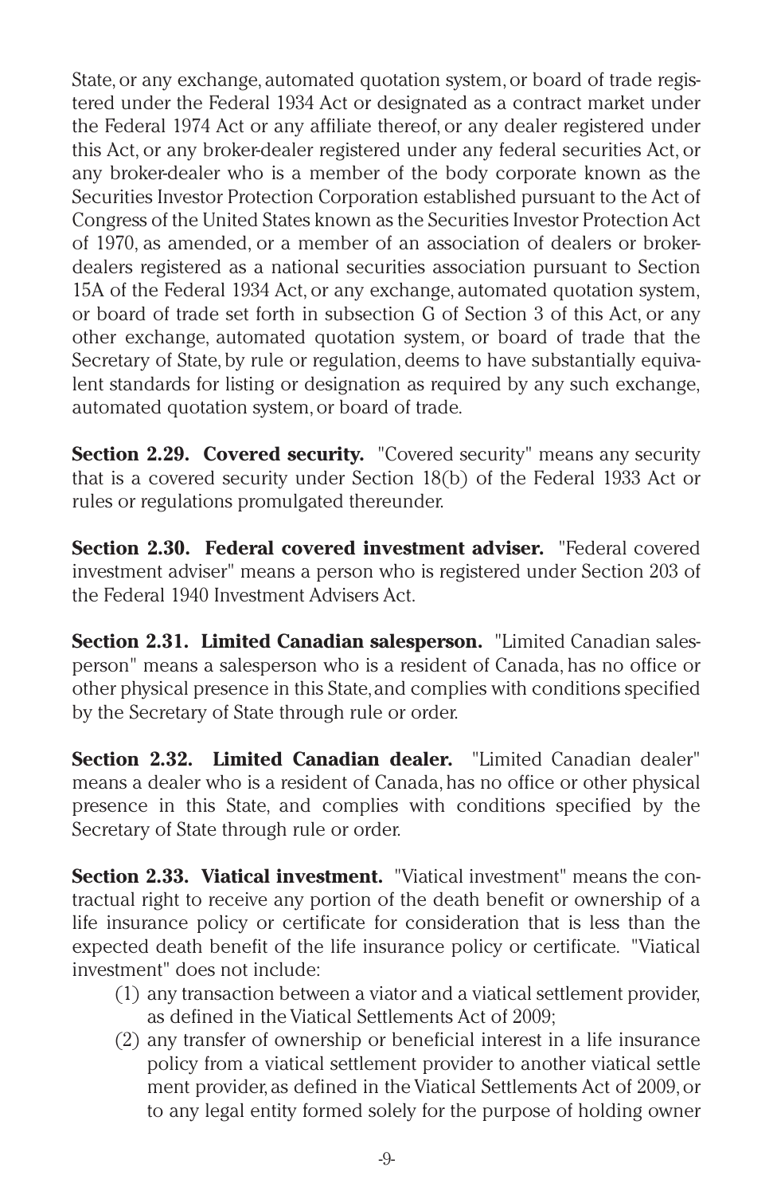State, or any exchange, automated quotation system, or board of trade registered under the Federal 1934 Act or designated as a contract market under the Federal 1974 Act or any affiliate thereof, or any dealer registered under this Act, or any broker-dealer registered under any federal securities Act, or any broker-dealer who is a member of the body corporate known as the Securities Investor Protection Corporation established pursuant to the Act of Congress of the United States known as the Securities Investor Protection Act of 1970, as amended, or a member of an association of dealers or broker-dealers registered as a national securities association pursuant to Section 15A of the Federal 1934 Act, or any exchange, automated quotation system, or board of trade set forth in subsection G of Section 3 of this Act, or any other exchange, automated quotation system, or board of trade that the Secretary of State, by rule or regulation, deems to have substantially equivalent standards for listing or designation as required by any such exchange, automated quotation system, or board of trade.

**Section 2.29. Covered security.** "Covered security" means any security that is a covered security under Section 18(b) of the Federal 1933 Act or rules or regulations promulgated thereunder.

**Section 2.30. Federal covered investment adviser.** "Federal covered investment adviser" means a person who is registered under Section 203 of the Federal 1940 Investment Advisers Act.

**Section 2.31. Limited Canadian salesperson.** "Limited Canadian salesperson" means a salesperson who is a resident of Canada, has no office or other physical presence in this State, and complies with conditions specified by the Secretary of State through rule or order.

**Section 2.32. Limited Canadian dealer.** "Limited Canadian dealer" means a dealer who is a resident of Canada, has no office or other physical presence in this State, and complies with conditions specified by the Secretary of State through rule or order.

**Section 2.33. Viatical investment.** "Viatical investment" means the contractual right to receive any portion of the death benefit or ownership of a life insurance policy or certificate for consideration that is less than the expected death benefit of the life insurance policy or certificate. "Viatical investment" does not include:

(1) any transaction between a viator and a viatical settlement provider, as defined in the Viatical Settlements Act of 2009;

(2) any transfer of ownership or beneficial interest in a life insurance policy from a viatical settlement provider to another viatical settlement provider, as defined in the Viatical Settlements Act of 2009, or to any legal entity formed solely for the purpose of holding owner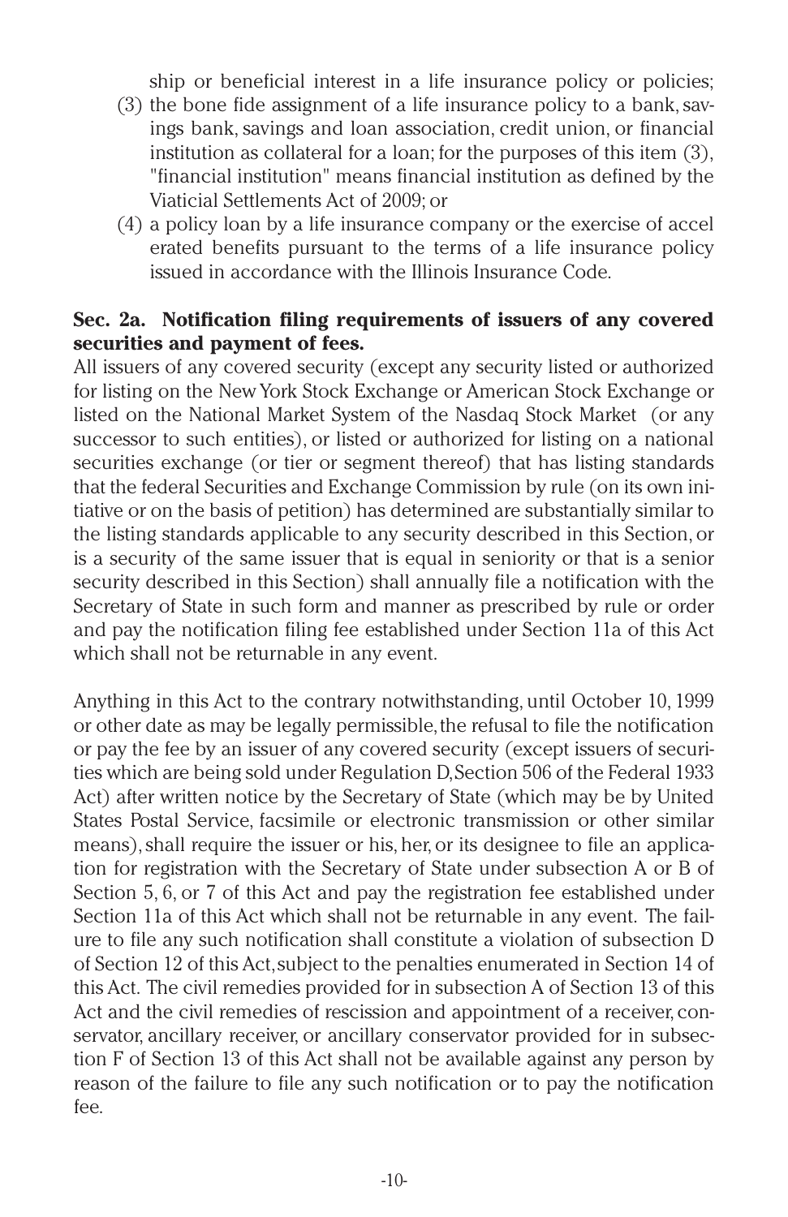ship or beneficial interest in a life insurance policy or policies;

(3) the bone fide assignment of a life insurance policy to a bank, savings bank, savings and loan association, credit union, or financial institution as collateral for a loan; for the purposes of this item (3), "financial institution" means financial institution as defined by the Viaticial Settlements Act of 2009; or

(4) a policy loan by a life insurance company or the exercise of accel erated benefits pursuant to the terms of a life insurance policy issued in accordance with the Illinois Insurance Code.

**Sec. 2a. Notification filing requirements of issuers of any covered securities and payment of fees.**

All issuers of any covered security (except any security listed or authorized for listing on the New York Stock Exchange or American Stock Exchange or listed on the National Market System of the Nasdaq Stock Market (or any successor to such entities), or listed or authorized for listing on a national securities exchange (or tier or segment thereof) that has listing standards that the federal Securities and Exchange Commission by rule (on its own initiative or on the basis of petition) has determined are substantially similar to the listing standards applicable to any security described in this Section, or is a security of the same issuer that is equal in seniority or that is a senior security described in this Section) shall annually file a notification with the Secretary of State in such form and manner as prescribed by rule or order and pay the notification filing fee established under Section 11a of this Act which shall not be returnable in any event.

Anything in this Act to the contrary notwithstanding, until October 10, 1999 or other date as may be legally permissible, the refusal to file the notification or pay the fee by an issuer of any covered security (except issuers of securities which are being sold under Regulation D, Section 506 of the Federal 1933 Act) after written notice by the Secretary of State (which may be by United States Postal Service, facsimile or electronic transmission or other similar means), shall require the issuer or his, her, or its designee to file an application for registration with the Secretary of State under subsection A or B of Section 5, 6, or 7 of this Act and pay the registration fee established under Section 11a of this Act which shall not be returnable in any event. The failure to file any such notification shall constitute a violation of subsection D of Section 12 of this Act, subject to the penalties enumerated in Section 14 of this Act. The civil remedies provided for in subsection A of Section 13 of this Act and the civil remedies of rescission and appointment of a receiver, conservator, ancillary receiver, or ancillary conservator provided for in subsection F of Section 13 of this Act shall not be available against any person by reason of the failure to file any such notification or to pay the notification fee.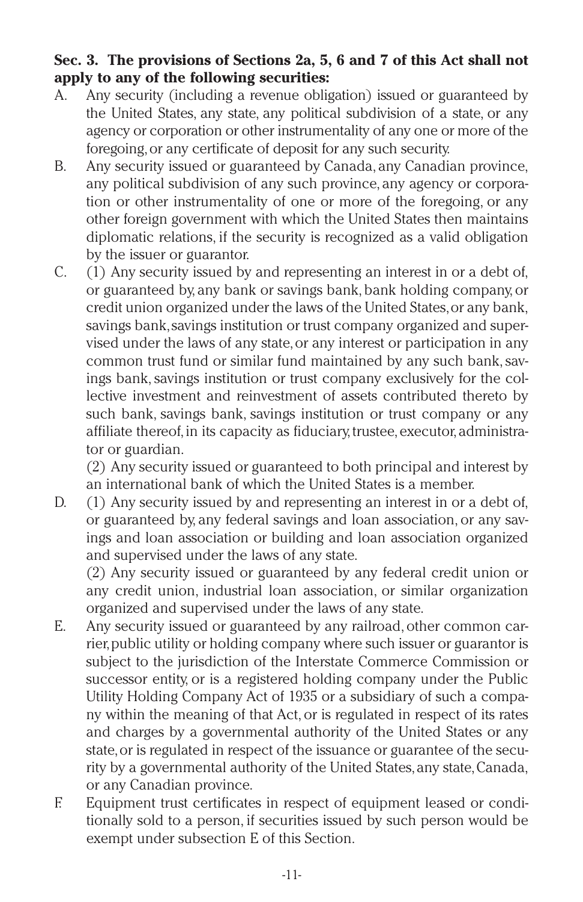**Sec. 3. The provisions of Sections 2a, 5, 6 and 7 of this Act shall not apply to any of the following securities:**

A. Any security (including a revenue obligation) issued or guaranteed by the United States, any state, any political subdivision of a state, or any agency or corporation or other instrumentality of any one or more of the foregoing, or any certificate of deposit for any such security.

B. Any security issued or guaranteed by Canada, any Canadian province, any political subdivision of any such province, any agency or corporation or other instrumentality of one or more of the foregoing, or any other foreign government with which the United States then maintains diplomatic relations, if the security is recognized as a valid obligation by the issuer or guarantor.

C. (1) Any security issued by and representing an interest in or a debt of, or guaranteed by, any bank or savings bank, bank holding company, or credit union organized under the laws of the United States, or any bank, savings bank, savings institution or trust company organized and supervised under the laws of any state, or any interest or participation in any common trust fund or similar fund maintained by any such bank, savings bank, savings institution or trust company exclusively for the collective investment and reinvestment of assets contributed thereto by such bank, savings bank, savings institution or trust company or any affiliate thereof, in its capacity as fiduciary, trustee, executor, administrator or guardian.

   (2) Any security issued or guaranteed to both principal and interest by an international bank of which the United States is a member.

D. (1) Any security issued by and representing an interest in or a debt of, or guaranteed by, any federal savings and loan association, or any savings and loan association or building and loan association organized and supervised under the laws of any state.

   (2) Any security issued or guaranteed by any federal credit union or any credit union, industrial loan association, or similar organization organized and supervised under the laws of any state.

E. Any security issued or guaranteed by any railroad, other common carrier, public utility or holding company where such issuer or guarantor is subject to the jurisdiction of the Interstate Commerce Commission or successor entity, or is a registered holding company under the Public Utility Holding Company Act of 1935 or a subsidiary of such a company within the meaning of that Act, or is regulated in respect of its rates and charges by a governmental authority of the United States or any state, or is regulated in respect of the issuance or guarantee of the security by a governmental authority of the United States, any state, Canada, or any Canadian province.

F. Equipment trust certificates in respect of equipment leased or conditionally sold to a person, if securities issued by such person would be exempt under subsection E of this Section.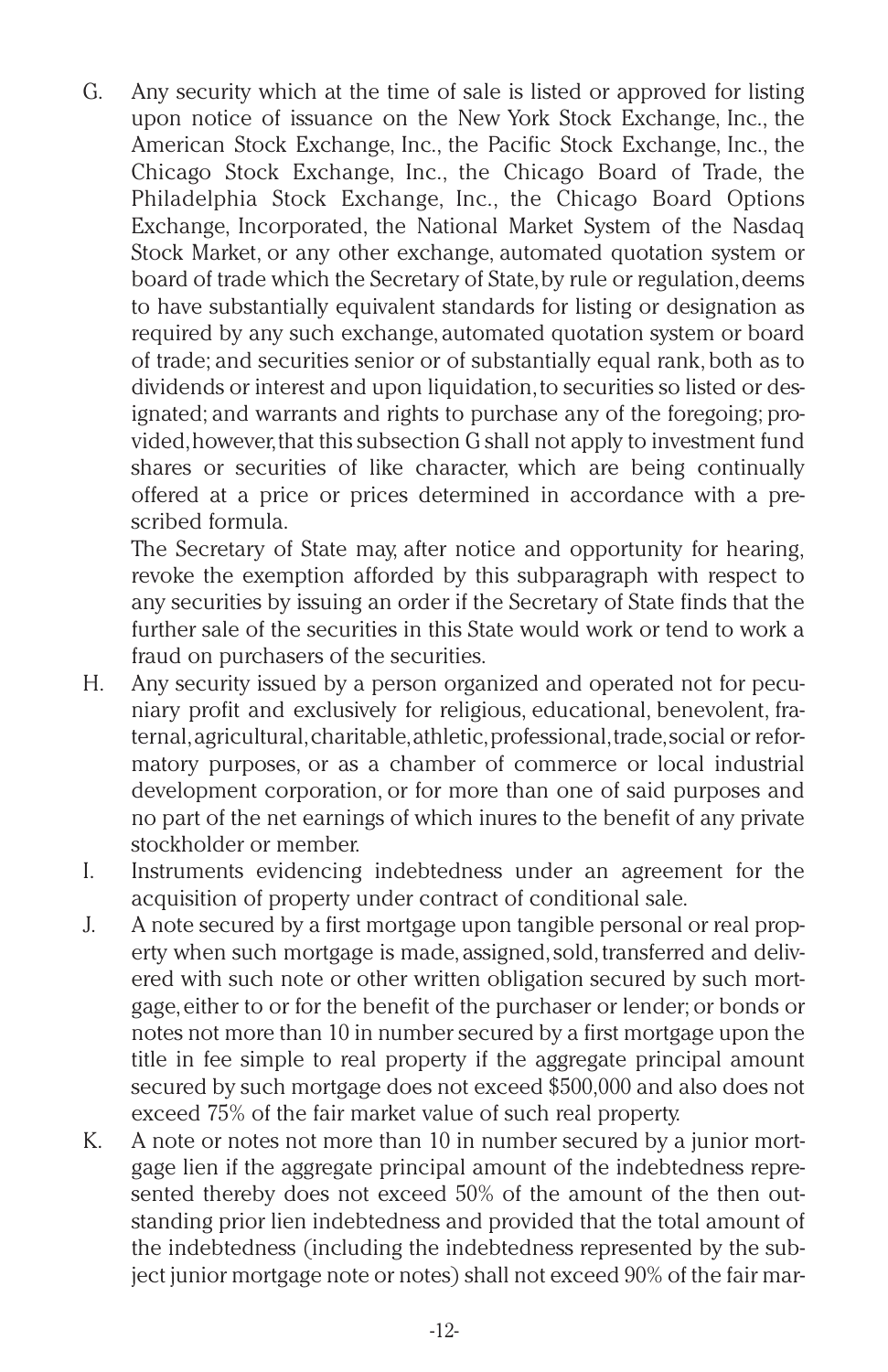G. Any security which at the time of sale is listed or approved for listing upon notice of issuance on the New York Stock Exchange, Inc., the American Stock Exchange, Inc., the Pacific Stock Exchange, Inc., the Chicago Stock Exchange, Inc., the Chicago Board of Trade, the Philadelphia Stock Exchange, Inc., the Chicago Board Options Exchange, Incorporated, the National Market System of the Nasdaq Stock Market, or any other exchange, automated quotation system or board of trade which the Secretary of State, by rule or regulation, deems to have substantially equivalent standards for listing or designation as required by any such exchange, automated quotation system or board of trade; and securities senior or of substantially equal rank, both as to dividends or interest and upon liquidation, to securities so listed or designated; and warrants and rights to purchase any of the foregoing; provided, however, that this subsection G shall not apply to investment fund shares or securities of like character, which are being continually offered at a price or prices determined in accordance with a prescribed formula.

   The Secretary of State may, after notice and opportunity for hearing, revoke the exemption afforded by this subparagraph with respect to any securities by issuing an order if the Secretary of State finds that the further sale of the securities in this State would work or tend to work a fraud on purchasers of the securities.

H. Any security issued by a person organized and operated not for pecuniary profit and exclusively for religious, educational, benevolent, fraternal, agricultural, charitable, athletic, professional, trade, social or reformatory purposes, or as a chamber of commerce or local industrial development corporation, or for more than one of said purposes and no part of the net earnings of which inures to the benefit of any private stockholder or member.

I. Instruments evidencing indebtedness under an agreement for the acquisition of property under contract of conditional sale.

J. A note secured by a first mortgage upon tangible personal or real property when such mortgage is made, assigned, sold, transferred and delivered with such note or other written obligation secured by such mortgage, either to or for the benefit of the purchaser or lender; or bonds or notes not more than 10 in number secured by a first mortgage upon the title in fee simple to real property if the aggregate principal amount secured by such mortgage does not exceed $500,000 and also does not exceed 75% of the fair market value of such real property.

K. A note or notes not more than 10 in number secured by a junior mortgage lien if the aggregate principal amount of the indebtedness represented thereby does not exceed 50% of the amount of the then outstanding prior lien indebtedness and provided that the total amount of the indebtedness (including the indebtedness represented by the subject junior mortgage note or notes) shall not exceed 90% of the fair mar-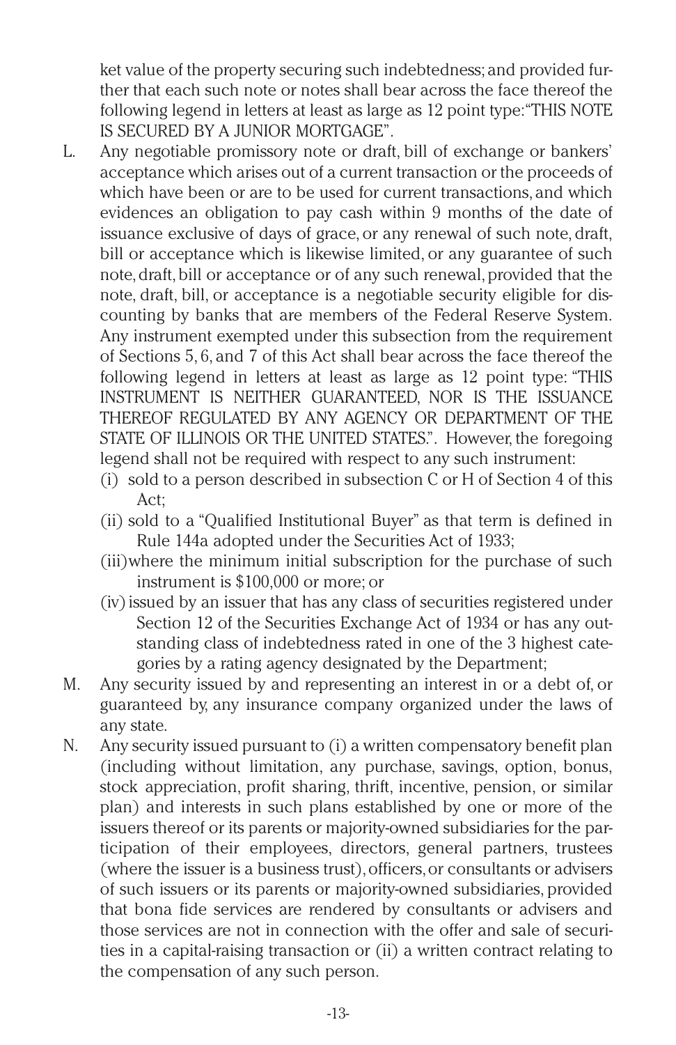ket value of the property securing such indebtedness; and provided further that each such note or notes shall bear across the face thereof the following legend in letters at least as large as 12 point type: "THIS NOTE IS SECURED BY A JUNIOR MORTGAGE".

L. Any negotiable promissory note or draft, bill of exchange or bankers' acceptance which arises out of a current transaction or the proceeds of which have been or are to be used for current transactions, and which evidences an obligation to pay cash within 9 months of the date of issuance exclusive of days of grace, or any renewal of such note, draft, bill or acceptance which is likewise limited, or any guarantee of such note, draft, bill or acceptance or of any such renewal, provided that the note, draft, bill, or acceptance is a negotiable security eligible for discounting by banks that are members of the Federal Reserve System. Any instrument exempted under this subsection from the requirement of Sections 5, 6, and 7 of this Act shall bear across the face thereof the following legend in letters at least as large as 12 point type: "THIS INSTRUMENT IS NEITHER GUARANTEED, NOR IS THE ISSUANCE THEREOF REGULATED BY ANY AGENCY OR DEPARTMENT OF THE STATE OF ILLINOIS OR THE UNITED STATES.". However, the foregoing legend shall not be required with respect to any such instrument:
   - (i) sold to a person described in subsection C or H of Section 4 of this Act;
   - (ii) sold to a "Qualified Institutional Buyer" as that term is defined in Rule 144a adopted under the Securities Act of 1933;
   - (iii) where the minimum initial subscription for the purchase of such instrument is $100,000 or more; or
   - (iv) issued by an issuer that has any class of securities registered under Section 12 of the Securities Exchange Act of 1934 or has any outstanding class of indebtedness rated in one of the 3 highest categories by a rating agency designated by the Department;

M. Any security issued by and representing an interest in or a debt of, or guaranteed by, any insurance company organized under the laws of any state.

N. Any security issued pursuant to (i) a written compensatory benefit plan (including without limitation, any purchase, savings, option, bonus, stock appreciation, profit sharing, thrift, incentive, pension, or similar plan) and interests in such plans established by one or more of the issuers thereof or its parents or majority-owned subsidiaries for the participation of their employees, directors, general partners, trustees (where the issuer is a business trust), officers, or consultants or advisers of such issuers or its parents or majority-owned subsidiaries, provided that bona fide services are rendered by consultants or advisers and those services are not in connection with the offer and sale of securities in a capital-raising transaction or (ii) a written contract relating to the compensation of any such person.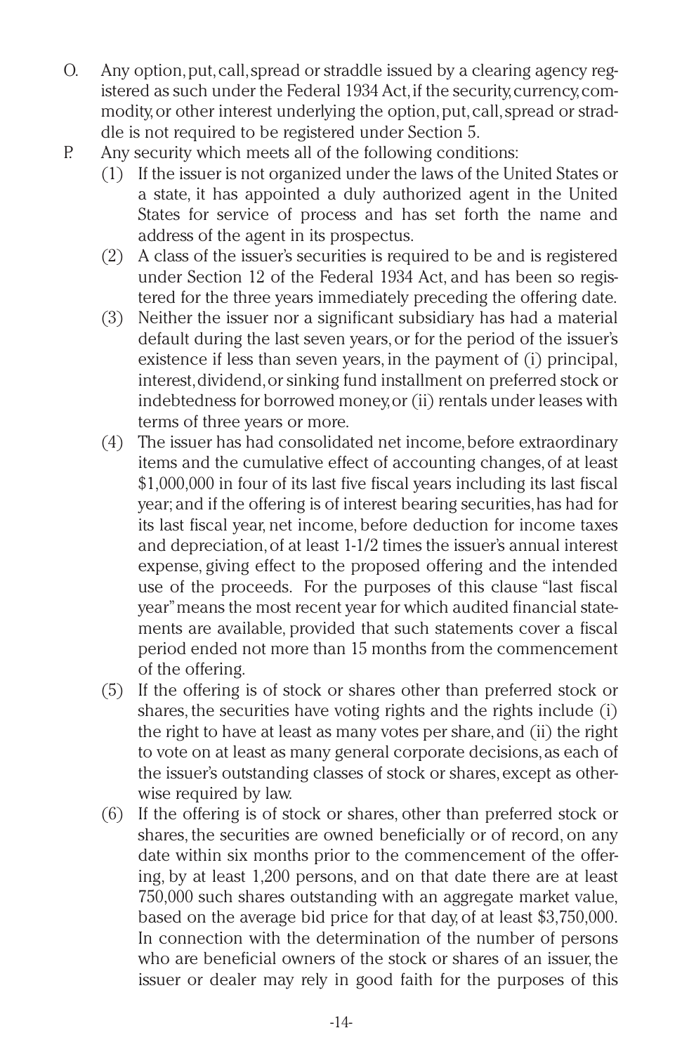O. Any option, put, call, spread or straddle issued by a clearing agency registered as such under the Federal 1934 Act, if the security, currency, commodity, or other interest underlying the option, put, call, spread or straddle is not required to be registered under Section 5.

P. Any security which meets all of the following conditions:

   (1) If the issuer is not organized under the laws of the United States or a state, it has appointed a duly authorized agent in the United States for service of process and has set forth the name and address of the agent in its prospectus.

   (2) A class of the issuer's securities is required to be and is registered under Section 12 of the Federal 1934 Act, and has been so registered for the three years immediately preceding the offering date.

   (3) Neither the issuer nor a significant subsidiary has had a material default during the last seven years, or for the period of the issuer's existence if less than seven years, in the payment of (i) principal, interest, dividend, or sinking fund installment on preferred stock or indebtedness for borrowed money, or (ii) rentals under leases with terms of three years or more.

   (4) The issuer has had consolidated net income, before extraordinary items and the cumulative effect of accounting changes, of at least $1,000,000 in four of its last five fiscal years including its last fiscal year; and if the offering is of interest bearing securities, has had for its last fiscal year, net income, before deduction for income taxes and depreciation, of at least 1-1/2 times the issuer's annual interest expense, giving effect to the proposed offering and the intended use of the proceeds. For the purposes of this clause "last fiscal year" means the most recent year for which audited financial statements are available, provided that such statements cover a fiscal period ended not more than 15 months from the commencement of the offering.

   (5) If the offering is of stock or shares other than preferred stock or shares, the securities have voting rights and the rights include (i) the right to have at least as many votes per share, and (ii) the right to vote on at least as many general corporate decisions, as each of the issuer's outstanding classes of stock or shares, except as otherwise required by law.

   (6) If the offering is of stock or shares, other than preferred stock or shares, the securities are owned beneficially or of record, on any date within six months prior to the commencement of the offering, by at least 1,200 persons, and on that date there are at least 750,000 such shares outstanding with an aggregate market value, based on the average bid price for that day, of at least $3,750,000. In connection with the determination of the number of persons who are beneficial owners of the stock or shares of an issuer, the issuer or dealer may rely in good faith for the purposes of this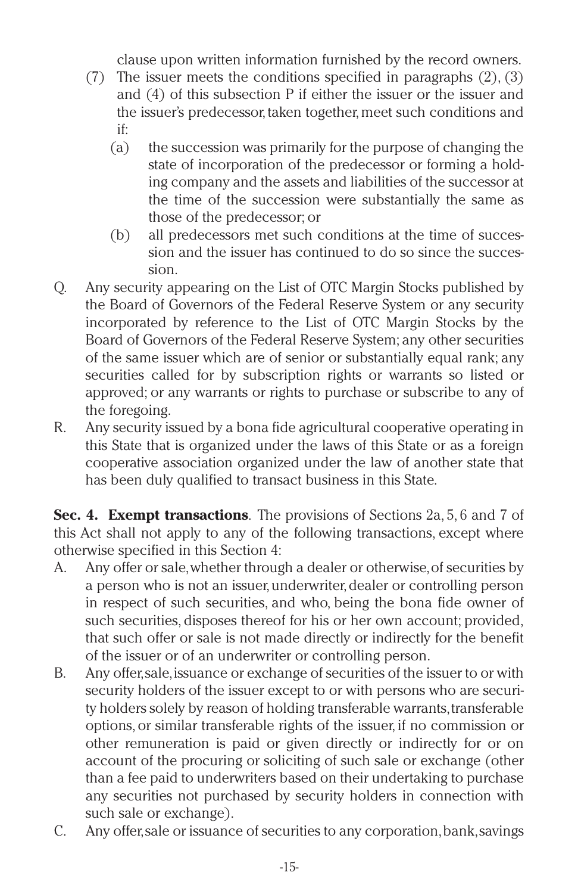clause upon written information furnished by the record owners.

(7) The issuer meets the conditions specified in paragraphs (2), (3) and (4) of this subsection P if either the issuer or the issuer and the issuer's predecessor, taken together, meet such conditions and if:

  (a) the succession was primarily for the purpose of changing the state of incorporation of the predecessor or forming a holding company and the assets and liabilities of the successor at the time of the succession were substantially the same as those of the predecessor; or

  (b) all predecessors met such conditions at the time of succession and the issuer has continued to do so since the succession.

Q. Any security appearing on the List of OTC Margin Stocks published by the Board of Governors of the Federal Reserve System or any security incorporated by reference to the List of OTC Margin Stocks by the Board of Governors of the Federal Reserve System; any other securities of the same issuer which are of senior or substantially equal rank; any securities called for by subscription rights or warrants so listed or approved; or any warrants or rights to purchase or subscribe to any of the foregoing.

R. Any security issued by a bona fide agricultural cooperative operating in this State that is organized under the laws of this State or as a foreign cooperative association organized under the law of another state that has been duly qualified to transact business in this State.

**Sec. 4. Exempt transactions**. The provisions of Sections 2a, 5, 6 and 7 of this Act shall not apply to any of the following transactions, except where otherwise specified in this Section 4:

A. Any offer or sale, whether through a dealer or otherwise, of securities by a person who is not an issuer, underwriter, dealer or controlling person in respect of such securities, and who, being the bona fide owner of such securities, disposes thereof for his or her own account; provided, that such offer or sale is not made directly or indirectly for the benefit of the issuer or of an underwriter or controlling person.

B. Any offer, sale, issuance or exchange of securities of the issuer to or with security holders of the issuer except to or with persons who are security holders solely by reason of holding transferable warrants, transferable options, or similar transferable rights of the issuer, if no commission or other remuneration is paid or given directly or indirectly for or on account of the procuring or soliciting of such sale or exchange (other than a fee paid to underwriters based on their undertaking to purchase any securities not purchased by security holders in connection with such sale or exchange).

C. Any offer, sale or issuance of securities to any corporation, bank, savings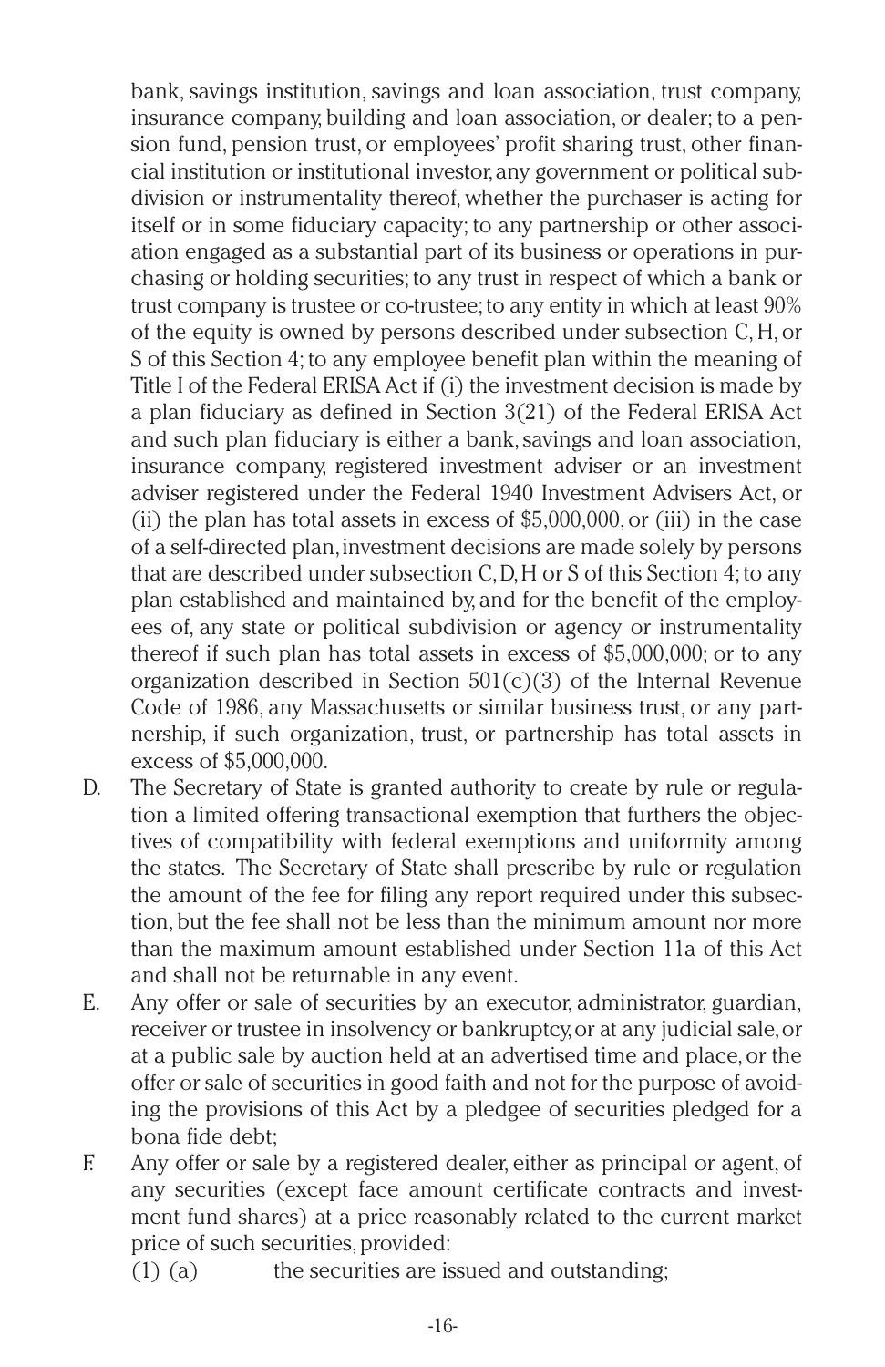bank, savings institution, savings and loan association, trust company, insurance company, building and loan association, or dealer; to a pension fund, pension trust, or employees' profit sharing trust, other financial institution or institutional investor, any government or political subdivision or instrumentality thereof, whether the purchaser is acting for itself or in some fiduciary capacity; to any partnership or other association engaged as a substantial part of its business or operations in purchasing or holding securities; to any trust in respect of which a bank or trust company is trustee or co-trustee; to any entity in which at least 90% of the equity is owned by persons described under subsection C, H, or S of this Section 4; to any employee benefit plan within the meaning of Title I of the Federal ERISA Act if (i) the investment decision is made by a plan fiduciary as defined in Section 3(21) of the Federal ERISA Act and such plan fiduciary is either a bank, savings and loan association, insurance company, registered investment adviser or an investment adviser registered under the Federal 1940 Investment Advisers Act, or (ii) the plan has total assets in excess of $5,000,000, or (iii) in the case of a self-directed plan, investment decisions are made solely by persons that are described under subsection C, D, H or S of this Section 4; to any plan established and maintained by, and for the benefit of the employees of, any state or political subdivision or agency or instrumentality thereof if such plan has total assets in excess of $5,000,000; or to any organization described in Section 501(c)(3) of the Internal Revenue Code of 1986, any Massachusetts or similar business trust, or any partnership, if such organization, trust, or partnership has total assets in excess of $5,000,000.

D. The Secretary of State is granted authority to create by rule or regulation a limited offering transactional exemption that furthers the objectives of compatibility with federal exemptions and uniformity among the states. The Secretary of State shall prescribe by rule or regulation the amount of the fee for filing any report required under this subsection, but the fee shall not be less than the minimum amount nor more than the maximum amount established under Section 11a of this Act and shall not be returnable in any event.

E. Any offer or sale of securities by an executor, administrator, guardian, receiver or trustee in insolvency or bankruptcy, or at any judicial sale, or at a public sale by auction held at an advertised time and place, or the offer or sale of securities in good faith and not for the purpose of avoiding the provisions of this Act by a pledgee of securities pledged for a bona fide debt;

F. Any offer or sale by a registered dealer, either as principal or agent, of any securities (except face amount certificate contracts and investment fund shares) at a price reasonably related to the current market price of such securities, provided:

(1) (a) the securities are issued and outstanding;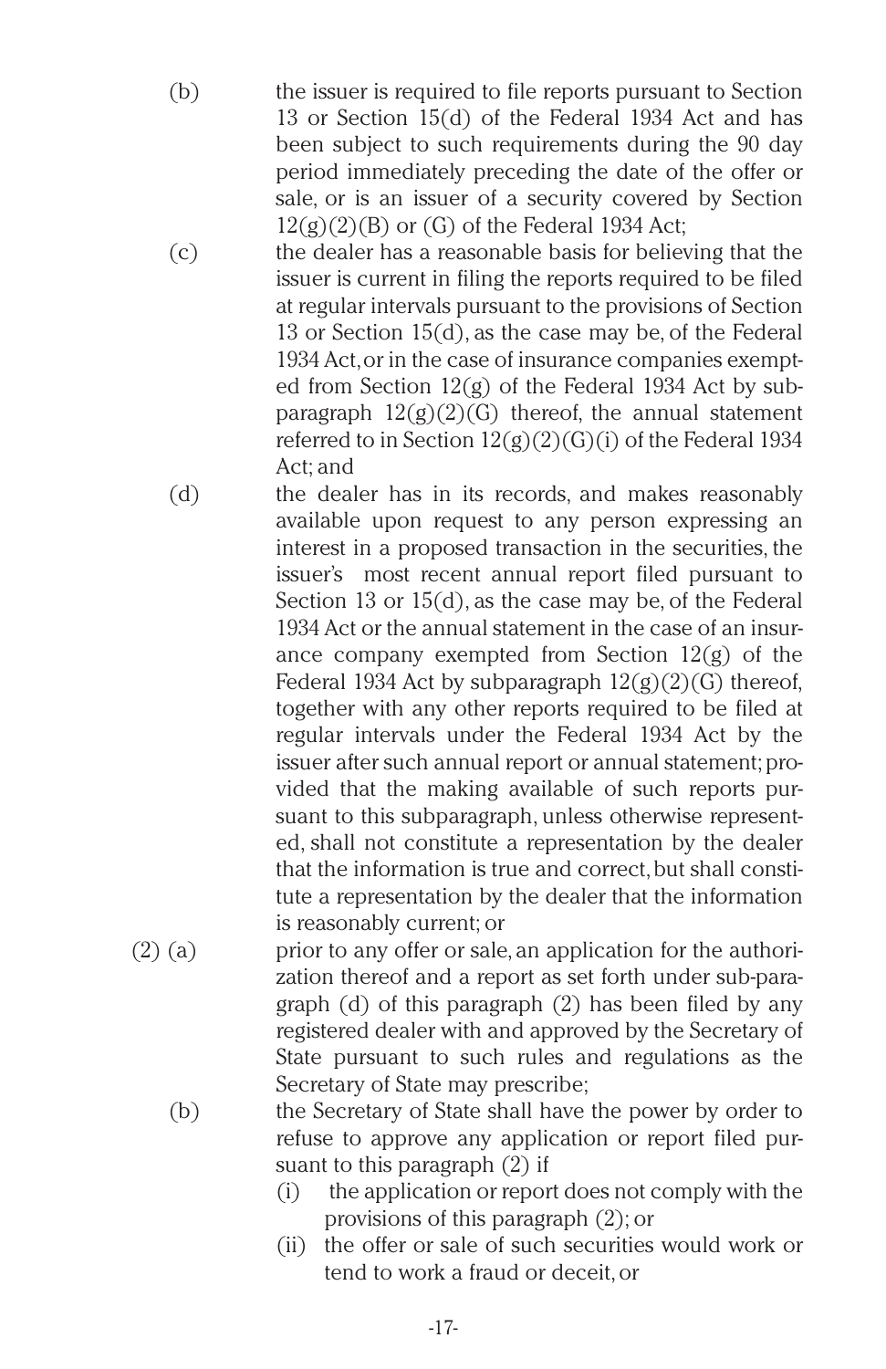(b) the issuer is required to file reports pursuant to Section 13 or Section 15(d) of the Federal 1934 Act and has been subject to such requirements during the 90 day period immediately preceding the date of the offer or sale, or is an issuer of a security covered by Section 12(g)(2)(B) or (G) of the Federal 1934 Act;

(c) the dealer has a reasonable basis for believing that the issuer is current in filing the reports required to be filed at regular intervals pursuant to the provisions of Section 13 or Section 15(d), as the case may be, of the Federal 1934 Act, or in the case of insurance companies exempted from Section 12(g) of the Federal 1934 Act by subparagraph 12(g)(2)(G) thereof, the annual statement referred to in Section 12(g)(2)(G)(i) of the Federal 1934 Act; and

(d) the dealer has in its records, and makes reasonably available upon request to any person expressing an interest in a proposed transaction in the securities, the issuer's most recent annual report filed pursuant to Section 13 or 15(d), as the case may be, of the Federal 1934 Act or the annual statement in the case of an insurance company exempted from Section 12(g) of the Federal 1934 Act by subparagraph 12(g)(2)(G) thereof, together with any other reports required to be filed at regular intervals under the Federal 1934 Act by the issuer after such annual report or annual statement; provided that the making available of such reports pursuant to this subparagraph, unless otherwise represented, shall not constitute a representation by the dealer that the information is true and correct, but shall constitute a representation by the dealer that the information is reasonably current; or

(2) (a) prior to any offer or sale, an application for the authorization thereof and a report as set forth under sub-paragraph (d) of this paragraph (2) has been filed by any registered dealer with and approved by the Secretary of State pursuant to such rules and regulations as the Secretary of State may prescribe;

(b) the Secretary of State shall have the power by order to refuse to approve any application or report filed pursuant to this paragraph (2) if

(i) the application or report does not comply with the provisions of this paragraph (2); or

(ii) the offer or sale of such securities would work or tend to work a fraud or deceit, or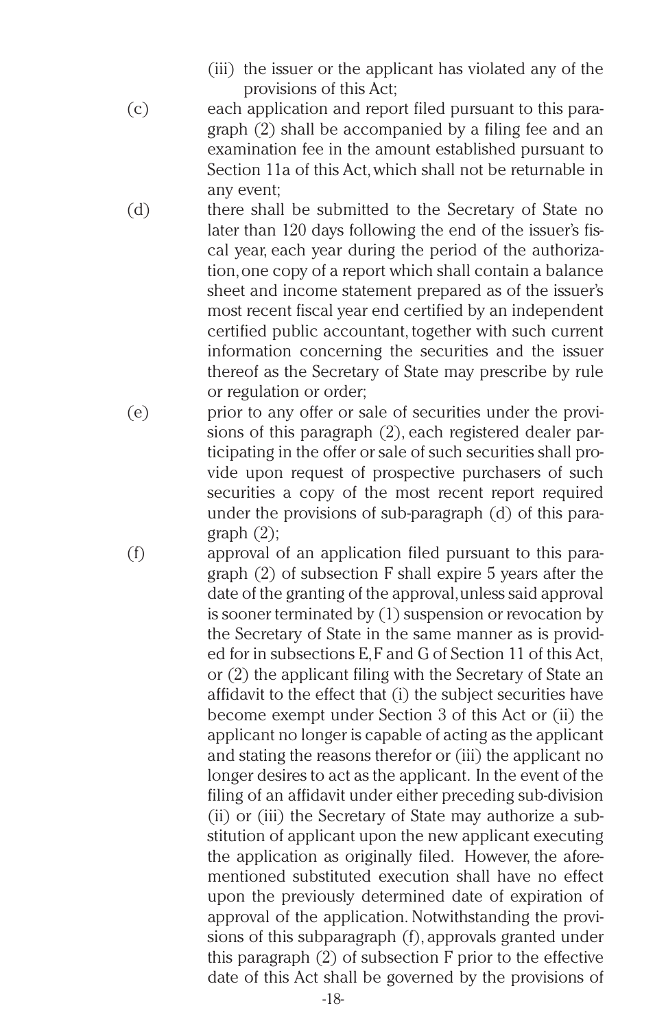(iii) the issuer or the applicant has violated any of the provisions of this Act;

(c) each application and report filed pursuant to this paragraph (2) shall be accompanied by a filing fee and an examination fee in the amount established pursuant to Section 11a of this Act, which shall not be returnable in any event;

(d) there shall be submitted to the Secretary of State no later than 120 days following the end of the issuer's fiscal year, each year during the period of the authorization, one copy of a report which shall contain a balance sheet and income statement prepared as of the issuer's most recent fiscal year end certified by an independent certified public accountant, together with such current information concerning the securities and the issuer thereof as the Secretary of State may prescribe by rule or regulation or order;

(e) prior to any offer or sale of securities under the provisions of this paragraph (2), each registered dealer participating in the offer or sale of such securities shall provide upon request of prospective purchasers of such securities a copy of the most recent report required under the provisions of sub-paragraph (d) of this paragraph (2);

(f) approval of an application filed pursuant to this paragraph (2) of subsection F shall expire 5 years after the date of the granting of the approval, unless said approval is sooner terminated by (1) suspension or revocation by the Secretary of State in the same manner as is provided for in subsections E, F and G of Section 11 of this Act, or (2) the applicant filing with the Secretary of State an affidavit to the effect that (i) the subject securities have become exempt under Section 3 of this Act or (ii) the applicant no longer is capable of acting as the applicant and stating the reasons therefor or (iii) the applicant no longer desires to act as the applicant. In the event of the filing of an affidavit under either preceding sub-division (ii) or (iii) the Secretary of State may authorize a substitution of applicant upon the new applicant executing the application as originally filed. However, the aforementioned substituted execution shall have no effect upon the previously determined date of expiration of approval of the application. Notwithstanding the provisions of this subparagraph (f), approvals granted under this paragraph (2) of subsection F prior to the effective date of this Act shall be governed by the provisions of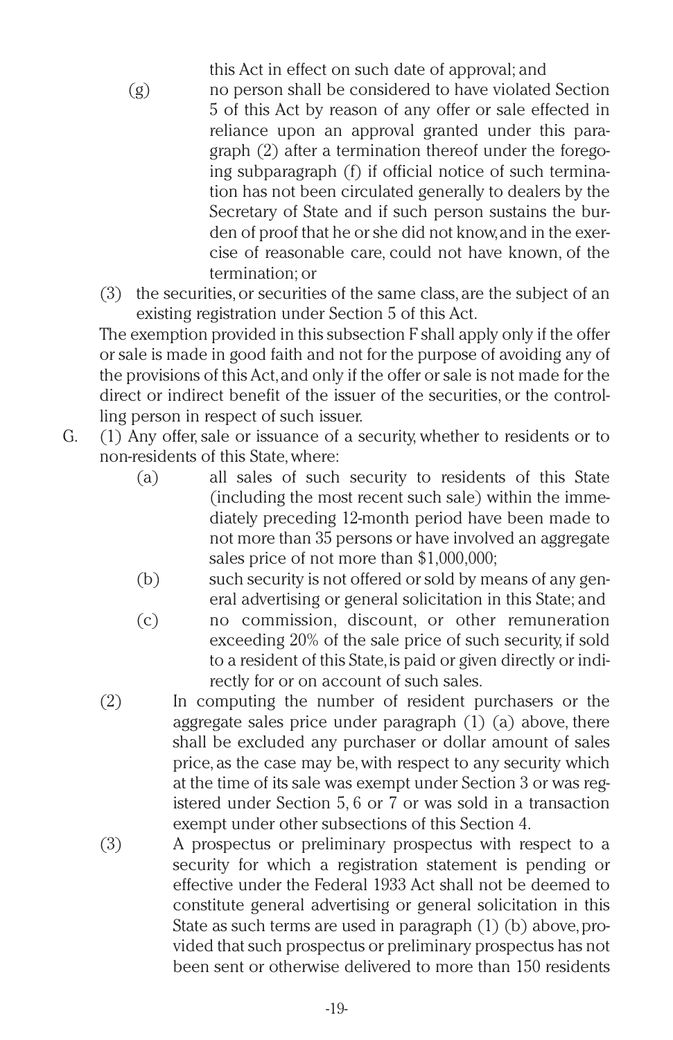this Act in effect on such date of approval; and

(g) no person shall be considered to have violated Section 5 of this Act by reason of any offer or sale effected in reliance upon an approval granted under this paragraph (2) after a termination thereof under the foregoing subparagraph (f) if official notice of such termination has not been circulated generally to dealers by the Secretary of State and if such person sustains the burden of proof that he or she did not know, and in the exercise of reasonable care, could not have known, of the termination; or

(3) the securities, or securities of the same class, are the subject of an existing registration under Section 5 of this Act.

The exemption provided in this subsection F shall apply only if the offer or sale is made in good faith and not for the purpose of avoiding any of the provisions of this Act, and only if the offer or sale is not made for the direct or indirect benefit of the issuer of the securities, or the controlling person in respect of such issuer.

G. (1) Any offer, sale or issuance of a security, whether to residents or to non-residents of this State, where:

(a) all sales of such security to residents of this State (including the most recent such sale) within the immediately preceding 12-month period have been made to not more than 35 persons or have involved an aggregate sales price of not more than $1,000,000;

(b) such security is not offered or sold by means of any general advertising or general solicitation in this State; and

(c) no commission, discount, or other remuneration exceeding 20% of the sale price of such security, if sold to a resident of this State, is paid or given directly or indirectly for or on account of such sales.

(2) In computing the number of resident purchasers or the aggregate sales price under paragraph (1) (a) above, there shall be excluded any purchaser or dollar amount of sales price, as the case may be, with respect to any security which at the time of its sale was exempt under Section 3 or was registered under Section 5, 6 or 7 or was sold in a transaction exempt under other subsections of this Section 4.

(3) A prospectus or preliminary prospectus with respect to a security for which a registration statement is pending or effective under the Federal 1933 Act shall not be deemed to constitute general advertising or general solicitation in this State as such terms are used in paragraph (1) (b) above, provided that such prospectus or preliminary prospectus has not been sent or otherwise delivered to more than 150 residents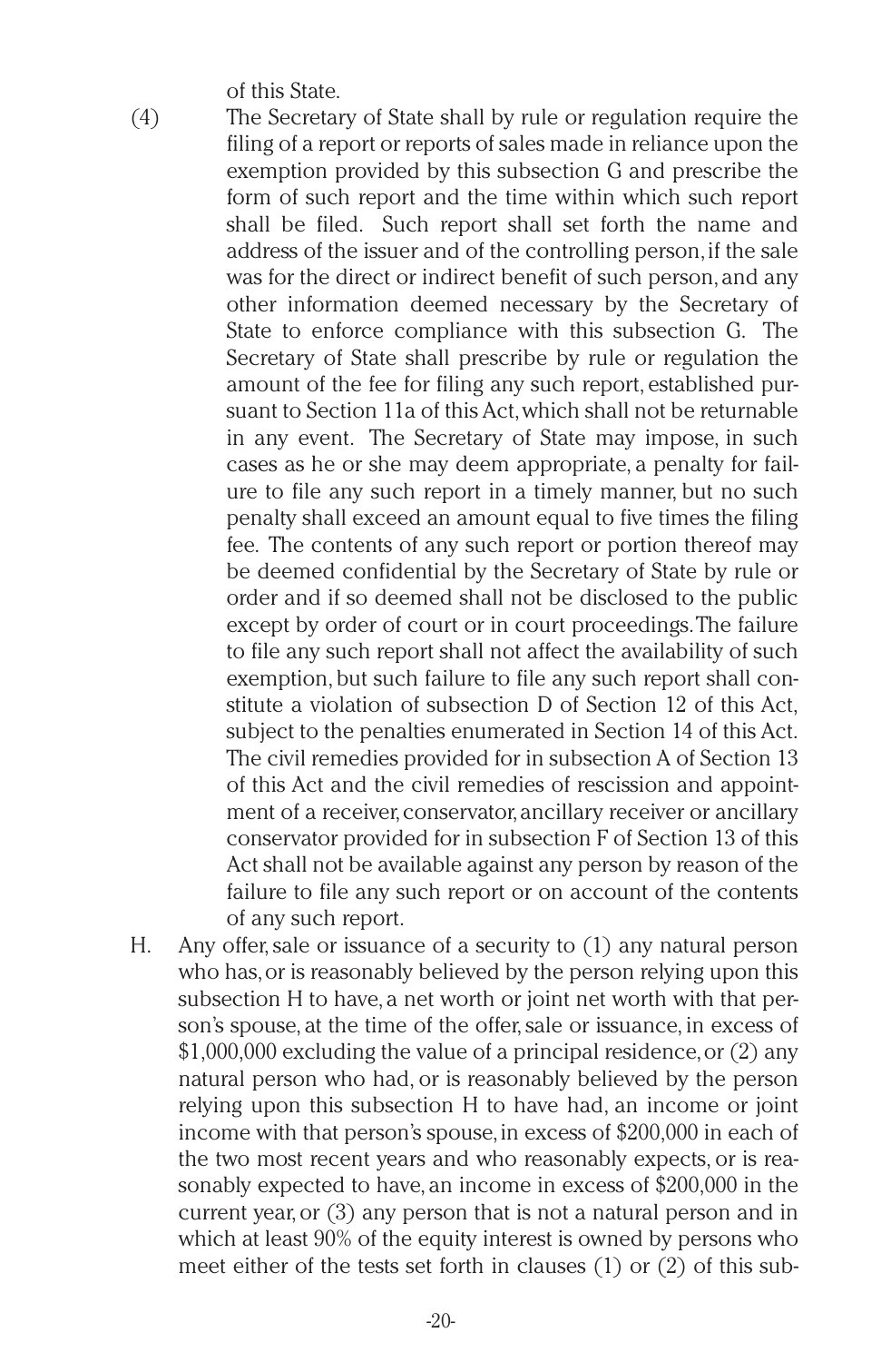of this State.

(4) The Secretary of State shall by rule or regulation require the filing of a report or reports of sales made in reliance upon the exemption provided by this subsection G and prescribe the form of such report and the time within which such report shall be filed. Such report shall set forth the name and address of the issuer and of the controlling person, if the sale was for the direct or indirect benefit of such person, and any other information deemed necessary by the Secretary of State to enforce compliance with this subsection G. The Secretary of State shall prescribe by rule or regulation the amount of the fee for filing any such report, established pursuant to Section 11a of this Act, which shall not be returnable in any event. The Secretary of State may impose, in such cases as he or she may deem appropriate, a penalty for failure to file any such report in a timely manner, but no such penalty shall exceed an amount equal to five times the filing fee. The contents of any such report or portion thereof may be deemed confidential by the Secretary of State by rule or order and if so deemed shall not be disclosed to the public except by order of court or in court proceedings. The failure to file any such report shall not affect the availability of such exemption, but such failure to file any such report shall constitute a violation of subsection D of Section 12 of this Act, subject to the penalties enumerated in Section 14 of this Act. The civil remedies provided for in subsection A of Section 13 of this Act and the civil remedies of rescission and appointment of a receiver, conservator, ancillary receiver or ancillary conservator provided for in subsection F of Section 13 of this Act shall not be available against any person by reason of the failure to file any such report or on account of the contents of any such report.

H. Any offer, sale or issuance of a security to (1) any natural person who has, or is reasonably believed by the person relying upon this subsection H to have, a net worth or joint net worth with that person's spouse, at the time of the offer, sale or issuance, in excess of $1,000,000 excluding the value of a principal residence, or (2) any natural person who had, or is reasonably believed by the person relying upon this subsection H to have had, an income or joint income with that person's spouse, in excess of $200,000 in each of the two most recent years and who reasonably expects, or is reasonably expected to have, an income in excess of $200,000 in the current year, or (3) any person that is not a natural person and in which at least 90% of the equity interest is owned by persons who meet either of the tests set forth in clauses (1) or (2) of this sub-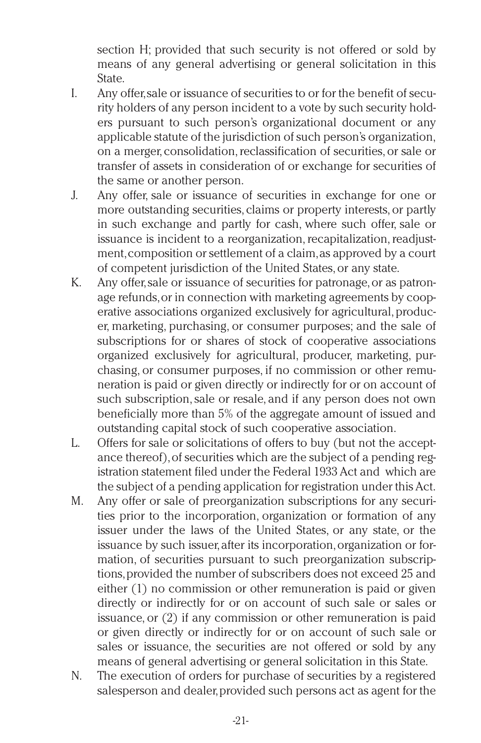section H; provided that such security is not offered or sold by means of any general advertising or general solicitation in this State.

I. Any offer, sale or issuance of securities to or for the benefit of security holders of any person incident to a vote by such security holders pursuant to such person's organizational document or any applicable statute of the jurisdiction of such person's organization, on a merger, consolidation, reclassification of securities, or sale or transfer of assets in consideration of or exchange for securities of the same or another person.

J. Any offer, sale or issuance of securities in exchange for one or more outstanding securities, claims or property interests, or partly in such exchange and partly for cash, where such offer, sale or issuance is incident to a reorganization, recapitalization, readjustment, composition or settlement of a claim, as approved by a court of competent jurisdiction of the United States, or any state.

K. Any offer, sale or issuance of securities for patronage, or as patronage refunds, or in connection with marketing agreements by cooperative associations organized exclusively for agricultural, producer, marketing, purchasing, or consumer purposes; and the sale of subscriptions for or shares of stock of cooperative associations organized exclusively for agricultural, producer, marketing, purchasing, or consumer purposes, if no commission or other remuneration is paid or given directly or indirectly for or on account of such subscription, sale or resale, and if any person does not own beneficially more than 5% of the aggregate amount of issued and outstanding capital stock of such cooperative association.

L. Offers for sale or solicitations of offers to buy (but not the acceptance thereof), of securities which are the subject of a pending registration statement filed under the Federal 1933 Act and which are the subject of a pending application for registration under this Act.

M. Any offer or sale of preorganization subscriptions for any securities prior to the incorporation, organization or formation of any issuer under the laws of the United States, or any state, or the issuance by such issuer, after its incorporation, organization or formation, of securities pursuant to such preorganization subscriptions, provided the number of subscribers does not exceed 25 and either (1) no commission or other remuneration is paid or given directly or indirectly for or on account of such sale or sales or issuance, or (2) if any commission or other remuneration is paid or given directly or indirectly for or on account of such sale or sales or issuance, the securities are not offered or sold by any means of general advertising or general solicitation in this State.

N. The execution of orders for purchase of securities by a registered salesperson and dealer, provided such persons act as agent for the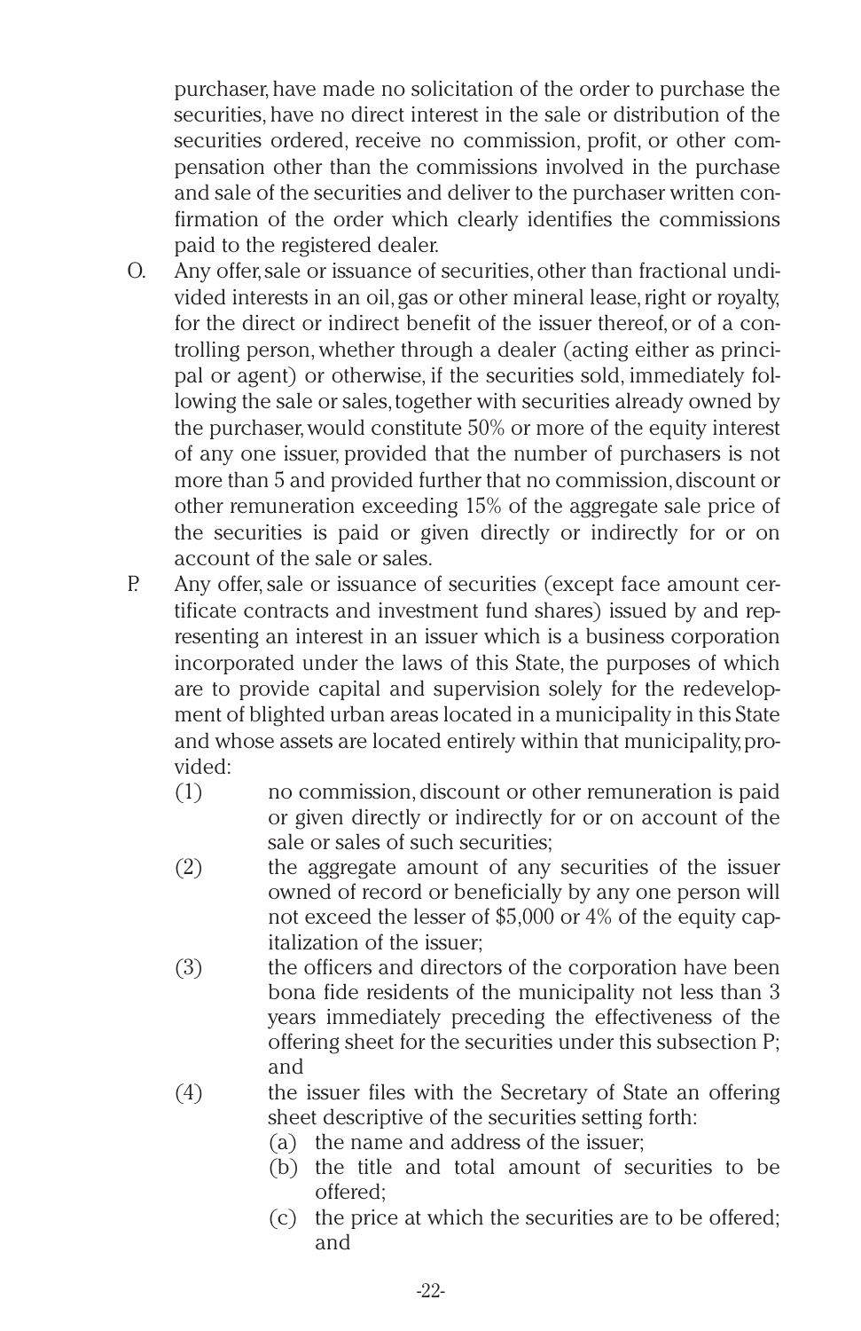purchaser, have made no solicitation of the order to purchase the securities, have no direct interest in the sale or distribution of the securities ordered, receive no commission, profit, or other compensation other than the commissions involved in the purchase and sale of the securities and deliver to the purchaser written confirmation of the order which clearly identifies the commissions paid to the registered dealer.

O. Any offer, sale or issuance of securities, other than fractional undivided interests in an oil, gas or other mineral lease, right or royalty, for the direct or indirect benefit of the issuer thereof, or of a controlling person, whether through a dealer (acting either as principal or agent) or otherwise, if the securities sold, immediately following the sale or sales, together with securities already owned by the purchaser, would constitute 50% or more of the equity interest of any one issuer, provided that the number of purchasers is not more than 5 and provided further that no commission, discount or other remuneration exceeding 15% of the aggregate sale price of the securities is paid or given directly or indirectly for or on account of the sale or sales.

P. Any offer, sale or issuance of securities (except face amount certificate contracts and investment fund shares) issued by and representing an interest in an issuer which is a business corporation incorporated under the laws of this State, the purposes of which are to provide capital and supervision solely for the redevelopment of blighted urban areas located in a municipality in this State and whose assets are located entirely within that municipality, provided:

(1) no commission, discount or other remuneration is paid or given directly or indirectly for or on account of the sale or sales of such securities;

(2) the aggregate amount of any securities of the issuer owned of record or beneficially by any one person will not exceed the lesser of $5,000 or 4% of the equity capitalization of the issuer;

(3) the officers and directors of the corporation have been bona fide residents of the municipality not less than 3 years immediately preceding the effectiveness of the offering sheet for the securities under this subsection P; and

(4) the issuer files with the Secretary of State an offering sheet descriptive of the securities setting forth:

  (a) the name and address of the issuer;

  (b) the title and total amount of securities to be offered;

  (c) the price at which the securities are to be offered; and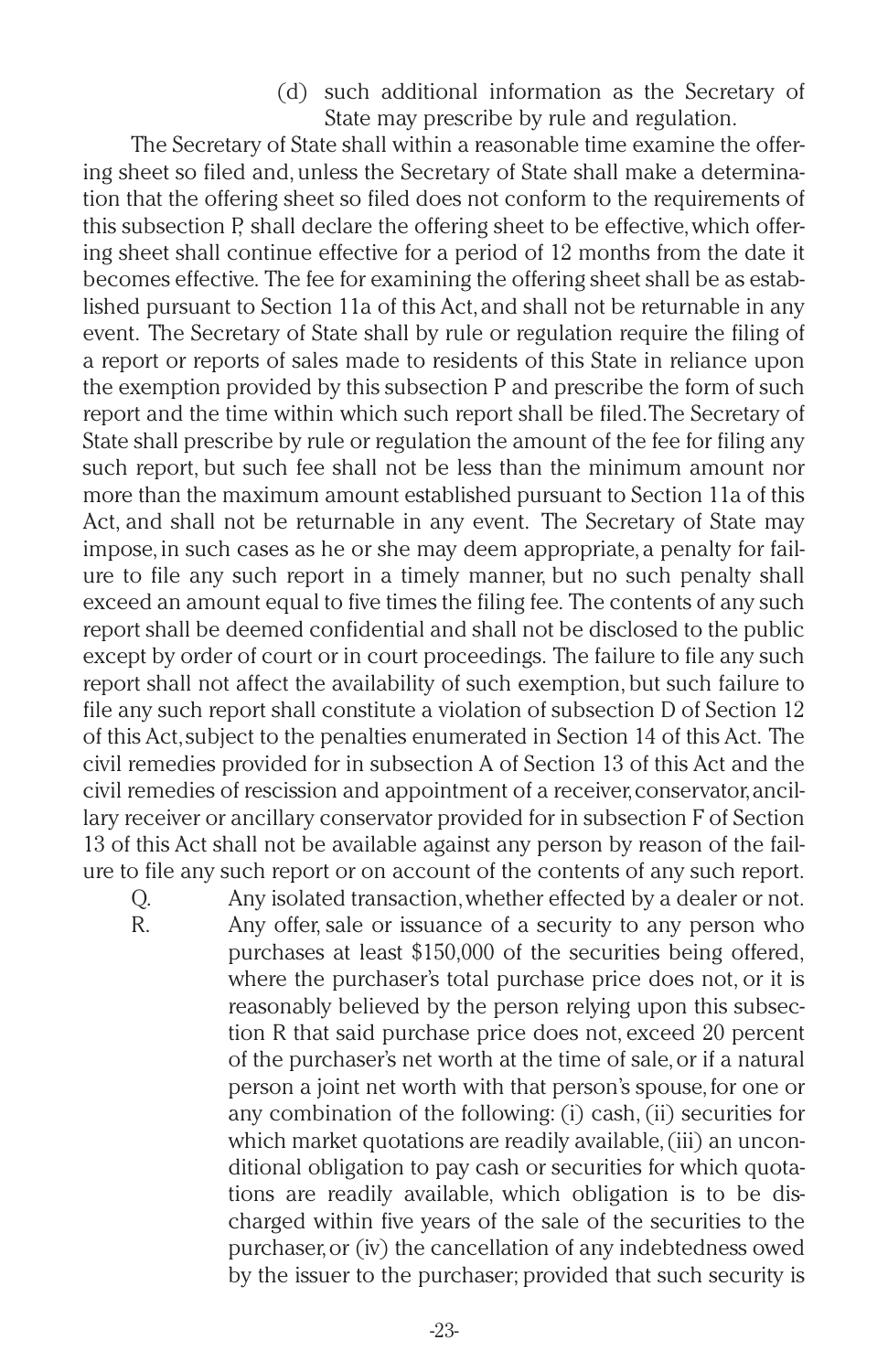(d) such additional information as the Secretary of State may prescribe by rule and regulation.

The Secretary of State shall within a reasonable time examine the offering sheet so filed and, unless the Secretary of State shall make a determination that the offering sheet so filed does not conform to the requirements of this subsection P, shall declare the offering sheet to be effective, which offering sheet shall continue effective for a period of 12 months from the date it becomes effective. The fee for examining the offering sheet shall be as established pursuant to Section 11a of this Act, and shall not be returnable in any event. The Secretary of State shall by rule or regulation require the filing of a report or reports of sales made to residents of this State in reliance upon the exemption provided by this subsection P and prescribe the form of such report and the time within which such report shall be filed. The Secretary of State shall prescribe by rule or regulation the amount of the fee for filing any such report, but such fee shall not be less than the minimum amount nor more than the maximum amount established pursuant to Section 11a of this Act, and shall not be returnable in any event. The Secretary of State may impose, in such cases as he or she may deem appropriate, a penalty for failure to file any such report in a timely manner, but no such penalty shall exceed an amount equal to five times the filing fee. The contents of any such report shall be deemed confidential and shall not be disclosed to the public except by order of court or in court proceedings. The failure to file any such report shall not affect the availability of such exemption, but such failure to file any such report shall constitute a violation of subsection D of Section 12 of this Act, subject to the penalties enumerated in Section 14 of this Act. The civil remedies provided for in subsection A of Section 13 of this Act and the civil remedies of rescission and appointment of a receiver, conservator, ancillary receiver or ancillary conservator provided for in subsection F of Section 13 of this Act shall not be available against any person by reason of the failure to file any such report or on account of the contents of any such report.

Q. Any isolated transaction, whether effected by a dealer or not.

R. Any offer, sale or issuance of a security to any person who purchases at least $150,000 of the securities being offered, where the purchaser's total purchase price does not, or it is reasonably believed by the person relying upon this subsection R that said purchase price does not, exceed 20 percent of the purchaser's net worth at the time of sale, or if a natural person a joint net worth with that person's spouse, for one or any combination of the following: (i) cash, (ii) securities for which market quotations are readily available, (iii) an unconditional obligation to pay cash or securities for which quotations are readily available, which obligation is to be discharged within five years of the sale of the securities to the purchaser, or (iv) the cancellation of any indebtedness owed by the issuer to the purchaser; provided that such security is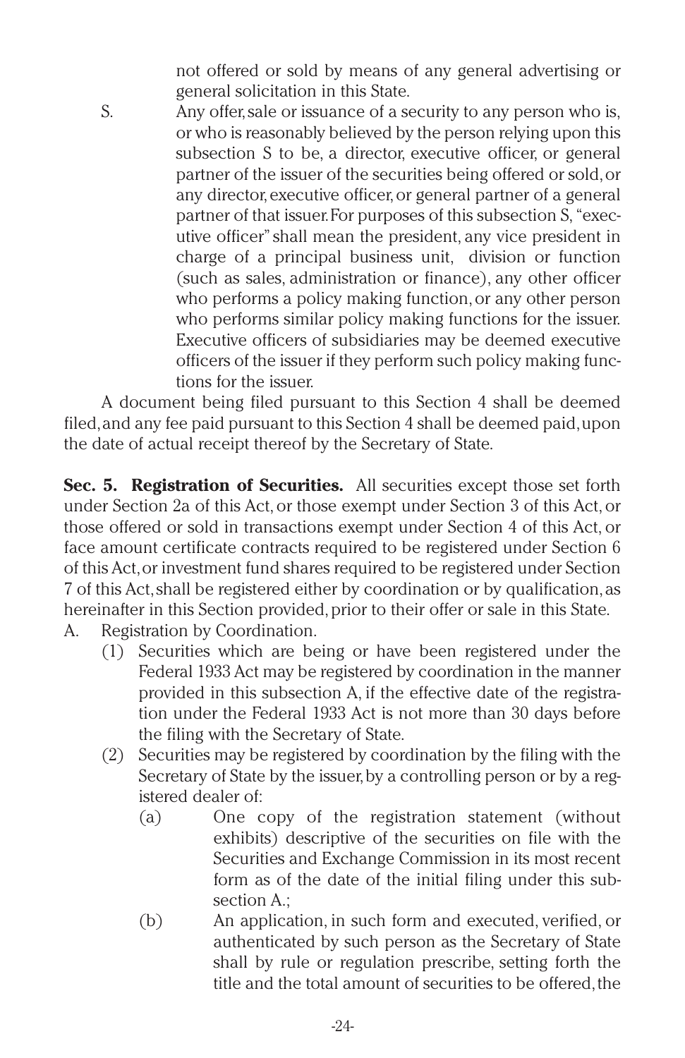not offered or sold by means of any general advertising or general solicitation in this State.

S. Any offer, sale or issuance of a security to any person who is, or who is reasonably believed by the person relying upon this subsection S to be, a director, executive officer, or general partner of the issuer of the securities being offered or sold, or any director, executive officer, or general partner of a general partner of that issuer. For purposes of this subsection S, "executive officer" shall mean the president, any vice president in charge of a principal business unit, division or function (such as sales, administration or finance), any other officer who performs a policy making function, or any other person who performs similar policy making functions for the issuer. Executive officers of subsidiaries may be deemed executive officers of the issuer if they perform such policy making functions for the issuer.

A document being filed pursuant to this Section 4 shall be deemed filed, and any fee paid pursuant to this Section 4 shall be deemed paid, upon the date of actual receipt thereof by the Secretary of State.

**Sec. 5. Registration of Securities.** All securities except those set forth under Section 2a of this Act, or those exempt under Section 3 of this Act, or those offered or sold in transactions exempt under Section 4 of this Act, or face amount certificate contracts required to be registered under Section 6 of this Act, or investment fund shares required to be registered under Section 7 of this Act, shall be registered either by coordination or by qualification, as hereinafter in this Section provided, prior to their offer or sale in this State.

A. Registration by Coordination.

(1) Securities which are being or have been registered under the Federal 1933 Act may be registered by coordination in the manner provided in this subsection A, if the effective date of the registration under the Federal 1933 Act is not more than 30 days before the filing with the Secretary of State.

(2) Securities may be registered by coordination by the filing with the Secretary of State by the issuer, by a controlling person or by a registered dealer of:

(a) One copy of the registration statement (without exhibits) descriptive of the securities on file with the Securities and Exchange Commission in its most recent form as of the date of the initial filing under this subsection A.;

(b) An application, in such form and executed, verified, or authenticated by such person as the Secretary of State shall by rule or regulation prescribe, setting forth the title and the total amount of securities to be offered, the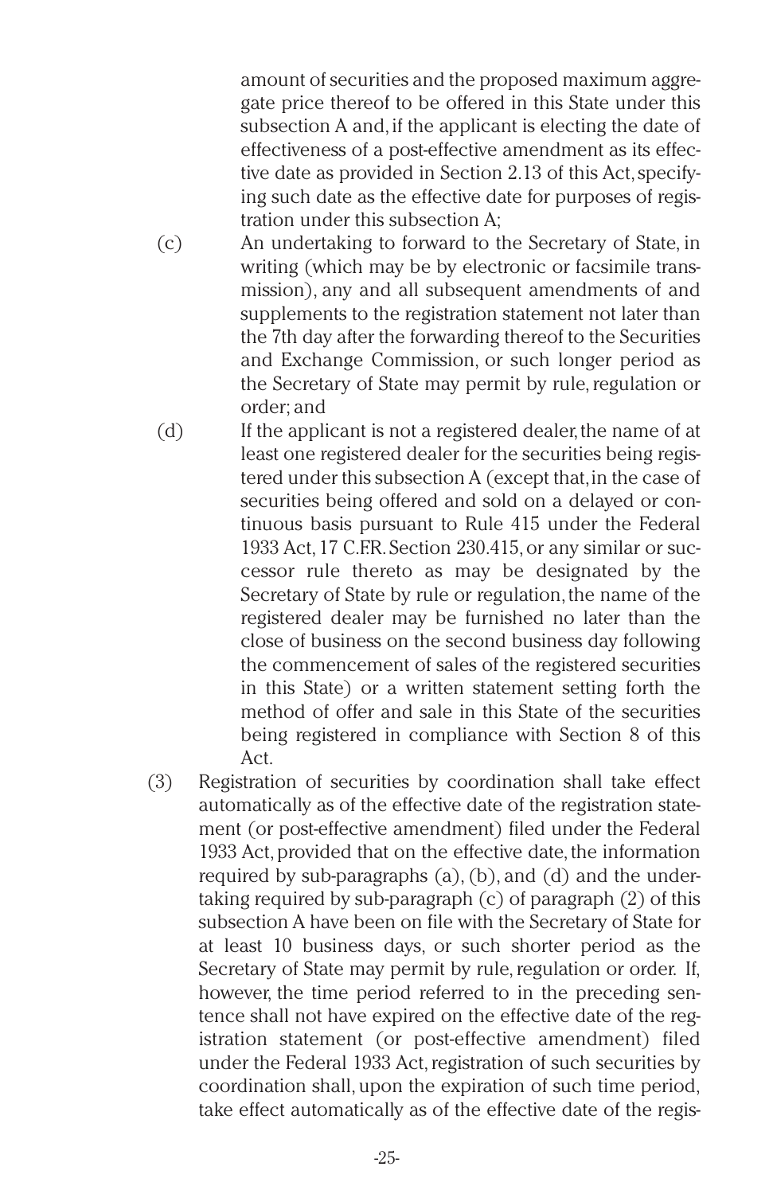amount of securities and the proposed maximum aggregate price thereof to be offered in this State under this subsection A and, if the applicant is electing the date of effectiveness of a post-effective amendment as its effective date as provided in Section 2.13 of this Act, specifying such date as the effective date for purposes of registration under this subsection A;

(c) An undertaking to forward to the Secretary of State, in writing (which may be by electronic or facsimile transmission), any and all subsequent amendments of and supplements to the registration statement not later than the 7th day after the forwarding thereof to the Securities and Exchange Commission, or such longer period as the Secretary of State may permit by rule, regulation or order; and

(d) If the applicant is not a registered dealer, the name of at least one registered dealer for the securities being registered under this subsection A (except that, in the case of securities being offered and sold on a delayed or continuous basis pursuant to Rule 415 under the Federal 1933 Act, 17 C.F.R. Section 230.415, or any similar or successor rule thereto as may be designated by the Secretary of State by rule or regulation, the name of the registered dealer may be furnished no later than the close of business on the second business day following the commencement of sales of the registered securities in this State) or a written statement setting forth the method of offer and sale in this State of the securities being registered in compliance with Section 8 of this Act.

(3) Registration of securities by coordination shall take effect automatically as of the effective date of the registration statement (or post-effective amendment) filed under the Federal 1933 Act, provided that on the effective date, the information required by sub-paragraphs (a), (b), and (d) and the undertaking required by sub-paragraph (c) of paragraph (2) of this subsection A have been on file with the Secretary of State for at least 10 business days, or such shorter period as the Secretary of State may permit by rule, regulation or order. If, however, the time period referred to in the preceding sentence shall not have expired on the effective date of the registration statement (or post-effective amendment) filed under the Federal 1933 Act, registration of such securities by coordination shall, upon the expiration of such time period, take effect automatically as of the effective date of the regis-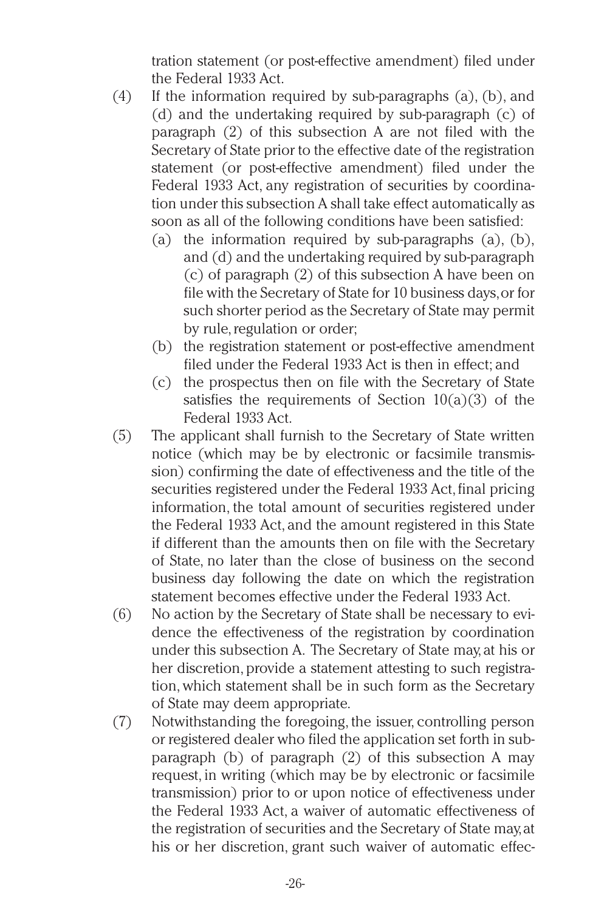tration statement (or post-effective amendment) filed under the Federal 1933 Act.

(4) If the information required by sub-paragraphs (a), (b), and (d) and the undertaking required by sub-paragraph (c) of paragraph (2) of this subsection A are not filed with the Secretary of State prior to the effective date of the registration statement (or post-effective amendment) filed under the Federal 1933 Act, any registration of securities by coordination under this subsection A shall take effect automatically as soon as all of the following conditions have been satisfied:

  (a) the information required by sub-paragraphs (a), (b), and (d) and the undertaking required by sub-paragraph (c) of paragraph (2) of this subsection A have been on file with the Secretary of State for 10 business days, or for such shorter period as the Secretary of State may permit by rule, regulation or order;

  (b) the registration statement or post-effective amendment filed under the Federal 1933 Act is then in effect; and

  (c) the prospectus then on file with the Secretary of State satisfies the requirements of Section 10(a)(3) of the Federal 1933 Act.

(5) The applicant shall furnish to the Secretary of State written notice (which may be by electronic or facsimile transmission) confirming the date of effectiveness and the title of the securities registered under the Federal 1933 Act, final pricing information, the total amount of securities registered under the Federal 1933 Act, and the amount registered in this State if different than the amounts then on file with the Secretary of State, no later than the close of business on the second business day following the date on which the registration statement becomes effective under the Federal 1933 Act.

(6) No action by the Secretary of State shall be necessary to evidence the effectiveness of the registration by coordination under this subsection A. The Secretary of State may, at his or her discretion, provide a statement attesting to such registration, which statement shall be in such form as the Secretary of State may deem appropriate.

(7) Notwithstanding the foregoing, the issuer, controlling person or registered dealer who filed the application set forth in sub-paragraph (b) of paragraph (2) of this subsection A may request, in writing (which may be by electronic or facsimile transmission) prior to or upon notice of effectiveness under the Federal 1933 Act, a waiver of automatic effectiveness of the registration of securities and the Secretary of State may, at his or her discretion, grant such waiver of automatic effec-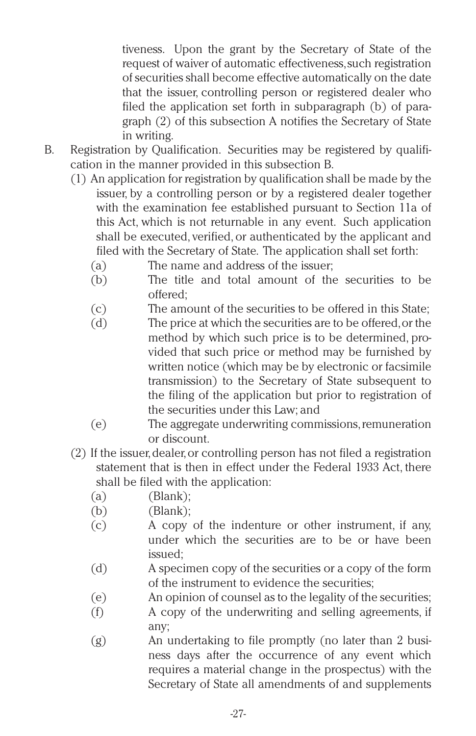tiveness. Upon the grant by the Secretary of State of the request of waiver of automatic effectiveness, such registration of securities shall become effective automatically on the date that the issuer, controlling person or registered dealer who filed the application set forth in subparagraph (b) of paragraph (2) of this subsection A notifies the Secretary of State in writing.

B. Registration by Qualification. Securities may be registered by qualification in the manner provided in this subsection B.

(1) An application for registration by qualification shall be made by the issuer, by a controlling person or by a registered dealer together with the examination fee established pursuant to Section 11a of this Act, which is not returnable in any event. Such application shall be executed, verified, or authenticated by the applicant and filed with the Secretary of State. The application shall set forth:

(a) The name and address of the issuer;

(b) The title and total amount of the securities to be offered;

(c) The amount of the securities to be offered in this State;

(d) The price at which the securities are to be offered, or the method by which such price is to be determined, provided that such price or method may be furnished by written notice (which may be by electronic or facsimile transmission) to the Secretary of State subsequent to the filing of the application but prior to registration of the securities under this Law; and

(e) The aggregate underwriting commissions, remuneration or discount.

(2) If the issuer, dealer, or controlling person has not filed a registration statement that is then in effect under the Federal 1933 Act, there shall be filed with the application:

(a) (Blank);

(b) (Blank);

(c) A copy of the indenture or other instrument, if any, under which the securities are to be or have been issued;

(d) A specimen copy of the securities or a copy of the form of the instrument to evidence the securities;

(e) An opinion of counsel as to the legality of the securities;

(f) A copy of the underwriting and selling agreements, if any;

(g) An undertaking to file promptly (no later than 2 business days after the occurrence of any event which requires a material change in the prospectus) with the Secretary of State all amendments of and supplements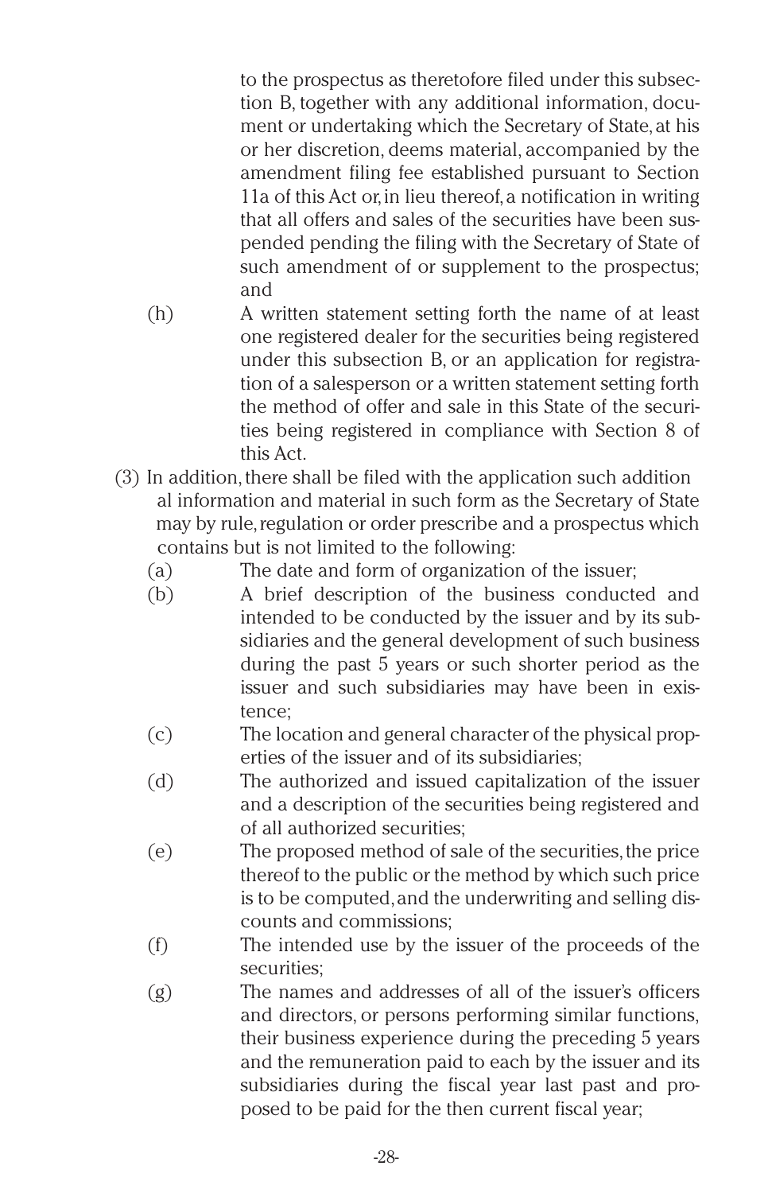to the prospectus as theretofore filed under this subsection B, together with any additional information, document or undertaking which the Secretary of State, at his or her discretion, deems material, accompanied by the amendment filing fee established pursuant to Section 11a of this Act or, in lieu thereof, a notification in writing that all offers and sales of the securities have been suspended pending the filing with the Secretary of State of such amendment of or supplement to the prospectus; and

(h) A written statement setting forth the name of at least one registered dealer for the securities being registered under this subsection B, or an application for registration of a salesperson or a written statement setting forth the method of offer and sale in this State of the securities being registered in compliance with Section 8 of this Act.

(3) In addition, there shall be filed with the application such additional information and material in such form as the Secretary of State may by rule, regulation or order prescribe and a prospectus which contains but is not limited to the following:

(a) The date and form of organization of the issuer;

(b) A brief description of the business conducted and intended to be conducted by the issuer and by its subsidiaries and the general development of such business during the past 5 years or such shorter period as the issuer and such subsidiaries may have been in existence;

(c) The location and general character of the physical properties of the issuer and of its subsidiaries;

(d) The authorized and issued capitalization of the issuer and a description of the securities being registered and of all authorized securities;

(e) The proposed method of sale of the securities, the price thereof to the public or the method by which such price is to be computed, and the underwriting and selling discounts and commissions;

(f) The intended use by the issuer of the proceeds of the securities;

(g) The names and addresses of all of the issuer's officers and directors, or persons performing similar functions, their business experience during the preceding 5 years and the remuneration paid to each by the issuer and its subsidiaries during the fiscal year last past and proposed to be paid for the then current fiscal year;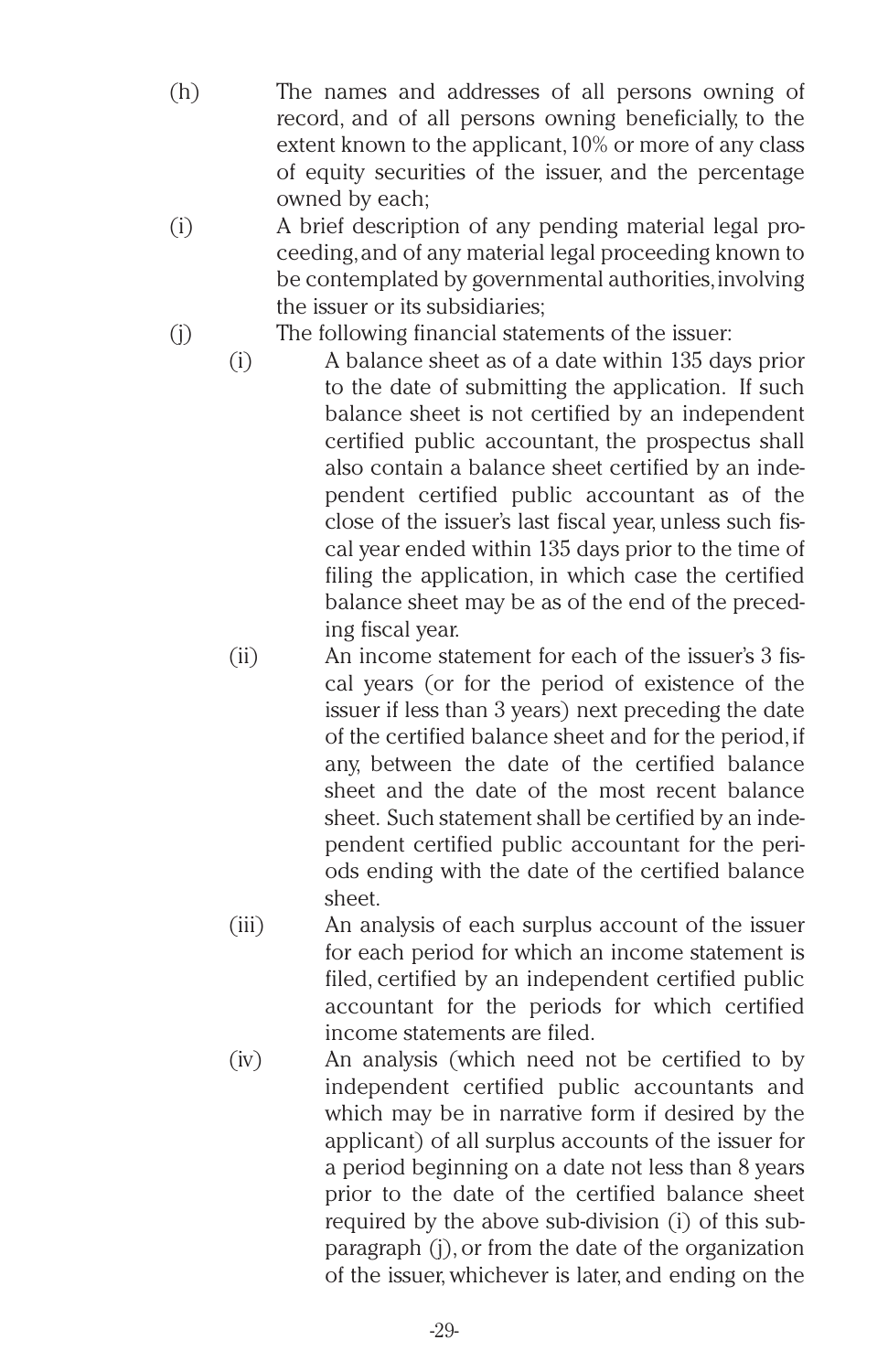(h) The names and addresses of all persons owning of record, and of all persons owning beneficially, to the extent known to the applicant, 10% or more of any class of equity securities of the issuer, and the percentage owned by each;

(i) A brief description of any pending material legal proceeding, and of any material legal proceeding known to be contemplated by governmental authorities, involving the issuer or its subsidiaries;

(j) The following financial statements of the issuer:

  (i) A balance sheet as of a date within 135 days prior to the date of submitting the application. If such balance sheet is not certified by an independent certified public accountant, the prospectus shall also contain a balance sheet certified by an independent certified public accountant as of the close of the issuer's last fiscal year, unless such fiscal year ended within 135 days prior to the time of filing the application, in which case the certified balance sheet may be as of the end of the preceding fiscal year.

  (ii) An income statement for each of the issuer's 3 fiscal years (or for the period of existence of the issuer if less than 3 years) next preceding the date of the certified balance sheet and for the period, if any, between the date of the certified balance sheet and the date of the most recent balance sheet. Such statement shall be certified by an independent certified public accountant for the periods ending with the date of the certified balance sheet.

  (iii) An analysis of each surplus account of the issuer for each period for which an income statement is filed, certified by an independent certified public accountant for the periods for which certified income statements are filed.

  (iv) An analysis (which need not be certified to by independent certified public accountants and which may be in narrative form if desired by the applicant) of all surplus accounts of the issuer for a period beginning on a date not less than 8 years prior to the date of the certified balance sheet required by the above sub-division (i) of this subparagraph (j), or from the date of the organization of the issuer, whichever is later, and ending on the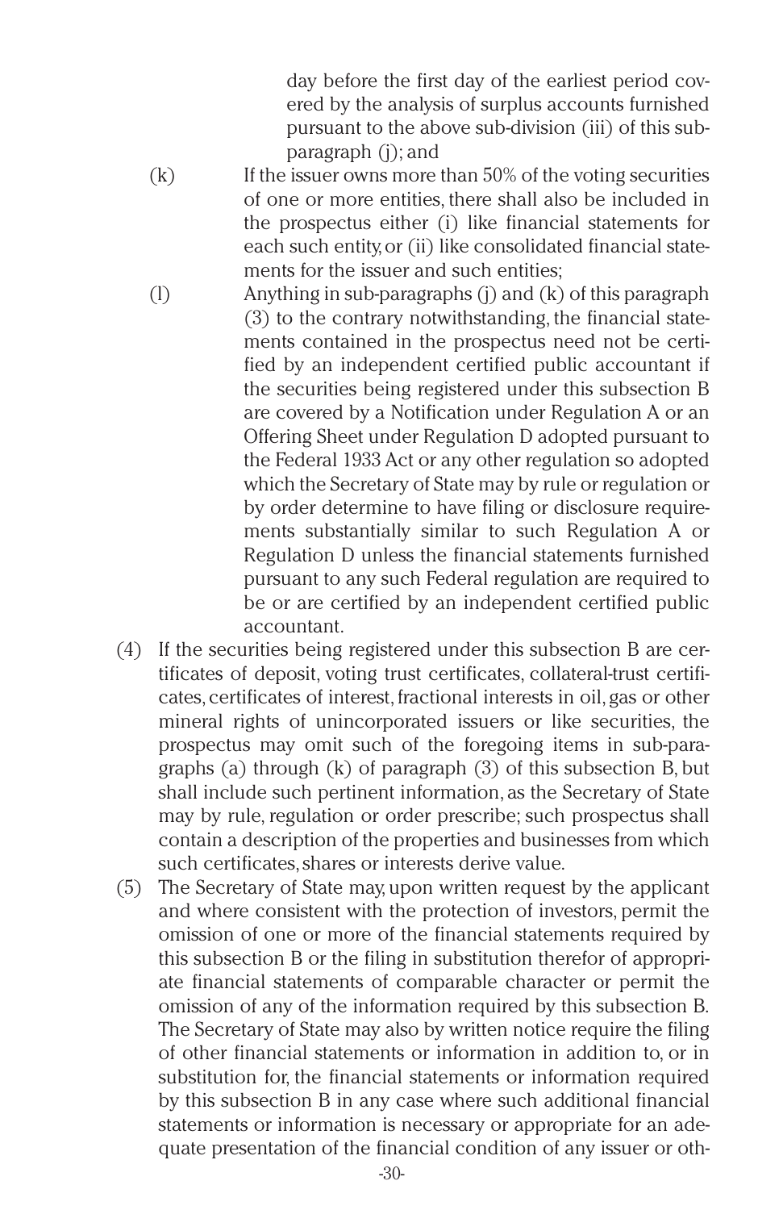day before the first day of the earliest period covered by the analysis of surplus accounts furnished pursuant to the above sub-division (iii) of this sub-paragraph (j); and

(k) If the issuer owns more than 50% of the voting securities of one or more entities, there shall also be included in the prospectus either (i) like financial statements for each such entity, or (ii) like consolidated financial statements for the issuer and such entities;

(l) Anything in sub-paragraphs (j) and (k) of this paragraph (3) to the contrary notwithstanding, the financial statements contained in the prospectus need not be certified by an independent certified public accountant if the securities being registered under this subsection B are covered by a Notification under Regulation A or an Offering Sheet under Regulation D adopted pursuant to the Federal 1933 Act or any other regulation so adopted which the Secretary of State may by rule or regulation or by order determine to have filing or disclosure requirements substantially similar to such Regulation A or Regulation D unless the financial statements furnished pursuant to any such Federal regulation are required to be or are certified by an independent certified public accountant.

(4) If the securities being registered under this subsection B are certificates of deposit, voting trust certificates, collateral-trust certificates, certificates of interest, fractional interests in oil, gas or other mineral rights of unincorporated issuers or like securities, the prospectus may omit such of the foregoing items in sub-paragraphs (a) through (k) of paragraph (3) of this subsection B, but shall include such pertinent information, as the Secretary of State may by rule, regulation or order prescribe; such prospectus shall contain a description of the properties and businesses from which such certificates, shares or interests derive value.

(5) The Secretary of State may, upon written request by the applicant and where consistent with the protection of investors, permit the omission of one or more of the financial statements required by this subsection B or the filing in substitution therefor of appropriate financial statements of comparable character or permit the omission of any of the information required by this subsection B. The Secretary of State may also by written notice require the filing of other financial statements or information in addition to, or in substitution for, the financial statements or information required by this subsection B in any case where such additional financial statements or information is necessary or appropriate for an adequate presentation of the financial condition of any issuer or oth-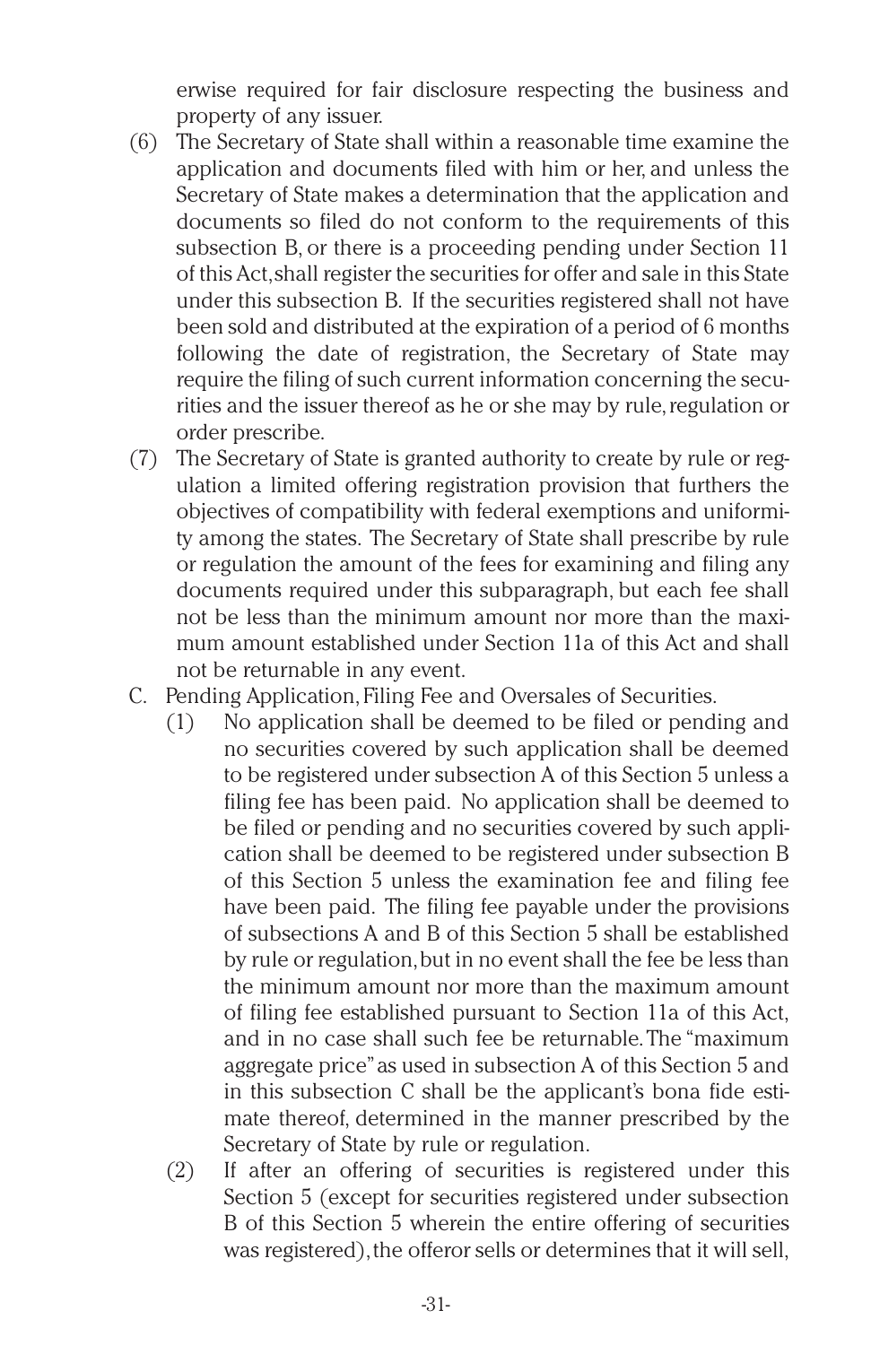erwise required for fair disclosure respecting the business and property of any issuer.

(6) The Secretary of State shall within a reasonable time examine the application and documents filed with him or her, and unless the Secretary of State makes a determination that the application and documents so filed do not conform to the requirements of this subsection B, or there is a proceeding pending under Section 11 of this Act, shall register the securities for offer and sale in this State under this subsection B. If the securities registered shall not have been sold and distributed at the expiration of a period of 6 months following the date of registration, the Secretary of State may require the filing of such current information concerning the securities and the issuer thereof as he or she may by rule, regulation or order prescribe.

(7) The Secretary of State is granted authority to create by rule or regulation a limited offering registration provision that furthers the objectives of compatibility with federal exemptions and uniformity among the states. The Secretary of State shall prescribe by rule or regulation the amount of the fees for examining and filing any documents required under this subparagraph, but each fee shall not be less than the minimum amount nor more than the maximum amount established under Section 11a of this Act and shall not be returnable in any event.

C. Pending Application, Filing Fee and Oversales of Securities.

(1) No application shall be deemed to be filed or pending and no securities covered by such application shall be deemed to be registered under subsection A of this Section 5 unless a filing fee has been paid. No application shall be deemed to be filed or pending and no securities covered by such application shall be deemed to be registered under subsection B of this Section 5 unless the examination fee and filing fee have been paid. The filing fee payable under the provisions of subsections A and B of this Section 5 shall be established by rule or regulation, but in no event shall the fee be less than the minimum amount nor more than the maximum amount of filing fee established pursuant to Section 11a of this Act, and in no case shall such fee be returnable. The "maximum aggregate price" as used in subsection A of this Section 5 and in this subsection C shall be the applicant's bona fide estimate thereof, determined in the manner prescribed by the Secretary of State by rule or regulation.

(2) If after an offering of securities is registered under this Section 5 (except for securities registered under subsection B of this Section 5 wherein the entire offering of securities was registered), the offeror sells or determines that it will sell,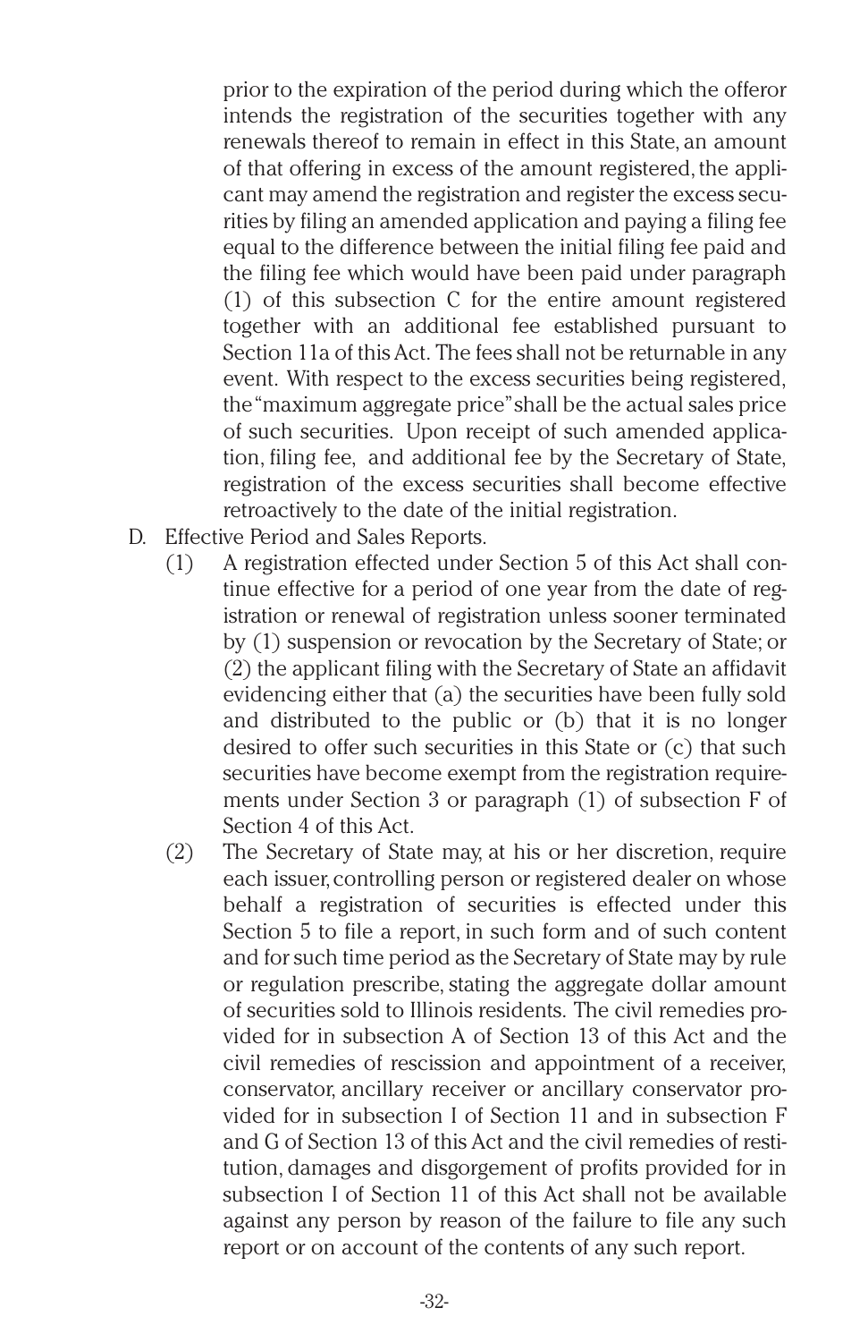prior to the expiration of the period during which the offeror intends the registration of the securities together with any renewals thereof to remain in effect in this State, an amount of that offering in excess of the amount registered, the applicant may amend the registration and register the excess securities by filing an amended application and paying a filing fee equal to the difference between the initial filing fee paid and the filing fee which would have been paid under paragraph (1) of this subsection C for the entire amount registered together with an additional fee established pursuant to Section 11a of this Act. The fees shall not be returnable in any event. With respect to the excess securities being registered, the "maximum aggregate price" shall be the actual sales price of such securities. Upon receipt of such amended application, filing fee, and additional fee by the Secretary of State, registration of the excess securities shall become effective retroactively to the date of the initial registration.

D. Effective Period and Sales Reports.

(1) A registration effected under Section 5 of this Act shall continue effective for a period of one year from the date of registration or renewal of registration unless sooner terminated by (1) suspension or revocation by the Secretary of State; or (2) the applicant filing with the Secretary of State an affidavit evidencing either that (a) the securities have been fully sold and distributed to the public or (b) that it is no longer desired to offer such securities in this State or (c) that such securities have become exempt from the registration requirements under Section 3 or paragraph (1) of subsection F of Section 4 of this Act.

(2) The Secretary of State may, at his or her discretion, require each issuer, controlling person or registered dealer on whose behalf a registration of securities is effected under this Section 5 to file a report, in such form and of such content and for such time period as the Secretary of State may by rule or regulation prescribe, stating the aggregate dollar amount of securities sold to Illinois residents. The civil remedies provided for in subsection A of Section 13 of this Act and the civil remedies of rescission and appointment of a receiver, conservator, ancillary receiver or ancillary conservator provided for in subsection I of Section 11 and in subsection F and G of Section 13 of this Act and the civil remedies of restitution, damages and disgorgement of profits provided for in subsection I of Section 11 of this Act shall not be available against any person by reason of the failure to file any such report or on account of the contents of any such report.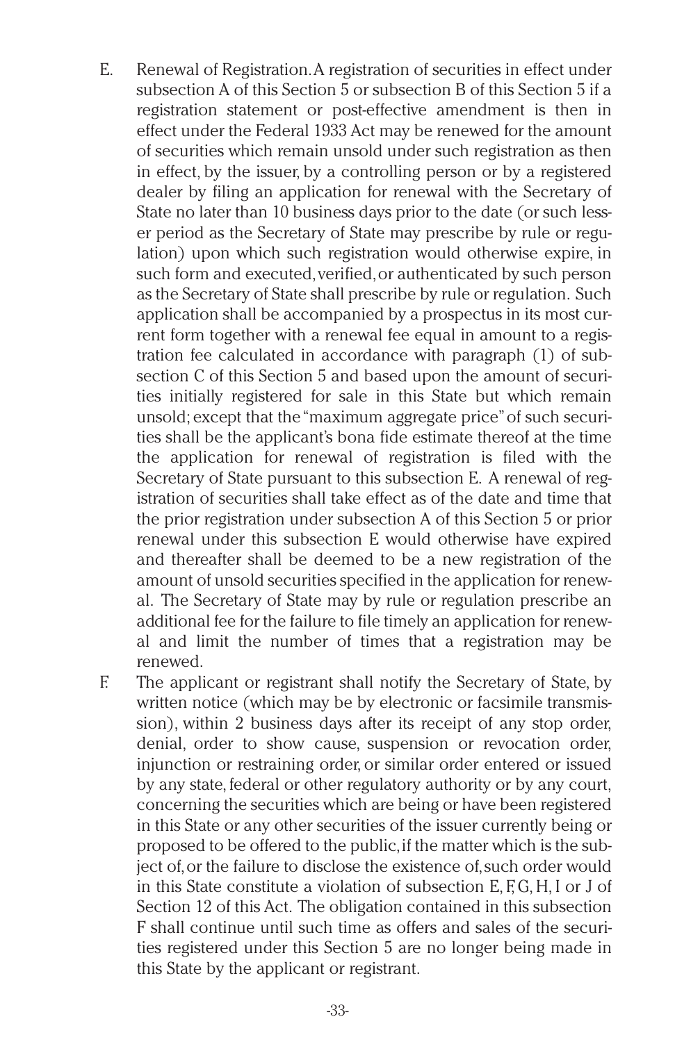E. Renewal of Registration. A registration of securities in effect under subsection A of this Section 5 or subsection B of this Section 5 if a registration statement or post-effective amendment is then in effect under the Federal 1933 Act may be renewed for the amount of securities which remain unsold under such registration as then in effect, by the issuer, by a controlling person or by a registered dealer by filing an application for renewal with the Secretary of State no later than 10 business days prior to the date (or such lesser period as the Secretary of State may prescribe by rule or regulation) upon which such registration would otherwise expire, in such form and executed, verified, or authenticated by such person as the Secretary of State shall prescribe by rule or regulation. Such application shall be accompanied by a prospectus in its most current form together with a renewal fee equal in amount to a registration fee calculated in accordance with paragraph (1) of subsection C of this Section 5 and based upon the amount of securities initially registered for sale in this State but which remain unsold; except that the "maximum aggregate price" of such securities shall be the applicant's bona fide estimate thereof at the time the application for renewal of registration is filed with the Secretary of State pursuant to this subsection E. A renewal of registration of securities shall take effect as of the date and time that the prior registration under subsection A of this Section 5 or prior renewal under this subsection E would otherwise have expired and thereafter shall be deemed to be a new registration of the amount of unsold securities specified in the application for renewal. The Secretary of State may by rule or regulation prescribe an additional fee for the failure to file timely an application for renewal and limit the number of times that a registration may be renewed.

F. The applicant or registrant shall notify the Secretary of State, by written notice (which may be by electronic or facsimile transmission), within 2 business days after its receipt of any stop order, denial, order to show cause, suspension or revocation order, injunction or restraining order, or similar order entered or issued by any state, federal or other regulatory authority or by any court, concerning the securities which are being or have been registered in this State or any other securities of the issuer currently being or proposed to be offered to the public, if the matter which is the subject of, or the failure to disclose the existence of, such order would in this State constitute a violation of subsection E, F, G, H, I or J of Section 12 of this Act. The obligation contained in this subsection F shall continue until such time as offers and sales of the securities registered under this Section 5 are no longer being made in this State by the applicant or registrant.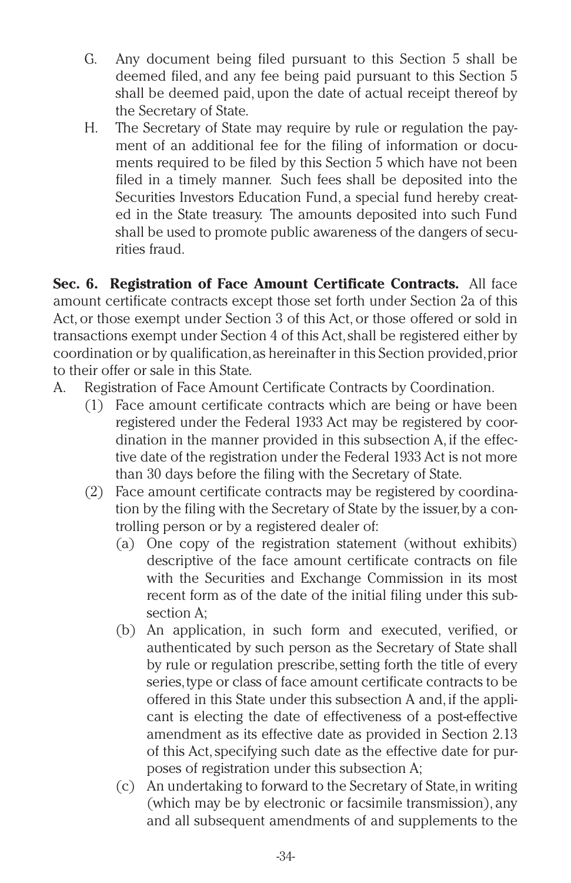G. Any document being filed pursuant to this Section 5 shall be deemed filed, and any fee being paid pursuant to this Section 5 shall be deemed paid, upon the date of actual receipt thereof by the Secretary of State.

H. The Secretary of State may require by rule or regulation the payment of an additional fee for the filing of information or documents required to be filed by this Section 5 which have not been filed in a timely manner. Such fees shall be deposited into the Securities Investors Education Fund, a special fund hereby created in the State treasury. The amounts deposited into such Fund shall be used to promote public awareness of the dangers of securities fraud.

**Sec. 6. Registration of Face Amount Certificate Contracts.** All face amount certificate contracts except those set forth under Section 2a of this Act, or those exempt under Section 3 of this Act, or those offered or sold in transactions exempt under Section 4 of this Act, shall be registered either by coordination or by qualification, as hereinafter in this Section provided, prior to their offer or sale in this State.

A. Registration of Face Amount Certificate Contracts by Coordination.

   (1) Face amount certificate contracts which are being or have been registered under the Federal 1933 Act may be registered by coordination in the manner provided in this subsection A, if the effective date of the registration under the Federal 1933 Act is not more than 30 days before the filing with the Secretary of State.

   (2) Face amount certificate contracts may be registered by coordination by the filing with the Secretary of State by the issuer, by a controlling person or by a registered dealer of:

      (a) One copy of the registration statement (without exhibits) descriptive of the face amount certificate contracts on file with the Securities and Exchange Commission in its most recent form as of the date of the initial filing under this subsection A;

      (b) An application, in such form and executed, verified, or authenticated by such person as the Secretary of State shall by rule or regulation prescribe, setting forth the title of every series, type or class of face amount certificate contracts to be offered in this State under this subsection A and, if the applicant is electing the date of effectiveness of a post-effective amendment as its effective date as provided in Section 2.13 of this Act, specifying such date as the effective date for purposes of registration under this subsection A;

      (c) An undertaking to forward to the Secretary of State, in writing (which may be by electronic or facsimile transmission), any and all subsequent amendments of and supplements to the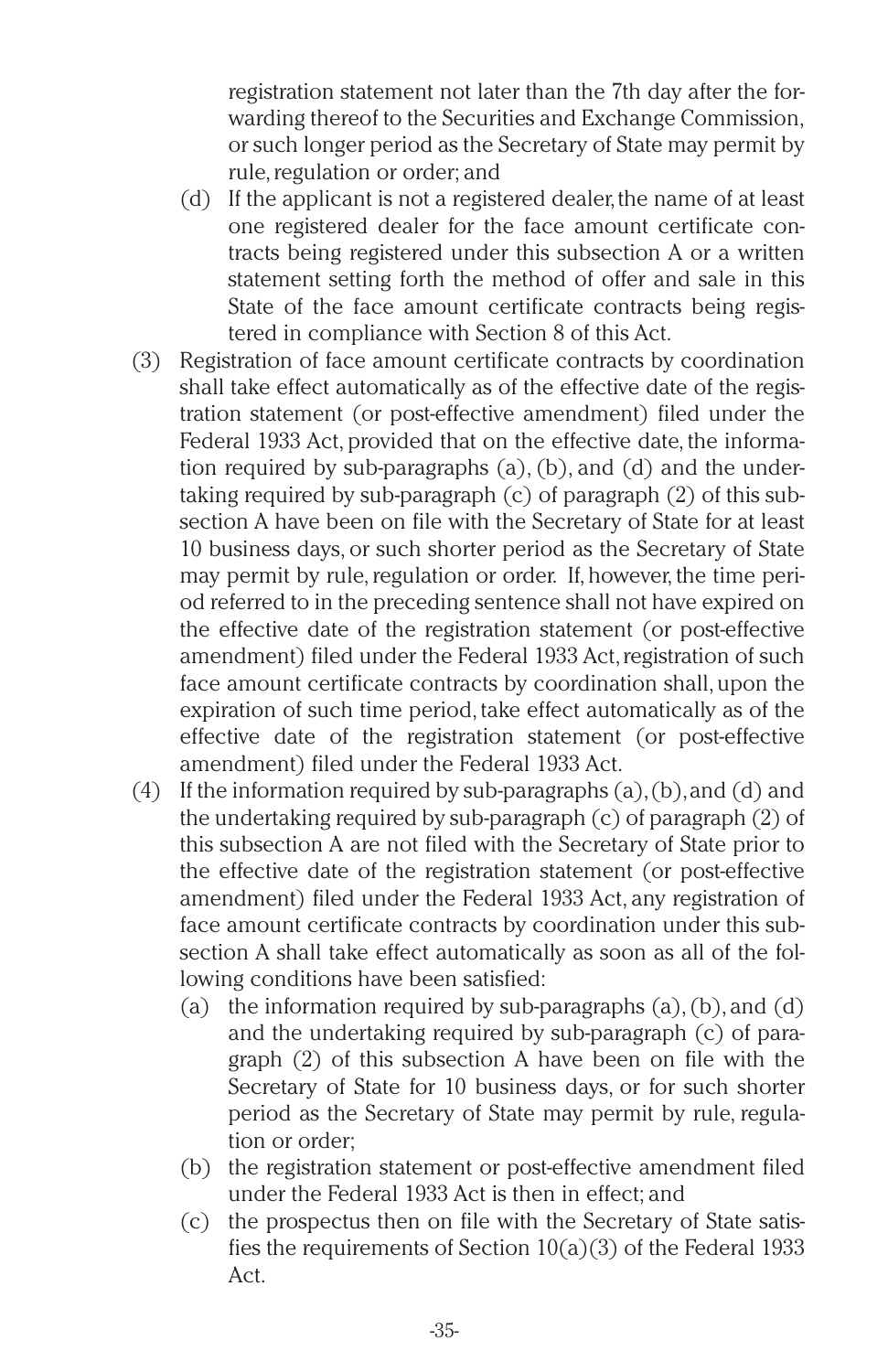registration statement not later than the 7th day after the forwarding thereof to the Securities and Exchange Commission, or such longer period as the Secretary of State may permit by rule, regulation or order; and

(d) If the applicant is not a registered dealer, the name of at least one registered dealer for the face amount certificate contracts being registered under this subsection A or a written statement setting forth the method of offer and sale in this State of the face amount certificate contracts being registered in compliance with Section 8 of this Act.

(3) Registration of face amount certificate contracts by coordination shall take effect automatically as of the effective date of the registration statement (or post-effective amendment) filed under the Federal 1933 Act, provided that on the effective date, the information required by sub-paragraphs (a), (b), and (d) and the undertaking required by sub-paragraph (c) of paragraph (2) of this subsection A have been on file with the Secretary of State for at least 10 business days, or such shorter period as the Secretary of State may permit by rule, regulation or order. If, however, the time period referred to in the preceding sentence shall not have expired on the effective date of the registration statement (or post-effective amendment) filed under the Federal 1933 Act, registration of such face amount certificate contracts by coordination shall, upon the expiration of such time period, take effect automatically as of the effective date of the registration statement (or post-effective amendment) filed under the Federal 1933 Act.

(4) If the information required by sub-paragraphs (a), (b), and (d) and the undertaking required by sub-paragraph (c) of paragraph (2) of this subsection A are not filed with the Secretary of State prior to the effective date of the registration statement (or post-effective amendment) filed under the Federal 1933 Act, any registration of face amount certificate contracts by coordination under this subsection A shall take effect automatically as soon as all of the following conditions have been satisfied:

(a) the information required by sub-paragraphs (a), (b), and (d) and the undertaking required by sub-paragraph (c) of paragraph (2) of this subsection A have been on file with the Secretary of State for 10 business days, or for such shorter period as the Secretary of State may permit by rule, regulation or order;

(b) the registration statement or post-effective amendment filed under the Federal 1933 Act is then in effect; and

(c) the prospectus then on file with the Secretary of State satisfies the requirements of Section 10(a)(3) of the Federal 1933 Act.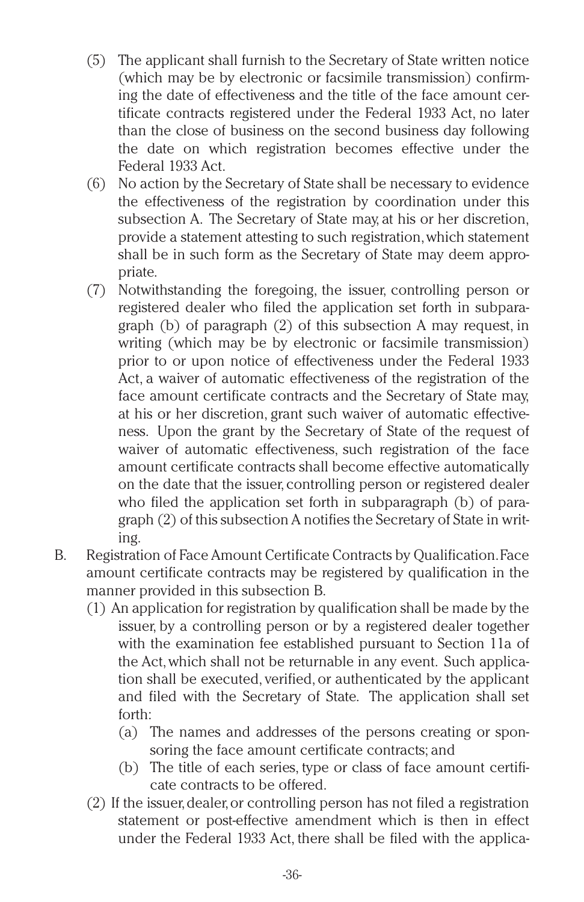(5) The applicant shall furnish to the Secretary of State written notice (which may be by electronic or facsimile transmission) confirming the date of effectiveness and the title of the face amount certificate contracts registered under the Federal 1933 Act, no later than the close of business on the second business day following the date on which registration becomes effective under the Federal 1933 Act.

(6) No action by the Secretary of State shall be necessary to evidence the effectiveness of the registration by coordination under this subsection A. The Secretary of State may, at his or her discretion, provide a statement attesting to such registration, which statement shall be in such form as the Secretary of State may deem appropriate.

(7) Notwithstanding the foregoing, the issuer, controlling person or registered dealer who filed the application set forth in subparagraph (b) of paragraph (2) of this subsection A may request, in writing (which may be by electronic or facsimile transmission) prior to or upon notice of effectiveness under the Federal 1933 Act, a waiver of automatic effectiveness of the registration of the face amount certificate contracts and the Secretary of State may, at his or her discretion, grant such waiver of automatic effectiveness. Upon the grant by the Secretary of State of the request of waiver of automatic effectiveness, such registration of the face amount certificate contracts shall become effective automatically on the date that the issuer, controlling person or registered dealer who filed the application set forth in subparagraph (b) of paragraph (2) of this subsection A notifies the Secretary of State in writing.

B. Registration of Face Amount Certificate Contracts by Qualification. Face amount certificate contracts may be registered by qualification in the manner provided in this subsection B.

(1) An application for registration by qualification shall be made by the issuer, by a controlling person or by a registered dealer together with the examination fee established pursuant to Section 11a of the Act, which shall not be returnable in any event. Such application shall be executed, verified, or authenticated by the applicant and filed with the Secretary of State. The application shall set forth:

(a) The names and addresses of the persons creating or sponsoring the face amount certificate contracts; and

(b) The title of each series, type or class of face amount certificate contracts to be offered.

(2) If the issuer, dealer, or controlling person has not filed a registration statement or post-effective amendment which is then in effect under the Federal 1933 Act, there shall be filed with the applica-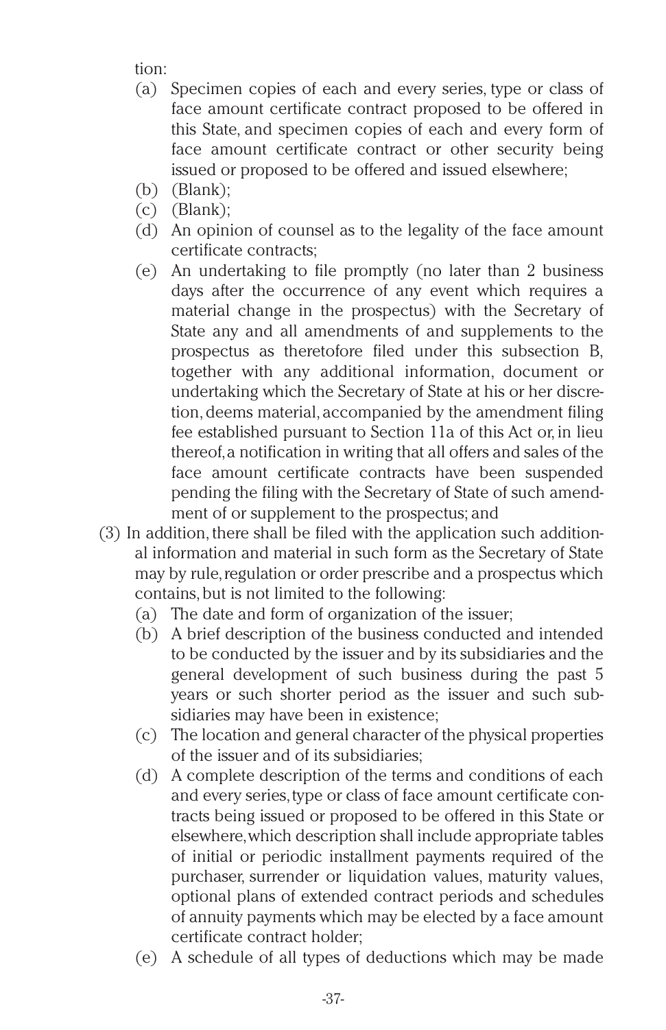tion:

- (a) Specimen copies of each and every series, type or class of face amount certificate contract proposed to be offered in this State, and specimen copies of each and every form of face amount certificate contract or other security being issued or proposed to be offered and issued elsewhere;
- (b) (Blank);
- (c) (Blank);
- (d) An opinion of counsel as to the legality of the face amount certificate contracts;
- (e) An undertaking to file promptly (no later than 2 business days after the occurrence of any event which requires a material change in the prospectus) with the Secretary of State any and all amendments of and supplements to the prospectus as theretofore filed under this subsection B, together with any additional information, document or undertaking which the Secretary of State at his or her discretion, deems material, accompanied by the amendment filing fee established pursuant to Section 11a of this Act or, in lieu thereof, a notification in writing that all offers and sales of the face amount certificate contracts have been suspended pending the filing with the Secretary of State of such amendment of or supplement to the prospectus; and

(3) In addition, there shall be filed with the application such additional information and material in such form as the Secretary of State may by rule, regulation or order prescribe and a prospectus which contains, but is not limited to the following:

- (a) The date and form of organization of the issuer;
- (b) A brief description of the business conducted and intended to be conducted by the issuer and by its subsidiaries and the general development of such business during the past 5 years or such shorter period as the issuer and such subsidiaries may have been in existence;
- (c) The location and general character of the physical properties of the issuer and of its subsidiaries;
- (d) A complete description of the terms and conditions of each and every series, type or class of face amount certificate contracts being issued or proposed to be offered in this State or elsewhere, which description shall include appropriate tables of initial or periodic installment payments required of the purchaser, surrender or liquidation values, maturity values, optional plans of extended contract periods and schedules of annuity payments which may be elected by a face amount certificate contract holder;
- (e) A schedule of all types of deductions which may be made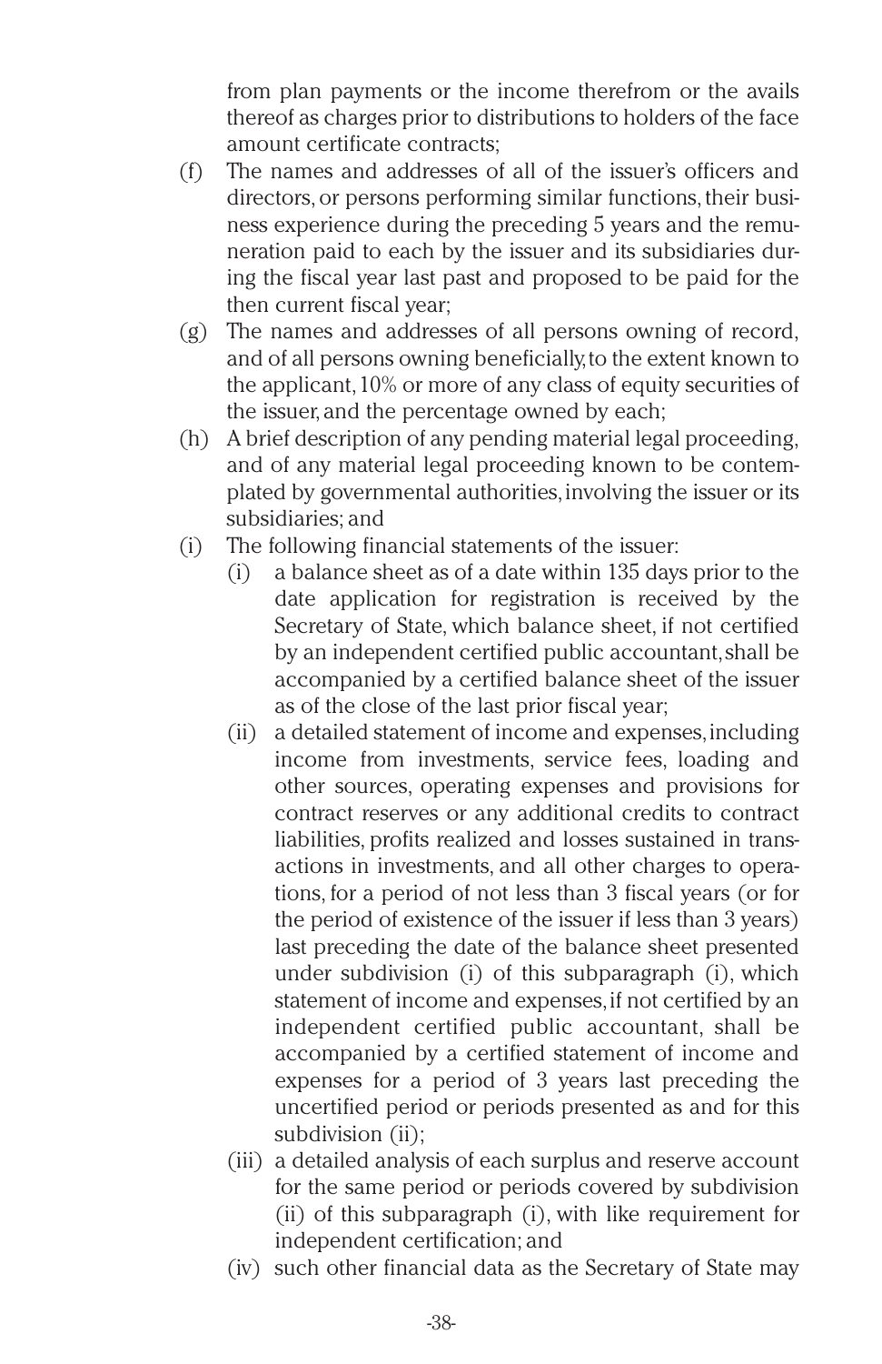from plan payments or the income therefrom or the avails thereof as charges prior to distributions to holders of the face amount certificate contracts;

(f) The names and addresses of all of the issuer's officers and directors, or persons performing similar functions, their business experience during the preceding 5 years and the remuneration paid to each by the issuer and its subsidiaries during the fiscal year last past and proposed to be paid for the then current fiscal year;

(g) The names and addresses of all persons owning of record, and of all persons owning beneficially, to the extent known to the applicant, 10% or more of any class of equity securities of the issuer, and the percentage owned by each;

(h) A brief description of any pending material legal proceeding, and of any material legal proceeding known to be contemplated by governmental authorities, involving the issuer or its subsidiaries; and

(i) The following financial statements of the issuer:

   (i) a balance sheet as of a date within 135 days prior to the date application for registration is received by the Secretary of State, which balance sheet, if not certified by an independent certified public accountant, shall be accompanied by a certified balance sheet of the issuer as of the close of the last prior fiscal year;

   (ii) a detailed statement of income and expenses, including income from investments, service fees, loading and other sources, operating expenses and provisions for contract reserves or any additional credits to contract liabilities, profits realized and losses sustained in transactions in investments, and all other charges to operations, for a period of not less than 3 fiscal years (or for the period of existence of the issuer if less than 3 years) last preceding the date of the balance sheet presented under subdivision (i) of this subparagraph (i), which statement of income and expenses, if not certified by an independent certified public accountant, shall be accompanied by a certified statement of income and expenses for a period of 3 years last preceding the uncertified period or periods presented as and for this subdivision (ii);

   (iii) a detailed analysis of each surplus and reserve account for the same period or periods covered by subdivision (ii) of this subparagraph (i), with like requirement for independent certification; and

   (iv) such other financial data as the Secretary of State may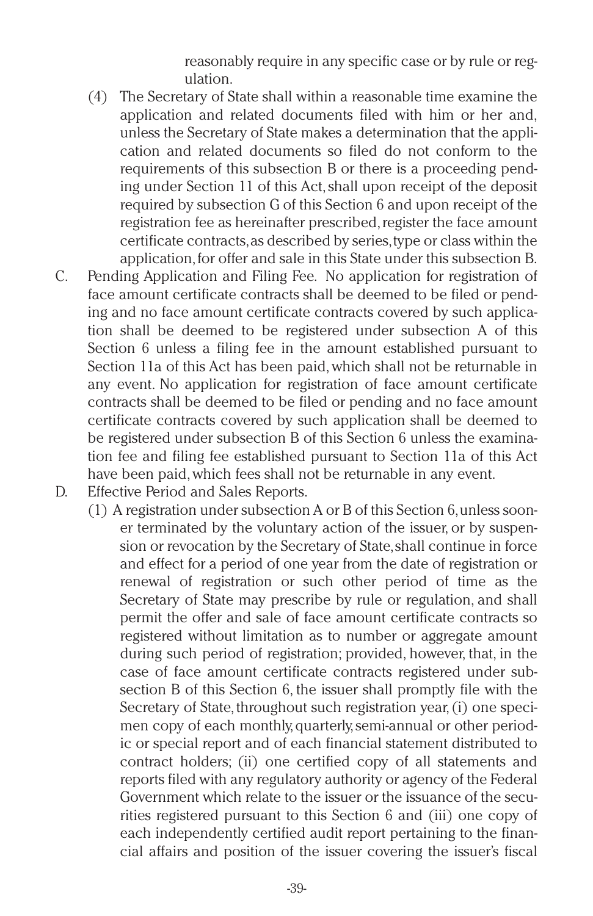reasonably require in any specific case or by rule or regulation.

(4) The Secretary of State shall within a reasonable time examine the application and related documents filed with him or her and, unless the Secretary of State makes a determination that the application and related documents so filed do not conform to the requirements of this subsection B or there is a proceeding pending under Section 11 of this Act, shall upon receipt of the deposit required by subsection G of this Section 6 and upon receipt of the registration fee as hereinafter prescribed, register the face amount certificate contracts, as described by series, type or class within the application, for offer and sale in this State under this subsection B.

C. Pending Application and Filing Fee. No application for registration of face amount certificate contracts shall be deemed to be filed or pending and no face amount certificate contracts covered by such application shall be deemed to be registered under subsection A of this Section 6 unless a filing fee in the amount established pursuant to Section 11a of this Act has been paid, which shall not be returnable in any event. No application for registration of face amount certificate contracts shall be deemed to be filed or pending and no face amount certificate contracts covered by such application shall be deemed to be registered under subsection B of this Section 6 unless the examination fee and filing fee established pursuant to Section 11a of this Act have been paid, which fees shall not be returnable in any event.

D. Effective Period and Sales Reports.

(1) A registration under subsection A or B of this Section 6, unless sooner terminated by the voluntary action of the issuer, or by suspension or revocation by the Secretary of State, shall continue in force and effect for a period of one year from the date of registration or renewal of registration or such other period of time as the Secretary of State may prescribe by rule or regulation, and shall permit the offer and sale of face amount certificate contracts so registered without limitation as to number or aggregate amount during such period of registration; provided, however, that, in the case of face amount certificate contracts registered under subsection B of this Section 6, the issuer shall promptly file with the Secretary of State, throughout such registration year, (i) one specimen copy of each monthly, quarterly, semi-annual or other periodic or special report and of each financial statement distributed to contract holders; (ii) one certified copy of all statements and reports filed with any regulatory authority or agency of the Federal Government which relate to the issuer or the issuance of the securities registered pursuant to this Section 6 and (iii) one copy of each independently certified audit report pertaining to the financial affairs and position of the issuer covering the issuer's fiscal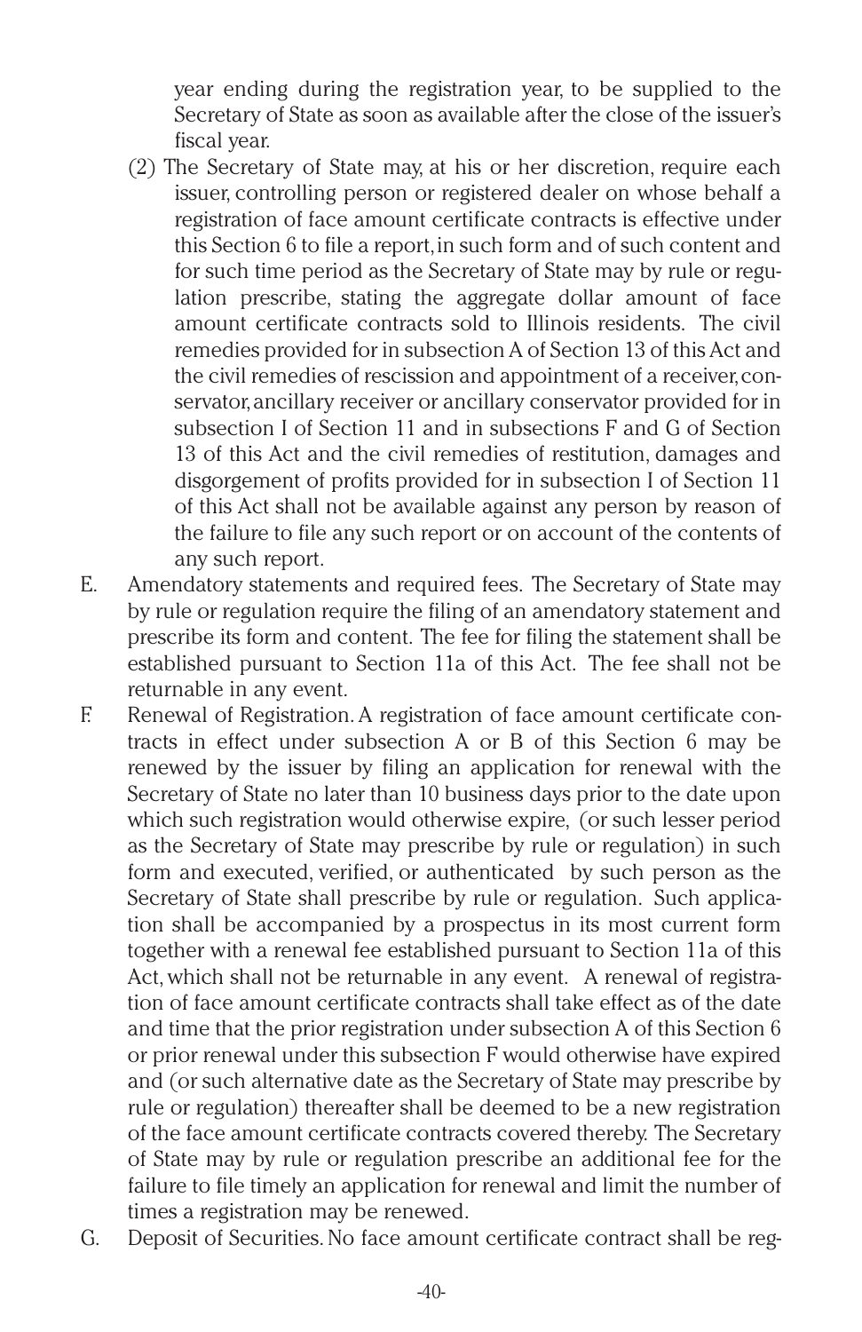year ending during the registration year, to be supplied to the Secretary of State as soon as available after the close of the issuer's fiscal year.

(2) The Secretary of State may, at his or her discretion, require each issuer, controlling person or registered dealer on whose behalf a registration of face amount certificate contracts is effective under this Section 6 to file a report, in such form and of such content and for such time period as the Secretary of State may by rule or regulation prescribe, stating the aggregate dollar amount of face amount certificate contracts sold to Illinois residents. The civil remedies provided for in subsection A of Section 13 of this Act and the civil remedies of rescission and appointment of a receiver, conservator, ancillary receiver or ancillary conservator provided for in subsection I of Section 11 and in subsections F and G of Section 13 of this Act and the civil remedies of restitution, damages and disgorgement of profits provided for in subsection I of Section 11 of this Act shall not be available against any person by reason of the failure to file any such report or on account of the contents of any such report.

E. Amendatory statements and required fees. The Secretary of State may by rule or regulation require the filing of an amendatory statement and prescribe its form and content. The fee for filing the statement shall be established pursuant to Section 11a of this Act. The fee shall not be returnable in any event.

F. Renewal of Registration. A registration of face amount certificate contracts in effect under subsection A or B of this Section 6 may be renewed by the issuer by filing an application for renewal with the Secretary of State no later than 10 business days prior to the date upon which such registration would otherwise expire, (or such lesser period as the Secretary of State may prescribe by rule or regulation) in such form and executed, verified, or authenticated by such person as the Secretary of State shall prescribe by rule or regulation. Such application shall be accompanied by a prospectus in its most current form together with a renewal fee established pursuant to Section 11a of this Act, which shall not be returnable in any event. A renewal of registration of face amount certificate contracts shall take effect as of the date and time that the prior registration under subsection A of this Section 6 or prior renewal under this subsection F would otherwise have expired and (or such alternative date as the Secretary of State may prescribe by rule or regulation) thereafter shall be deemed to be a new registration of the face amount certificate contracts covered thereby. The Secretary of State may by rule or regulation prescribe an additional fee for the failure to file timely an application for renewal and limit the number of times a registration may be renewed.

G. Deposit of Securities. No face amount certificate contract shall be reg-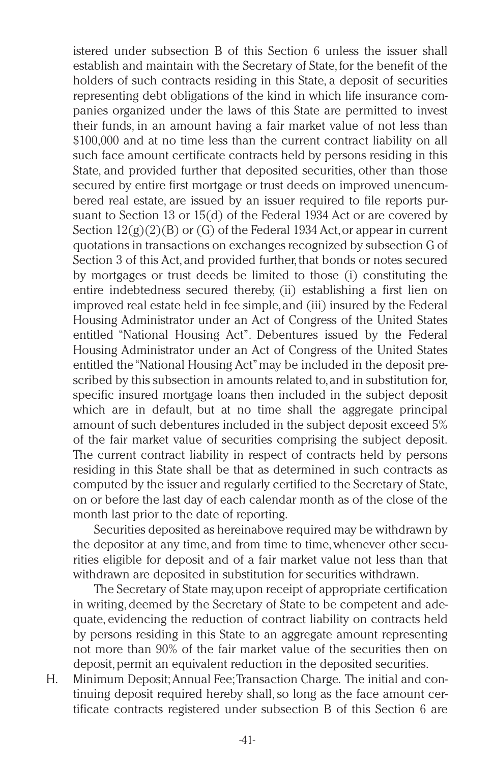istered under subsection B of this Section 6 unless the issuer shall establish and maintain with the Secretary of State, for the benefit of the holders of such contracts residing in this State, a deposit of securities representing debt obligations of the kind in which life insurance companies organized under the laws of this State are permitted to invest their funds, in an amount having a fair market value of not less than $100,000 and at no time less than the current contract liability on all such face amount certificate contracts held by persons residing in this State, and provided further that deposited securities, other than those secured by entire first mortgage or trust deeds on improved unencumbered real estate, are issued by an issuer required to file reports pursuant to Section 13 or 15(d) of the Federal 1934 Act or are covered by Section 12(g)(2)(B) or (G) of the Federal 1934 Act, or appear in current quotations in transactions on exchanges recognized by subsection G of Section 3 of this Act, and provided further, that bonds or notes secured by mortgages or trust deeds be limited to those (i) constituting the entire indebtedness secured thereby, (ii) establishing a first lien on improved real estate held in fee simple, and (iii) insured by the Federal Housing Administrator under an Act of Congress of the United States entitled "National Housing Act". Debentures issued by the Federal Housing Administrator under an Act of Congress of the United States entitled the "National Housing Act" may be included in the deposit prescribed by this subsection in amounts related to, and in substitution for, specific insured mortgage loans then included in the subject deposit which are in default, but at no time shall the aggregate principal amount of such debentures included in the subject deposit exceed 5% of the fair market value of securities comprising the subject deposit. The current contract liability in respect of contracts held by persons residing in this State shall be that as determined in such contracts as computed by the issuer and regularly certified to the Secretary of State, on or before the last day of each calendar month as of the close of the month last prior to the date of reporting.

Securities deposited as hereinabove required may be withdrawn by the depositor at any time, and from time to time, whenever other securities eligible for deposit and of a fair market value not less than that withdrawn are deposited in substitution for securities withdrawn.

The Secretary of State may, upon receipt of appropriate certification in writing, deemed by the Secretary of State to be competent and adequate, evidencing the reduction of contract liability on contracts held by persons residing in this State to an aggregate amount representing not more than 90% of the fair market value of the securities then on deposit, permit an equivalent reduction in the deposited securities.

H. Minimum Deposit; Annual Fee; Transaction Charge. The initial and continuing deposit required hereby shall, so long as the face amount certificate contracts registered under subsection B of this Section 6 are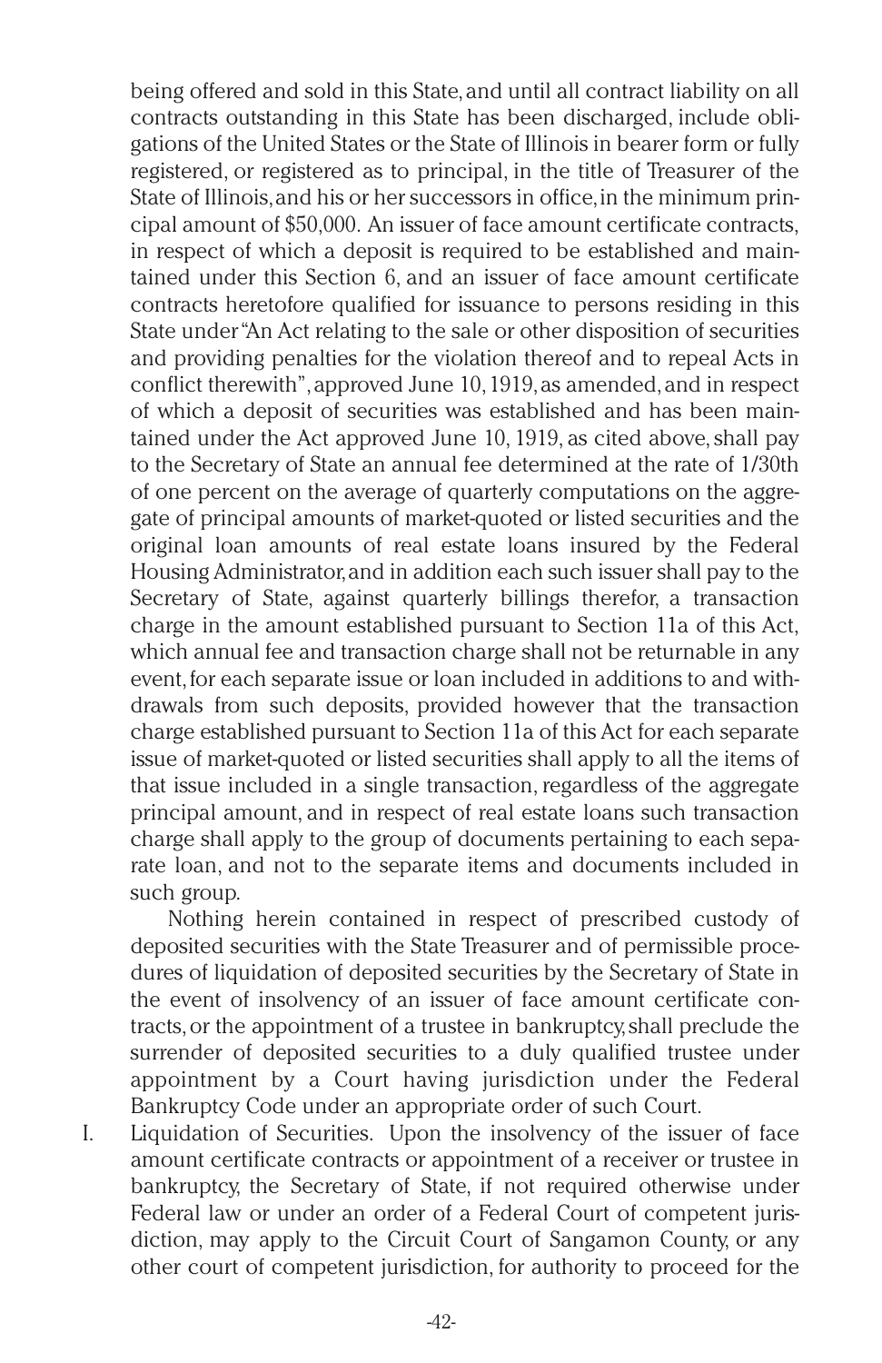being offered and sold in this State, and until all contract liability on all contracts outstanding in this State has been discharged, include obligations of the United States or the State of Illinois in bearer form or fully registered, or registered as to principal, in the title of Treasurer of the State of Illinois, and his or her successors in office, in the minimum principal amount of $50,000. An issuer of face amount certificate contracts, in respect of which a deposit is required to be established and maintained under this Section 6, and an issuer of face amount certificate contracts heretofore qualified for issuance to persons residing in this State under "An Act relating to the sale or other disposition of securities and providing penalties for the violation thereof and to repeal Acts in conflict therewith", approved June 10, 1919, as amended, and in respect of which a deposit of securities was established and has been maintained under the Act approved June 10, 1919, as cited above, shall pay to the Secretary of State an annual fee determined at the rate of 1/30th of one percent on the average of quarterly computations on the aggregate of principal amounts of market-quoted or listed securities and the original loan amounts of real estate loans insured by the Federal Housing Administrator, and in addition each such issuer shall pay to the Secretary of State, against quarterly billings therefor, a transaction charge in the amount established pursuant to Section 11a of this Act, which annual fee and transaction charge shall not be returnable in any event, for each separate issue or loan included in additions to and withdrawals from such deposits, provided however that the transaction charge established pursuant to Section 11a of this Act for each separate issue of market-quoted or listed securities shall apply to all the items of that issue included in a single transaction, regardless of the aggregate principal amount, and in respect of real estate loans such transaction charge shall apply to the group of documents pertaining to each separate loan, and not to the separate items and documents included in such group.

Nothing herein contained in respect of prescribed custody of deposited securities with the State Treasurer and of permissible procedures of liquidation of deposited securities by the Secretary of State in the event of insolvency of an issuer of face amount certificate contracts, or the appointment of a trustee in bankruptcy, shall preclude the surrender of deposited securities to a duly qualified trustee under appointment by a Court having jurisdiction under the Federal Bankruptcy Code under an appropriate order of such Court.

I. Liquidation of Securities. Upon the insolvency of the issuer of face amount certificate contracts or appointment of a receiver or trustee in bankruptcy, the Secretary of State, if not required otherwise under Federal law or under an order of a Federal Court of competent jurisdiction, may apply to the Circuit Court of Sangamon County, or any other court of competent jurisdiction, for authority to proceed for the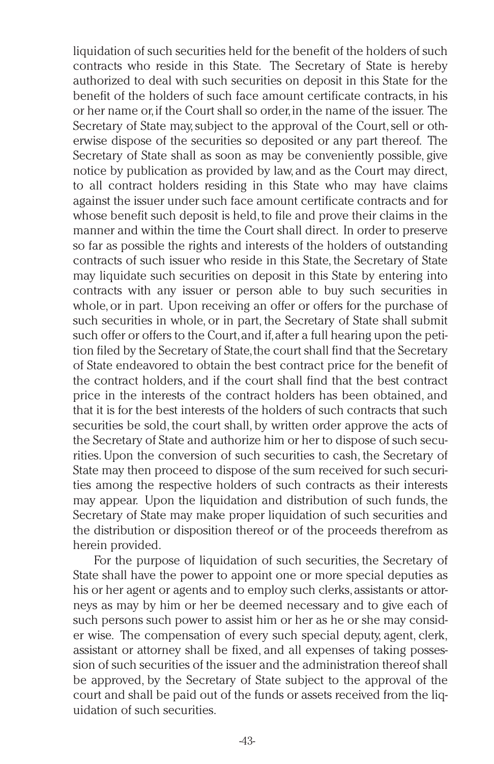liquidation of such securities held for the benefit of the holders of such contracts who reside in this State. The Secretary of State is hereby authorized to deal with such securities on deposit in this State for the benefit of the holders of such face amount certificate contracts, in his or her name or, if the Court shall so order, in the name of the issuer. The Secretary of State may, subject to the approval of the Court, sell or otherwise dispose of the securities so deposited or any part thereof. The Secretary of State shall as soon as may be conveniently possible, give notice by publication as provided by law, and as the Court may direct, to all contract holders residing in this State who may have claims against the issuer under such face amount certificate contracts and for whose benefit such deposit is held, to file and prove their claims in the manner and within the time the Court shall direct. In order to preserve so far as possible the rights and interests of the holders of outstanding contracts of such issuer who reside in this State, the Secretary of State may liquidate such securities on deposit in this State by entering into contracts with any issuer or person able to buy such securities in whole, or in part. Upon receiving an offer or offers for the purchase of such securities in whole, or in part, the Secretary of State shall submit such offer or offers to the Court, and if, after a full hearing upon the petition filed by the Secretary of State, the court shall find that the Secretary of State endeavored to obtain the best contract price for the benefit of the contract holders, and if the court shall find that the best contract price in the interests of the contract holders has been obtained, and that it is for the best interests of the holders of such contracts that such securities be sold, the court shall, by written order approve the acts of the Secretary of State and authorize him or her to dispose of such securities. Upon the conversion of such securities to cash, the Secretary of State may then proceed to dispose of the sum received for such securities among the respective holders of such contracts as their interests may appear. Upon the liquidation and distribution of such funds, the Secretary of State may make proper liquidation of such securities and the distribution or disposition thereof or of the proceeds therefrom as herein provided.

For the purpose of liquidation of such securities, the Secretary of State shall have the power to appoint one or more special deputies as his or her agent or agents and to employ such clerks, assistants or attorneys as may by him or her be deemed necessary and to give each of such persons such power to assist him or her as he or she may consider wise. The compensation of every such special deputy, agent, clerk, assistant or attorney shall be fixed, and all expenses of taking possession of such securities of the issuer and the administration thereof shall be approved, by the Secretary of State subject to the approval of the court and shall be paid out of the funds or assets received from the liquidation of such securities.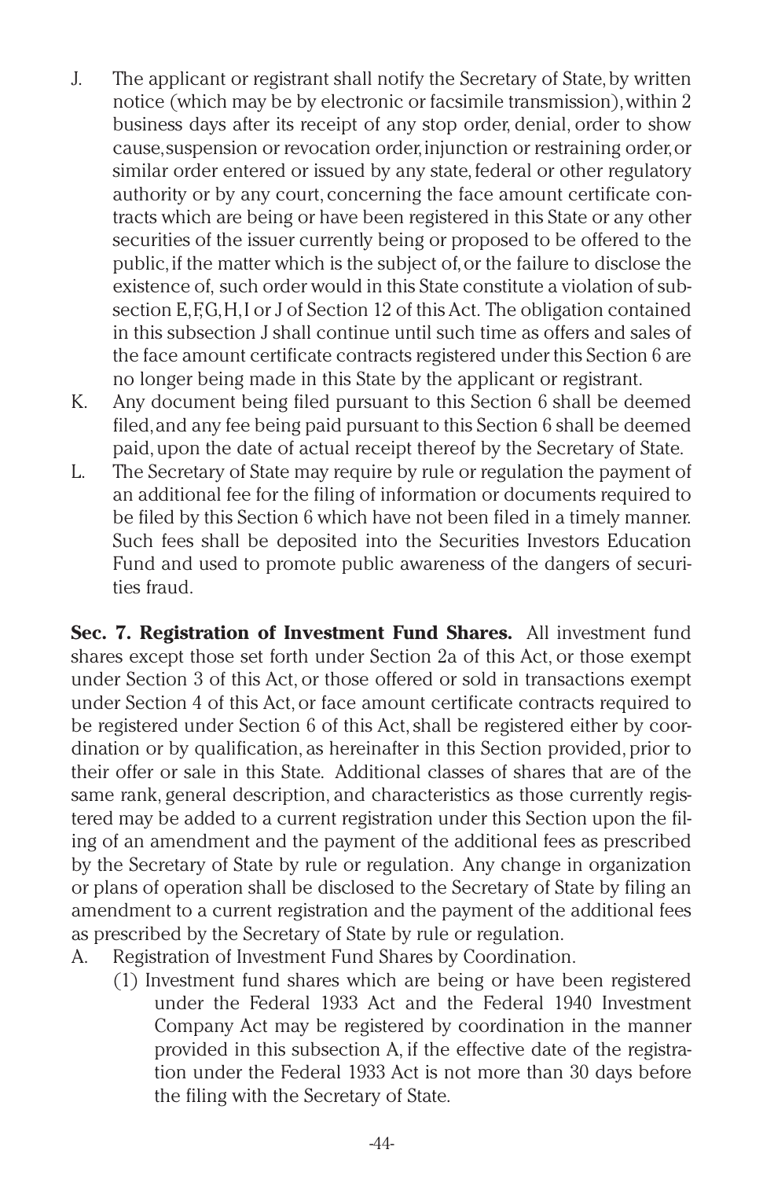J. The applicant or registrant shall notify the Secretary of State, by written notice (which may be by electronic or facsimile transmission), within 2 business days after its receipt of any stop order, denial, order to show cause, suspension or revocation order, injunction or restraining order, or similar order entered or issued by any state, federal or other regulatory authority or by any court, concerning the face amount certificate contracts which are being or have been registered in this State or any other securities of the issuer currently being or proposed to be offered to the public, if the matter which is the subject of, or the failure to disclose the existence of, such order would in this State constitute a violation of subsection E, F, G, H, I or J of Section 12 of this Act. The obligation contained in this subsection J shall continue until such time as offers and sales of the face amount certificate contracts registered under this Section 6 are no longer being made in this State by the applicant or registrant.

K. Any document being filed pursuant to this Section 6 shall be deemed filed, and any fee being paid pursuant to this Section 6 shall be deemed paid, upon the date of actual receipt thereof by the Secretary of State.

L. The Secretary of State may require by rule or regulation the payment of an additional fee for the filing of information or documents required to be filed by this Section 6 which have not been filed in a timely manner. Such fees shall be deposited into the Securities Investors Education Fund and used to promote public awareness of the dangers of securities fraud.

**Sec. 7. Registration of Investment Fund Shares.** All investment fund shares except those set forth under Section 2a of this Act, or those exempt under Section 3 of this Act, or those offered or sold in transactions exempt under Section 4 of this Act, or face amount certificate contracts required to be registered under Section 6 of this Act, shall be registered either by coordination or by qualification, as hereinafter in this Section provided, prior to their offer or sale in this State. Additional classes of shares that are of the same rank, general description, and characteristics as those currently registered may be added to a current registration under this Section upon the filing of an amendment and the payment of the additional fees as prescribed by the Secretary of State by rule or regulation. Any change in organization or plans of operation shall be disclosed to the Secretary of State by filing an amendment to a current registration and the payment of the additional fees as prescribed by the Secretary of State by rule or regulation.

A. Registration of Investment Fund Shares by Coordination.

(1) Investment fund shares which are being or have been registered under the Federal 1933 Act and the Federal 1940 Investment Company Act may be registered by coordination in the manner provided in this subsection A, if the effective date of the registration under the Federal 1933 Act is not more than 30 days before the filing with the Secretary of State.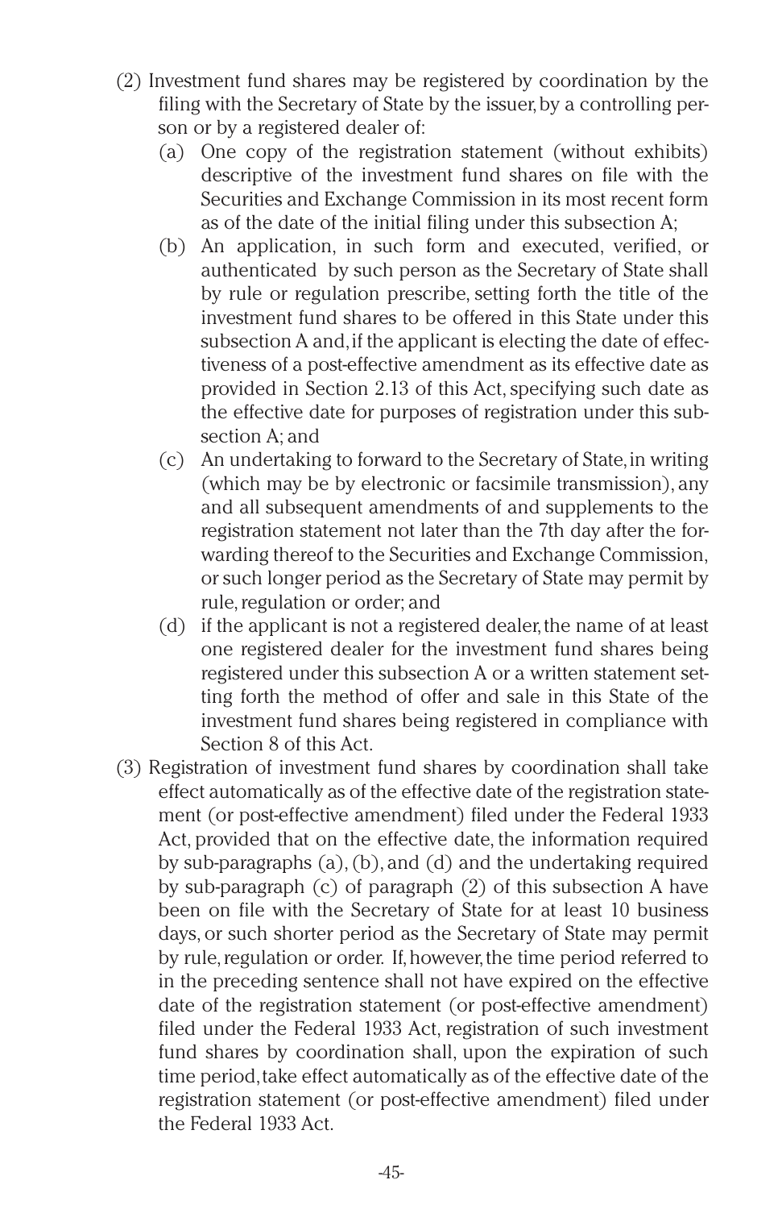(2) Investment fund shares may be registered by coordination by the filing with the Secretary of State by the issuer, by a controlling person or by a registered dealer of:

(a) One copy of the registration statement (without exhibits) descriptive of the investment fund shares on file with the Securities and Exchange Commission in its most recent form as of the date of the initial filing under this subsection A;

(b) An application, in such form and executed, verified, or authenticated by such person as the Secretary of State shall by rule or regulation prescribe, setting forth the title of the investment fund shares to be offered in this State under this subsection A and, if the applicant is electing the date of effectiveness of a post-effective amendment as its effective date as provided in Section 2.13 of this Act, specifying such date as the effective date for purposes of registration under this subsection A; and

(c) An undertaking to forward to the Secretary of State, in writing (which may be by electronic or facsimile transmission), any and all subsequent amendments of and supplements to the registration statement not later than the 7th day after the forwarding thereof to the Securities and Exchange Commission, or such longer period as the Secretary of State may permit by rule, regulation or order; and

(d) if the applicant is not a registered dealer, the name of at least one registered dealer for the investment fund shares being registered under this subsection A or a written statement setting forth the method of offer and sale in this State of the investment fund shares being registered in compliance with Section 8 of this Act.

(3) Registration of investment fund shares by coordination shall take effect automatically as of the effective date of the registration statement (or post-effective amendment) filed under the Federal 1933 Act, provided that on the effective date, the information required by sub-paragraphs (a), (b), and (d) and the undertaking required by sub-paragraph (c) of paragraph (2) of this subsection A have been on file with the Secretary of State for at least 10 business days, or such shorter period as the Secretary of State may permit by rule, regulation or order. If, however, the time period referred to in the preceding sentence shall not have expired on the effective date of the registration statement (or post-effective amendment) filed under the Federal 1933 Act, registration of such investment fund shares by coordination shall, upon the expiration of such time period, take effect automatically as of the effective date of the registration statement (or post-effective amendment) filed under the Federal 1933 Act.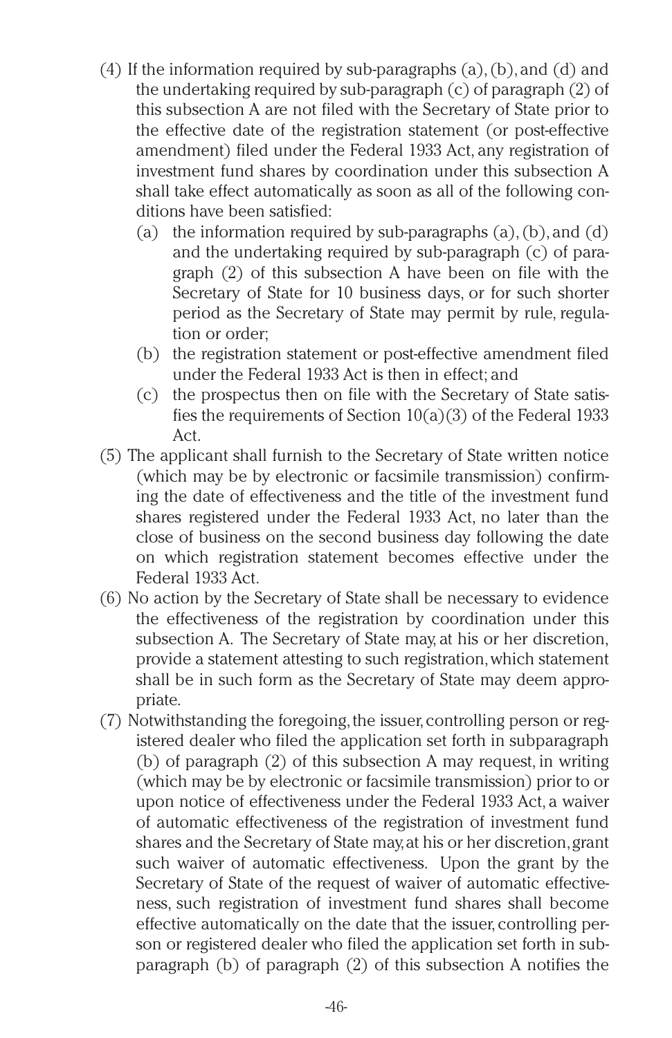(4) If the information required by sub-paragraphs (a), (b), and (d) and the undertaking required by sub-paragraph (c) of paragraph (2) of this subsection A are not filed with the Secretary of State prior to the effective date of the registration statement (or post-effective amendment) filed under the Federal 1933 Act, any registration of investment fund shares by coordination under this subsection A shall take effect automatically as soon as all of the following conditions have been satisfied:

   (a) the information required by sub-paragraphs (a), (b), and (d) and the undertaking required by sub-paragraph (c) of paragraph (2) of this subsection A have been on file with the Secretary of State for 10 business days, or for such shorter period as the Secretary of State may permit by rule, regulation or order;

   (b) the registration statement or post-effective amendment filed under the Federal 1933 Act is then in effect; and

   (c) the prospectus then on file with the Secretary of State satisfies the requirements of Section 10(a)(3) of the Federal 1933 Act.

(5) The applicant shall furnish to the Secretary of State written notice (which may be by electronic or facsimile transmission) confirming the date of effectiveness and the title of the investment fund shares registered under the Federal 1933 Act, no later than the close of business on the second business day following the date on which registration statement becomes effective under the Federal 1933 Act.

(6) No action by the Secretary of State shall be necessary to evidence the effectiveness of the registration by coordination under this subsection A. The Secretary of State may, at his or her discretion, provide a statement attesting to such registration, which statement shall be in such form as the Secretary of State may deem appropriate.

(7) Notwithstanding the foregoing, the issuer, controlling person or registered dealer who filed the application set forth in subparagraph (b) of paragraph (2) of this subsection A may request, in writing (which may be by electronic or facsimile transmission) prior to or upon notice of effectiveness under the Federal 1933 Act, a waiver of automatic effectiveness of the registration of investment fund shares and the Secretary of State may, at his or her discretion, grant such waiver of automatic effectiveness. Upon the grant by the Secretary of State of the request of waiver of automatic effectiveness, such registration of investment fund shares shall become effective automatically on the date that the issuer, controlling person or registered dealer who filed the application set forth in subparagraph (b) of paragraph (2) of this subsection A notifies the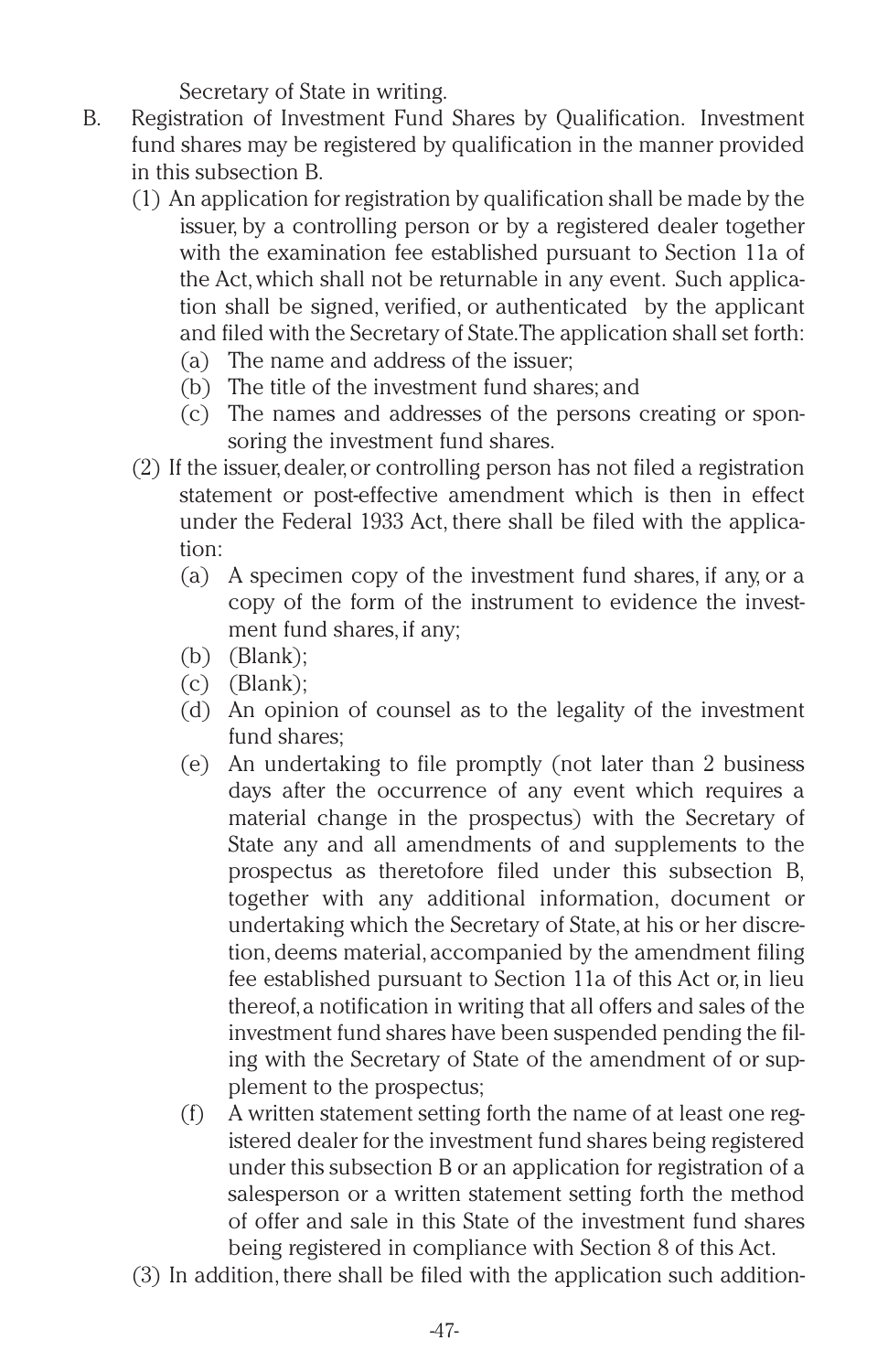Secretary of State in writing.

B. Registration of Investment Fund Shares by Qualification. Investment fund shares may be registered by qualification in the manner provided in this subsection B.

(1) An application for registration by qualification shall be made by the issuer, by a controlling person or by a registered dealer together with the examination fee established pursuant to Section 11a of the Act, which shall not be returnable in any event. Such application shall be signed, verified, or authenticated by the applicant and filed with the Secretary of State. The application shall set forth:

(a) The name and address of the issuer;

(b) The title of the investment fund shares; and

(c) The names and addresses of the persons creating or sponsoring the investment fund shares.

(2) If the issuer, dealer, or controlling person has not filed a registration statement or post-effective amendment which is then in effect under the Federal 1933 Act, there shall be filed with the application:

(a) A specimen copy of the investment fund shares, if any, or a copy of the form of the instrument to evidence the investment fund shares, if any;

(b) (Blank);

(c) (Blank);

(d) An opinion of counsel as to the legality of the investment fund shares;

(e) An undertaking to file promptly (not later than 2 business days after the occurrence of any event which requires a material change in the prospectus) with the Secretary of State any and all amendments of and supplements to the prospectus as theretofore filed under this subsection B, together with any additional information, document or undertaking which the Secretary of State, at his or her discretion, deems material, accompanied by the amendment filing fee established pursuant to Section 11a of this Act or, in lieu thereof, a notification in writing that all offers and sales of the investment fund shares have been suspended pending the filing with the Secretary of State of the amendment of or supplement to the prospectus;

(f) A written statement setting forth the name of at least one registered dealer for the investment fund shares being registered under this subsection B or an application for registration of a salesperson or a written statement setting forth the method of offer and sale in this State of the investment fund shares being registered in compliance with Section 8 of this Act.

(3) In addition, there shall be filed with the application such addition-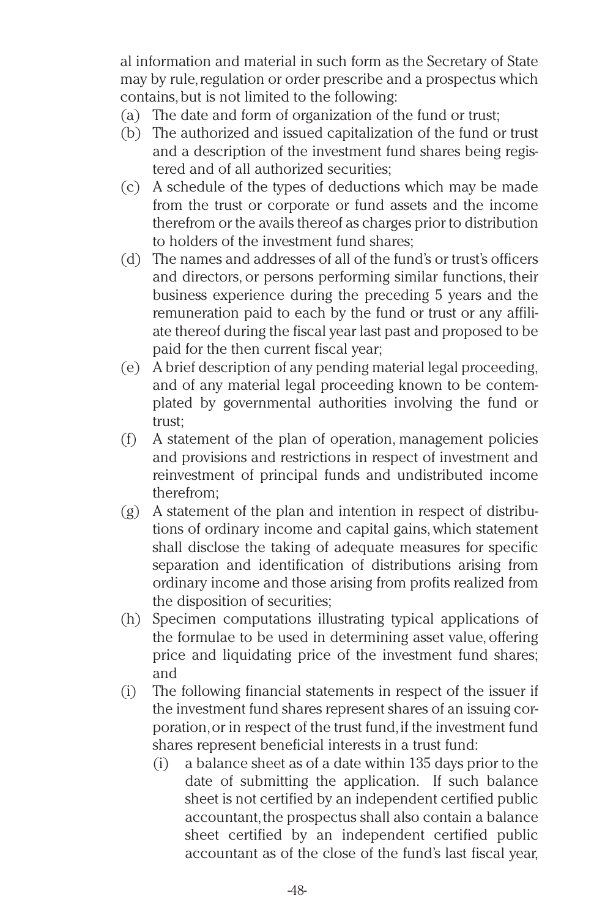al information and material in such form as the Secretary of State may by rule, regulation or order prescribe and a prospectus which contains, but is not limited to the following:

(a) The date and form of organization of the fund or trust;
(b) The authorized and issued capitalization of the fund or trust and a description of the investment fund shares being registered and of all authorized securities;
(c) A schedule of the types of deductions which may be made from the trust or corporate or fund assets and the income therefrom or the avails thereof as charges prior to distribution to holders of the investment fund shares;
(d) The names and addresses of all of the fund's or trust's officers and directors, or persons performing similar functions, their business experience during the preceding 5 years and the remuneration paid to each by the fund or trust or any affiliate thereof during the fiscal year last past and proposed to be paid for the then current fiscal year;
(e) A brief description of any pending material legal proceeding, and of any material legal proceeding known to be contemplated by governmental authorities involving the fund or trust;
(f) A statement of the plan of operation, management policies and provisions and restrictions in respect of investment and reinvestment of principal funds and undistributed income therefrom;
(g) A statement of the plan and intention in respect of distributions of ordinary income and capital gains, which statement shall disclose the taking of adequate measures for specific separation and identification of distributions arising from ordinary income and those arising from profits realized from the disposition of securities;
(h) Specimen computations illustrating typical applications of the formulae to be used in determining asset value, offering price and liquidating price of the investment fund shares; and
(i) The following financial statements in respect of the issuer if the investment fund shares represent shares of an issuing corporation, or in respect of the trust fund, if the investment fund shares represent beneficial interests in a trust fund:
    (i) a balance sheet as of a date within 135 days prior to the date of submitting the application. If such balance sheet is not certified by an independent certified public accountant, the prospectus shall also contain a balance sheet certified by an independent certified public accountant as of the close of the fund's last fiscal year,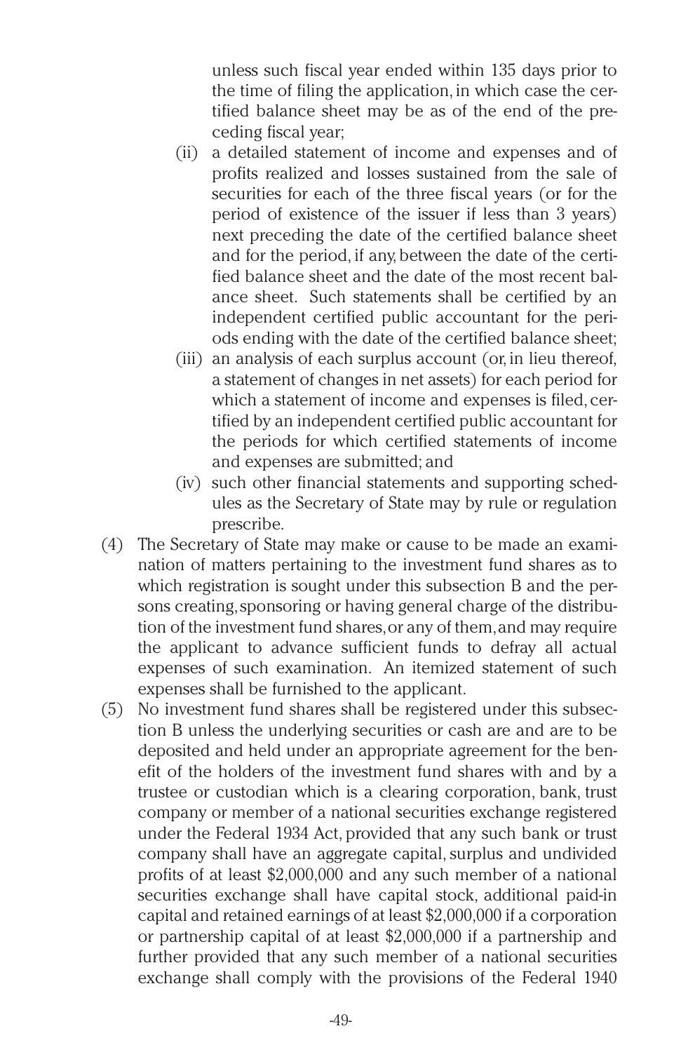unless such fiscal year ended within 135 days prior to the time of filing the application, in which case the certified balance sheet may be as of the end of the preceding fiscal year;

(ii) a detailed statement of income and expenses and of profits realized and losses sustained from the sale of securities for each of the three fiscal years (or for the period of existence of the issuer if less than 3 years) next preceding the date of the certified balance sheet and for the period, if any, between the date of the certified balance sheet and the date of the most recent balance sheet. Such statements shall be certified by an independent certified public accountant for the periods ending with the date of the certified balance sheet;

(iii) an analysis of each surplus account (or, in lieu thereof, a statement of changes in net assets) for each period for which a statement of income and expenses is filed, certified by an independent certified public accountant for the periods for which certified statements of income and expenses are submitted; and

(iv) such other financial statements and supporting schedules as the Secretary of State may by rule or regulation prescribe.

(4) The Secretary of State may make or cause to be made an examination of matters pertaining to the investment fund shares as to which registration is sought under this subsection B and the persons creating, sponsoring or having general charge of the distribution of the investment fund shares, or any of them, and may require the applicant to advance sufficient funds to defray all actual expenses of such examination. An itemized statement of such expenses shall be furnished to the applicant.

(5) No investment fund shares shall be registered under this subsection B unless the underlying securities or cash are and are to be deposited and held under an appropriate agreement for the benefit of the holders of the investment fund shares with and by a trustee or custodian which is a clearing corporation, bank, trust company or member of a national securities exchange registered under the Federal 1934 Act, provided that any such bank or trust company shall have an aggregate capital, surplus and undivided profits of at least $2,000,000 and any such member of a national securities exchange shall have capital stock, additional paid-in capital and retained earnings of at least $2,000,000 if a corporation or partnership capital of at least $2,000,000 if a partnership and further provided that any such member of a national securities exchange shall comply with the provisions of the Federal 1940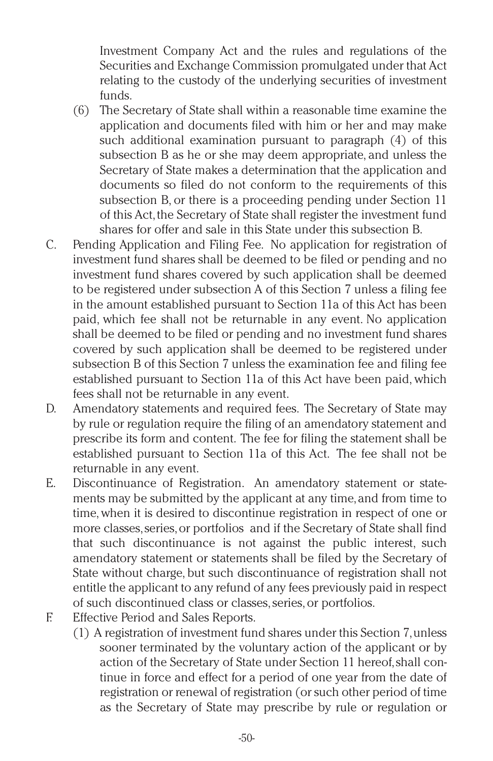Investment Company Act and the rules and regulations of the Securities and Exchange Commission promulgated under that Act relating to the custody of the underlying securities of investment funds.

(6) The Secretary of State shall within a reasonable time examine the application and documents filed with him or her and may make such additional examination pursuant to paragraph (4) of this subsection B as he or she may deem appropriate, and unless the Secretary of State makes a determination that the application and documents so filed do not conform to the requirements of this subsection B, or there is a proceeding pending under Section 11 of this Act, the Secretary of State shall register the investment fund shares for offer and sale in this State under this subsection B.

C. Pending Application and Filing Fee. No application for registration of investment fund shares shall be deemed to be filed or pending and no investment fund shares covered by such application shall be deemed to be registered under subsection A of this Section 7 unless a filing fee in the amount established pursuant to Section 11a of this Act has been paid, which fee shall not be returnable in any event. No application shall be deemed to be filed or pending and no investment fund shares covered by such application shall be deemed to be registered under subsection B of this Section 7 unless the examination fee and filing fee established pursuant to Section 11a of this Act have been paid, which fees shall not be returnable in any event.

D. Amendatory statements and required fees. The Secretary of State may by rule or regulation require the filing of an amendatory statement and prescribe its form and content. The fee for filing the statement shall be established pursuant to Section 11a of this Act. The fee shall not be returnable in any event.

E. Discontinuance of Registration. An amendatory statement or statements may be submitted by the applicant at any time, and from time to time, when it is desired to discontinue registration in respect of one or more classes, series, or portfolios and if the Secretary of State shall find that such discontinuance is not against the public interest, such amendatory statement or statements shall be filed by the Secretary of State without charge, but such discontinuance of registration shall not entitle the applicant to any refund of any fees previously paid in respect of such discontinued class or classes, series, or portfolios.

F. Effective Period and Sales Reports.

(1) A registration of investment fund shares under this Section 7, unless sooner terminated by the voluntary action of the applicant or by action of the Secretary of State under Section 11 hereof, shall continue in force and effect for a period of one year from the date of registration or renewal of registration (or such other period of time as the Secretary of State may prescribe by rule or regulation or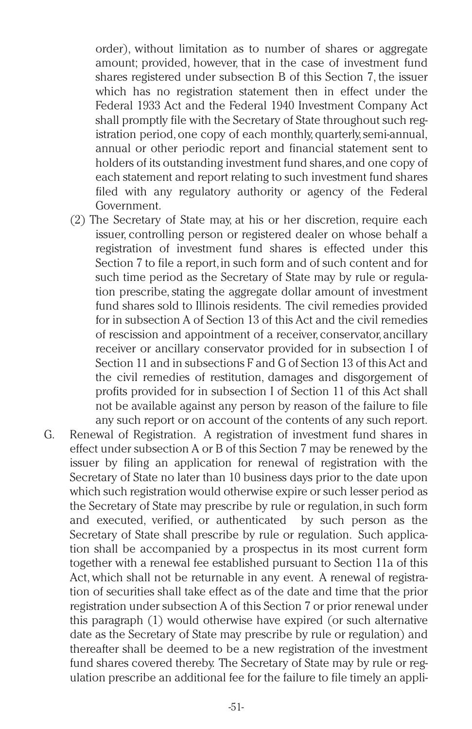order), without limitation as to number of shares or aggregate amount; provided, however, that in the case of investment fund shares registered under subsection B of this Section 7, the issuer which has no registration statement then in effect under the Federal 1933 Act and the Federal 1940 Investment Company Act shall promptly file with the Secretary of State throughout such registration period, one copy of each monthly, quarterly, semi-annual, annual or other periodic report and financial statement sent to holders of its outstanding investment fund shares, and one copy of each statement and report relating to such investment fund shares filed with any regulatory authority or agency of the Federal Government.

(2) The Secretary of State may, at his or her discretion, require each issuer, controlling person or registered dealer on whose behalf a registration of investment fund shares is effected under this Section 7 to file a report, in such form and of such content and for such time period as the Secretary of State may by rule or regulation prescribe, stating the aggregate dollar amount of investment fund shares sold to Illinois residents. The civil remedies provided for in subsection A of Section 13 of this Act and the civil remedies of rescission and appointment of a receiver, conservator, ancillary receiver or ancillary conservator provided for in subsection I of Section 11 and in subsections F and G of Section 13 of this Act and the civil remedies of restitution, damages and disgorgement of profits provided for in subsection I of Section 11 of this Act shall not be available against any person by reason of the failure to file any such report or on account of the contents of any such report.

G. Renewal of Registration. A registration of investment fund shares in effect under subsection A or B of this Section 7 may be renewed by the issuer by filing an application for renewal of registration with the Secretary of State no later than 10 business days prior to the date upon which such registration would otherwise expire or such lesser period as the Secretary of State may prescribe by rule or regulation, in such form and executed, verified, or authenticated by such person as the Secretary of State shall prescribe by rule or regulation. Such application shall be accompanied by a prospectus in its most current form together with a renewal fee established pursuant to Section 11a of this Act, which shall not be returnable in any event. A renewal of registration of securities shall take effect as of the date and time that the prior registration under subsection A of this Section 7 or prior renewal under this paragraph (1) would otherwise have expired (or such alternative date as the Secretary of State may prescribe by rule or regulation) and thereafter shall be deemed to be a new registration of the investment fund shares covered thereby. The Secretary of State may by rule or regulation prescribe an additional fee for the failure to file timely an appli-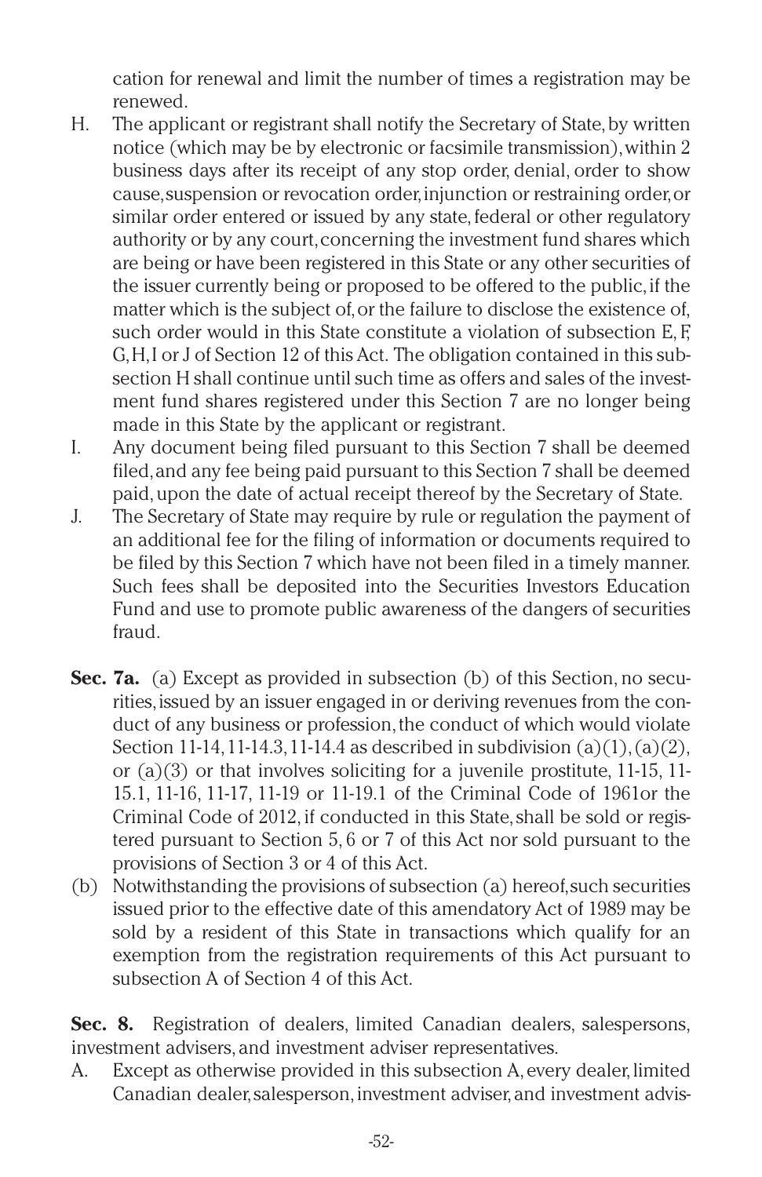cation for renewal and limit the number of times a registration may be renewed.

H. The applicant or registrant shall notify the Secretary of State, by written notice (which may be by electronic or facsimile transmission), within 2 business days after its receipt of any stop order, denial, order to show cause, suspension or revocation order, injunction or restraining order, or similar order entered or issued by any state, federal or other regulatory authority or by any court, concerning the investment fund shares which are being or have been registered in this State or any other securities of the issuer currently being or proposed to be offered to the public, if the matter which is the subject of, or the failure to disclose the existence of, such order would in this State constitute a violation of subsection E, F, G, H, I or J of Section 12 of this Act. The obligation contained in this subsection H shall continue until such time as offers and sales of the investment fund shares registered under this Section 7 are no longer being made in this State by the applicant or registrant.

I. Any document being filed pursuant to this Section 7 shall be deemed filed, and any fee being paid pursuant to this Section 7 shall be deemed paid, upon the date of actual receipt thereof by the Secretary of State.

J. The Secretary of State may require by rule or regulation the payment of an additional fee for the filing of information or documents required to be filed by this Section 7 which have not been filed in a timely manner. Such fees shall be deposited into the Securities Investors Education Fund and use to promote public awareness of the dangers of securities fraud.

**Sec. 7a.** (a) Except as provided in subsection (b) of this Section, no securities, issued by an issuer engaged in or deriving revenues from the conduct of any business or profession, the conduct of which would violate Section 11-14, 11-14.3, 11-14.4 as described in subdivision (a)(1), (a)(2), or (a)(3) or that involves soliciting for a juvenile prostitute, 11-15, 11-15.1, 11-16, 11-17, 11-19 or 11-19.1 of the Criminal Code of 1961or the Criminal Code of 2012, if conducted in this State, shall be sold or registered pursuant to Section 5, 6 or 7 of this Act nor sold pursuant to the provisions of Section 3 or 4 of this Act.

(b) Notwithstanding the provisions of subsection (a) hereof, such securities issued prior to the effective date of this amendatory Act of 1989 may be sold by a resident of this State in transactions which qualify for an exemption from the registration requirements of this Act pursuant to subsection A of Section 4 of this Act.

**Sec. 8.** Registration of dealers, limited Canadian dealers, salespersons, investment advisers, and investment adviser representatives.

A. Except as otherwise provided in this subsection A, every dealer, limited Canadian dealer, salesperson, investment adviser, and investment advis-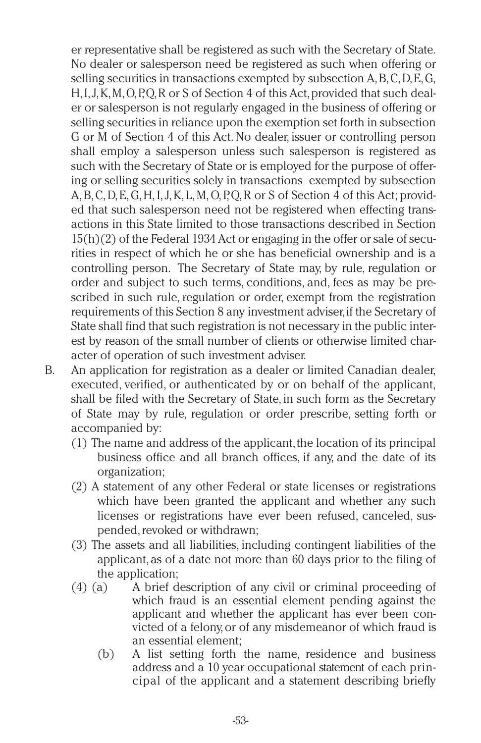er representative shall be registered as such with the Secretary of State. No dealer or salesperson need be registered as such when offering or selling securities in transactions exempted by subsection A, B, C, D, E, G, H, I, J, K, M, O, P, Q, R or S of Section 4 of this Act, provided that such dealer or salesperson is not regularly engaged in the business of offering or selling securities in reliance upon the exemption set forth in subsection G or M of Section 4 of this Act. No dealer, issuer or controlling person shall employ a salesperson unless such salesperson is registered as such with the Secretary of State or is employed for the purpose of offering or selling securities solely in transactions exempted by subsection A, B, C, D, E, G, H, I, J, K, L, M, O, P, Q, R or S of Section 4 of this Act; provided that such salesperson need not be registered when effecting transactions in this State limited to those transactions described in Section 15(h)(2) of the Federal 1934 Act or engaging in the offer or sale of securities in respect of which he or she has beneficial ownership and is a controlling person. The Secretary of State may, by rule, regulation or order and subject to such terms, conditions, and, fees as may be prescribed in such rule, regulation or order, exempt from the registration requirements of this Section 8 any investment adviser, if the Secretary of State shall find that such registration is not necessary in the public interest by reason of the small number of clients or otherwise limited character of operation of such investment adviser.

B. An application for registration as a dealer or limited Canadian dealer, executed, verified, or authenticated by or on behalf of the applicant, shall be filed with the Secretary of State, in such form as the Secretary of State may by rule, regulation or order prescribe, setting forth or accompanied by:

   (1) The name and address of the applicant, the location of its principal business office and all branch offices, if any, and the date of its organization;

   (2) A statement of any other Federal or state licenses or registrations which have been granted the applicant and whether any such licenses or registrations have ever been refused, canceled, suspended, revoked or withdrawn;

   (3) The assets and all liabilities, including contingent liabilities of the applicant, as of a date not more than 60 days prior to the filing of the application;

   (4) (a) A brief description of any civil or criminal proceeding of which fraud is an essential element pending against the applicant and whether the applicant has ever been convicted of a felony, or of any misdemeanor of which fraud is an essential element;

   (b) A list setting forth the name, residence and business address and a 10 year occupational statement of each principal of the applicant and a statement describing briefly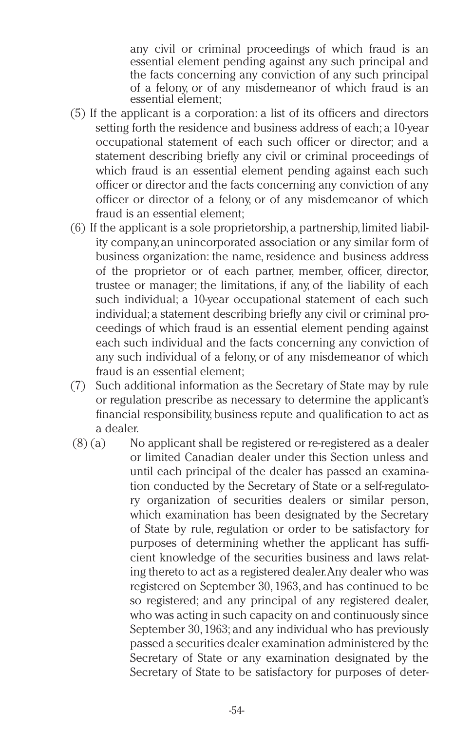any civil or criminal proceedings of which fraud is an essential element pending against any such principal and the facts concerning any conviction of any such principal of a felony, or of any misdemeanor of which fraud is an essential element;

(5) If the applicant is a corporation: a list of its officers and directors setting forth the residence and business address of each; a 10-year occupational statement of each such officer or director; and a statement describing briefly any civil or criminal proceedings of which fraud is an essential element pending against each such officer or director and the facts concerning any conviction of any officer or director of a felony, or of any misdemeanor of which fraud is an essential element;

(6) If the applicant is a sole proprietorship, a partnership, limited liability company, an unincorporated association or any similar form of business organization: the name, residence and business address of the proprietor or of each partner, member, officer, director, trustee or manager; the limitations, if any, of the liability of each such individual; a 10-year occupational statement of each such individual; a statement describing briefly any civil or criminal proceedings of which fraud is an essential element pending against each such individual and the facts concerning any conviction of any such individual of a felony, or of any misdemeanor of which fraud is an essential element;

(7) Such additional information as the Secretary of State may by rule or regulation prescribe as necessary to determine the applicant's financial responsibility, business repute and qualification to act as a dealer.

(8) (a) No applicant shall be registered or re-registered as a dealer or limited Canadian dealer under this Section unless and until each principal of the dealer has passed an examination conducted by the Secretary of State or a self-regulatory organization of securities dealers or similar person, which examination has been designated by the Secretary of State by rule, regulation or order to be satisfactory for purposes of determining whether the applicant has sufficient knowledge of the securities business and laws relating thereto to act as a registered dealer. Any dealer who was registered on September 30, 1963, and has continued to be so registered; and any principal of any registered dealer, who was acting in such capacity on and continuously since September 30, 1963; and any individual who has previously passed a securities dealer examination administered by the Secretary of State or any examination designated by the Secretary of State to be satisfactory for purposes of deter-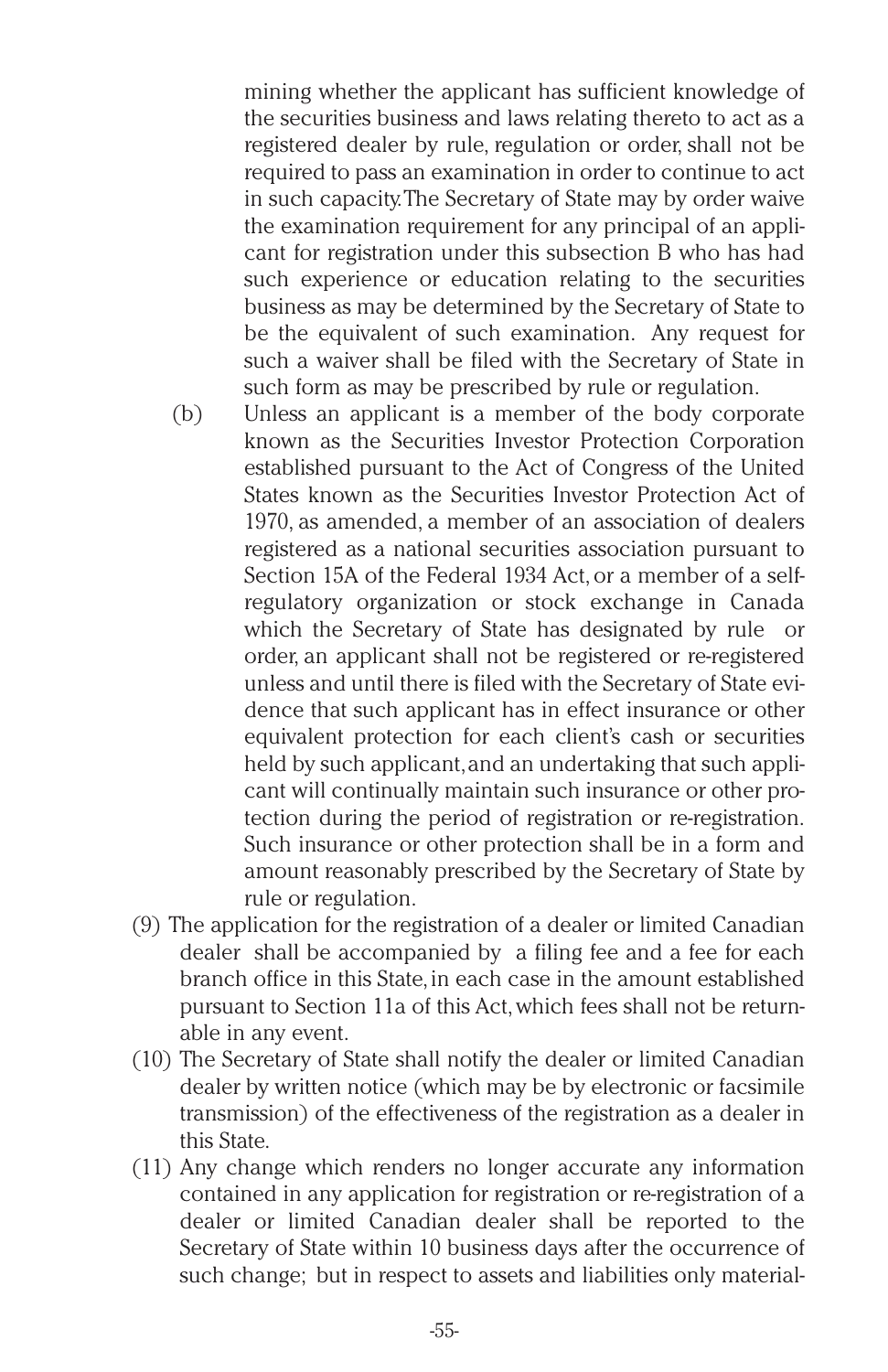mining whether the applicant has sufficient knowledge of the securities business and laws relating thereto to act as a registered dealer by rule, regulation or order, shall not be required to pass an examination in order to continue to act in such capacity. The Secretary of State may by order waive the examination requirement for any principal of an applicant for registration under this subsection B who has had such experience or education relating to the securities business as may be determined by the Secretary of State to be the equivalent of such examination. Any request for such a waiver shall be filed with the Secretary of State in such form as may be prescribed by rule or regulation.

(b) Unless an applicant is a member of the body corporate known as the Securities Investor Protection Corporation established pursuant to the Act of Congress of the United States known as the Securities Investor Protection Act of 1970, as amended, a member of an association of dealers registered as a national securities association pursuant to Section 15A of the Federal 1934 Act, or a member of a self-regulatory organization or stock exchange in Canada which the Secretary of State has designated by rule or order, an applicant shall not be registered or re-registered unless and until there is filed with the Secretary of State evidence that such applicant has in effect insurance or other equivalent protection for each client's cash or securities held by such applicant, and an undertaking that such applicant will continually maintain such insurance or other protection during the period of registration or re-registration. Such insurance or other protection shall be in a form and amount reasonably prescribed by the Secretary of State by rule or regulation.

(9) The application for the registration of a dealer or limited Canadian dealer shall be accompanied by a filing fee and a fee for each branch office in this State, in each case in the amount established pursuant to Section 11a of this Act, which fees shall not be returnable in any event.

(10) The Secretary of State shall notify the dealer or limited Canadian dealer by written notice (which may be by electronic or facsimile transmission) of the effectiveness of the registration as a dealer in this State.

(11) Any change which renders no longer accurate any information contained in any application for registration or re-registration of a dealer or limited Canadian dealer shall be reported to the Secretary of State within 10 business days after the occurrence of such change; but in respect to assets and liabilities only material-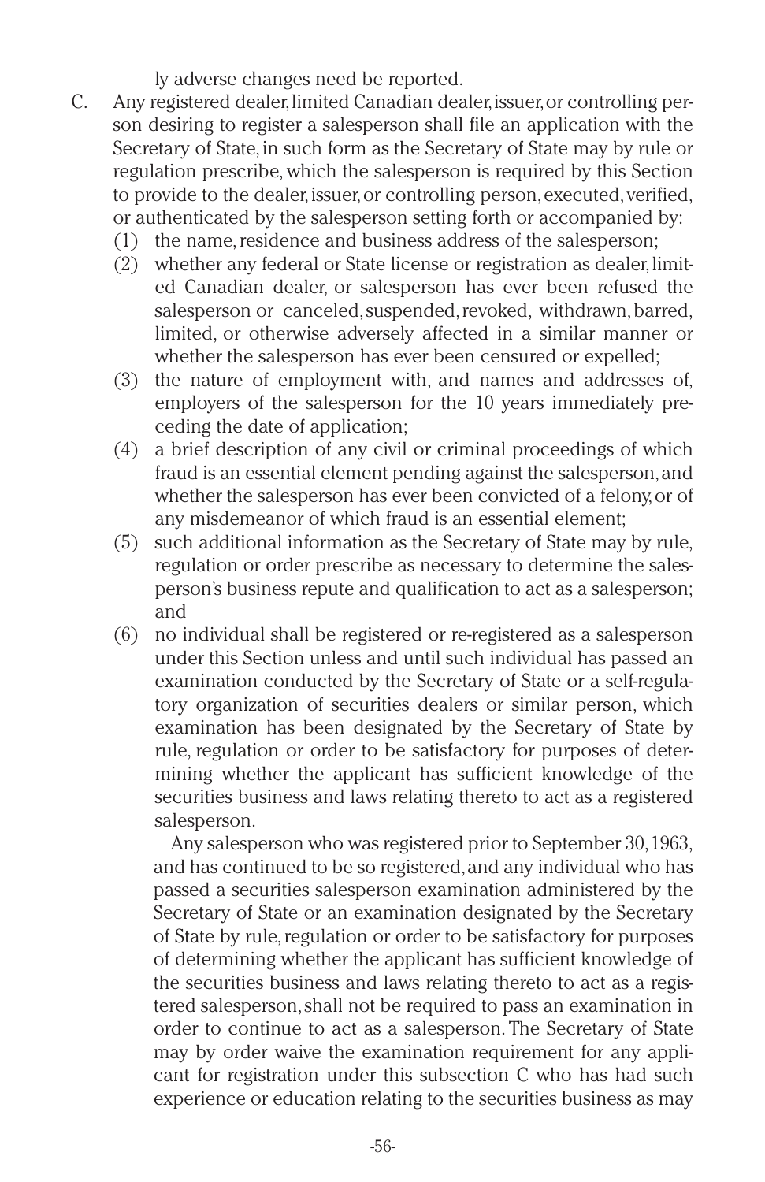ly adverse changes need be reported.

C. Any registered dealer, limited Canadian dealer, issuer, or controlling person desiring to register a salesperson shall file an application with the Secretary of State, in such form as the Secretary of State may by rule or regulation prescribe, which the salesperson is required by this Section to provide to the dealer, issuer, or controlling person, executed, verified, or authenticated by the salesperson setting forth or accompanied by:

   (1) the name, residence and business address of the salesperson;

   (2) whether any federal or State license or registration as dealer, limited Canadian dealer, or salesperson has ever been refused the salesperson or canceled, suspended, revoked, withdrawn, barred, limited, or otherwise adversely affected in a similar manner or whether the salesperson has ever been censured or expelled;

   (3) the nature of employment with, and names and addresses of, employers of the salesperson for the 10 years immediately preceding the date of application;

   (4) a brief description of any civil or criminal proceedings of which fraud is an essential element pending against the salesperson, and whether the salesperson has ever been convicted of a felony, or of any misdemeanor of which fraud is an essential element;

   (5) such additional information as the Secretary of State may by rule, regulation or order prescribe as necessary to determine the salesperson's business repute and qualification to act as a salesperson; and

   (6) no individual shall be registered or re-registered as a salesperson under this Section unless and until such individual has passed an examination conducted by the Secretary of State or a self-regulatory organization of securities dealers or similar person, which examination has been designated by the Secretary of State by rule, regulation or order to be satisfactory for purposes of determining whether the applicant has sufficient knowledge of the securities business and laws relating thereto to act as a registered salesperson.

   Any salesperson who was registered prior to September 30, 1963, and has continued to be so registered, and any individual who has passed a securities salesperson examination administered by the Secretary of State or an examination designated by the Secretary of State by rule, regulation or order to be satisfactory for purposes of determining whether the applicant has sufficient knowledge of the securities business and laws relating thereto to act as a registered salesperson, shall not be required to pass an examination in order to continue to act as a salesperson. The Secretary of State may by order waive the examination requirement for any applicant for registration under this subsection C who has had such experience or education relating to the securities business as may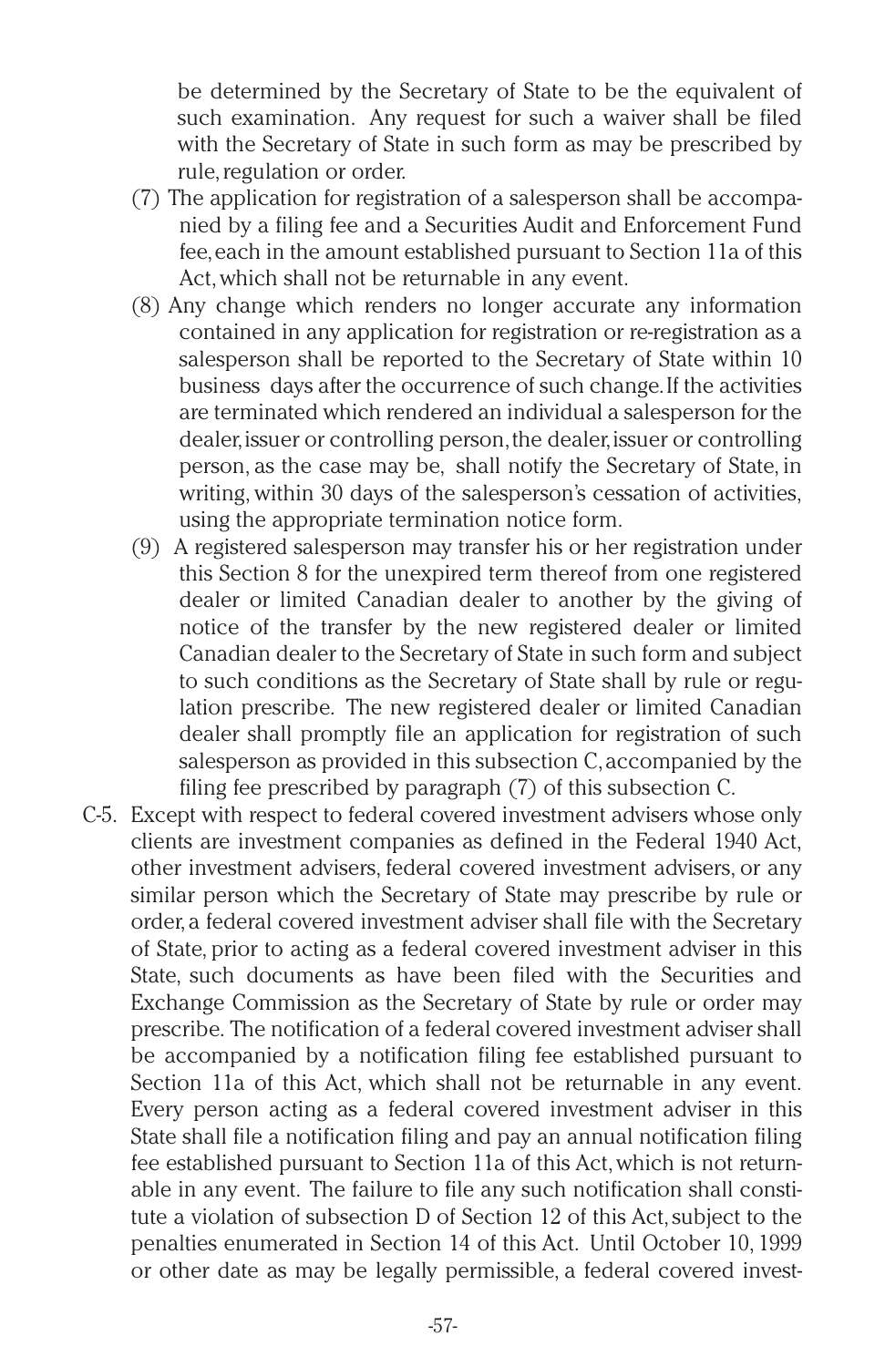be determined by the Secretary of State to be the equivalent of such examination. Any request for such a waiver shall be filed with the Secretary of State in such form as may be prescribed by rule, regulation or order.

(7) The application for registration of a salesperson shall be accompanied by a filing fee and a Securities Audit and Enforcement Fund fee, each in the amount established pursuant to Section 11a of this Act, which shall not be returnable in any event.

(8) Any change which renders no longer accurate any information contained in any application for registration or re-registration as a salesperson shall be reported to the Secretary of State within 10 business days after the occurrence of such change. If the activities are terminated which rendered an individual a salesperson for the dealer, issuer or controlling person, the dealer, issuer or controlling person, as the case may be, shall notify the Secretary of State, in writing, within 30 days of the salesperson's cessation of activities, using the appropriate termination notice form.

(9) A registered salesperson may transfer his or her registration under this Section 8 for the unexpired term thereof from one registered dealer or limited Canadian dealer to another by the giving of notice of the transfer by the new registered dealer or limited Canadian dealer to the Secretary of State in such form and subject to such conditions as the Secretary of State shall by rule or regulation prescribe. The new registered dealer or limited Canadian dealer shall promptly file an application for registration of such salesperson as provided in this subsection C, accompanied by the filing fee prescribed by paragraph (7) of this subsection C.

C-5. Except with respect to federal covered investment advisers whose only clients are investment companies as defined in the Federal 1940 Act, other investment advisers, federal covered investment advisers, or any similar person which the Secretary of State may prescribe by rule or order, a federal covered investment adviser shall file with the Secretary of State, prior to acting as a federal covered investment adviser in this State, such documents as have been filed with the Securities and Exchange Commission as the Secretary of State by rule or order may prescribe. The notification of a federal covered investment adviser shall be accompanied by a notification filing fee established pursuant to Section 11a of this Act, which shall not be returnable in any event. Every person acting as a federal covered investment adviser in this State shall file a notification filing and pay an annual notification filing fee established pursuant to Section 11a of this Act, which is not returnable in any event. The failure to file any such notification shall constitute a violation of subsection D of Section 12 of this Act, subject to the penalties enumerated in Section 14 of this Act. Until October 10, 1999 or other date as may be legally permissible, a federal covered invest-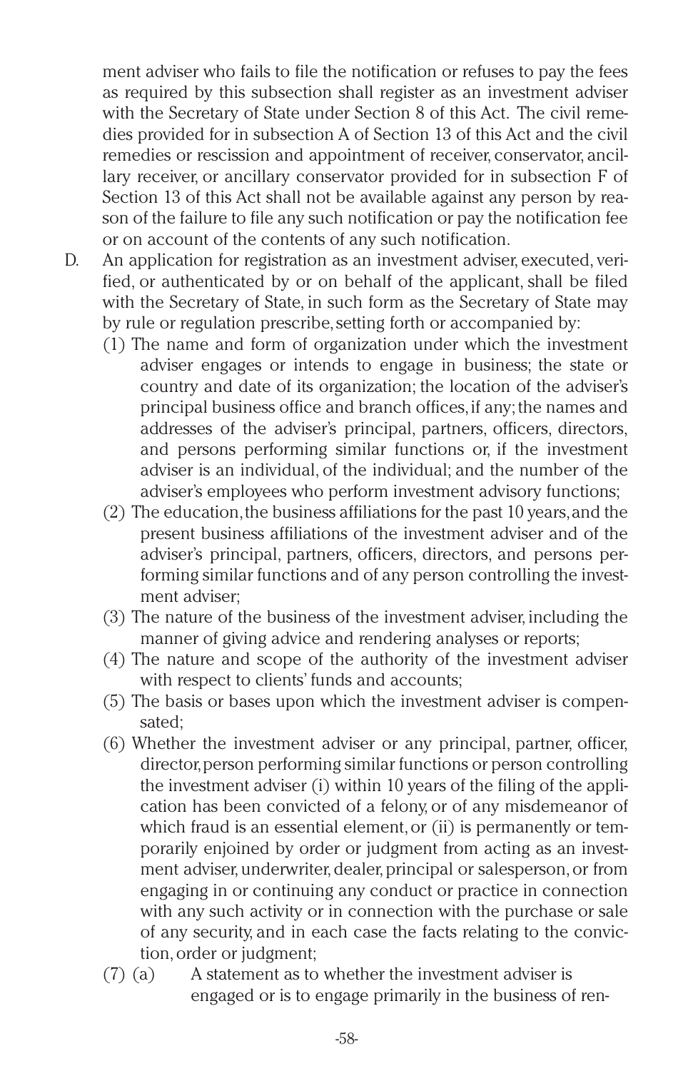ment adviser who fails to file the notification or refuses to pay the fees as required by this subsection shall register as an investment adviser with the Secretary of State under Section 8 of this Act. The civil remedies provided for in subsection A of Section 13 of this Act and the civil remedies or rescission and appointment of receiver, conservator, ancillary receiver, or ancillary conservator provided for in subsection F of Section 13 of this Act shall not be available against any person by reason of the failure to file any such notification or pay the notification fee or on account of the contents of any such notification.

D. An application for registration as an investment adviser, executed, verified, or authenticated by or on behalf of the applicant, shall be filed with the Secretary of State, in such form as the Secretary of State may by rule or regulation prescribe, setting forth or accompanied by:

   (1) The name and form of organization under which the investment adviser engages or intends to engage in business; the state or country and date of its organization; the location of the adviser's principal business office and branch offices, if any; the names and addresses of the adviser's principal, partners, officers, directors, and persons performing similar functions or, if the investment adviser is an individual, of the individual; and the number of the adviser's employees who perform investment advisory functions;

   (2) The education, the business affiliations for the past 10 years, and the present business affiliations of the investment adviser and of the adviser's principal, partners, officers, directors, and persons performing similar functions and of any person controlling the investment adviser;

   (3) The nature of the business of the investment adviser, including the manner of giving advice and rendering analyses or reports;

   (4) The nature and scope of the authority of the investment adviser with respect to clients' funds and accounts;

   (5) The basis or bases upon which the investment adviser is compensated;

   (6) Whether the investment adviser or any principal, partner, officer, director, person performing similar functions or person controlling the investment adviser (i) within 10 years of the filing of the application has been convicted of a felony, or of any misdemeanor of which fraud is an essential element, or (ii) is permanently or temporarily enjoined by order or judgment from acting as an investment adviser, underwriter, dealer, principal or salesperson, or from engaging in or continuing any conduct or practice in connection with any such activity or in connection with the purchase or sale of any security, and in each case the facts relating to the conviction, order or judgment;

   (7) (a) A statement as to whether the investment adviser is engaged or is to engage primarily in the business of ren-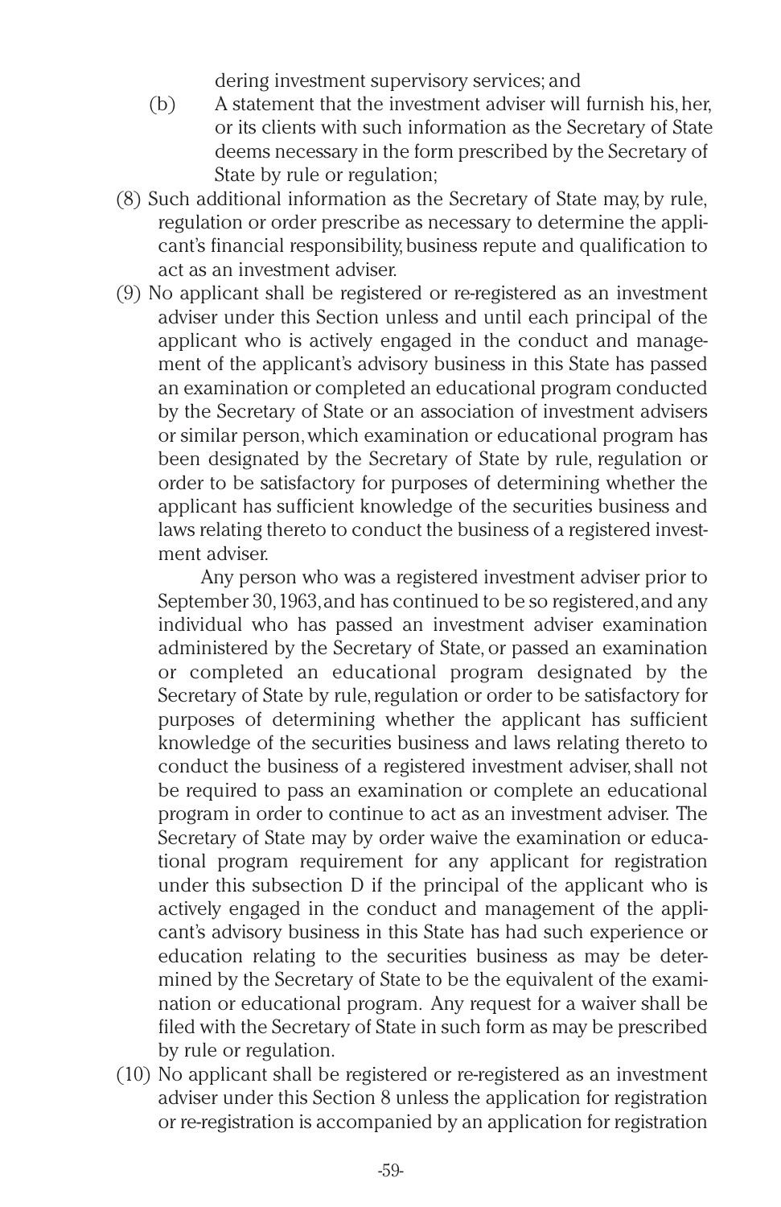dering investment supervisory services; and

(b) A statement that the investment adviser will furnish his, her, or its clients with such information as the Secretary of State deems necessary in the form prescribed by the Secretary of State by rule or regulation;

(8) Such additional information as the Secretary of State may, by rule, regulation or order prescribe as necessary to determine the applicant's financial responsibility, business repute and qualification to act as an investment adviser.

(9) No applicant shall be registered or re-registered as an investment adviser under this Section unless and until each principal of the applicant who is actively engaged in the conduct and management of the applicant's advisory business in this State has passed an examination or completed an educational program conducted by the Secretary of State or an association of investment advisers or similar person, which examination or educational program has been designated by the Secretary of State by rule, regulation or order to be satisfactory for purposes of determining whether the applicant has sufficient knowledge of the securities business and laws relating thereto to conduct the business of a registered investment adviser.

Any person who was a registered investment adviser prior to September 30, 1963, and has continued to be so registered, and any individual who has passed an investment adviser examination administered by the Secretary of State, or passed an examination or completed an educational program designated by the Secretary of State by rule, regulation or order to be satisfactory for purposes of determining whether the applicant has sufficient knowledge of the securities business and laws relating thereto to conduct the business of a registered investment adviser, shall not be required to pass an examination or complete an educational program in order to continue to act as an investment adviser. The Secretary of State may by order waive the examination or educational program requirement for any applicant for registration under this subsection D if the principal of the applicant who is actively engaged in the conduct and management of the applicant's advisory business in this State has had such experience or education relating to the securities business as may be determined by the Secretary of State to be the equivalent of the examination or educational program. Any request for a waiver shall be filed with the Secretary of State in such form as may be prescribed by rule or regulation.

(10) No applicant shall be registered or re-registered as an investment adviser under this Section 8 unless the application for registration or re-registration is accompanied by an application for registration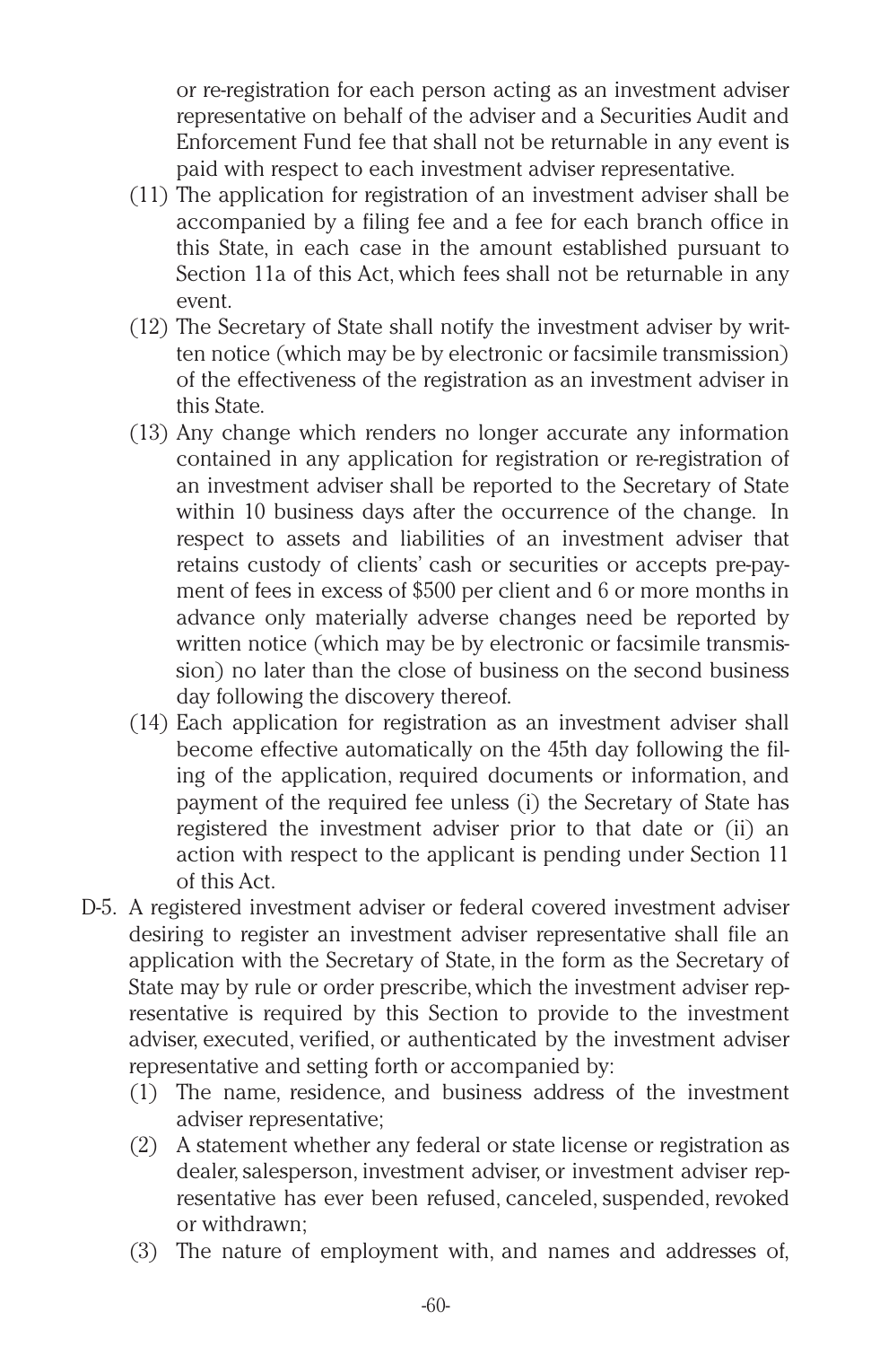or re-registration for each person acting as an investment adviser representative on behalf of the adviser and a Securities Audit and Enforcement Fund fee that shall not be returnable in any event is paid with respect to each investment adviser representative.

(11) The application for registration of an investment adviser shall be accompanied by a filing fee and a fee for each branch office in this State, in each case in the amount established pursuant to Section 11a of this Act, which fees shall not be returnable in any event.

(12) The Secretary of State shall notify the investment adviser by written notice (which may be by electronic or facsimile transmission) of the effectiveness of the registration as an investment adviser in this State.

(13) Any change which renders no longer accurate any information contained in any application for registration or re-registration of an investment adviser shall be reported to the Secretary of State within 10 business days after the occurrence of the change. In respect to assets and liabilities of an investment adviser that retains custody of clients' cash or securities or accepts pre-payment of fees in excess of $500 per client and 6 or more months in advance only materially adverse changes need be reported by written notice (which may be by electronic or facsimile transmission) no later than the close of business on the second business day following the discovery thereof.

(14) Each application for registration as an investment adviser shall become effective automatically on the 45th day following the filing of the application, required documents or information, and payment of the required fee unless (i) the Secretary of State has registered the investment adviser prior to that date or (ii) an action with respect to the applicant is pending under Section 11 of this Act.

D-5. A registered investment adviser or federal covered investment adviser desiring to register an investment adviser representative shall file an application with the Secretary of State, in the form as the Secretary of State may by rule or order prescribe, which the investment adviser representative is required by this Section to provide to the investment adviser, executed, verified, or authenticated by the investment adviser representative and setting forth or accompanied by:

(1) The name, residence, and business address of the investment adviser representative;

(2) A statement whether any federal or state license or registration as dealer, salesperson, investment adviser, or investment adviser representative has ever been refused, canceled, suspended, revoked or withdrawn;

(3) The nature of employment with, and names and addresses of,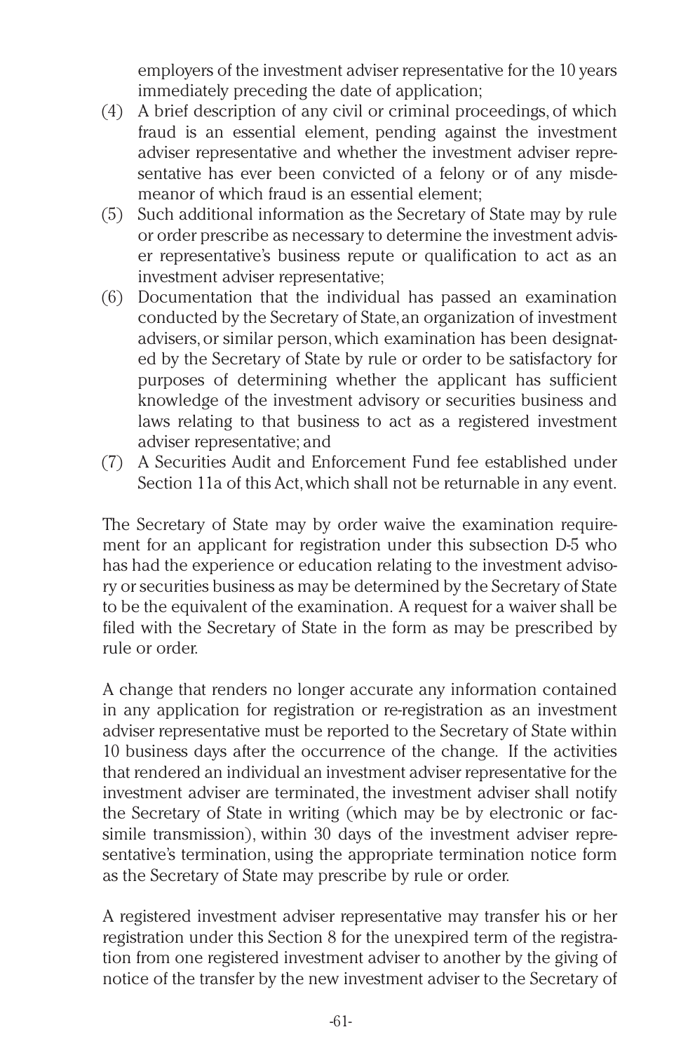employers of the investment adviser representative for the 10 years immediately preceding the date of application;

(4) A brief description of any civil or criminal proceedings, of which fraud is an essential element, pending against the investment adviser representative and whether the investment adviser representative has ever been convicted of a felony or of any misdemeanor of which fraud is an essential element;

(5) Such additional information as the Secretary of State may by rule or order prescribe as necessary to determine the investment adviser representative's business repute or qualification to act as an investment adviser representative;

(6) Documentation that the individual has passed an examination conducted by the Secretary of State, an organization of investment advisers, or similar person, which examination has been designated by the Secretary of State by rule or order to be satisfactory for purposes of determining whether the applicant has sufficient knowledge of the investment advisory or securities business and laws relating to that business to act as a registered investment adviser representative; and

(7) A Securities Audit and Enforcement Fund fee established under Section 11a of this Act, which shall not be returnable in any event.

The Secretary of State may by order waive the examination requirement for an applicant for registration under this subsection D-5 who has had the experience or education relating to the investment advisory or securities business as may be determined by the Secretary of State to be the equivalent of the examination. A request for a waiver shall be filed with the Secretary of State in the form as may be prescribed by rule or order.

A change that renders no longer accurate any information contained in any application for registration or re-registration as an investment adviser representative must be reported to the Secretary of State within 10 business days after the occurrence of the change. If the activities that rendered an individual an investment adviser representative for the investment adviser are terminated, the investment adviser shall notify the Secretary of State in writing (which may be by electronic or facsimile transmission), within 30 days of the investment adviser representative's termination, using the appropriate termination notice form as the Secretary of State may prescribe by rule or order.

A registered investment adviser representative may transfer his or her registration under this Section 8 for the unexpired term of the registration from one registered investment adviser to another by the giving of notice of the transfer by the new investment adviser to the Secretary of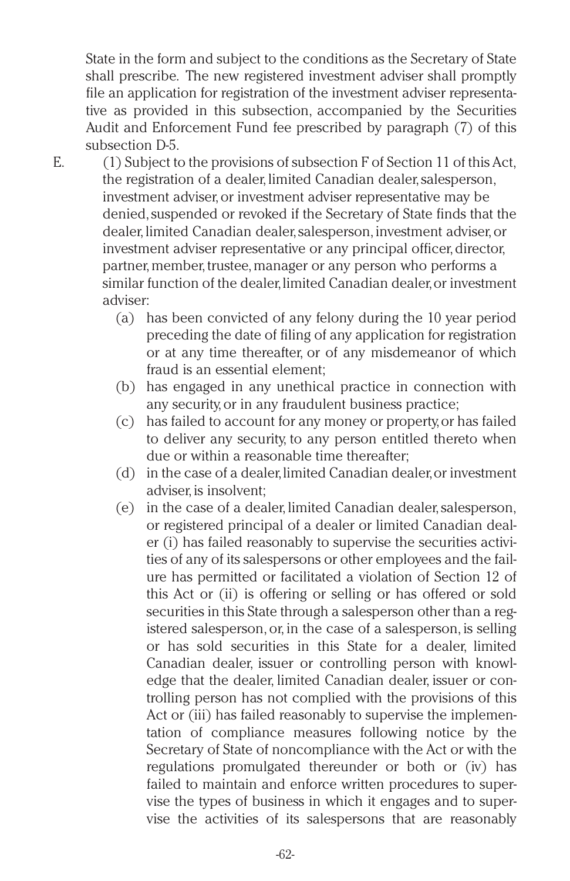State in the form and subject to the conditions as the Secretary of State shall prescribe. The new registered investment adviser shall promptly file an application for registration of the investment adviser representative as provided in this subsection, accompanied by the Securities Audit and Enforcement Fund fee prescribed by paragraph (7) of this subsection D-5.

E. (1) Subject to the provisions of subsection F of Section 11 of this Act, the registration of a dealer, limited Canadian dealer, salesperson, investment adviser, or investment adviser representative may be denied, suspended or revoked if the Secretary of State finds that the dealer, limited Canadian dealer, salesperson, investment adviser, or investment adviser representative or any principal officer, director, partner, member, trustee, manager or any person who performs a similar function of the dealer, limited Canadian dealer, or investment adviser:

   (a) has been convicted of any felony during the 10 year period preceding the date of filing of any application for registration or at any time thereafter, or of any misdemeanor of which fraud is an essential element;

   (b) has engaged in any unethical practice in connection with any security, or in any fraudulent business practice;

   (c) has failed to account for any money or property, or has failed to deliver any security, to any person entitled thereto when due or within a reasonable time thereafter;

   (d) in the case of a dealer, limited Canadian dealer, or investment adviser, is insolvent;

   (e) in the case of a dealer, limited Canadian dealer, salesperson, or registered principal of a dealer or limited Canadian dealer (i) has failed reasonably to supervise the securities activities of any of its salespersons or other employees and the failure has permitted or facilitated a violation of Section 12 of this Act or (ii) is offering or selling or has offered or sold securities in this State through a salesperson other than a registered salesperson, or, in the case of a salesperson, is selling or has sold securities in this State for a dealer, limited Canadian dealer, issuer or controlling person with knowledge that the dealer, limited Canadian dealer, issuer or controlling person has not complied with the provisions of this Act or (iii) has failed reasonably to supervise the implementation of compliance measures following notice by the Secretary of State of noncompliance with the Act or with the regulations promulgated thereunder or both or (iv) has failed to maintain and enforce written procedures to supervise the types of business in which it engages and to supervise the activities of its salespersons that are reasonably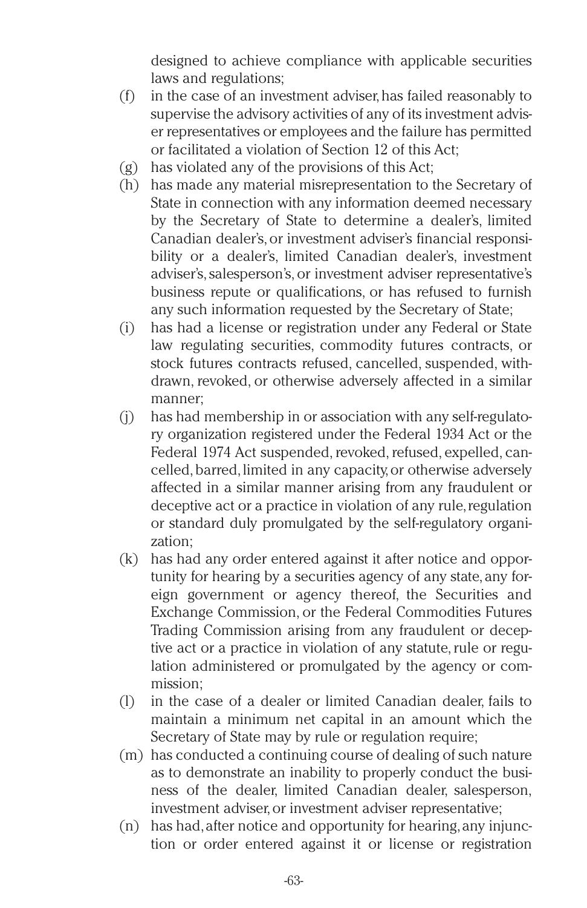designed to achieve compliance with applicable securities laws and regulations;

(f) in the case of an investment adviser, has failed reasonably to supervise the advisory activities of any of its investment adviser representatives or employees and the failure has permitted or facilitated a violation of Section 12 of this Act;

(g) has violated any of the provisions of this Act;

(h) has made any material misrepresentation to the Secretary of State in connection with any information deemed necessary by the Secretary of State to determine a dealer's, limited Canadian dealer's, or investment adviser's financial responsibility or a dealer's, limited Canadian dealer's, investment adviser's, salesperson's, or investment adviser representative's business repute or qualifications, or has refused to furnish any such information requested by the Secretary of State;

(i) has had a license or registration under any Federal or State law regulating securities, commodity futures contracts, or stock futures contracts refused, cancelled, suspended, withdrawn, revoked, or otherwise adversely affected in a similar manner;

(j) has had membership in or association with any self-regulatory organization registered under the Federal 1934 Act or the Federal 1974 Act suspended, revoked, refused, expelled, cancelled, barred, limited in any capacity, or otherwise adversely affected in a similar manner arising from any fraudulent or deceptive act or a practice in violation of any rule, regulation or standard duly promulgated by the self-regulatory organization;

(k) has had any order entered against it after notice and opportunity for hearing by a securities agency of any state, any foreign government or agency thereof, the Securities and Exchange Commission, or the Federal Commodities Futures Trading Commission arising from any fraudulent or deceptive act or a practice in violation of any statute, rule or regulation administered or promulgated by the agency or commission;

(l) in the case of a dealer or limited Canadian dealer, fails to maintain a minimum net capital in an amount which the Secretary of State may by rule or regulation require;

(m) has conducted a continuing course of dealing of such nature as to demonstrate an inability to properly conduct the business of the dealer, limited Canadian dealer, salesperson, investment adviser, or investment adviser representative;

(n) has had, after notice and opportunity for hearing, any injunction or order entered against it or license or registration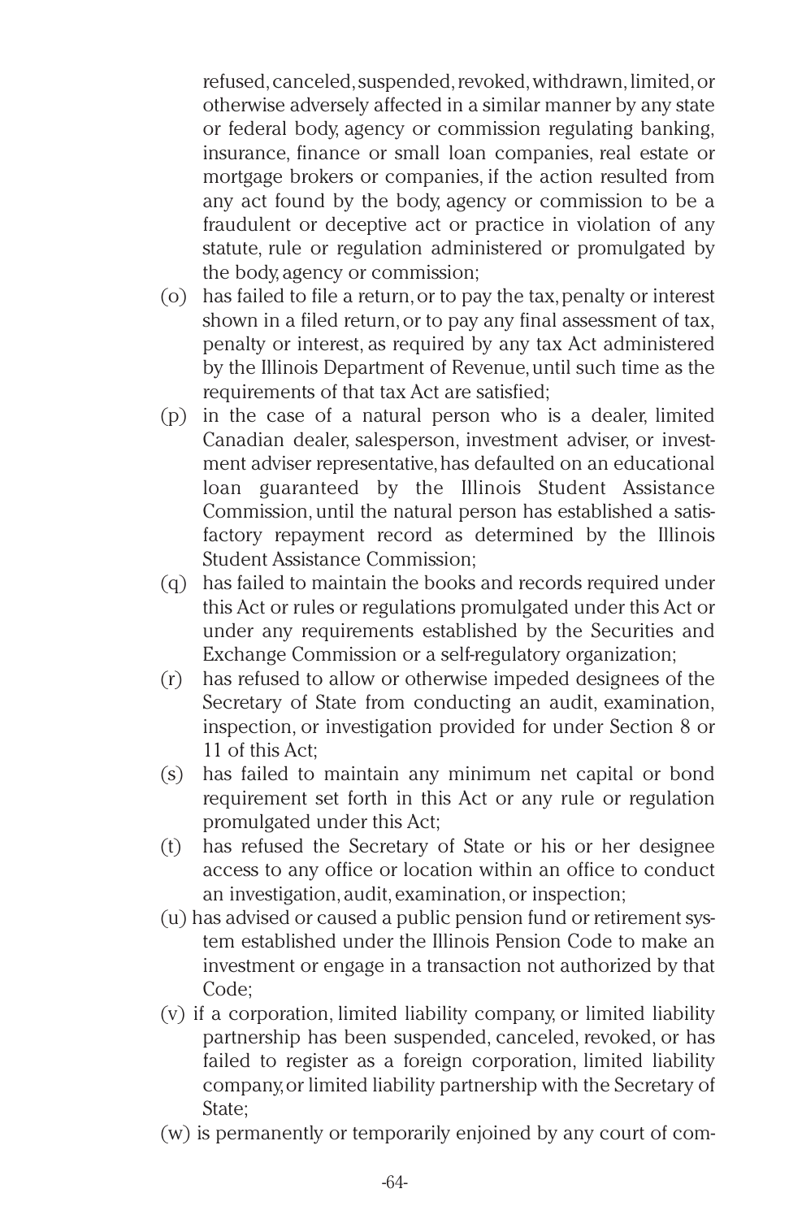refused, canceled, suspended, revoked, withdrawn, limited, or otherwise adversely affected in a similar manner by any state or federal body, agency or commission regulating banking, insurance, finance or small loan companies, real estate or mortgage brokers or companies, if the action resulted from any act found by the body, agency or commission to be a fraudulent or deceptive act or practice in violation of any statute, rule or regulation administered or promulgated by the body, agency or commission;

(o) has failed to file a return, or to pay the tax, penalty or interest shown in a filed return, or to pay any final assessment of tax, penalty or interest, as required by any tax Act administered by the Illinois Department of Revenue, until such time as the requirements of that tax Act are satisfied;

(p) in the case of a natural person who is a dealer, limited Canadian dealer, salesperson, investment adviser, or investment adviser representative, has defaulted on an educational loan guaranteed by the Illinois Student Assistance Commission, until the natural person has established a satisfactory repayment record as determined by the Illinois Student Assistance Commission;

(q) has failed to maintain the books and records required under this Act or rules or regulations promulgated under this Act or under any requirements established by the Securities and Exchange Commission or a self-regulatory organization;

(r) has refused to allow or otherwise impeded designees of the Secretary of State from conducting an audit, examination, inspection, or investigation provided for under Section 8 or 11 of this Act;

(s) has failed to maintain any minimum net capital or bond requirement set forth in this Act or any rule or regulation promulgated under this Act;

(t) has refused the Secretary of State or his or her designee access to any office or location within an office to conduct an investigation, audit, examination, or inspection;

(u) has advised or caused a public pension fund or retirement system established under the Illinois Pension Code to make an investment or engage in a transaction not authorized by that Code;

(v) if a corporation, limited liability company, or limited liability partnership has been suspended, canceled, revoked, or has failed to register as a foreign corporation, limited liability company, or limited liability partnership with the Secretary of State;

(w) is permanently or temporarily enjoined by any court of com-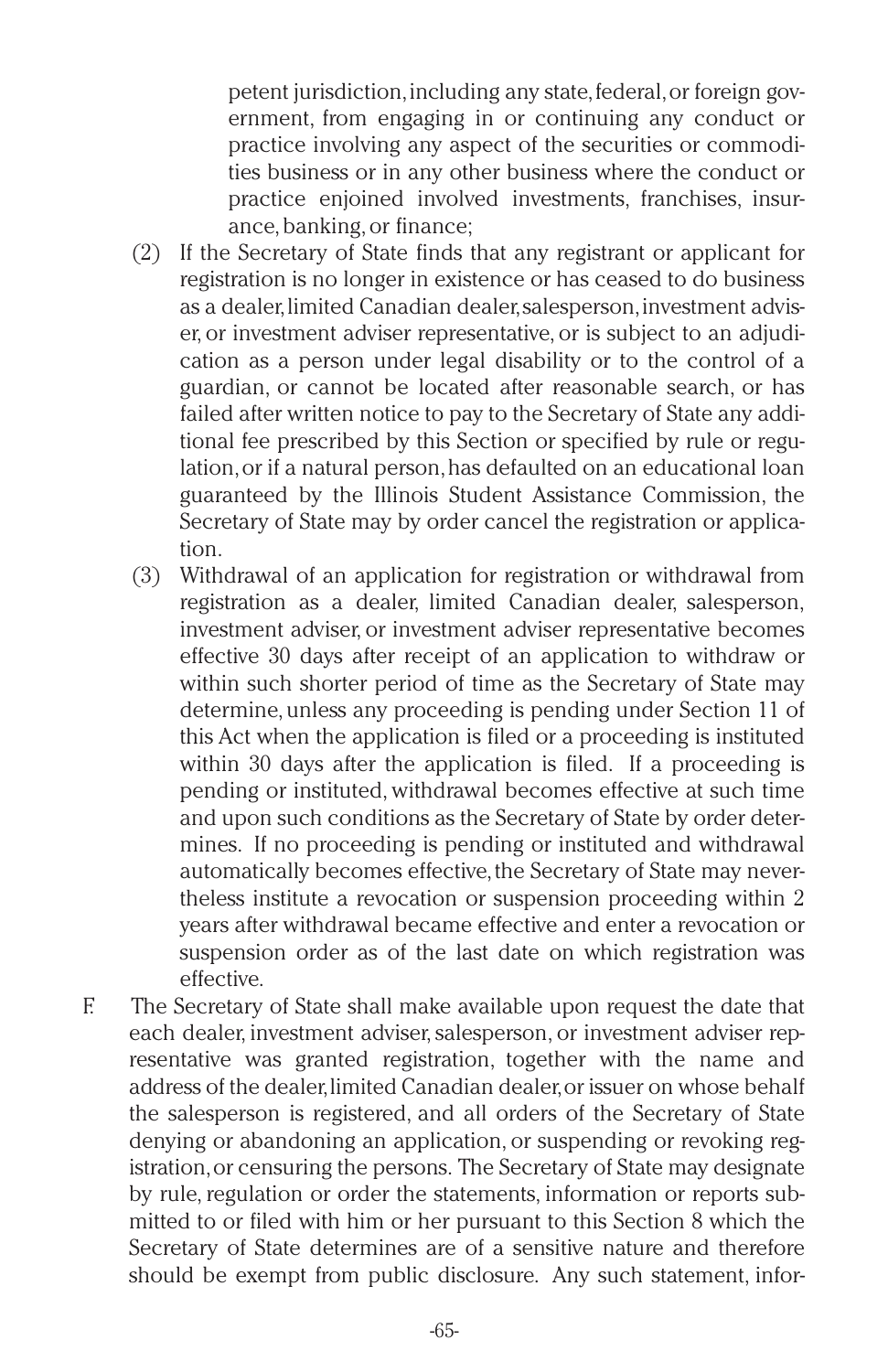petent jurisdiction, including any state, federal, or foreign government, from engaging in or continuing any conduct or practice involving any aspect of the securities or commodities business or in any other business where the conduct or practice enjoined involved investments, franchises, insurance, banking, or finance;

(2) If the Secretary of State finds that any registrant or applicant for registration is no longer in existence or has ceased to do business as a dealer, limited Canadian dealer, salesperson, investment adviser, or investment adviser representative, or is subject to an adjudication as a person under legal disability or to the control of a guardian, or cannot be located after reasonable search, or has failed after written notice to pay to the Secretary of State any additional fee prescribed by this Section or specified by rule or regulation, or if a natural person, has defaulted on an educational loan guaranteed by the Illinois Student Assistance Commission, the Secretary of State may by order cancel the registration or application.

(3) Withdrawal of an application for registration or withdrawal from registration as a dealer, limited Canadian dealer, salesperson, investment adviser, or investment adviser representative becomes effective 30 days after receipt of an application to withdraw or within such shorter period of time as the Secretary of State may determine, unless any proceeding is pending under Section 11 of this Act when the application is filed or a proceeding is instituted within 30 days after the application is filed. If a proceeding is pending or instituted, withdrawal becomes effective at such time and upon such conditions as the Secretary of State by order determines. If no proceeding is pending or instituted and withdrawal automatically becomes effective, the Secretary of State may nevertheless institute a revocation or suspension proceeding within 2 years after withdrawal became effective and enter a revocation or suspension order as of the last date on which registration was effective.

F. The Secretary of State shall make available upon request the date that each dealer, investment adviser, salesperson, or investment adviser representative was granted registration, together with the name and address of the dealer, limited Canadian dealer, or issuer on whose behalf the salesperson is registered, and all orders of the Secretary of State denying or abandoning an application, or suspending or revoking registration, or censuring the persons. The Secretary of State may designate by rule, regulation or order the statements, information or reports submitted to or filed with him or her pursuant to this Section 8 which the Secretary of State determines are of a sensitive nature and therefore should be exempt from public disclosure. Any such statement, infor-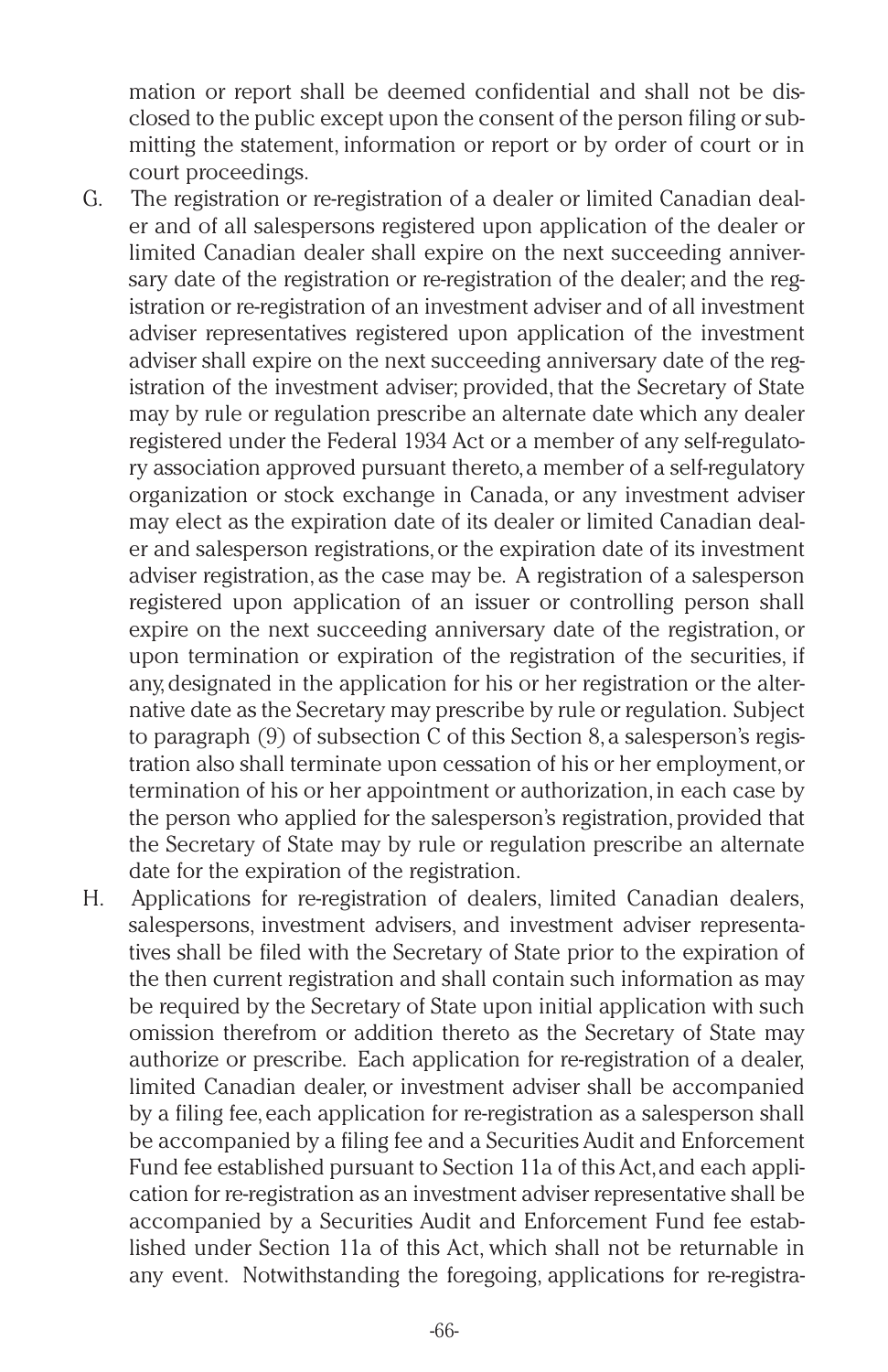mation or report shall be deemed confidential and shall not be disclosed to the public except upon the consent of the person filing or submitting the statement, information or report or by order of court or in court proceedings.

G. The registration or re-registration of a dealer or limited Canadian dealer and of all salespersons registered upon application of the dealer or limited Canadian dealer shall expire on the next succeeding anniversary date of the registration or re-registration of the dealer; and the registration or re-registration of an investment adviser and of all investment adviser representatives registered upon application of the investment adviser shall expire on the next succeeding anniversary date of the registration of the investment adviser; provided, that the Secretary of State may by rule or regulation prescribe an alternate date which any dealer registered under the Federal 1934 Act or a member of any self-regulatory association approved pursuant thereto, a member of a self-regulatory organization or stock exchange in Canada, or any investment adviser may elect as the expiration date of its dealer or limited Canadian dealer and salesperson registrations, or the expiration date of its investment adviser registration, as the case may be. A registration of a salesperson registered upon application of an issuer or controlling person shall expire on the next succeeding anniversary date of the registration, or upon termination or expiration of the registration of the securities, if any, designated in the application for his or her registration or the alternative date as the Secretary may prescribe by rule or regulation. Subject to paragraph (9) of subsection C of this Section 8, a salesperson's registration also shall terminate upon cessation of his or her employment, or termination of his or her appointment or authorization, in each case by the person who applied for the salesperson's registration, provided that the Secretary of State may by rule or regulation prescribe an alternate date for the expiration of the registration.

H. Applications for re-registration of dealers, limited Canadian dealers, salespersons, investment advisers, and investment adviser representatives shall be filed with the Secretary of State prior to the expiration of the then current registration and shall contain such information as may be required by the Secretary of State upon initial application with such omission therefrom or addition thereto as the Secretary of State may authorize or prescribe. Each application for re-registration of a dealer, limited Canadian dealer, or investment adviser shall be accompanied by a filing fee, each application for re-registration as a salesperson shall be accompanied by a filing fee and a Securities Audit and Enforcement Fund fee established pursuant to Section 11a of this Act, and each application for re-registration as an investment adviser representative shall be accompanied by a Securities Audit and Enforcement Fund fee established under Section 11a of this Act, which shall not be returnable in any event. Notwithstanding the foregoing, applications for re-registra-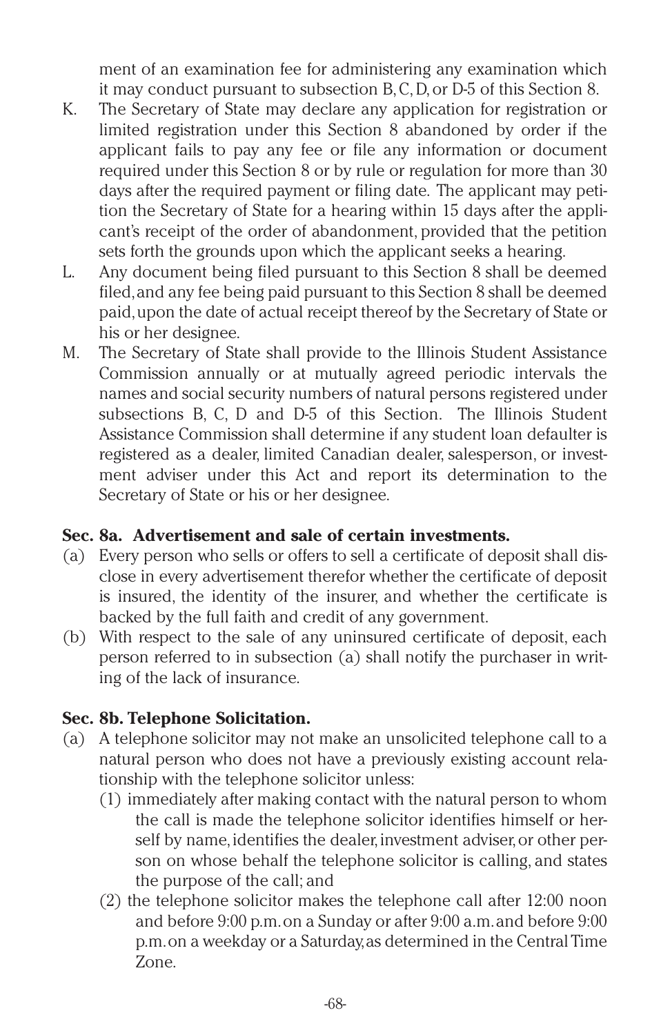ment of an examination fee for administering any examination which it may conduct pursuant to subsection B, C, D, or D-5 of this Section 8.

K. The Secretary of State may declare any application for registration or limited registration under this Section 8 abandoned by order if the applicant fails to pay any fee or file any information or document required under this Section 8 or by rule or regulation for more than 30 days after the required payment or filing date. The applicant may petition the Secretary of State for a hearing within 15 days after the applicant's receipt of the order of abandonment, provided that the petition sets forth the grounds upon which the applicant seeks a hearing.

L. Any document being filed pursuant to this Section 8 shall be deemed filed, and any fee being paid pursuant to this Section 8 shall be deemed paid, upon the date of actual receipt thereof by the Secretary of State or his or her designee.

M. The Secretary of State shall provide to the Illinois Student Assistance Commission annually or at mutually agreed periodic intervals the names and social security numbers of natural persons registered under subsections B, C, D and D-5 of this Section. The Illinois Student Assistance Commission shall determine if any student loan defaulter is registered as a dealer, limited Canadian dealer, salesperson, or investment adviser under this Act and report its determination to the Secretary of State or his or her designee.

**Sec. 8a. Advertisement and sale of certain investments.**

(a) Every person who sells or offers to sell a certificate of deposit shall disclose in every advertisement therefor whether the certificate of deposit is insured, the identity of the insurer, and whether the certificate is backed by the full faith and credit of any government.

(b) With respect to the sale of any uninsured certificate of deposit, each person referred to in subsection (a) shall notify the purchaser in writing of the lack of insurance.

**Sec. 8b. Telephone Solicitation.**

(a) A telephone solicitor may not make an unsolicited telephone call to a natural person who does not have a previously existing account relationship with the telephone solicitor unless:

(1) immediately after making contact with the natural person to whom the call is made the telephone solicitor identifies himself or herself by name, identifies the dealer, investment adviser, or other person on whose behalf the telephone solicitor is calling, and states the purpose of the call; and

(2) the telephone solicitor makes the telephone call after 12:00 noon and before 9:00 p.m. on a Sunday or after 9:00 a.m. and before 9:00 p.m. on a weekday or a Saturday, as determined in the Central Time Zone.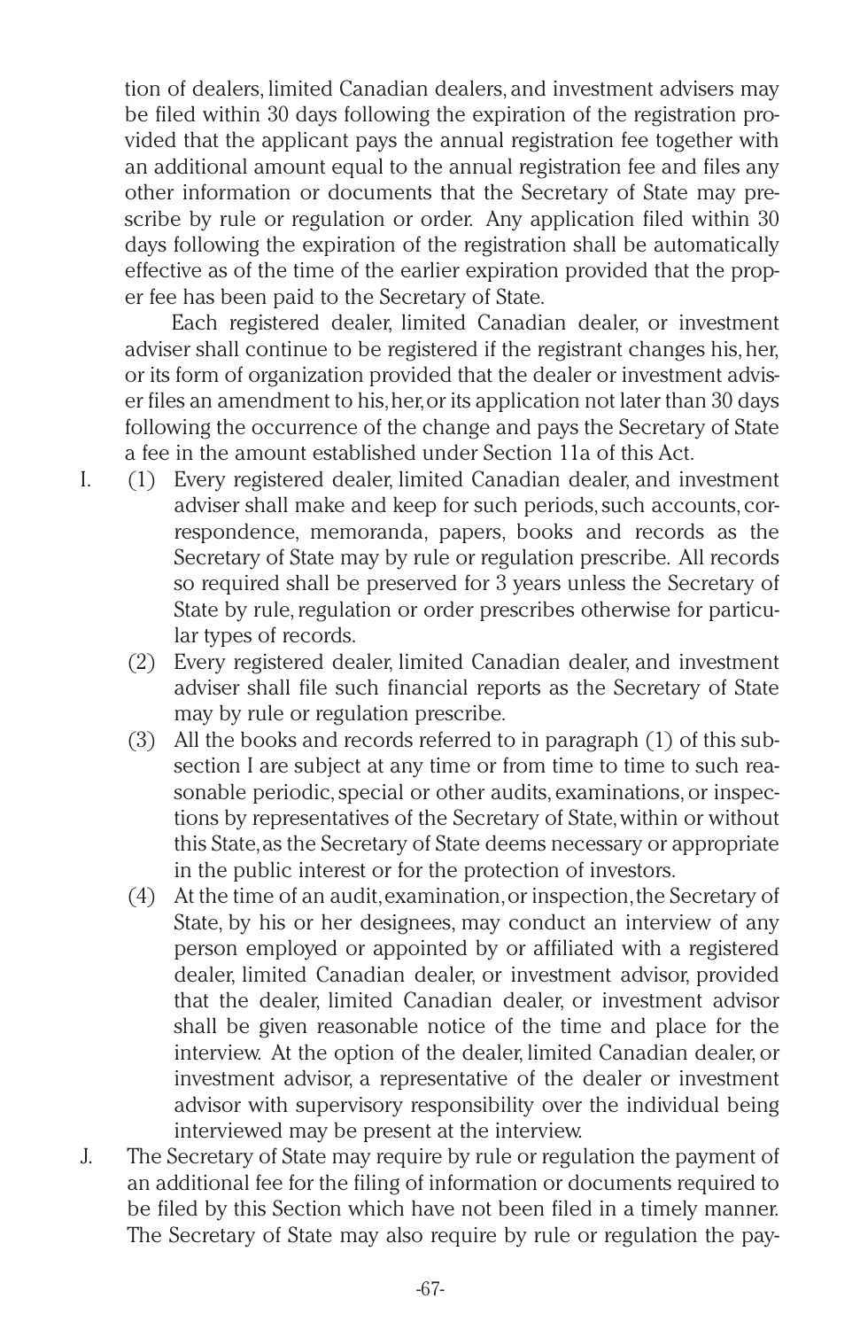tion of dealers, limited Canadian dealers, and investment advisers may be filed within 30 days following the expiration of the registration provided that the applicant pays the annual registration fee together with an additional amount equal to the annual registration fee and files any other information or documents that the Secretary of State may prescribe by rule or regulation or order. Any application filed within 30 days following the expiration of the registration shall be automatically effective as of the time of the earlier expiration provided that the proper fee has been paid to the Secretary of State.

Each registered dealer, limited Canadian dealer, or investment adviser shall continue to be registered if the registrant changes his, her, or its form of organization provided that the dealer or investment adviser files an amendment to his, her, or its application not later than 30 days following the occurrence of the change and pays the Secretary of State a fee in the amount established under Section 11a of this Act.

I. (1) Every registered dealer, limited Canadian dealer, and investment adviser shall make and keep for such periods, such accounts, correspondence, memoranda, papers, books and records as the Secretary of State may by rule or regulation prescribe. All records so required shall be preserved for 3 years unless the Secretary of State by rule, regulation or order prescribes otherwise for particular types of records.

(2) Every registered dealer, limited Canadian dealer, and investment adviser shall file such financial reports as the Secretary of State may by rule or regulation prescribe.

(3) All the books and records referred to in paragraph (1) of this subsection I are subject at any time or from time to time to such reasonable periodic, special or other audits, examinations, or inspections by representatives of the Secretary of State, within or without this State, as the Secretary of State deems necessary or appropriate in the public interest or for the protection of investors.

(4) At the time of an audit, examination, or inspection, the Secretary of State, by his or her designees, may conduct an interview of any person employed or appointed by or affiliated with a registered dealer, limited Canadian dealer, or investment advisor, provided that the dealer, limited Canadian dealer, or investment advisor shall be given reasonable notice of the time and place for the interview. At the option of the dealer, limited Canadian dealer, or investment advisor, a representative of the dealer or investment advisor with supervisory responsibility over the individual being interviewed may be present at the interview.

J. The Secretary of State may require by rule or regulation the payment of an additional fee for the filing of information or documents required to be filed by this Section which have not been filed in a timely manner. The Secretary of State may also require by rule or regulation the pay-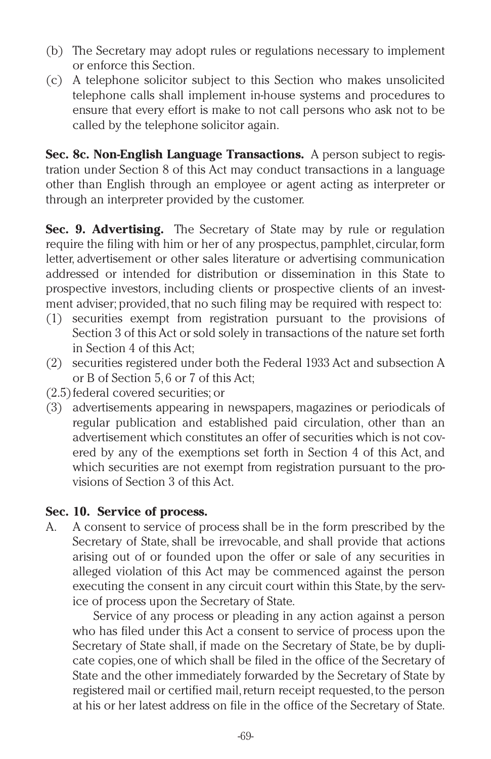(b) The Secretary may adopt rules or regulations necessary to implement or enforce this Section.

(c) A telephone solicitor subject to this Section who makes unsolicited telephone calls shall implement in-house systems and procedures to ensure that every effort is make to not call persons who ask not to be called by the telephone solicitor again.

**Sec. 8c. Non-English Language Transactions.** A person subject to registration under Section 8 of this Act may conduct transactions in a language other than English through an employee or agent acting as interpreter or through an interpreter provided by the customer.

**Sec. 9. Advertising.** The Secretary of State may by rule or regulation require the filing with him or her of any prospectus, pamphlet, circular, form letter, advertisement or other sales literature or advertising communication addressed or intended for distribution or dissemination in this State to prospective investors, including clients or prospective clients of an investment adviser; provided, that no such filing may be required with respect to:

(1) securities exempt from registration pursuant to the provisions of Section 3 of this Act or sold solely in transactions of the nature set forth in Section 4 of this Act;

(2) securities registered under both the Federal 1933 Act and subsection A or B of Section 5, 6 or 7 of this Act;

(2.5) federal covered securities; or

(3) advertisements appearing in newspapers, magazines or periodicals of regular publication and established paid circulation, other than an advertisement which constitutes an offer of securities which is not covered by any of the exemptions set forth in Section 4 of this Act, and which securities are not exempt from registration pursuant to the provisions of Section 3 of this Act.

**Sec. 10. Service of process.**

A. A consent to service of process shall be in the form prescribed by the Secretary of State, shall be irrevocable, and shall provide that actions arising out of or founded upon the offer or sale of any securities in alleged violation of this Act may be commenced against the person executing the consent in any circuit court within this State, by the service of process upon the Secretary of State.

Service of any process or pleading in any action against a person who has filed under this Act a consent to service of process upon the Secretary of State shall, if made on the Secretary of State, be by duplicate copies, one of which shall be filed in the office of the Secretary of State and the other immediately forwarded by the Secretary of State by registered mail or certified mail, return receipt requested, to the person at his or her latest address on file in the office of the Secretary of State.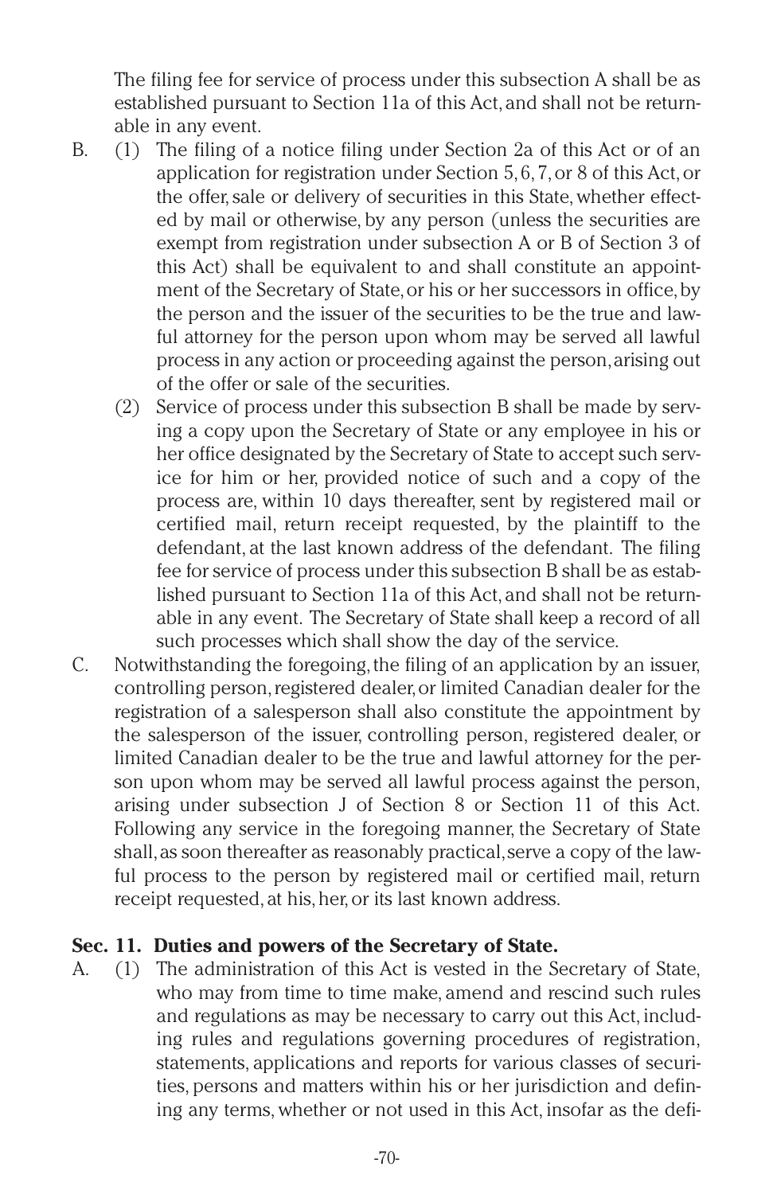The filing fee for service of process under this subsection A shall be as established pursuant to Section 11a of this Act, and shall not be returnable in any event.

B. (1) The filing of a notice filing under Section 2a of this Act or of an application for registration under Section 5, 6, 7, or 8 of this Act, or the offer, sale or delivery of securities in this State, whether effected by mail or otherwise, by any person (unless the securities are exempt from registration under subsection A or B of Section 3 of this Act) shall be equivalent to and shall constitute an appointment of the Secretary of State, or his or her successors in office, by the person and the issuer of the securities to be the true and lawful attorney for the person upon whom may be served all lawful process in any action or proceeding against the person, arising out of the offer or sale of the securities.

(2) Service of process under this subsection B shall be made by serving a copy upon the Secretary of State or any employee in his or her office designated by the Secretary of State to accept such service for him or her, provided notice of such and a copy of the process are, within 10 days thereafter, sent by registered mail or certified mail, return receipt requested, by the plaintiff to the defendant, at the last known address of the defendant. The filing fee for service of process under this subsection B shall be as established pursuant to Section 11a of this Act, and shall not be returnable in any event. The Secretary of State shall keep a record of all such processes which shall show the day of the service.

C. Notwithstanding the foregoing, the filing of an application by an issuer, controlling person, registered dealer, or limited Canadian dealer for the registration of a salesperson shall also constitute the appointment by the salesperson of the issuer, controlling person, registered dealer, or limited Canadian dealer to be the true and lawful attorney for the person upon whom may be served all lawful process against the person, arising under subsection J of Section 8 or Section 11 of this Act. Following any service in the foregoing manner, the Secretary of State shall, as soon thereafter as reasonably practical, serve a copy of the lawful process to the person by registered mail or certified mail, return receipt requested, at his, her, or its last known address.

**Sec. 11. Duties and powers of the Secretary of State.**

A. (1) The administration of this Act is vested in the Secretary of State, who may from time to time make, amend and rescind such rules and regulations as may be necessary to carry out this Act, including rules and regulations governing procedures of registration, statements, applications and reports for various classes of securities, persons and matters within his or her jurisdiction and defining any terms, whether or not used in this Act, insofar as the defi-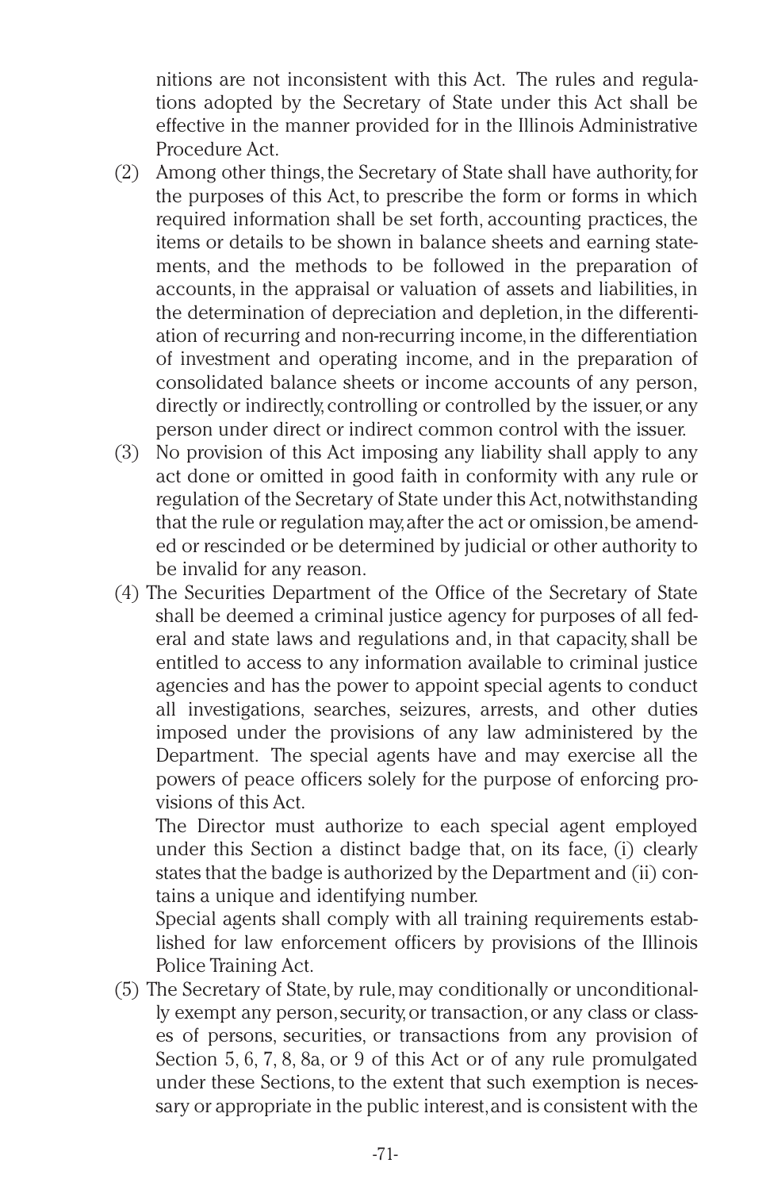nitions are not inconsistent with this Act. The rules and regulations adopted by the Secretary of State under this Act shall be effective in the manner provided for in the Illinois Administrative Procedure Act.

(2) Among other things, the Secretary of State shall have authority, for the purposes of this Act, to prescribe the form or forms in which required information shall be set forth, accounting practices, the items or details to be shown in balance sheets and earning statements, and the methods to be followed in the preparation of accounts, in the appraisal or valuation of assets and liabilities, in the determination of depreciation and depletion, in the differentiation of recurring and non-recurring income, in the differentiation of investment and operating income, and in the preparation of consolidated balance sheets or income accounts of any person, directly or indirectly, controlling or controlled by the issuer, or any person under direct or indirect common control with the issuer.

(3) No provision of this Act imposing any liability shall apply to any act done or omitted in good faith in conformity with any rule or regulation of the Secretary of State under this Act, notwithstanding that the rule or regulation may, after the act or omission, be amended or rescinded or be determined by judicial or other authority to be invalid for any reason.

(4) The Securities Department of the Office of the Secretary of State shall be deemed a criminal justice agency for purposes of all federal and state laws and regulations and, in that capacity, shall be entitled to access to any information available to criminal justice agencies and has the power to appoint special agents to conduct all investigations, searches, seizures, arrests, and other duties imposed under the provisions of any law administered by the Department. The special agents have and may exercise all the powers of peace officers solely for the purpose of enforcing provisions of this Act.

The Director must authorize to each special agent employed under this Section a distinct badge that, on its face, (i) clearly states that the badge is authorized by the Department and (ii) contains a unique and identifying number.

Special agents shall comply with all training requirements established for law enforcement officers by provisions of the Illinois Police Training Act.

(5) The Secretary of State, by rule, may conditionally or unconditionally exempt any person, security, or transaction, or any class or classes of persons, securities, or transactions from any provision of Section 5, 6, 7, 8, 8a, or 9 of this Act or of any rule promulgated under these Sections, to the extent that such exemption is necessary or appropriate in the public interest, and is consistent with the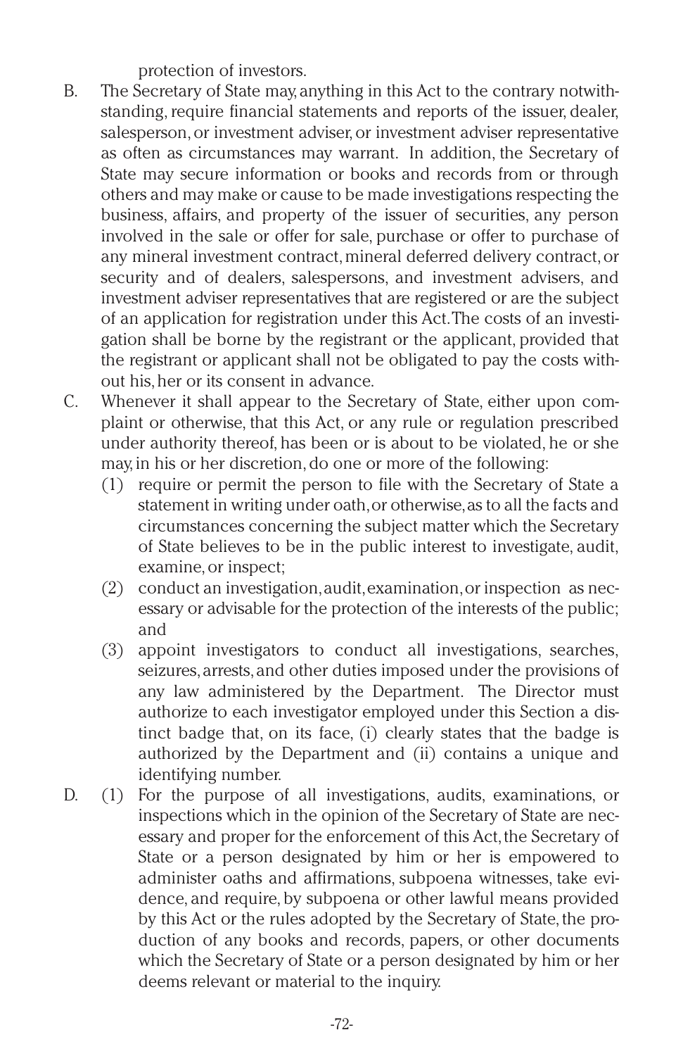protection of investors.

B. The Secretary of State may, anything in this Act to the contrary notwithstanding, require financial statements and reports of the issuer, dealer, salesperson, or investment adviser, or investment adviser representative as often as circumstances may warrant. In addition, the Secretary of State may secure information or books and records from or through others and may make or cause to be made investigations respecting the business, affairs, and property of the issuer of securities, any person involved in the sale or offer for sale, purchase or offer to purchase of any mineral investment contract, mineral deferred delivery contract, or security and of dealers, salespersons, and investment advisers, and investment adviser representatives that are registered or are the subject of an application for registration under this Act. The costs of an investigation shall be borne by the registrant or the applicant, provided that the registrant or applicant shall not be obligated to pay the costs without his, her or its consent in advance.

C. Whenever it shall appear to the Secretary of State, either upon complaint or otherwise, that this Act, or any rule or regulation prescribed under authority thereof, has been or is about to be violated, he or she may, in his or her discretion, do one or more of the following:

   (1) require or permit the person to file with the Secretary of State a statement in writing under oath, or otherwise, as to all the facts and circumstances concerning the subject matter which the Secretary of State believes to be in the public interest to investigate, audit, examine, or inspect;

   (2) conduct an investigation, audit, examination, or inspection as necessary or advisable for the protection of the interests of the public; and

   (3) appoint investigators to conduct all investigations, searches, seizures, arrests, and other duties imposed under the provisions of any law administered by the Department. The Director must authorize to each investigator employed under this Section a distinct badge that, on its face, (i) clearly states that the badge is authorized by the Department and (ii) contains a unique and identifying number.

D. (1) For the purpose of all investigations, audits, examinations, or inspections which in the opinion of the Secretary of State are necessary and proper for the enforcement of this Act, the Secretary of State or a person designated by him or her is empowered to administer oaths and affirmations, subpoena witnesses, take evidence, and require, by subpoena or other lawful means provided by this Act or the rules adopted by the Secretary of State, the production of any books and records, papers, or other documents which the Secretary of State or a person designated by him or her deems relevant or material to the inquiry.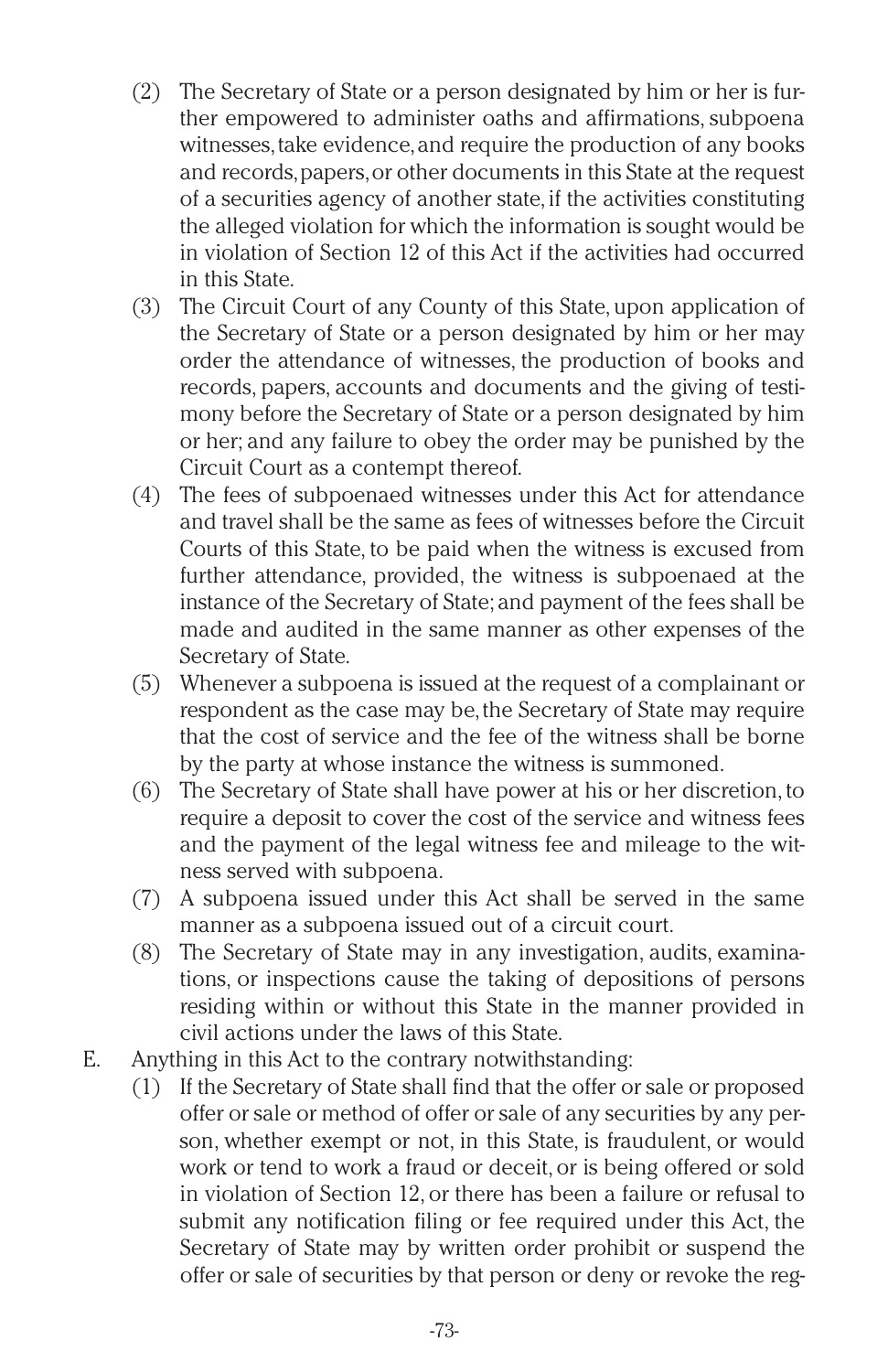(2) The Secretary of State or a person designated by him or her is further empowered to administer oaths and affirmations, subpoena witnesses, take evidence, and require the production of any books and records, papers, or other documents in this State at the request of a securities agency of another state, if the activities constituting the alleged violation for which the information is sought would be in violation of Section 12 of this Act if the activities had occurred in this State.

(3) The Circuit Court of any County of this State, upon application of the Secretary of State or a person designated by him or her may order the attendance of witnesses, the production of books and records, papers, accounts and documents and the giving of testimony before the Secretary of State or a person designated by him or her; and any failure to obey the order may be punished by the Circuit Court as a contempt thereof.

(4) The fees of subpoenaed witnesses under this Act for attendance and travel shall be the same as fees of witnesses before the Circuit Courts of this State, to be paid when the witness is excused from further attendance, provided, the witness is subpoenaed at the instance of the Secretary of State; and payment of the fees shall be made and audited in the same manner as other expenses of the Secretary of State.

(5) Whenever a subpoena is issued at the request of a complainant or respondent as the case may be, the Secretary of State may require that the cost of service and the fee of the witness shall be borne by the party at whose instance the witness is summoned.

(6) The Secretary of State shall have power at his or her discretion, to require a deposit to cover the cost of the service and witness fees and the payment of the legal witness fee and mileage to the witness served with subpoena.

(7) A subpoena issued under this Act shall be served in the same manner as a subpoena issued out of a circuit court.

(8) The Secretary of State may in any investigation, audits, examinations, or inspections cause the taking of depositions of persons residing within or without this State in the manner provided in civil actions under the laws of this State.

E. Anything in this Act to the contrary notwithstanding:

(1) If the Secretary of State shall find that the offer or sale or proposed offer or sale or method of offer or sale of any securities by any person, whether exempt or not, in this State, is fraudulent, or would work or tend to work a fraud or deceit, or is being offered or sold in violation of Section 12, or there has been a failure or refusal to submit any notification filing or fee required under this Act, the Secretary of State may by written order prohibit or suspend the offer or sale of securities by that person or deny or revoke the reg-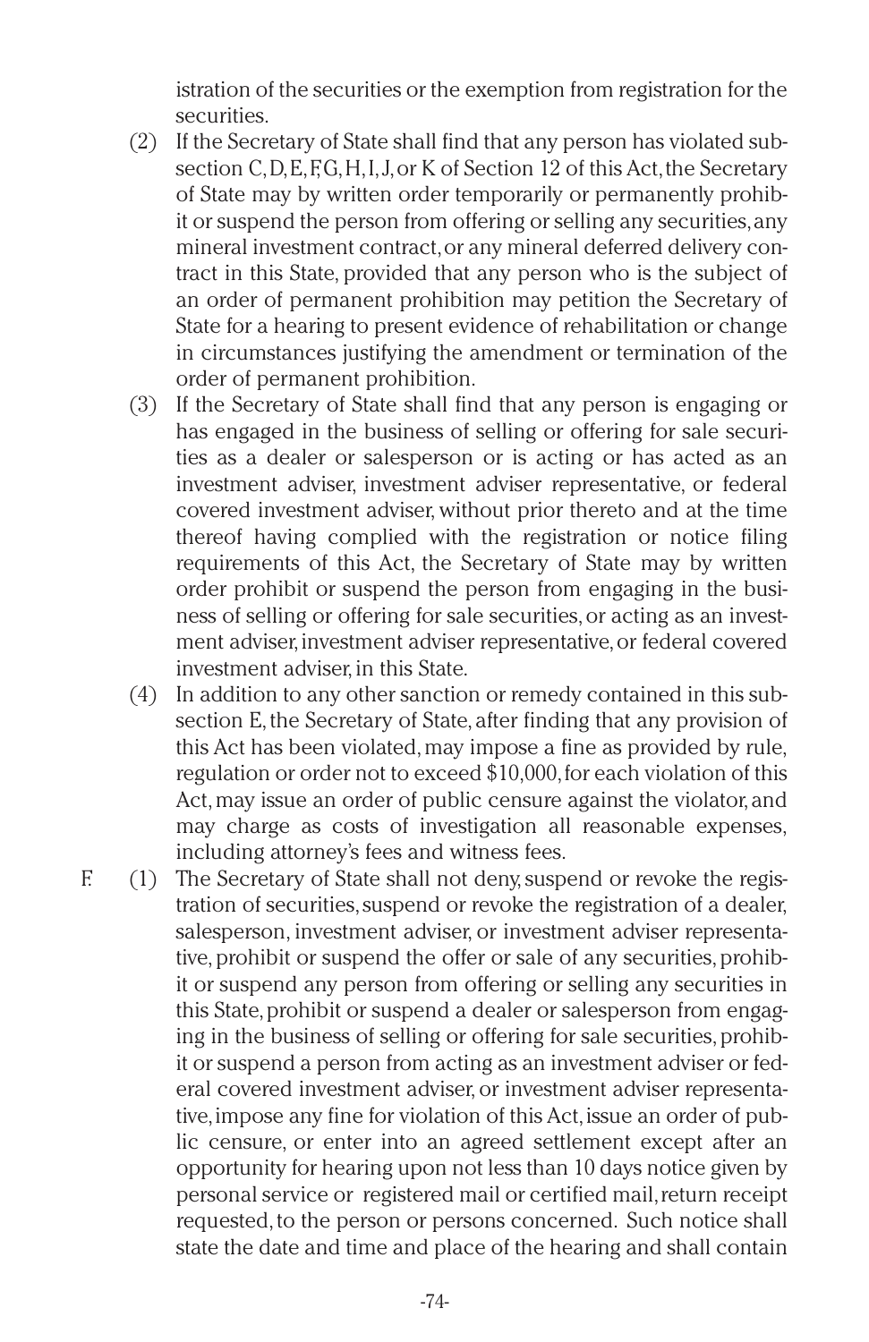istration of the securities or the exemption from registration for the securities.

(2) If the Secretary of State shall find that any person has violated subsection C, D, E, F, G, H, I, J, or K of Section 12 of this Act, the Secretary of State may by written order temporarily or permanently prohibit or suspend the person from offering or selling any securities, any mineral investment contract, or any mineral deferred delivery contract in this State, provided that any person who is the subject of an order of permanent prohibition may petition the Secretary of State for a hearing to present evidence of rehabilitation or change in circumstances justifying the amendment or termination of the order of permanent prohibition.

(3) If the Secretary of State shall find that any person is engaging or has engaged in the business of selling or offering for sale securities as a dealer or salesperson or is acting or has acted as an investment adviser, investment adviser representative, or federal covered investment adviser, without prior thereto and at the time thereof having complied with the registration or notice filing requirements of this Act, the Secretary of State may by written order prohibit or suspend the person from engaging in the business of selling or offering for sale securities, or acting as an investment adviser, investment adviser representative, or federal covered investment adviser, in this State.

(4) In addition to any other sanction or remedy contained in this subsection E, the Secretary of State, after finding that any provision of this Act has been violated, may impose a fine as provided by rule, regulation or order not to exceed $10,000, for each violation of this Act, may issue an order of public censure against the violator, and may charge as costs of investigation all reasonable expenses, including attorney's fees and witness fees.

F. (1) The Secretary of State shall not deny, suspend or revoke the registration of securities, suspend or revoke the registration of a dealer, salesperson, investment adviser, or investment adviser representative, prohibit or suspend the offer or sale of any securities, prohibit or suspend any person from offering or selling any securities in this State, prohibit or suspend a dealer or salesperson from engaging in the business of selling or offering for sale securities, prohibit or suspend a person from acting as an investment adviser or federal covered investment adviser, or investment adviser representative, impose any fine for violation of this Act, issue an order of public censure, or enter into an agreed settlement except after an opportunity for hearing upon not less than 10 days notice given by personal service or registered mail or certified mail, return receipt requested, to the person or persons concerned. Such notice shall state the date and time and place of the hearing and shall contain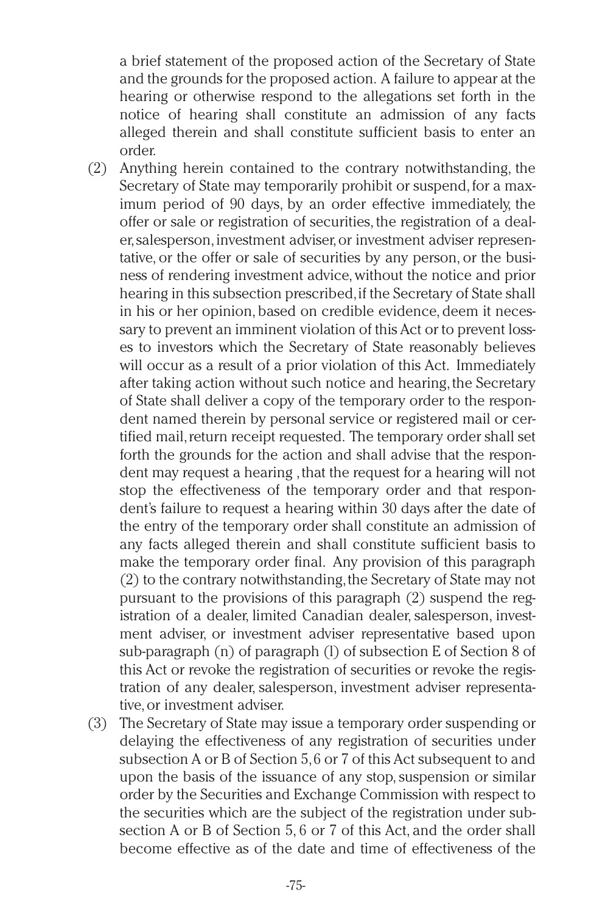a brief statement of the proposed action of the Secretary of State and the grounds for the proposed action. A failure to appear at the hearing or otherwise respond to the allegations set forth in the notice of hearing shall constitute an admission of any facts alleged therein and shall constitute sufficient basis to enter an order.

(2) Anything herein contained to the contrary notwithstanding, the Secretary of State may temporarily prohibit or suspend, for a maximum period of 90 days, by an order effective immediately, the offer or sale or registration of securities, the registration of a dealer, salesperson, investment adviser, or investment adviser representative, or the offer or sale of securities by any person, or the business of rendering investment advice, without the notice and prior hearing in this subsection prescribed, if the Secretary of State shall in his or her opinion, based on credible evidence, deem it necessary to prevent an imminent violation of this Act or to prevent losses to investors which the Secretary of State reasonably believes will occur as a result of a prior violation of this Act. Immediately after taking action without such notice and hearing, the Secretary of State shall deliver a copy of the temporary order to the respondent named therein by personal service or registered mail or certified mail, return receipt requested. The temporary order shall set forth the grounds for the action and shall advise that the respondent may request a hearing , that the request for a hearing will not stop the effectiveness of the temporary order and that respondent's failure to request a hearing within 30 days after the date of the entry of the temporary order shall constitute an admission of any facts alleged therein and shall constitute sufficient basis to make the temporary order final. Any provision of this paragraph (2) to the contrary notwithstanding, the Secretary of State may not pursuant to the provisions of this paragraph (2) suspend the registration of a dealer, limited Canadian dealer, salesperson, investment adviser, or investment adviser representative based upon sub-paragraph (n) of paragraph (l) of subsection E of Section 8 of this Act or revoke the registration of securities or revoke the registration of any dealer, salesperson, investment adviser representative, or investment adviser.

(3) The Secretary of State may issue a temporary order suspending or delaying the effectiveness of any registration of securities under subsection A or B of Section 5, 6 or 7 of this Act subsequent to and upon the basis of the issuance of any stop, suspension or similar order by the Securities and Exchange Commission with respect to the securities which are the subject of the registration under subsection A or B of Section 5, 6 or 7 of this Act, and the order shall become effective as of the date and time of effectiveness of the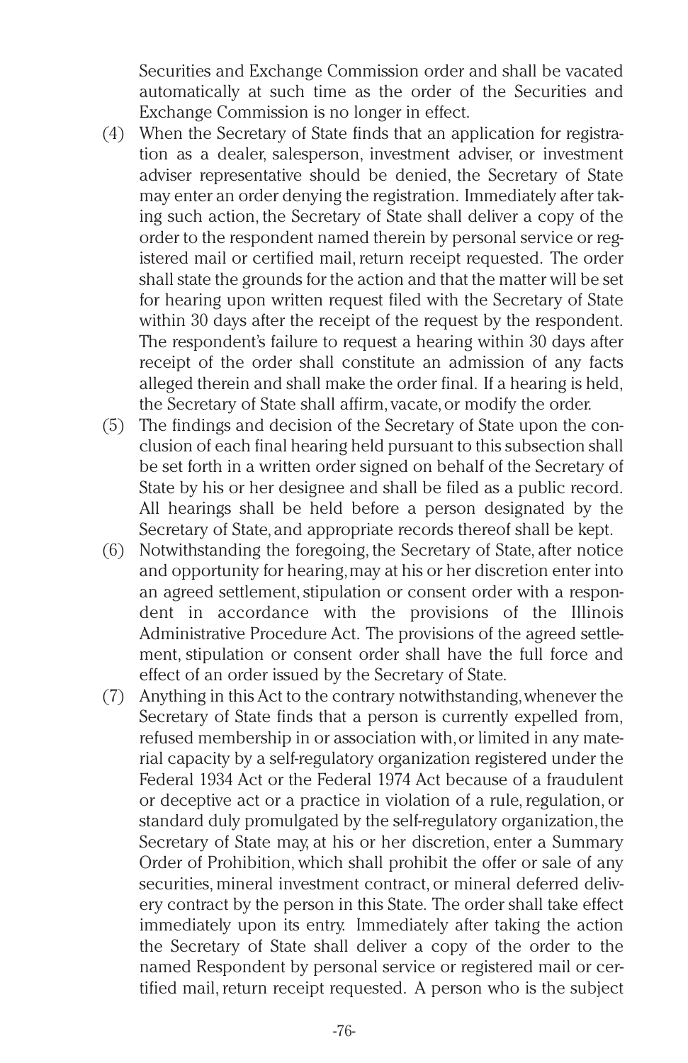Securities and Exchange Commission order and shall be vacated automatically at such time as the order of the Securities and Exchange Commission is no longer in effect.

(4) When the Secretary of State finds that an application for registration as a dealer, salesperson, investment adviser, or investment adviser representative should be denied, the Secretary of State may enter an order denying the registration. Immediately after taking such action, the Secretary of State shall deliver a copy of the order to the respondent named therein by personal service or registered mail or certified mail, return receipt requested. The order shall state the grounds for the action and that the matter will be set for hearing upon written request filed with the Secretary of State within 30 days after the receipt of the request by the respondent. The respondent's failure to request a hearing within 30 days after receipt of the order shall constitute an admission of any facts alleged therein and shall make the order final. If a hearing is held, the Secretary of State shall affirm, vacate, or modify the order.

(5) The findings and decision of the Secretary of State upon the conclusion of each final hearing held pursuant to this subsection shall be set forth in a written order signed on behalf of the Secretary of State by his or her designee and shall be filed as a public record. All hearings shall be held before a person designated by the Secretary of State, and appropriate records thereof shall be kept.

(6) Notwithstanding the foregoing, the Secretary of State, after notice and opportunity for hearing, may at his or her discretion enter into an agreed settlement, stipulation or consent order with a respondent in accordance with the provisions of the Illinois Administrative Procedure Act. The provisions of the agreed settlement, stipulation or consent order shall have the full force and effect of an order issued by the Secretary of State.

(7) Anything in this Act to the contrary notwithstanding, whenever the Secretary of State finds that a person is currently expelled from, refused membership in or association with, or limited in any material capacity by a self-regulatory organization registered under the Federal 1934 Act or the Federal 1974 Act because of a fraudulent or deceptive act or a practice in violation of a rule, regulation, or standard duly promulgated by the self-regulatory organization, the Secretary of State may, at his or her discretion, enter a Summary Order of Prohibition, which shall prohibit the offer or sale of any securities, mineral investment contract, or mineral deferred delivery contract by the person in this State. The order shall take effect immediately upon its entry. Immediately after taking the action the Secretary of State shall deliver a copy of the order to the named Respondent by personal service or registered mail or certified mail, return receipt requested. A person who is the subject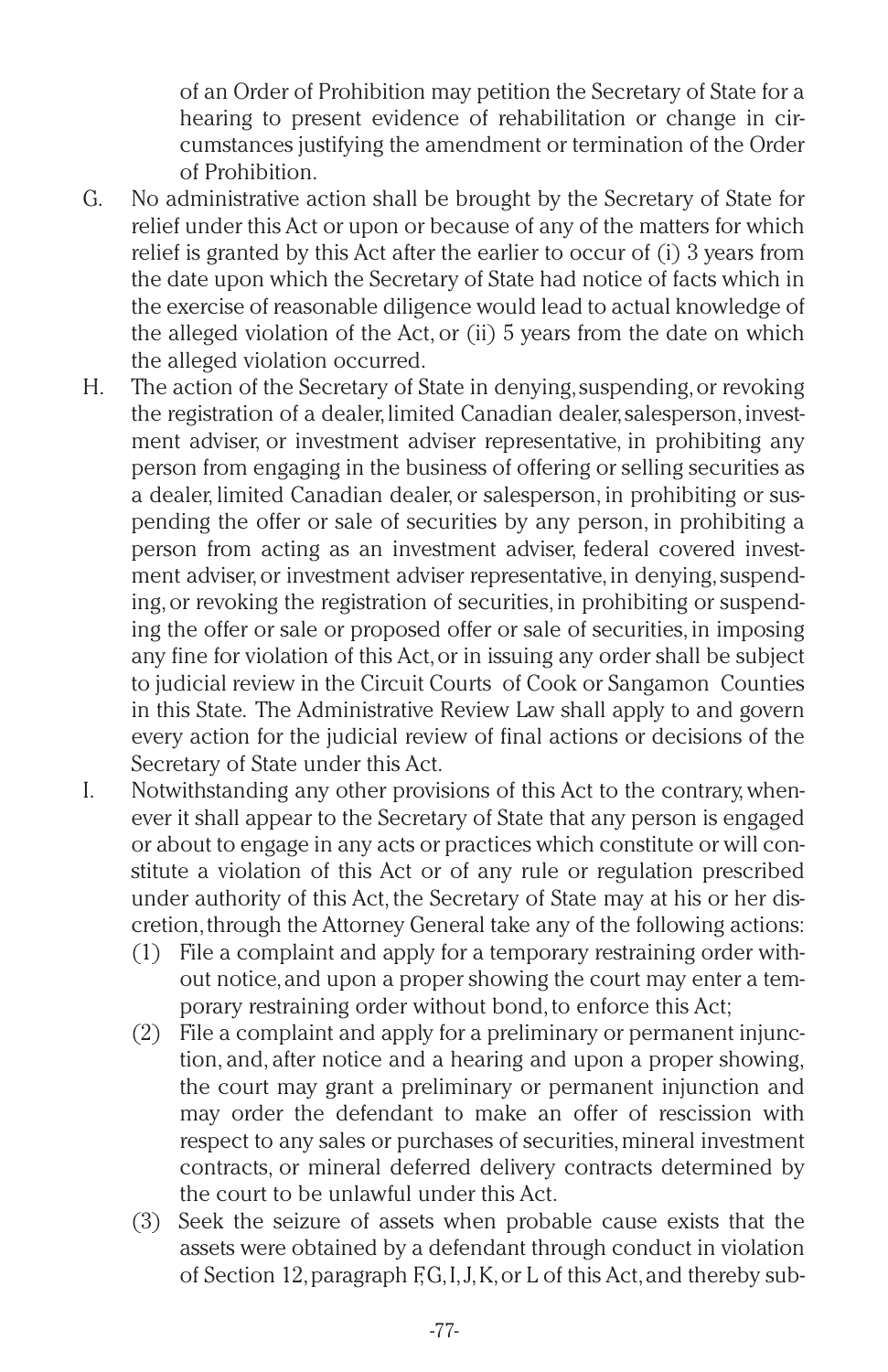of an Order of Prohibition may petition the Secretary of State for a hearing to present evidence of rehabilitation or change in circumstances justifying the amendment or termination of the Order of Prohibition.

G. No administrative action shall be brought by the Secretary of State for relief under this Act or upon or because of any of the matters for which relief is granted by this Act after the earlier to occur of (i) 3 years from the date upon which the Secretary of State had notice of facts which in the exercise of reasonable diligence would lead to actual knowledge of the alleged violation of the Act, or (ii) 5 years from the date on which the alleged violation occurred.

H. The action of the Secretary of State in denying, suspending, or revoking the registration of a dealer, limited Canadian dealer, salesperson, investment adviser, or investment adviser representative, in prohibiting any person from engaging in the business of offering or selling securities as a dealer, limited Canadian dealer, or salesperson, in prohibiting or suspending the offer or sale of securities by any person, in prohibiting a person from acting as an investment adviser, federal covered investment adviser, or investment adviser representative, in denying, suspending, or revoking the registration of securities, in prohibiting or suspending the offer or sale or proposed offer or sale of securities, in imposing any fine for violation of this Act, or in issuing any order shall be subject to judicial review in the Circuit Courts of Cook or Sangamon Counties in this State. The Administrative Review Law shall apply to and govern every action for the judicial review of final actions or decisions of the Secretary of State under this Act.

I. Notwithstanding any other provisions of this Act to the contrary, whenever it shall appear to the Secretary of State that any person is engaged or about to engage in any acts or practices which constitute or will constitute a violation of this Act or of any rule or regulation prescribed under authority of this Act, the Secretary of State may at his or her discretion, through the Attorney General take any of the following actions:
   (1) File a complaint and apply for a temporary restraining order without notice, and upon a proper showing the court may enter a temporary restraining order without bond, to enforce this Act;
   (2) File a complaint and apply for a preliminary or permanent injunction, and, after notice and a hearing and upon a proper showing, the court may grant a preliminary or permanent injunction and may order the defendant to make an offer of rescission with respect to any sales or purchases of securities, mineral investment contracts, or mineral deferred delivery contracts determined by the court to be unlawful under this Act.
   (3) Seek the seizure of assets when probable cause exists that the assets were obtained by a defendant through conduct in violation of Section 12, paragraph F, G, I, J, K, or L of this Act, and thereby sub-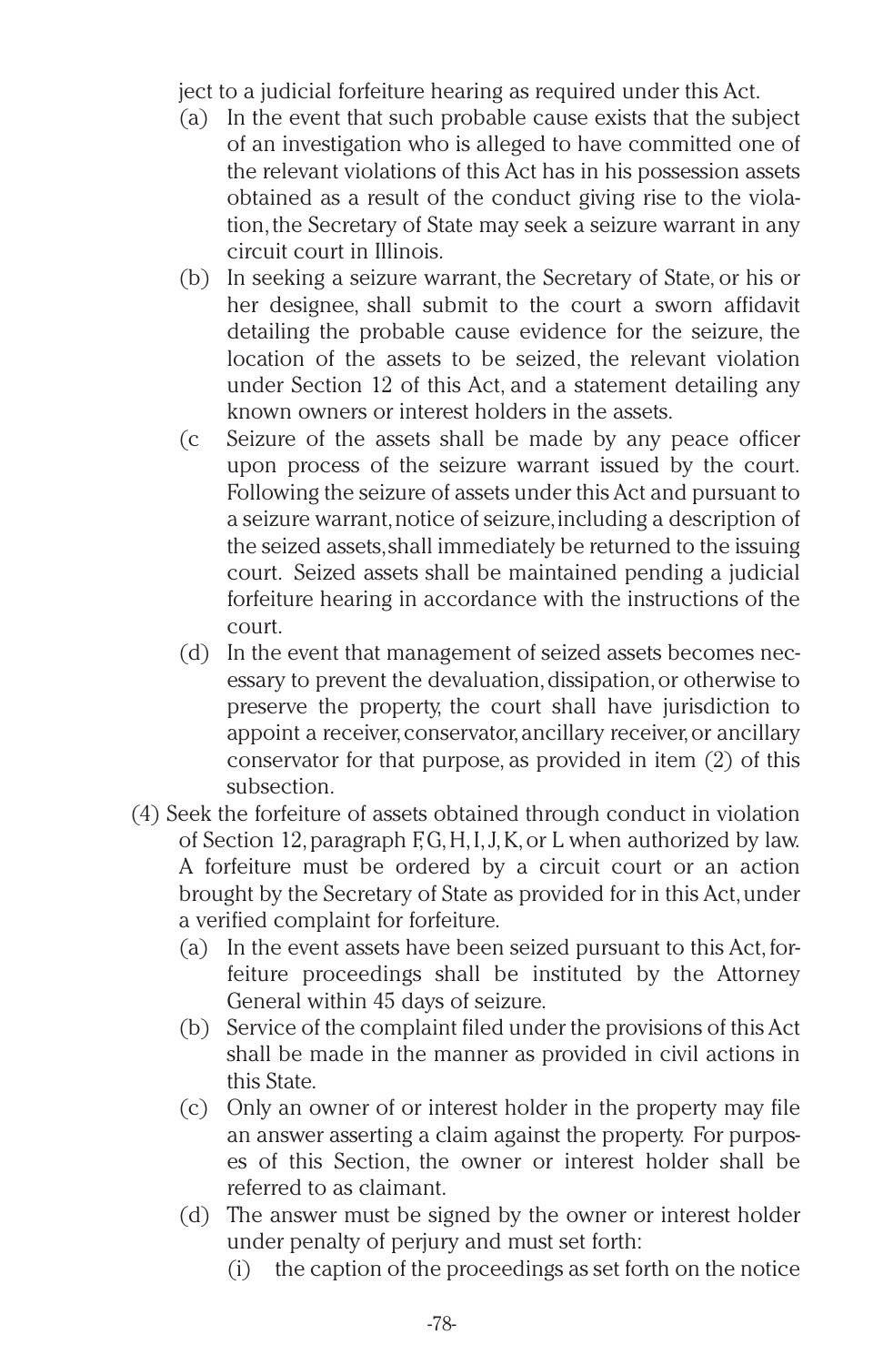ject to a judicial forfeiture hearing as required under this Act.

- (a) In the event that such probable cause exists that the subject of an investigation who is alleged to have committed one of the relevant violations of this Act has in his possession assets obtained as a result of the conduct giving rise to the violation, the Secretary of State may seek a seizure warrant in any circuit court in Illinois.
- (b) In seeking a seizure warrant, the Secretary of State, or his or her designee, shall submit to the court a sworn affidavit detailing the probable cause evidence for the seizure, the location of the assets to be seized, the relevant violation under Section 12 of this Act, and a statement detailing any known owners or interest holders in the assets.
- (c Seizure of the assets shall be made by any peace officer upon process of the seizure warrant issued by the court. Following the seizure of assets under this Act and pursuant to a seizure warrant, notice of seizure, including a description of the seized assets, shall immediately be returned to the issuing court. Seized assets shall be maintained pending a judicial forfeiture hearing in accordance with the instructions of the court.
- (d) In the event that management of seized assets becomes necessary to prevent the devaluation, dissipation, or otherwise to preserve the property, the court shall have jurisdiction to appoint a receiver, conservator, ancillary receiver, or ancillary conservator for that purpose, as provided in item (2) of this subsection.

(4) Seek the forfeiture of assets obtained through conduct in violation of Section 12, paragraph F, G, H, I, J, K, or L when authorized by law. A forfeiture must be ordered by a circuit court or an action brought by the Secretary of State as provided for in this Act, under a verified complaint for forfeiture.

- (a) In the event assets have been seized pursuant to this Act, forfeiture proceedings shall be instituted by the Attorney General within 45 days of seizure.
- (b) Service of the complaint filed under the provisions of this Act shall be made in the manner as provided in civil actions in this State.
- (c) Only an owner of or interest holder in the property may file an answer asserting a claim against the property. For purposes of this Section, the owner or interest holder shall be referred to as claimant.
- (d) The answer must be signed by the owner or interest holder under penalty of perjury and must set forth:
  - (i) the caption of the proceedings as set forth on the notice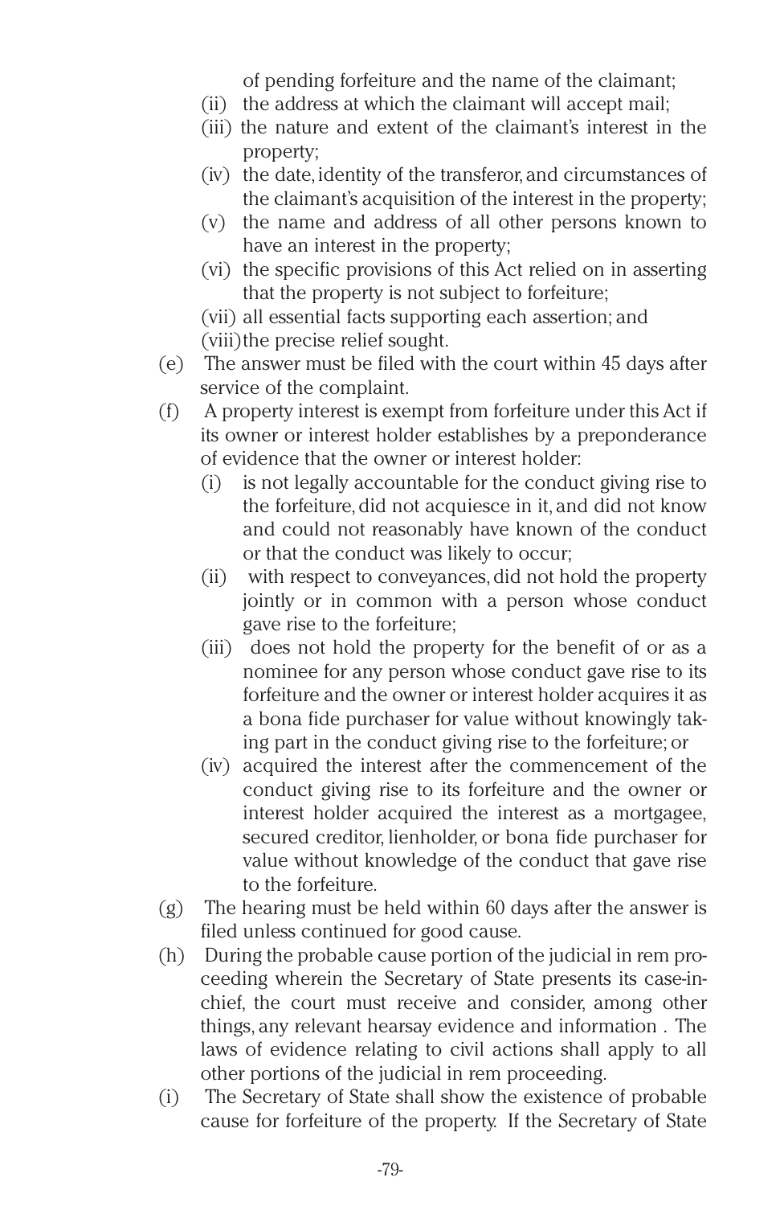of pending forfeiture and the name of the claimant;

(ii) the address at which the claimant will accept mail;

(iii) the nature and extent of the claimant's interest in the property;

(iv) the date, identity of the transferor, and circumstances of the claimant's acquisition of the interest in the property;

(v) the name and address of all other persons known to have an interest in the property;

(vi) the specific provisions of this Act relied on in asserting that the property is not subject to forfeiture;

(vii) all essential facts supporting each assertion; and

(viii) the precise relief sought.

(e) The answer must be filed with the court within 45 days after service of the complaint.

(f) A property interest is exempt from forfeiture under this Act if its owner or interest holder establishes by a preponderance of evidence that the owner or interest holder:

(i) is not legally accountable for the conduct giving rise to the forfeiture, did not acquiesce in it, and did not know and could not reasonably have known of the conduct or that the conduct was likely to occur;

(ii) with respect to conveyances, did not hold the property jointly or in common with a person whose conduct gave rise to the forfeiture;

(iii) does not hold the property for the benefit of or as a nominee for any person whose conduct gave rise to its forfeiture and the owner or interest holder acquires it as a bona fide purchaser for value without knowingly taking part in the conduct giving rise to the forfeiture; or

(iv) acquired the interest after the commencement of the conduct giving rise to its forfeiture and the owner or interest holder acquired the interest as a mortgagee, secured creditor, lienholder, or bona fide purchaser for value without knowledge of the conduct that gave rise to the forfeiture.

(g) The hearing must be held within 60 days after the answer is filed unless continued for good cause.

(h) During the probable cause portion of the judicial in rem proceeding wherein the Secretary of State presents its case-in-chief, the court must receive and consider, among other things, any relevant hearsay evidence and information . The laws of evidence relating to civil actions shall apply to all other portions of the judicial in rem proceeding.

(i) The Secretary of State shall show the existence of probable cause for forfeiture of the property. If the Secretary of State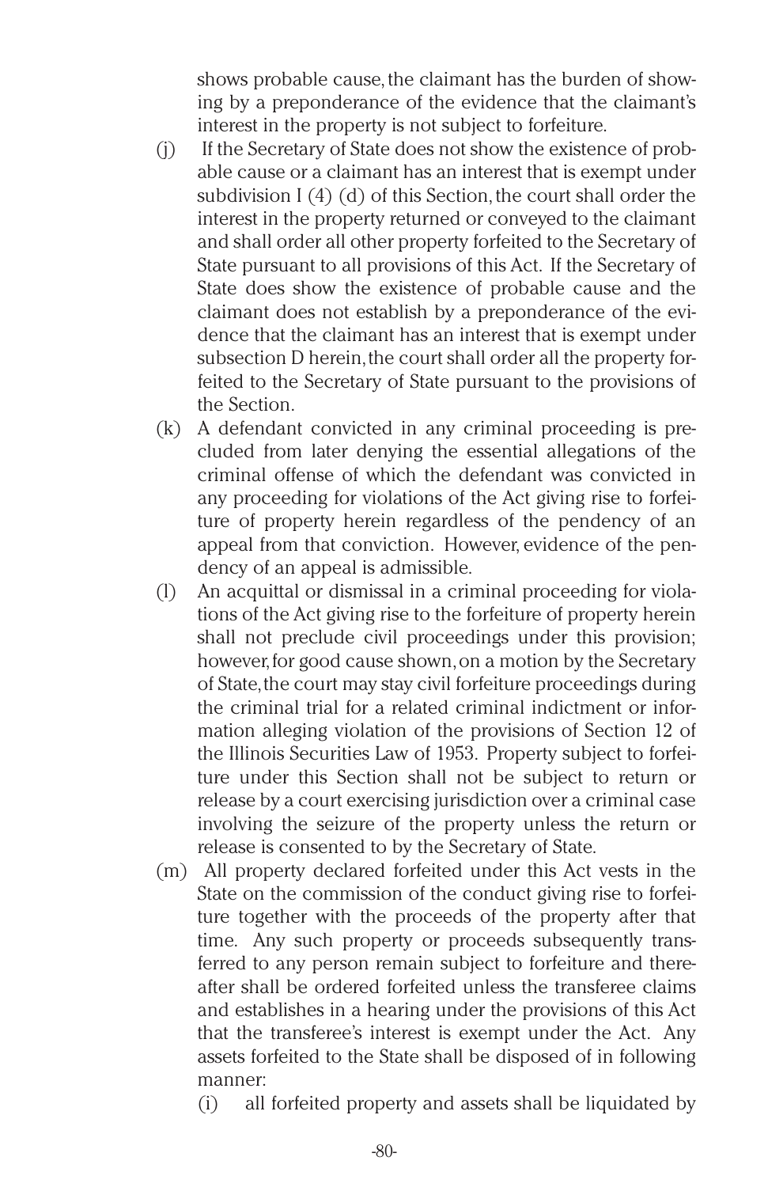shows probable cause, the claimant has the burden of showing by a preponderance of the evidence that the claimant's interest in the property is not subject to forfeiture.

(j) If the Secretary of State does not show the existence of probable cause or a claimant has an interest that is exempt under subdivision I (4) (d) of this Section, the court shall order the interest in the property returned or conveyed to the claimant and shall order all other property forfeited to the Secretary of State pursuant to all provisions of this Act. If the Secretary of State does show the existence of probable cause and the claimant does not establish by a preponderance of the evidence that the claimant has an interest that is exempt under subsection D herein, the court shall order all the property forfeited to the Secretary of State pursuant to the provisions of the Section.

(k) A defendant convicted in any criminal proceeding is precluded from later denying the essential allegations of the criminal offense of which the defendant was convicted in any proceeding for violations of the Act giving rise to forfeiture of property herein regardless of the pendency of an appeal from that conviction. However, evidence of the pendency of an appeal is admissible.

(l) An acquittal or dismissal in a criminal proceeding for violations of the Act giving rise to the forfeiture of property herein shall not preclude civil proceedings under this provision; however, for good cause shown, on a motion by the Secretary of State, the court may stay civil forfeiture proceedings during the criminal trial for a related criminal indictment or information alleging violation of the provisions of Section 12 of the Illinois Securities Law of 1953. Property subject to forfeiture under this Section shall not be subject to return or release by a court exercising jurisdiction over a criminal case involving the seizure of the property unless the return or release is consented to by the Secretary of State.

(m) All property declared forfeited under this Act vests in the State on the commission of the conduct giving rise to forfeiture together with the proceeds of the property after that time. Any such property or proceeds subsequently transferred to any person remain subject to forfeiture and thereafter shall be ordered forfeited unless the transferee claims and establishes in a hearing under the provisions of this Act that the transferee's interest is exempt under the Act. Any assets forfeited to the State shall be disposed of in following manner:

   (i) all forfeited property and assets shall be liquidated by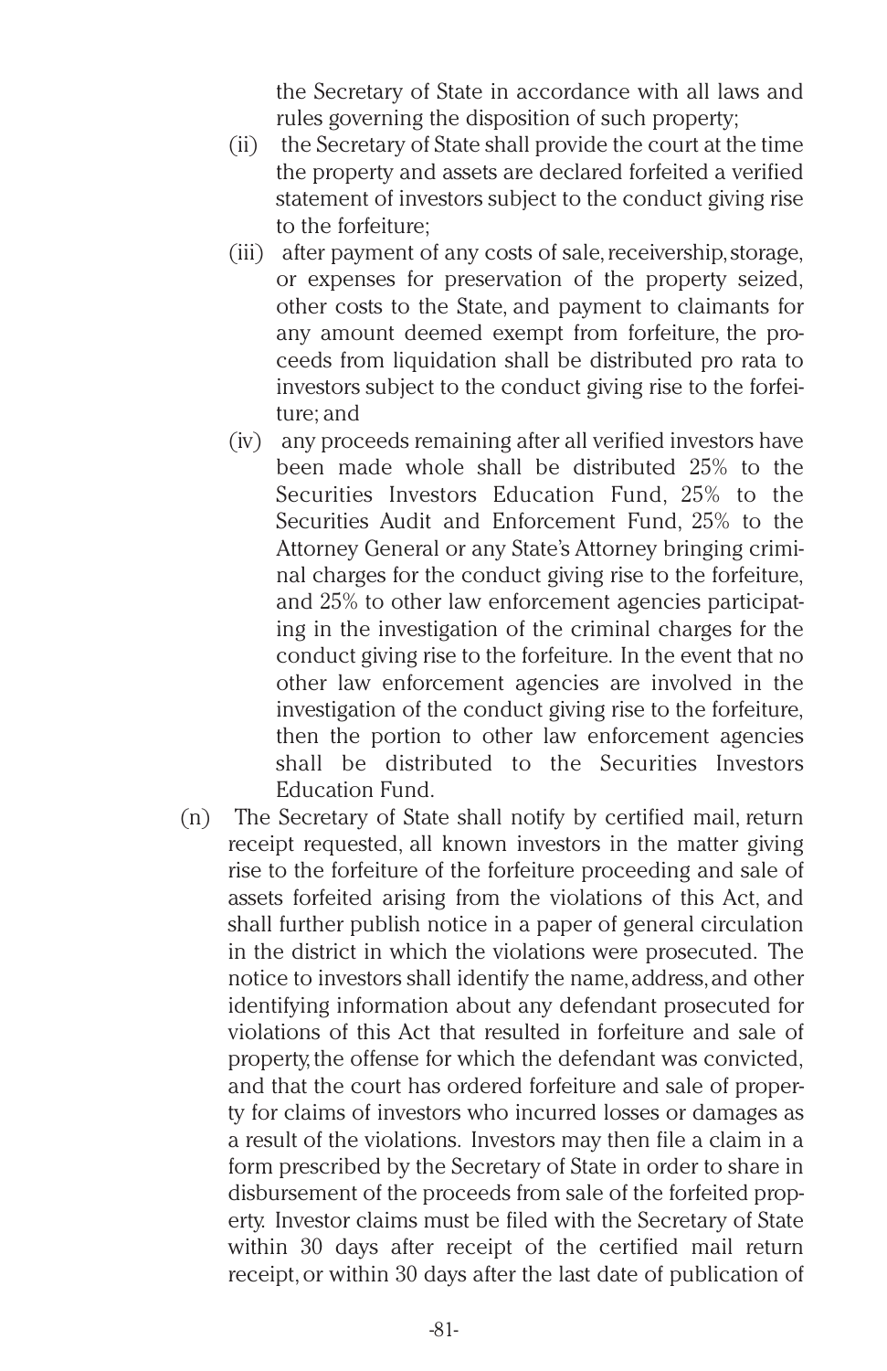the Secretary of State in accordance with all laws and rules governing the disposition of such property;

(ii) the Secretary of State shall provide the court at the time the property and assets are declared forfeited a verified statement of investors subject to the conduct giving rise to the forfeiture;

(iii) after payment of any costs of sale, receivership, storage, or expenses for preservation of the property seized, other costs to the State, and payment to claimants for any amount deemed exempt from forfeiture, the proceeds from liquidation shall be distributed pro rata to investors subject to the conduct giving rise to the forfeiture; and

(iv) any proceeds remaining after all verified investors have been made whole shall be distributed 25% to the Securities Investors Education Fund, 25% to the Securities Audit and Enforcement Fund, 25% to the Attorney General or any State's Attorney bringing criminal charges for the conduct giving rise to the forfeiture, and 25% to other law enforcement agencies participating in the investigation of the criminal charges for the conduct giving rise to the forfeiture. In the event that no other law enforcement agencies are involved in the investigation of the conduct giving rise to the forfeiture, then the portion to other law enforcement agencies shall be distributed to the Securities Investors Education Fund.

(n) The Secretary of State shall notify by certified mail, return receipt requested, all known investors in the matter giving rise to the forfeiture of the forfeiture proceeding and sale of assets forfeited arising from the violations of this Act, and shall further publish notice in a paper of general circulation in the district in which the violations were prosecuted. The notice to investors shall identify the name, address, and other identifying information about any defendant prosecuted for violations of this Act that resulted in forfeiture and sale of property, the offense for which the defendant was convicted, and that the court has ordered forfeiture and sale of property for claims of investors who incurred losses or damages as a result of the violations. Investors may then file a claim in a form prescribed by the Secretary of State in order to share in disbursement of the proceeds from sale of the forfeited property. Investor claims must be filed with the Secretary of State within 30 days after receipt of the certified mail return receipt, or within 30 days after the last date of publication of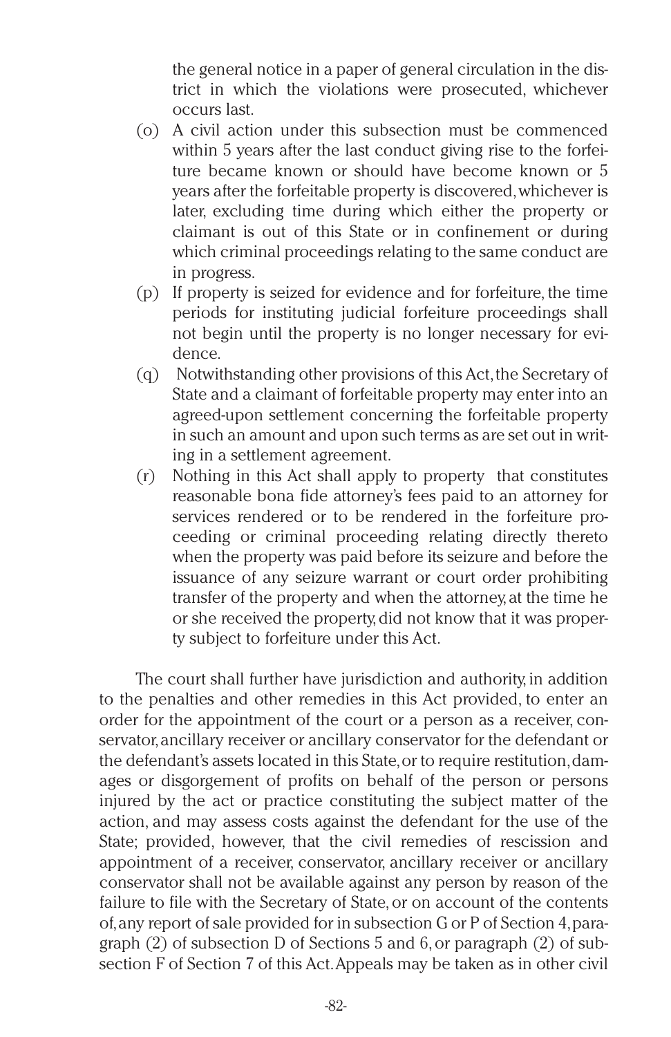the general notice in a paper of general circulation in the district in which the violations were prosecuted, whichever occurs last.

(o) A civil action under this subsection must be commenced within 5 years after the last conduct giving rise to the forfeiture became known or should have become known or 5 years after the forfeitable property is discovered, whichever is later, excluding time during which either the property or claimant is out of this State or in confinement or during which criminal proceedings relating to the same conduct are in progress.

(p) If property is seized for evidence and for forfeiture, the time periods for instituting judicial forfeiture proceedings shall not begin until the property is no longer necessary for evidence.

(q) Notwithstanding other provisions of this Act, the Secretary of State and a claimant of forfeitable property may enter into an agreed-upon settlement concerning the forfeitable property in such an amount and upon such terms as are set out in writing in a settlement agreement.

(r) Nothing in this Act shall apply to property that constitutes reasonable bona fide attorney's fees paid to an attorney for services rendered or to be rendered in the forfeiture proceeding or criminal proceeding relating directly thereto when the property was paid before its seizure and before the issuance of any seizure warrant or court order prohibiting transfer of the property and when the attorney, at the time he or she received the property, did not know that it was property subject to forfeiture under this Act.

The court shall further have jurisdiction and authority, in addition to the penalties and other remedies in this Act provided, to enter an order for the appointment of the court or a person as a receiver, conservator, ancillary receiver or ancillary conservator for the defendant or the defendant's assets located in this State, or to require restitution, damages or disgorgement of profits on behalf of the person or persons injured by the act or practice constituting the subject matter of the action, and may assess costs against the defendant for the use of the State; provided, however, that the civil remedies of rescission and appointment of a receiver, conservator, ancillary receiver or ancillary conservator shall not be available against any person by reason of the failure to file with the Secretary of State, or on account of the contents of, any report of sale provided for in subsection G or P of Section 4, paragraph (2) of subsection D of Sections 5 and 6, or paragraph (2) of subsection F of Section 7 of this Act. Appeals may be taken as in other civil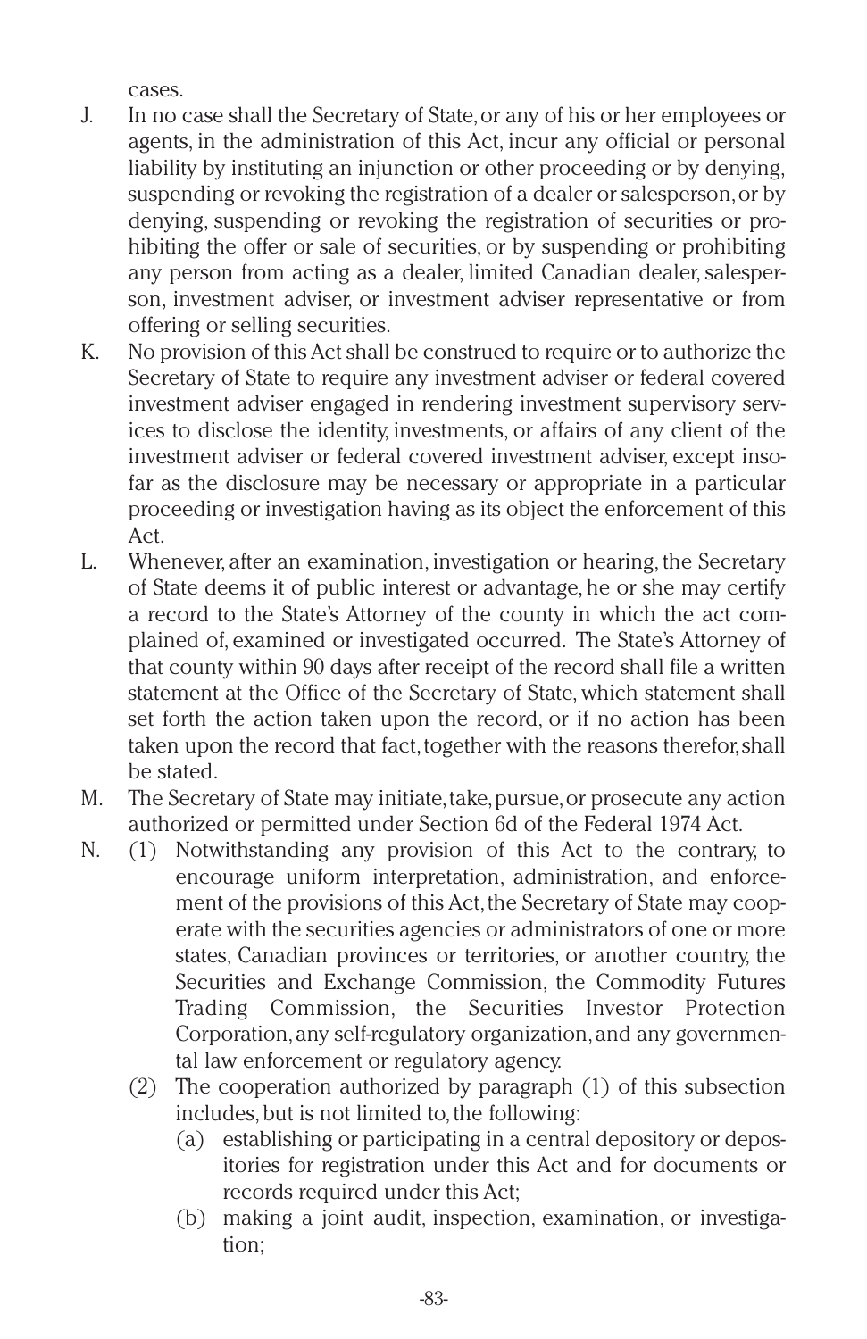cases.

J. In no case shall the Secretary of State, or any of his or her employees or agents, in the administration of this Act, incur any official or personal liability by instituting an injunction or other proceeding or by denying, suspending or revoking the registration of a dealer or salesperson, or by denying, suspending or revoking the registration of securities or prohibiting the offer or sale of securities, or by suspending or prohibiting any person from acting as a dealer, limited Canadian dealer, salesperson, investment adviser, or investment adviser representative or from offering or selling securities.

K. No provision of this Act shall be construed to require or to authorize the Secretary of State to require any investment adviser or federal covered investment adviser engaged in rendering investment supervisory services to disclose the identity, investments, or affairs of any client of the investment adviser or federal covered investment adviser, except insofar as the disclosure may be necessary or appropriate in a particular proceeding or investigation having as its object the enforcement of this Act.

L. Whenever, after an examination, investigation or hearing, the Secretary of State deems it of public interest or advantage, he or she may certify a record to the State's Attorney of the county in which the act complained of, examined or investigated occurred. The State's Attorney of that county within 90 days after receipt of the record shall file a written statement at the Office of the Secretary of State, which statement shall set forth the action taken upon the record, or if no action has been taken upon the record that fact, together with the reasons therefor, shall be stated.

M. The Secretary of State may initiate, take, pursue, or prosecute any action authorized or permitted under Section 6d of the Federal 1974 Act.

N. (1) Notwithstanding any provision of this Act to the contrary, to encourage uniform interpretation, administration, and enforcement of the provisions of this Act, the Secretary of State may cooperate with the securities agencies or administrators of one or more states, Canadian provinces or territories, or another country, the Securities and Exchange Commission, the Commodity Futures Trading Commission, the Securities Investor Protection Corporation, any self-regulatory organization, and any governmental law enforcement or regulatory agency.

   (2) The cooperation authorized by paragraph (1) of this subsection includes, but is not limited to, the following:

      (a) establishing or participating in a central depository or depositories for registration under this Act and for documents or records required under this Act;

      (b) making a joint audit, inspection, examination, or investigation;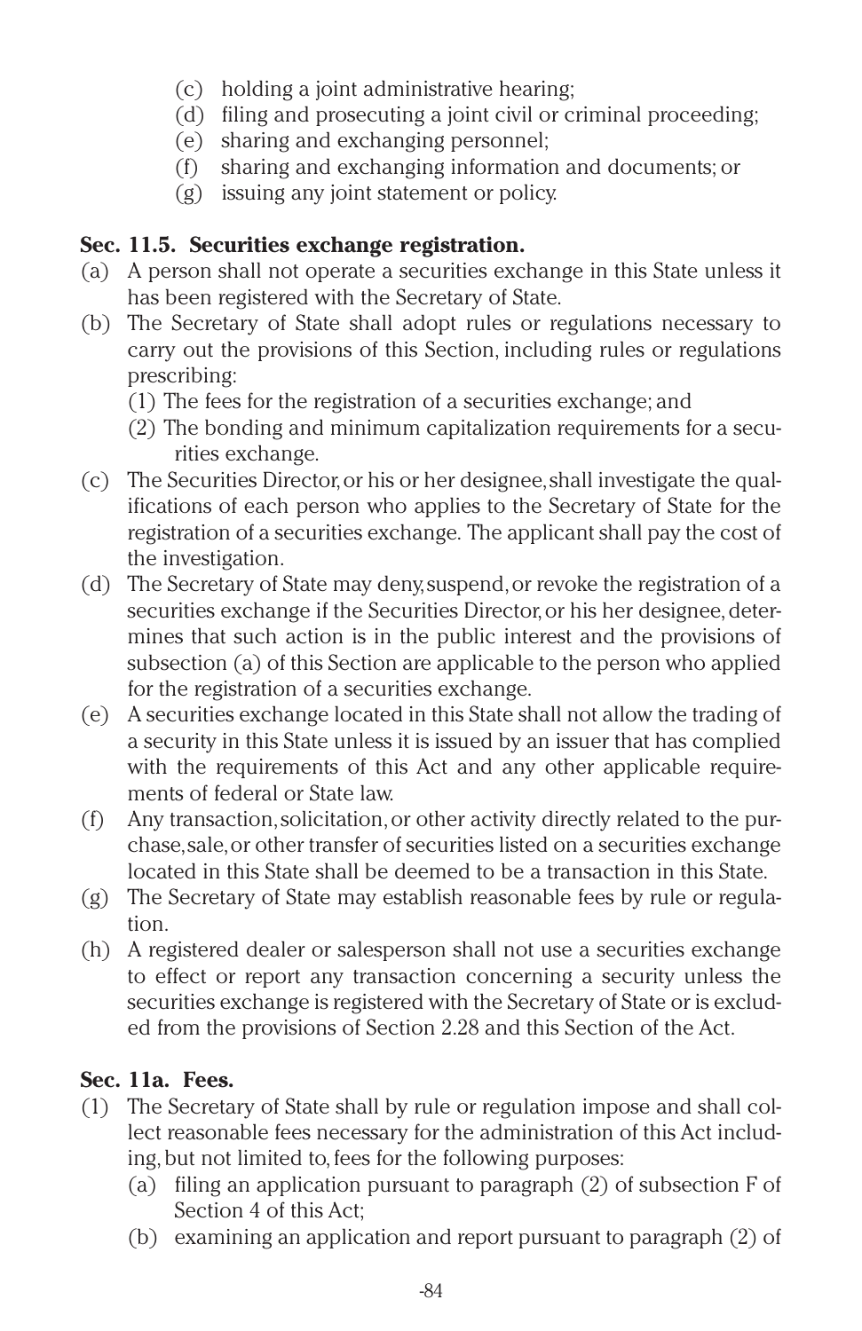(c) holding a joint administrative hearing;
(d) filing and prosecuting a joint civil or criminal proceeding;
(e) sharing and exchanging personnel;
(f) sharing and exchanging information and documents; or
(g) issuing any joint statement or policy.

**Sec. 11.5. Securities exchange registration.**

(a) A person shall not operate a securities exchange in this State unless it has been registered with the Secretary of State.

(b) The Secretary of State shall adopt rules or regulations necessary to carry out the provisions of this Section, including rules or regulations prescribing:
  (1) The fees for the registration of a securities exchange; and
  (2) The bonding and minimum capitalization requirements for a securities exchange.

(c) The Securities Director, or his or her designee, shall investigate the qualifications of each person who applies to the Secretary of State for the registration of a securities exchange. The applicant shall pay the cost of the investigation.

(d) The Secretary of State may deny, suspend, or revoke the registration of a securities exchange if the Securities Director, or his her designee, determines that such action is in the public interest and the provisions of subsection (a) of this Section are applicable to the person who applied for the registration of a securities exchange.

(e) A securities exchange located in this State shall not allow the trading of a security in this State unless it is issued by an issuer that has complied with the requirements of this Act and any other applicable requirements of federal or State law.

(f) Any transaction, solicitation, or other activity directly related to the purchase, sale, or other transfer of securities listed on a securities exchange located in this State shall be deemed to be a transaction in this State.

(g) The Secretary of State may establish reasonable fees by rule or regulation.

(h) A registered dealer or salesperson shall not use a securities exchange to effect or report any transaction concerning a security unless the securities exchange is registered with the Secretary of State or is excluded from the provisions of Section 2.28 and this Section of the Act.

**Sec. 11a. Fees.**

(1) The Secretary of State shall by rule or regulation impose and shall collect reasonable fees necessary for the administration of this Act including, but not limited to, fees for the following purposes:
  (a) filing an application pursuant to paragraph (2) of subsection F of Section 4 of this Act;
  (b) examining an application and report pursuant to paragraph (2) of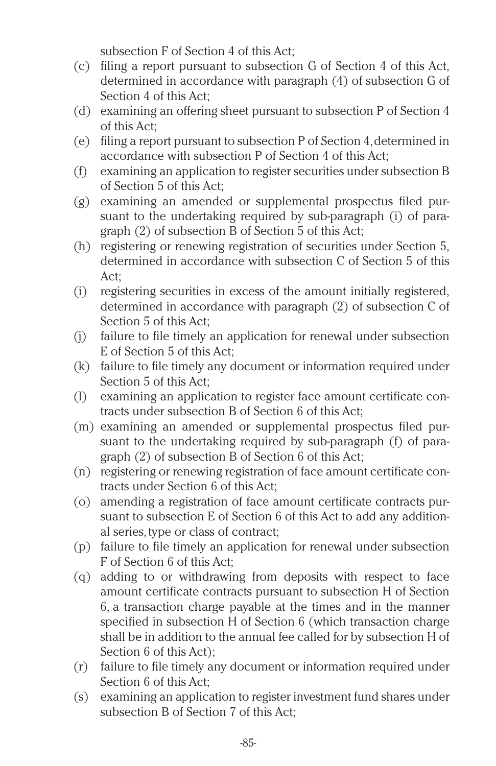subsection F of Section 4 of this Act;

(c) filing a report pursuant to subsection G of Section 4 of this Act, determined in accordance with paragraph (4) of subsection G of Section 4 of this Act;

(d) examining an offering sheet pursuant to subsection P of Section 4 of this Act;

(e) filing a report pursuant to subsection P of Section 4, determined in accordance with subsection P of Section 4 of this Act;

(f) examining an application to register securities under subsection B of Section 5 of this Act;

(g) examining an amended or supplemental prospectus filed pursuant to the undertaking required by sub-paragraph (i) of paragraph (2) of subsection B of Section 5 of this Act;

(h) registering or renewing registration of securities under Section 5, determined in accordance with subsection C of Section 5 of this Act;

(i) registering securities in excess of the amount initially registered, determined in accordance with paragraph (2) of subsection C of Section 5 of this Act;

(j) failure to file timely an application for renewal under subsection E of Section 5 of this Act;

(k) failure to file timely any document or information required under Section 5 of this Act;

(l) examining an application to register face amount certificate contracts under subsection B of Section 6 of this Act;

(m) examining an amended or supplemental prospectus filed pursuant to the undertaking required by sub-paragraph (f) of paragraph (2) of subsection B of Section 6 of this Act;

(n) registering or renewing registration of face amount certificate contracts under Section 6 of this Act;

(o) amending a registration of face amount certificate contracts pursuant to subsection E of Section 6 of this Act to add any additional series, type or class of contract;

(p) failure to file timely an application for renewal under subsection F of Section 6 of this Act;

(q) adding to or withdrawing from deposits with respect to face amount certificate contracts pursuant to subsection H of Section 6, a transaction charge payable at the times and in the manner specified in subsection H of Section 6 (which transaction charge shall be in addition to the annual fee called for by subsection H of Section 6 of this Act);

(r) failure to file timely any document or information required under Section 6 of this Act;

(s) examining an application to register investment fund shares under subsection B of Section 7 of this Act;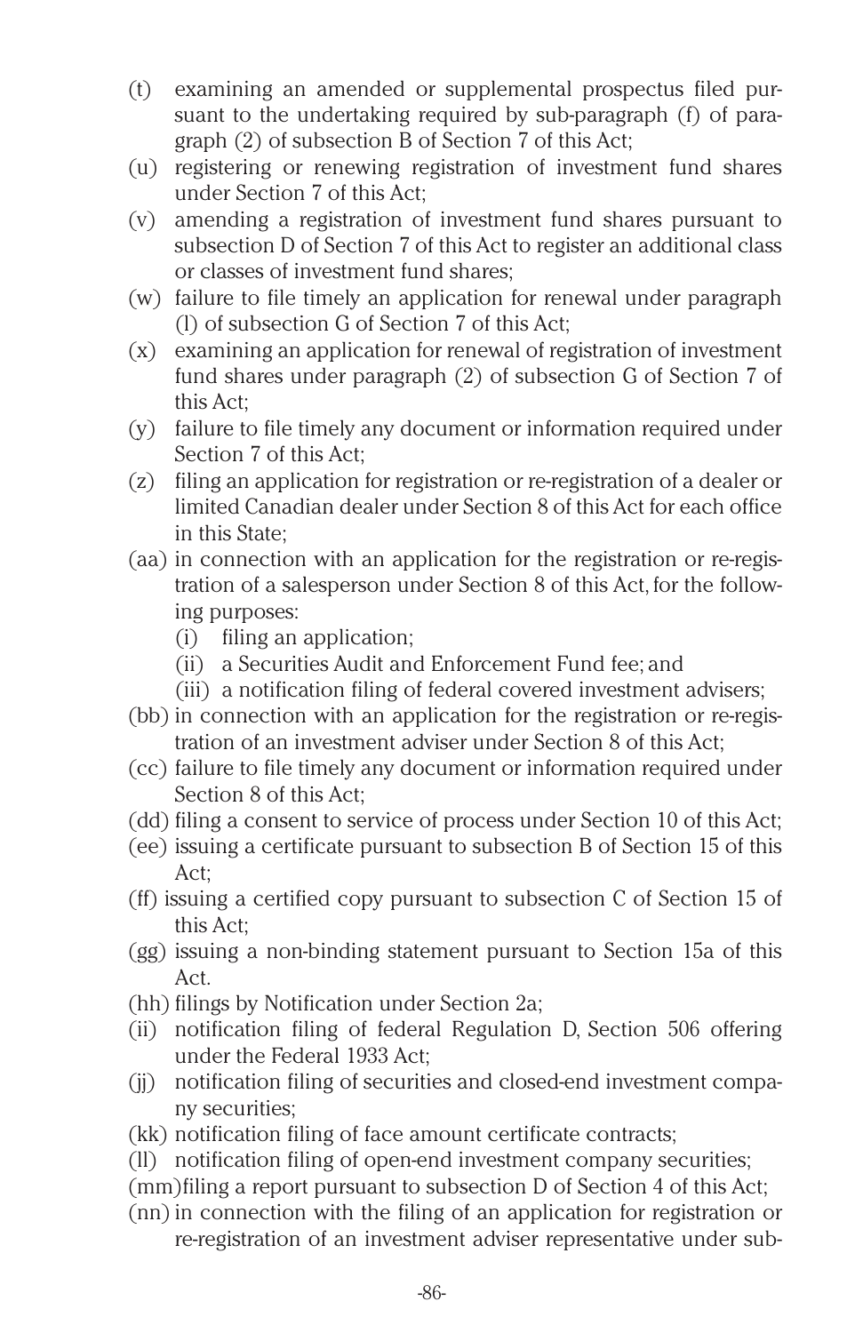(t) examining an amended or supplemental prospectus filed pursuant to the undertaking required by sub-paragraph (f) of paragraph (2) of subsection B of Section 7 of this Act;
(u) registering or renewing registration of investment fund shares under Section 7 of this Act;
(v) amending a registration of investment fund shares pursuant to subsection D of Section 7 of this Act to register an additional class or classes of investment fund shares;
(w) failure to file timely an application for renewal under paragraph (l) of subsection G of Section 7 of this Act;
(x) examining an application for renewal of registration of investment fund shares under paragraph (2) of subsection G of Section 7 of this Act;
(y) failure to file timely any document or information required under Section 7 of this Act;
(z) filing an application for registration or re-registration of a dealer or limited Canadian dealer under Section 8 of this Act for each office in this State;
(aa) in connection with an application for the registration or re-registration of a salesperson under Section 8 of this Act, for the following purposes:
  (i) filing an application;
  (ii) a Securities Audit and Enforcement Fund fee; and
  (iii) a notification filing of federal covered investment advisers;
(bb) in connection with an application for the registration or re-registration of an investment adviser under Section 8 of this Act;
(cc) failure to file timely any document or information required under Section 8 of this Act;
(dd) filing a consent to service of process under Section 10 of this Act;
(ee) issuing a certificate pursuant to subsection B of Section 15 of this Act;
(ff) issuing a certified copy pursuant to subsection C of Section 15 of this Act;
(gg) issuing a non-binding statement pursuant to Section 15a of this Act.
(hh) filings by Notification under Section 2a;
(ii) notification filing of federal Regulation D, Section 506 offering under the Federal 1933 Act;
(jj) notification filing of securities and closed-end investment company securities;
(kk) notification filing of face amount certificate contracts;
(ll) notification filing of open-end investment company securities;
(mm) filing a report pursuant to subsection D of Section 4 of this Act;
(nn) in connection with the filing of an application for registration or re-registration of an investment adviser representative under sub-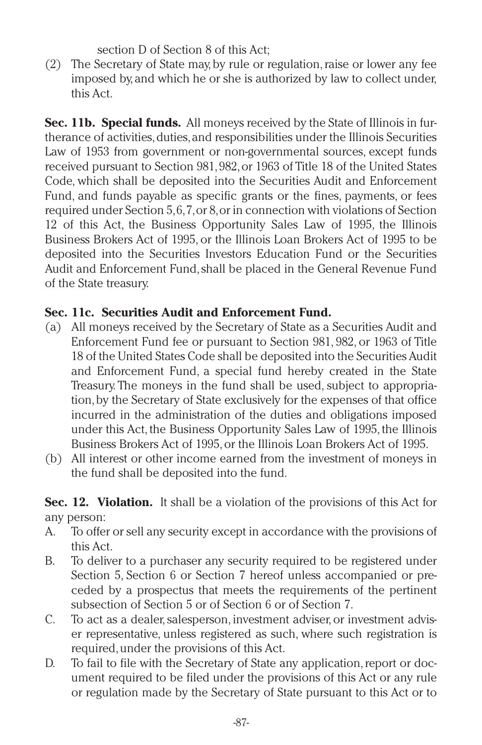section D of Section 8 of this Act;

(2) The Secretary of State may, by rule or regulation, raise or lower any fee imposed by, and which he or she is authorized by law to collect under, this Act.

**Sec. 11b. Special funds.** All moneys received by the State of Illinois in furtherance of activities, duties, and responsibilities under the Illinois Securities Law of 1953 from government or non-governmental sources, except funds received pursuant to Section 981, 982, or 1963 of Title 18 of the United States Code, which shall be deposited into the Securities Audit and Enforcement Fund, and funds payable as specific grants or the fines, payments, or fees required under Section 5, 6, 7, or 8, or in connection with violations of Section 12 of this Act, the Business Opportunity Sales Law of 1995, the Illinois Business Brokers Act of 1995, or the Illinois Loan Brokers Act of 1995 to be deposited into the Securities Investors Education Fund or the Securities Audit and Enforcement Fund, shall be placed in the General Revenue Fund of the State treasury.

**Sec. 11c. Securities Audit and Enforcement Fund.**

(a) All moneys received by the Secretary of State as a Securities Audit and Enforcement Fund fee or pursuant to Section 981, 982, or 1963 of Title 18 of the United States Code shall be deposited into the Securities Audit and Enforcement Fund, a special fund hereby created in the State Treasury. The moneys in the fund shall be used, subject to appropriation, by the Secretary of State exclusively for the expenses of that office incurred in the administration of the duties and obligations imposed under this Act, the Business Opportunity Sales Law of 1995, the Illinois Business Brokers Act of 1995, or the Illinois Loan Brokers Act of 1995.

(b) All interest or other income earned from the investment of moneys in the fund shall be deposited into the fund.

**Sec. 12. Violation.** It shall be a violation of the provisions of this Act for any person:

A. To offer or sell any security except in accordance with the provisions of this Act.

B. To deliver to a purchaser any security required to be registered under Section 5, Section 6 or Section 7 hereof unless accompanied or preceded by a prospectus that meets the requirements of the pertinent subsection of Section 5 or of Section 6 or of Section 7.

C. To act as a dealer, salesperson, investment adviser, or investment adviser representative, unless registered as such, where such registration is required, under the provisions of this Act.

D. To fail to file with the Secretary of State any application, report or document required to be filed under the provisions of this Act or any rule or regulation made by the Secretary of State pursuant to this Act or to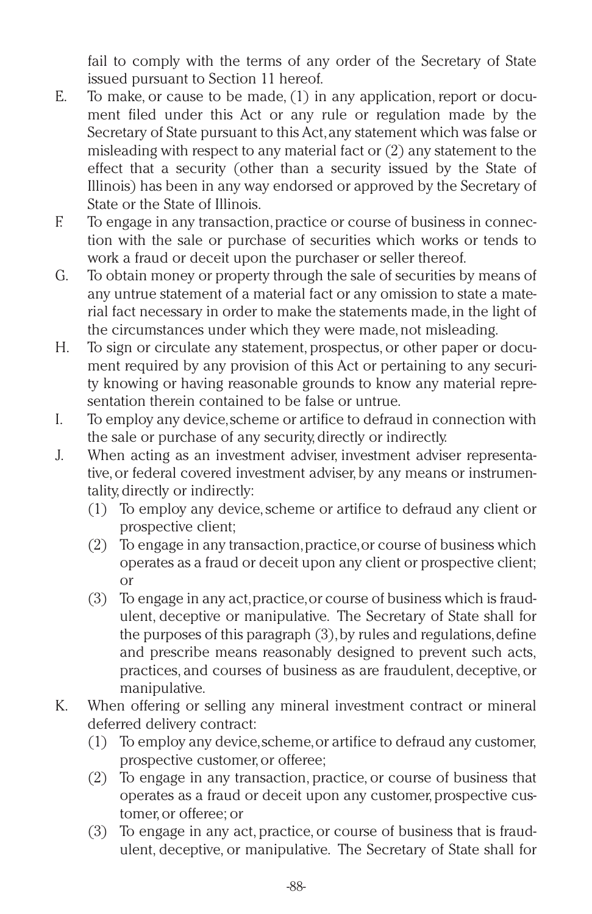fail to comply with the terms of any order of the Secretary of State issued pursuant to Section 11 hereof.

E. To make, or cause to be made, (1) in any application, report or document filed under this Act or any rule or regulation made by the Secretary of State pursuant to this Act, any statement which was false or misleading with respect to any material fact or (2) any statement to the effect that a security (other than a security issued by the State of Illinois) has been in any way endorsed or approved by the Secretary of State or the State of Illinois.

F. To engage in any transaction, practice or course of business in connection with the sale or purchase of securities which works or tends to work a fraud or deceit upon the purchaser or seller thereof.

G. To obtain money or property through the sale of securities by means of any untrue statement of a material fact or any omission to state a material fact necessary in order to make the statements made, in the light of the circumstances under which they were made, not misleading.

H. To sign or circulate any statement, prospectus, or other paper or document required by any provision of this Act or pertaining to any security knowing or having reasonable grounds to know any material representation therein contained to be false or untrue.

I. To employ any device, scheme or artifice to defraud in connection with the sale or purchase of any security, directly or indirectly.

J. When acting as an investment adviser, investment adviser representative, or federal covered investment adviser, by any means or instrumentality, directly or indirectly:
   (1) To employ any device, scheme or artifice to defraud any client or prospective client;
   (2) To engage in any transaction, practice, or course of business which operates as a fraud or deceit upon any client or prospective client; or
   (3) To engage in any act, practice, or course of business which is fraudulent, deceptive or manipulative. The Secretary of State shall for the purposes of this paragraph (3), by rules and regulations, define and prescribe means reasonably designed to prevent such acts, practices, and courses of business as are fraudulent, deceptive, or manipulative.

K. When offering or selling any mineral investment contract or mineral deferred delivery contract:
   (1) To employ any device, scheme, or artifice to defraud any customer, prospective customer, or offeree;
   (2) To engage in any transaction, practice, or course of business that operates as a fraud or deceit upon any customer, prospective customer, or offeree; or
   (3) To engage in any act, practice, or course of business that is fraudulent, deceptive, or manipulative. The Secretary of State shall for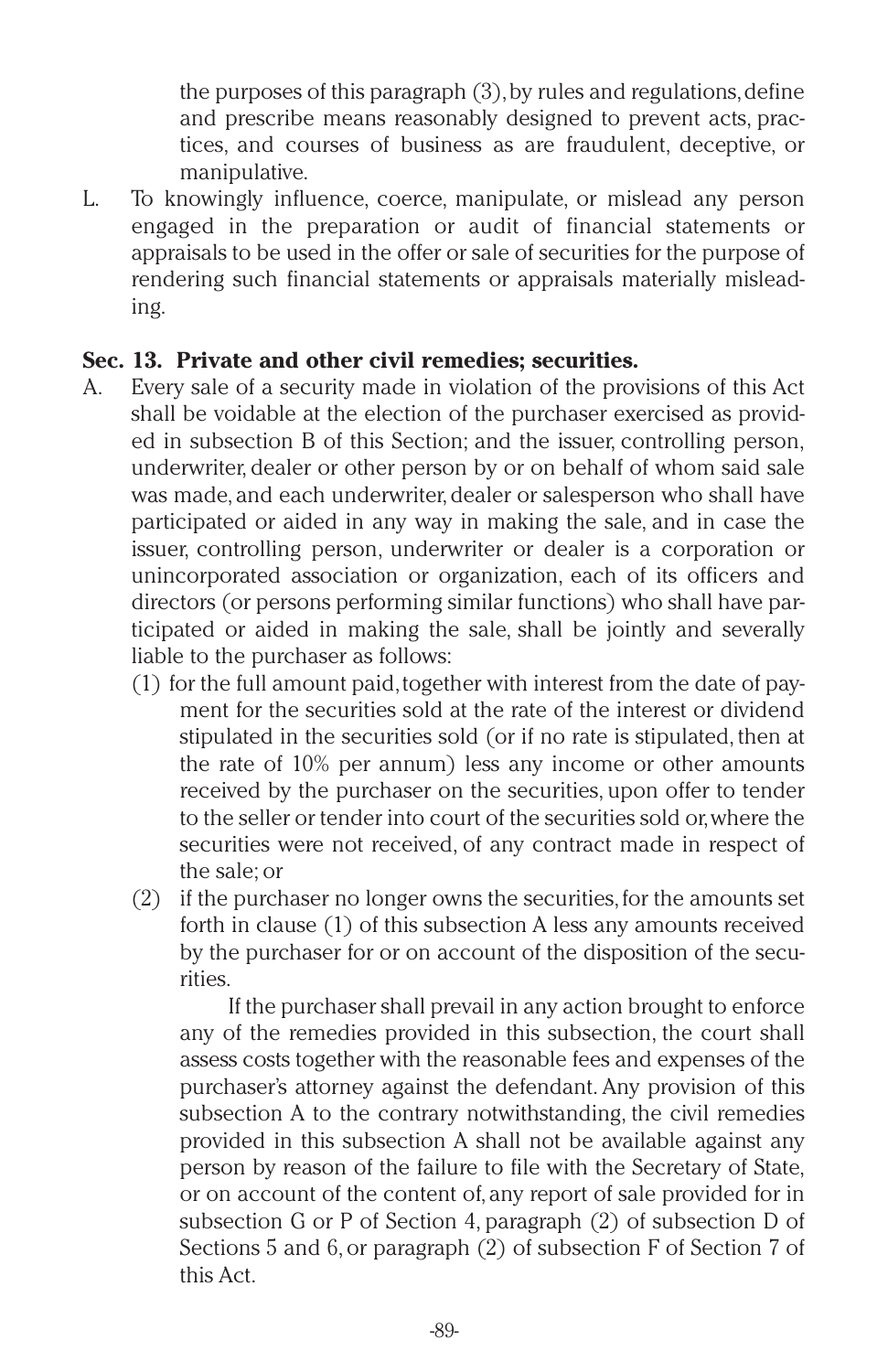the purposes of this paragraph (3), by rules and regulations, define and prescribe means reasonably designed to prevent acts, practices, and courses of business as are fraudulent, deceptive, or manipulative.

L. To knowingly influence, coerce, manipulate, or mislead any person engaged in the preparation or audit of financial statements or appraisals to be used in the offer or sale of securities for the purpose of rendering such financial statements or appraisals materially misleading.

**Sec. 13. Private and other civil remedies; securities.**

A. Every sale of a security made in violation of the provisions of this Act shall be voidable at the election of the purchaser exercised as provided in subsection B of this Section; and the issuer, controlling person, underwriter, dealer or other person by or on behalf of whom said sale was made, and each underwriter, dealer or salesperson who shall have participated or aided in any way in making the sale, and in case the issuer, controlling person, underwriter or dealer is a corporation or unincorporated association or organization, each of its officers and directors (or persons performing similar functions) who shall have participated or aided in making the sale, shall be jointly and severally liable to the purchaser as follows:

(1) for the full amount paid, together with interest from the date of payment for the securities sold at the rate of the interest or dividend stipulated in the securities sold (or if no rate is stipulated, then at the rate of 10% per annum) less any income or other amounts received by the purchaser on the securities, upon offer to tender to the seller or tender into court of the securities sold or, where the securities were not received, of any contract made in respect of the sale; or

(2) if the purchaser no longer owns the securities, for the amounts set forth in clause (1) of this subsection A less any amounts received by the purchaser for or on account of the disposition of the securities.

If the purchaser shall prevail in any action brought to enforce any of the remedies provided in this subsection, the court shall assess costs together with the reasonable fees and expenses of the purchaser's attorney against the defendant. Any provision of this subsection A to the contrary notwithstanding, the civil remedies provided in this subsection A shall not be available against any person by reason of the failure to file with the Secretary of State, or on account of the content of, any report of sale provided for in subsection G or P of Section 4, paragraph (2) of subsection D of Sections 5 and 6, or paragraph (2) of subsection F of Section 7 of this Act.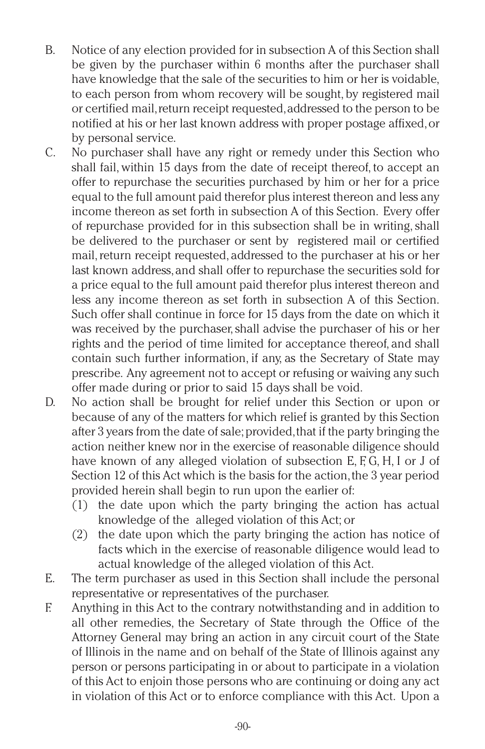B. Notice of any election provided for in subsection A of this Section shall be given by the purchaser within 6 months after the purchaser shall have knowledge that the sale of the securities to him or her is voidable, to each person from whom recovery will be sought, by registered mail or certified mail, return receipt requested, addressed to the person to be notified at his or her last known address with proper postage affixed, or by personal service.

C. No purchaser shall have any right or remedy under this Section who shall fail, within 15 days from the date of receipt thereof, to accept an offer to repurchase the securities purchased by him or her for a price equal to the full amount paid therefor plus interest thereon and less any income thereon as set forth in subsection A of this Section. Every offer of repurchase provided for in this subsection shall be in writing, shall be delivered to the purchaser or sent by registered mail or certified mail, return receipt requested, addressed to the purchaser at his or her last known address, and shall offer to repurchase the securities sold for a price equal to the full amount paid therefor plus interest thereon and less any income thereon as set forth in subsection A of this Section. Such offer shall continue in force for 15 days from the date on which it was received by the purchaser, shall advise the purchaser of his or her rights and the period of time limited for acceptance thereof, and shall contain such further information, if any, as the Secretary of State may prescribe. Any agreement not to accept or refusing or waiving any such offer made during or prior to said 15 days shall be void.

D. No action shall be brought for relief under this Section or upon or because of any of the matters for which relief is granted by this Section after 3 years from the date of sale; provided, that if the party bringing the action neither knew nor in the exercise of reasonable diligence should have known of any alleged violation of subsection E, F, G, H, I or J of Section 12 of this Act which is the basis for the action, the 3 year period provided herein shall begin to run upon the earlier of:
   (1) the date upon which the party bringing the action has actual knowledge of the alleged violation of this Act; or
   (2) the date upon which the party bringing the action has notice of facts which in the exercise of reasonable diligence would lead to actual knowledge of the alleged violation of this Act.

E. The term purchaser as used in this Section shall include the personal representative or representatives of the purchaser.

F. Anything in this Act to the contrary notwithstanding and in addition to all other remedies, the Secretary of State through the Office of the Attorney General may bring an action in any circuit court of the State of Illinois in the name and on behalf of the State of Illinois against any person or persons participating in or about to participate in a violation of this Act to enjoin those persons who are continuing or doing any act in violation of this Act or to enforce compliance with this Act. Upon a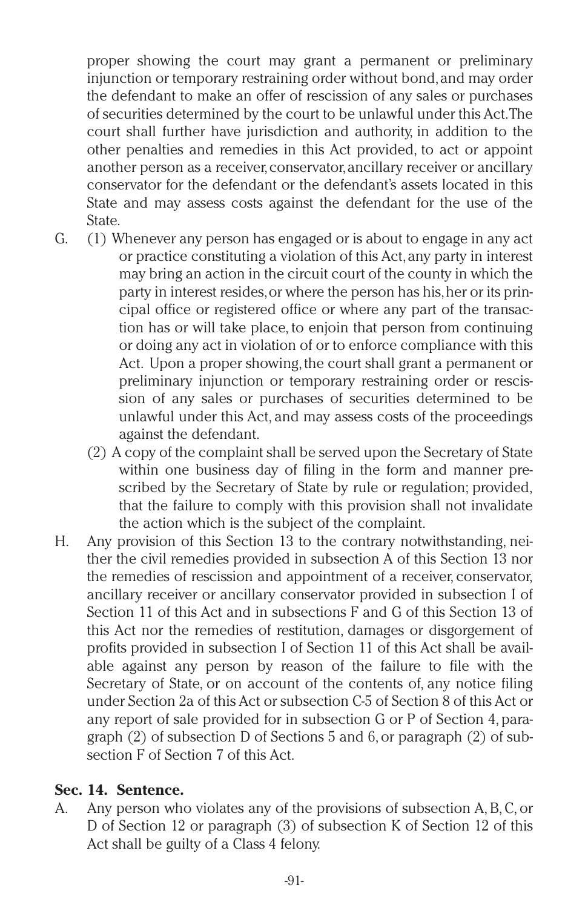proper showing the court may grant a permanent or preliminary injunction or temporary restraining order without bond, and may order the defendant to make an offer of rescission of any sales or purchases of securities determined by the court to be unlawful under this Act. The court shall further have jurisdiction and authority, in addition to the other penalties and remedies in this Act provided, to act or appoint another person as a receiver, conservator, ancillary receiver or ancillary conservator for the defendant or the defendant's assets located in this State and may assess costs against the defendant for the use of the State.

G. (1) Whenever any person has engaged or is about to engage in any act or practice constituting a violation of this Act, any party in interest may bring an action in the circuit court of the county in which the party in interest resides, or where the person has his, her or its principal office or registered office or where any part of the transaction has or will take place, to enjoin that person from continuing or doing any act in violation of or to enforce compliance with this Act. Upon a proper showing, the court shall grant a permanent or preliminary injunction or temporary restraining order or rescission of any sales or purchases of securities determined to be unlawful under this Act, and may assess costs of the proceedings against the defendant.

(2) A copy of the complaint shall be served upon the Secretary of State within one business day of filing in the form and manner prescribed by the Secretary of State by rule or regulation; provided, that the failure to comply with this provision shall not invalidate the action which is the subject of the complaint.

H. Any provision of this Section 13 to the contrary notwithstanding, neither the civil remedies provided in subsection A of this Section 13 nor the remedies of rescission and appointment of a receiver, conservator, ancillary receiver or ancillary conservator provided in subsection I of Section 11 of this Act and in subsections F and G of this Section 13 of this Act nor the remedies of restitution, damages or disgorgement of profits provided in subsection I of Section 11 of this Act shall be available against any person by reason of the failure to file with the Secretary of State, or on account of the contents of, any notice filing under Section 2a of this Act or subsection C-5 of Section 8 of this Act or any report of sale provided for in subsection G or P of Section 4, paragraph (2) of subsection D of Sections 5 and 6, or paragraph (2) of subsection F of Section 7 of this Act.

### Sec. 14. Sentence.

A. Any person who violates any of the provisions of subsection A, B, C, or D of Section 12 or paragraph (3) of subsection K of Section 12 of this Act shall be guilty of a Class 4 felony.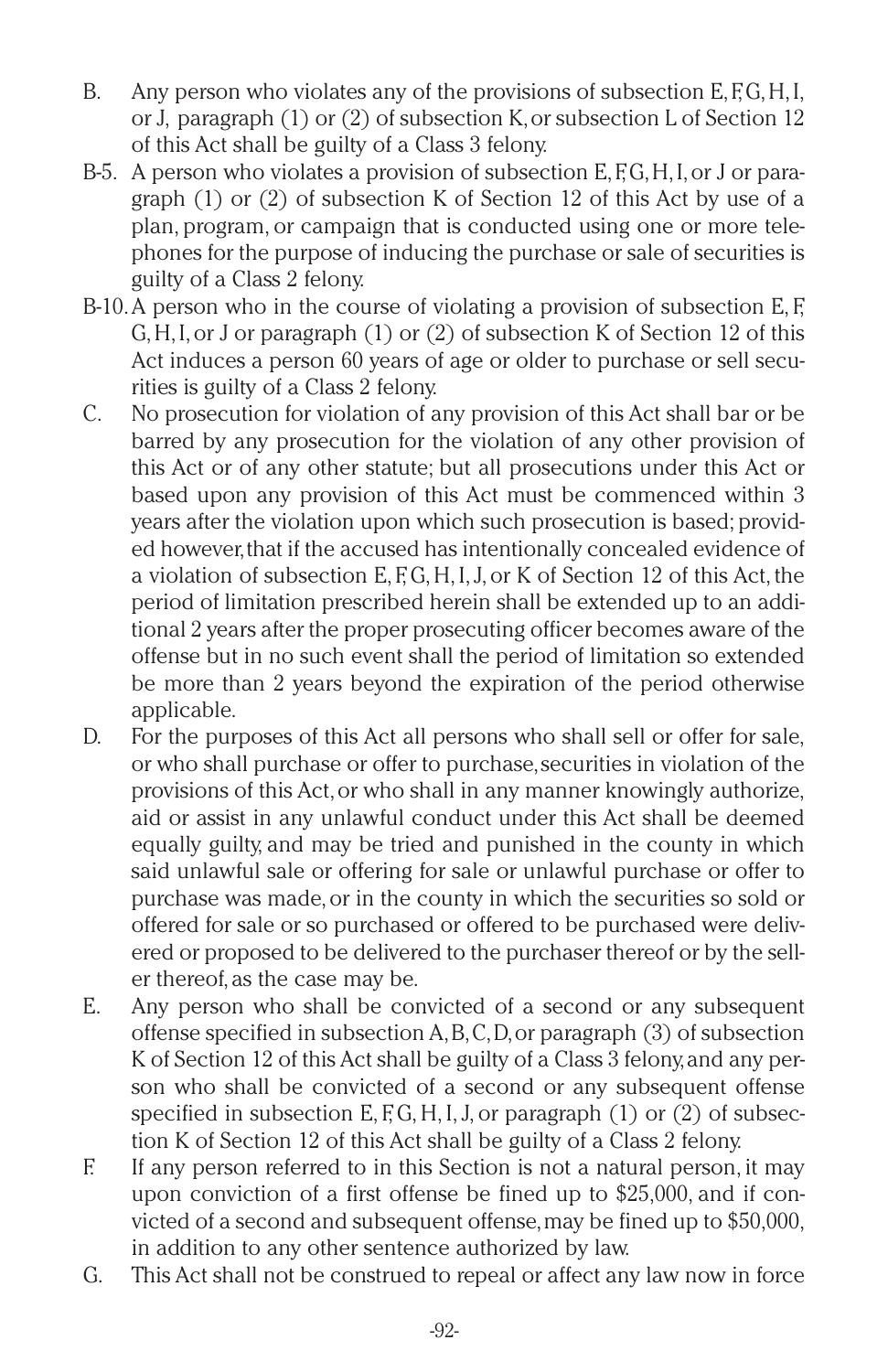B. Any person who violates any of the provisions of subsection E, F, G, H, I, or J, paragraph (1) or (2) of subsection K, or subsection L of Section 12 of this Act shall be guilty of a Class 3 felony.

B-5. A person who violates a provision of subsection E, F, G, H, I, or J or paragraph (1) or (2) of subsection K of Section 12 of this Act by use of a plan, program, or campaign that is conducted using one or more telephones for the purpose of inducing the purchase or sale of securities is guilty of a Class 2 felony.

B-10. A person who in the course of violating a provision of subsection E, F, G, H, I, or J or paragraph (1) or (2) of subsection K of Section 12 of this Act induces a person 60 years of age or older to purchase or sell securities is guilty of a Class 2 felony.

C. No prosecution for violation of any provision of this Act shall bar or be barred by any prosecution for the violation of any other provision of this Act or of any other statute; but all prosecutions under this Act or based upon any provision of this Act must be commenced within 3 years after the violation upon which such prosecution is based; provided however, that if the accused has intentionally concealed evidence of a violation of subsection E, F, G, H, I, J, or K of Section 12 of this Act, the period of limitation prescribed herein shall be extended up to an additional 2 years after the proper prosecuting officer becomes aware of the offense but in no such event shall the period of limitation so extended be more than 2 years beyond the expiration of the period otherwise applicable.

D. For the purposes of this Act all persons who shall sell or offer for sale, or who shall purchase or offer to purchase, securities in violation of the provisions of this Act, or who shall in any manner knowingly authorize, aid or assist in any unlawful conduct under this Act shall be deemed equally guilty, and may be tried and punished in the county in which said unlawful sale or offering for sale or unlawful purchase or offer to purchase was made, or in the county in which the securities so sold or offered for sale or so purchased or offered to be purchased were delivered or proposed to be delivered to the purchaser thereof or by the seller thereof, as the case may be.

E. Any person who shall be convicted of a second or any subsequent offense specified in subsection A, B, C, D, or paragraph (3) of subsection K of Section 12 of this Act shall be guilty of a Class 3 felony, and any person who shall be convicted of a second or any subsequent offense specified in subsection E, F, G, H, I, J, or paragraph (1) or (2) of subsection K of Section 12 of this Act shall be guilty of a Class 2 felony.

F. If any person referred to in this Section is not a natural person, it may upon conviction of a first offense be fined up to $25,000, and if convicted of a second and subsequent offense, may be fined up to $50,000, in addition to any other sentence authorized by law.

G. This Act shall not be construed to repeal or affect any law now in force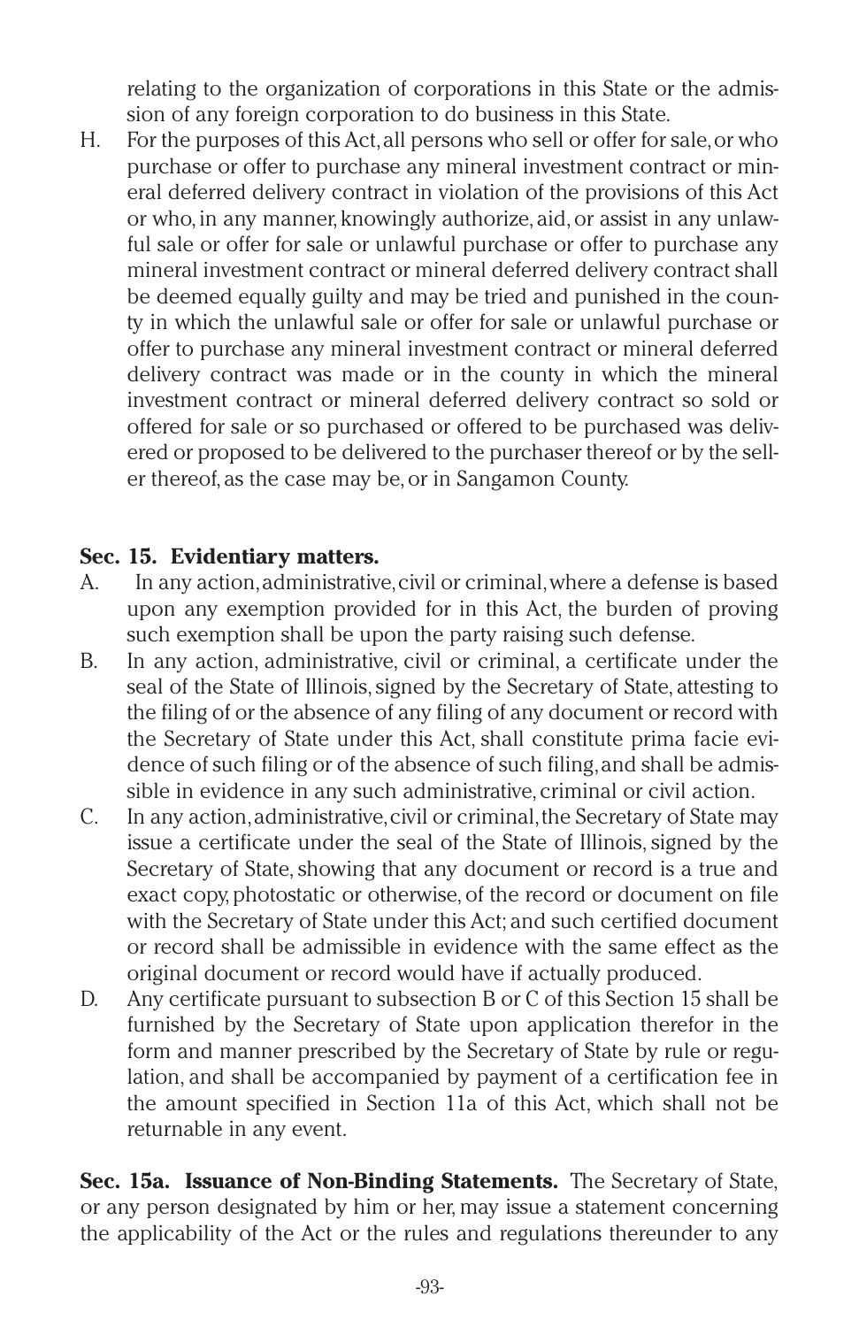relating to the organization of corporations in this State or the admission of any foreign corporation to do business in this State.

H. For the purposes of this Act, all persons who sell or offer for sale, or who purchase or offer to purchase any mineral investment contract or mineral deferred delivery contract in violation of the provisions of this Act or who, in any manner, knowingly authorize, aid, or assist in any unlawful sale or offer for sale or unlawful purchase or offer to purchase any mineral investment contract or mineral deferred delivery contract shall be deemed equally guilty and may be tried and punished in the county in which the unlawful sale or offer for sale or unlawful purchase or offer to purchase any mineral investment contract or mineral deferred delivery contract was made or in the county in which the mineral investment contract or mineral deferred delivery contract so sold or offered for sale or so purchased or offered to be purchased was delivered or proposed to be delivered to the purchaser thereof or by the seller thereof, as the case may be, or in Sangamon County.

**Sec. 15. Evidentiary matters.**

A. In any action, administrative, civil or criminal, where a defense is based upon any exemption provided for in this Act, the burden of proving such exemption shall be upon the party raising such defense.

B. In any action, administrative, civil or criminal, a certificate under the seal of the State of Illinois, signed by the Secretary of State, attesting to the filing of or the absence of any filing of any document or record with the Secretary of State under this Act, shall constitute prima facie evidence of such filing or of the absence of such filing, and shall be admissible in evidence in any such administrative, criminal or civil action.

C. In any action, administrative, civil or criminal, the Secretary of State may issue a certificate under the seal of the State of Illinois, signed by the Secretary of State, showing that any document or record is a true and exact copy, photostatic or otherwise, of the record or document on file with the Secretary of State under this Act; and such certified document or record shall be admissible in evidence with the same effect as the original document or record would have if actually produced.

D. Any certificate pursuant to subsection B or C of this Section 15 shall be furnished by the Secretary of State upon application therefor in the form and manner prescribed by the Secretary of State by rule or regulation, and shall be accompanied by payment of a certification fee in the amount specified in Section 11a of this Act, which shall not be returnable in any event.

**Sec. 15a. Issuance of Non-Binding Statements.** The Secretary of State, or any person designated by him or her, may issue a statement concerning the applicability of the Act or the rules and regulations thereunder to any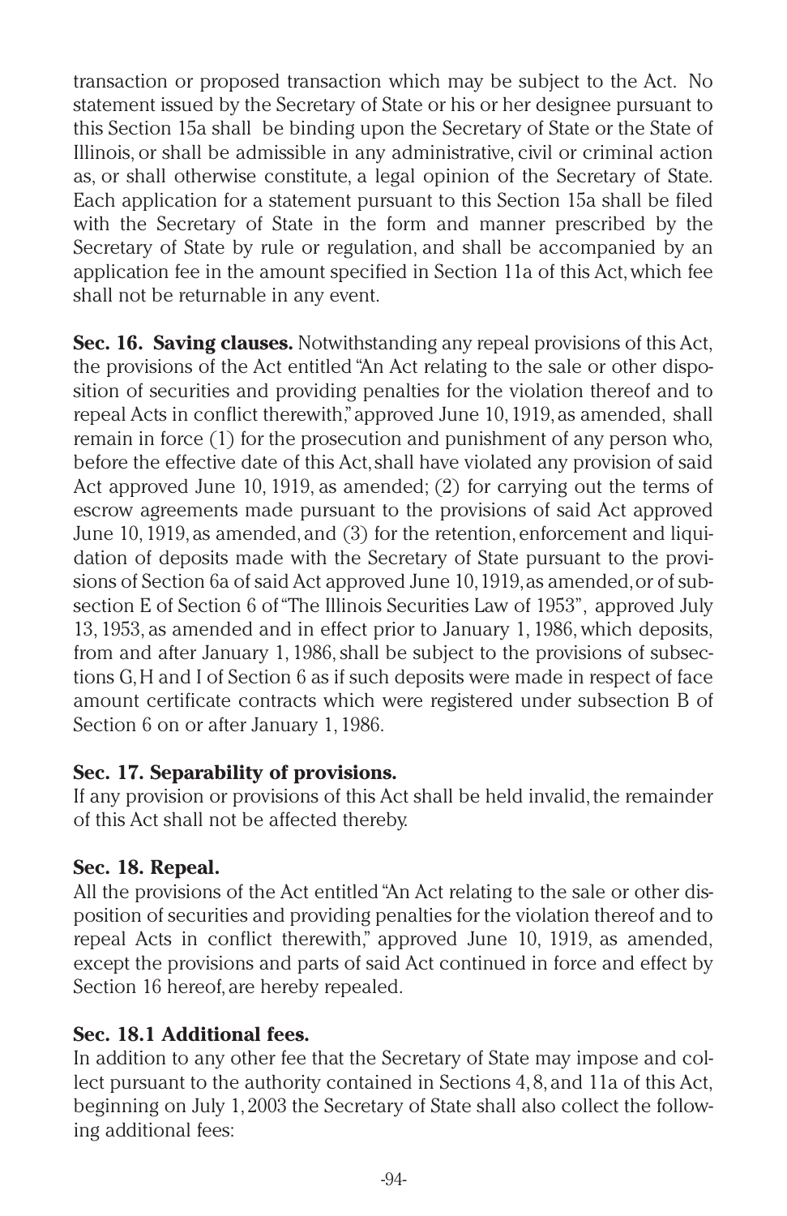transaction or proposed transaction which may be subject to the Act. No statement issued by the Secretary of State or his or her designee pursuant to this Section 15a shall be binding upon the Secretary of State or the State of Illinois, or shall be admissible in any administrative, civil or criminal action as, or shall otherwise constitute, a legal opinion of the Secretary of State. Each application for a statement pursuant to this Section 15a shall be filed with the Secretary of State in the form and manner prescribed by the Secretary of State by rule or regulation, and shall be accompanied by an application fee in the amount specified in Section 11a of this Act, which fee shall not be returnable in any event.

**Sec. 16. Saving clauses.** Notwithstanding any repeal provisions of this Act, the provisions of the Act entitled "An Act relating to the sale or other disposition of securities and providing penalties for the violation thereof and to repeal Acts in conflict therewith," approved June 10, 1919, as amended, shall remain in force (1) for the prosecution and punishment of any person who, before the effective date of this Act, shall have violated any provision of said Act approved June 10, 1919, as amended; (2) for carrying out the terms of escrow agreements made pursuant to the provisions of said Act approved June 10, 1919, as amended, and (3) for the retention, enforcement and liquidation of deposits made with the Secretary of State pursuant to the provisions of Section 6a of said Act approved June 10, 1919, as amended, or of subsection E of Section 6 of "The Illinois Securities Law of 1953", approved July 13, 1953, as amended and in effect prior to January 1, 1986, which deposits, from and after January 1, 1986, shall be subject to the provisions of subsections G, H and I of Section 6 as if such deposits were made in respect of face amount certificate contracts which were registered under subsection B of Section 6 on or after January 1, 1986.

**Sec. 17. Separability of provisions.**

If any provision or provisions of this Act shall be held invalid, the remainder of this Act shall not be affected thereby.

**Sec. 18. Repeal.**

All the provisions of the Act entitled "An Act relating to the sale or other disposition of securities and providing penalties for the violation thereof and to repeal Acts in conflict therewith," approved June 10, 1919, as amended, except the provisions and parts of said Act continued in force and effect by Section 16 hereof, are hereby repealed.

**Sec. 18.1 Additional fees.**

In addition to any other fee that the Secretary of State may impose and collect pursuant to the authority contained in Sections 4, 8, and 11a of this Act, beginning on July 1, 2003 the Secretary of State shall also collect the following additional fees: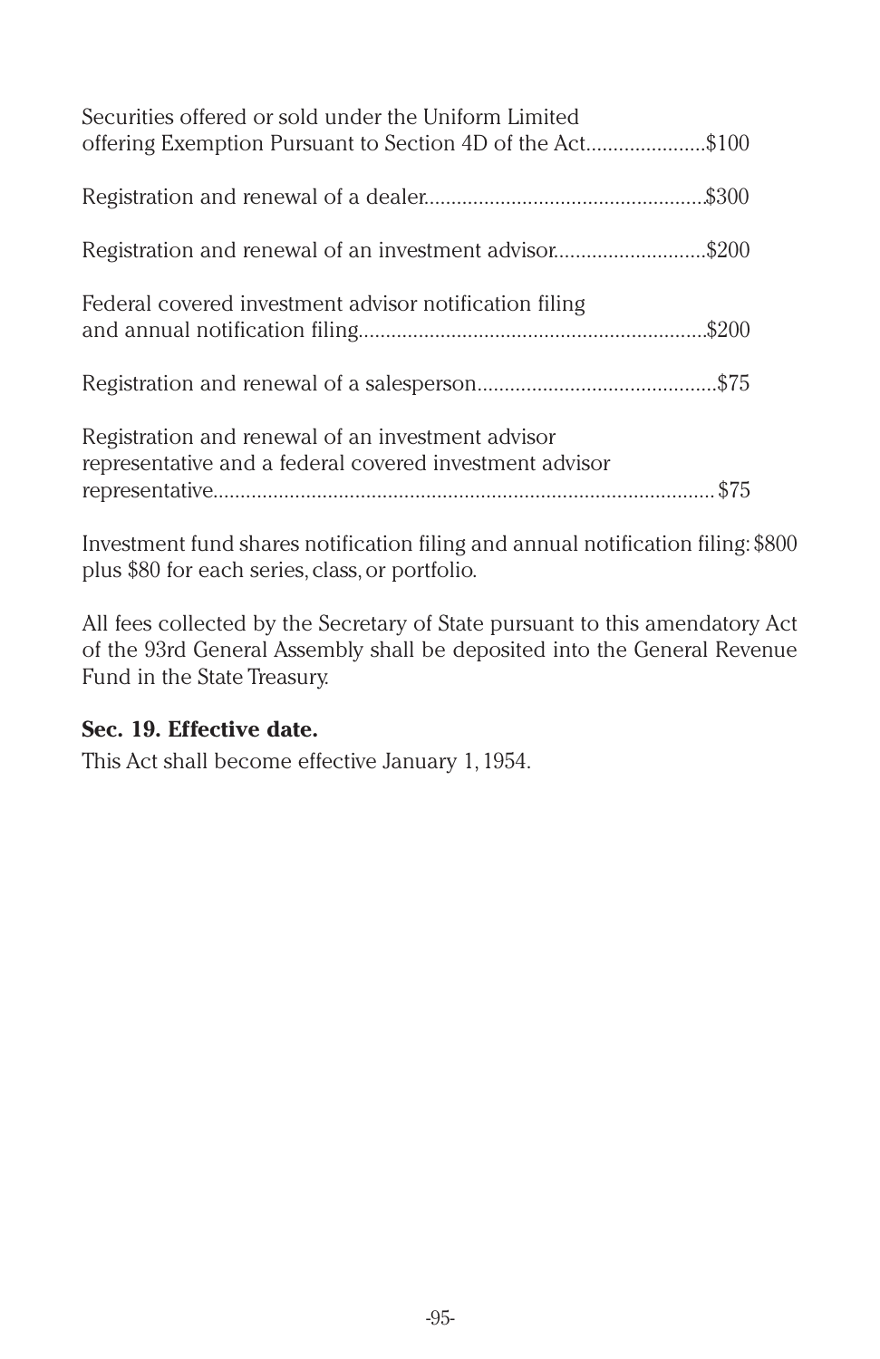Securities offered or sold under the Uniform Limited offering Exemption Pursuant to Section 4D of the Act......................$100

Registration and renewal of a dealer...................................................$300

Registration and renewal of an investment advisor............................$200

Federal covered investment advisor notification filing and annual notification filing...............................................................$200

Registration and renewal of a salesperson............................................$75

Registration and renewal of an investment advisor representative and a federal covered investment advisor representative........................................................................................... $75

Investment fund shares notification filing and annual notification filing: $800 plus $80 for each series, class, or portfolio.

All fees collected by the Secretary of State pursuant to this amendatory Act of the 93rd General Assembly shall be deposited into the General Revenue Fund in the State Treasury.

**Sec. 19. Effective date.**

This Act shall become effective January 1, 1954.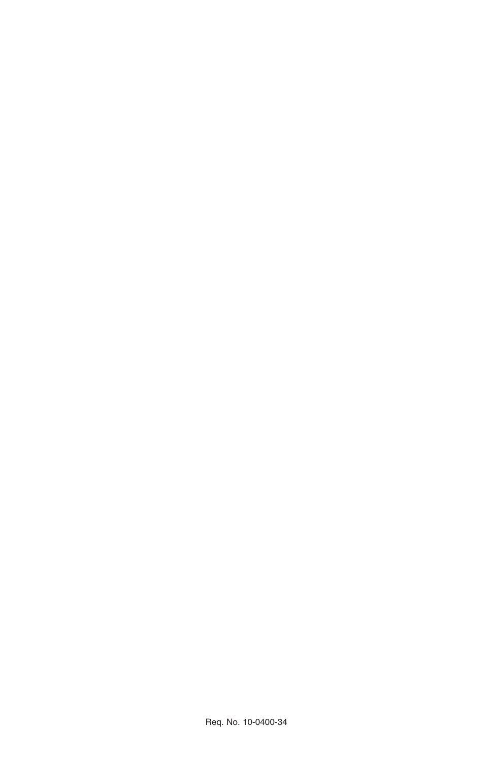Req. No. 10-0400-34